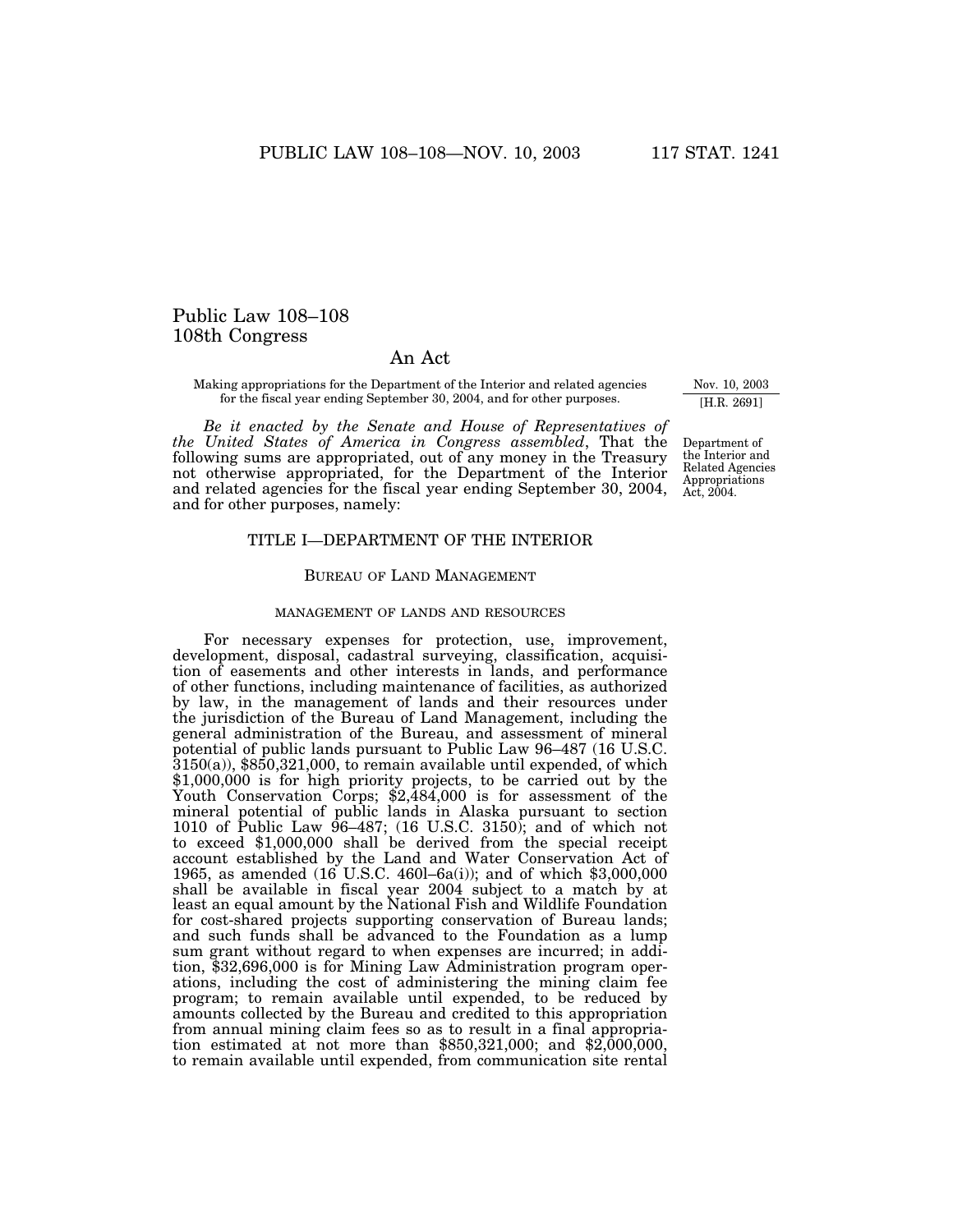# Public Law 108–108
## 108th Congress

### An Act

Making appropriations for the Department of the Interior and related agencies for the fiscal year ending September 30, 2004, and for other purposes.

Nov. 10, 2003
[H.R. 2691]

*Be it enacted by the Senate and House of Representatives of the United States of America in Congress assembled*, That the following sums are appropriated, out of any money in the Treasury not otherwise appropriated, for the Department of the Interior and related agencies for the fiscal year ending September 30, 2004, and for other purposes, namely:

Department of the Interior and Related Agencies Appropriations Act, 2004.

## TITLE I—DEPARTMENT OF THE INTERIOR

### Bureau of Land Management

#### management of lands and resources

For necessary expenses for protection, use, improvement, development, disposal, cadastral surveying, classification, acquisition of easements and other interests in lands, and performance of other functions, including maintenance of facilities, as authorized by law, in the management of lands and their resources under the jurisdiction of the Bureau of Land Management, including the general administration of the Bureau, and assessment of mineral potential of public lands pursuant to Public Law 96–487 (16 U.S.C. 3150(a)), $850,321,000, to remain available until expended, of which $1,000,000 is for high priority projects, to be carried out by the Youth Conservation Corps; $2,484,000 is for assessment of the mineral potential of public lands in Alaska pursuant to section 1010 of Public Law 96–487; (16 U.S.C. 3150); and of which not to exceed $1,000,000 shall be derived from the special receipt account established by the Land and Water Conservation Act of 1965, as amended (16 U.S.C. 460l–6a(i)); and of which $3,000,000 shall be available in fiscal year 2004 subject to a match by at least an equal amount by the National Fish and Wildlife Foundation for cost-shared projects supporting conservation of Bureau lands; and such funds shall be advanced to the Foundation as a lump sum grant without regard to when expenses are incurred; in addition, $32,696,000 is for Mining Law Administration program operations, including the cost of administering the mining claim fee program; to remain available until expended, to be reduced by amounts collected by the Bureau and credited to this appropriation from annual mining claim fees so as to result in a final appropriation estimated at not more than $850,321,000; and $2,000,000, to remain available until expended, from communication site rental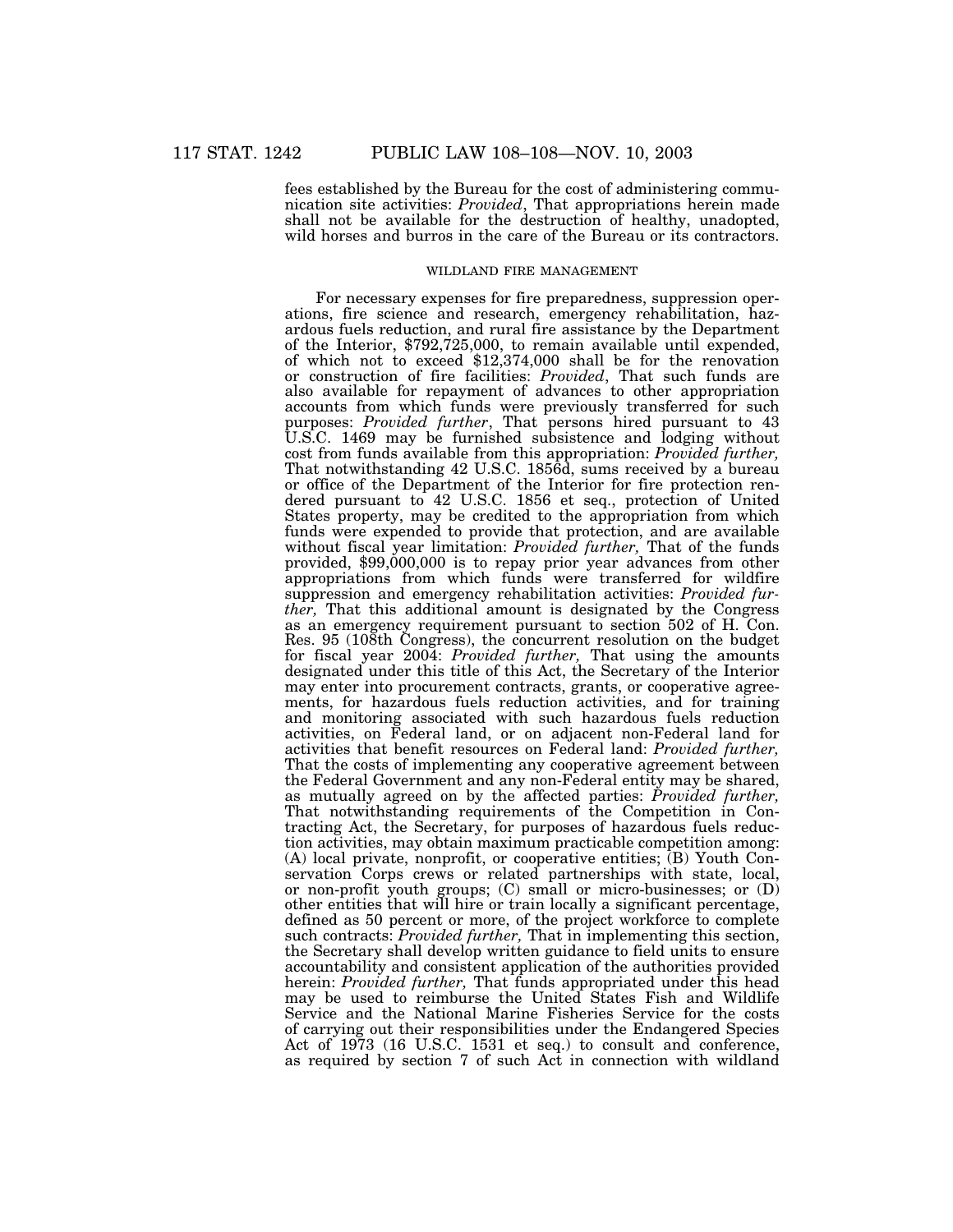fees established by the Bureau for the cost of administering communication site activities: *Provided*, That appropriations herein made shall not be available for the destruction of healthy, unadopted, wild horses and burros in the care of the Bureau or its contractors.

### WILDLAND FIRE MANAGEMENT

For necessary expenses for fire preparedness, suppression operations, fire science and research, emergency rehabilitation, hazardous fuels reduction, and rural fire assistance by the Department of the Interior, $792,725,000, to remain available until expended, of which not to exceed $12,374,000 shall be for the renovation or construction of fire facilities: *Provided*, That such funds are also available for repayment of advances to other appropriation accounts from which funds were previously transferred for such purposes: *Provided further*, That persons hired pursuant to 43 U.S.C. 1469 may be furnished subsistence and lodging without cost from funds available from this appropriation: *Provided further,* That notwithstanding 42 U.S.C. 1856d, sums received by a bureau or office of the Department of the Interior for fire protection rendered pursuant to 42 U.S.C. 1856 et seq., protection of United States property, may be credited to the appropriation from which funds were expended to provide that protection, and are available without fiscal year limitation: *Provided further,* That of the funds provided, $99,000,000 is to repay prior year advances from other appropriations from which funds were transferred for wildfire suppression and emergency rehabilitation activities: *Provided further,* That this additional amount is designated by the Congress as an emergency requirement pursuant to section 502 of H. Con. Res. 95 (108th Congress), the concurrent resolution on the budget for fiscal year 2004: *Provided further,* That using the amounts designated under this title of this Act, the Secretary of the Interior may enter into procurement contracts, grants, or cooperative agreements, for hazardous fuels reduction activities, and for training and monitoring associated with such hazardous fuels reduction activities, on Federal land, or on adjacent non-Federal land for activities that benefit resources on Federal land: *Provided further,* That the costs of implementing any cooperative agreement between the Federal Government and any non-Federal entity may be shared, as mutually agreed on by the affected parties: *Provided further,* That notwithstanding requirements of the Competition in Contracting Act, the Secretary, for purposes of hazardous fuels reduction activities, may obtain maximum practicable competition among: (A) local private, nonprofit, or cooperative entities; (B) Youth Conservation Corps crews or related partnerships with state, local, or non-profit youth groups; (C) small or micro-businesses; or (D) other entities that will hire or train locally a significant percentage, defined as 50 percent or more, of the project workforce to complete such contracts: *Provided further,* That in implementing this section, the Secretary shall develop written guidance to field units to ensure accountability and consistent application of the authorities provided herein: *Provided further,* That funds appropriated under this head may be used to reimburse the United States Fish and Wildlife Service and the National Marine Fisheries Service for the costs of carrying out their responsibilities under the Endangered Species Act of 1973 (16 U.S.C. 1531 et seq.) to consult and conference, as required by section 7 of such Act in connection with wildland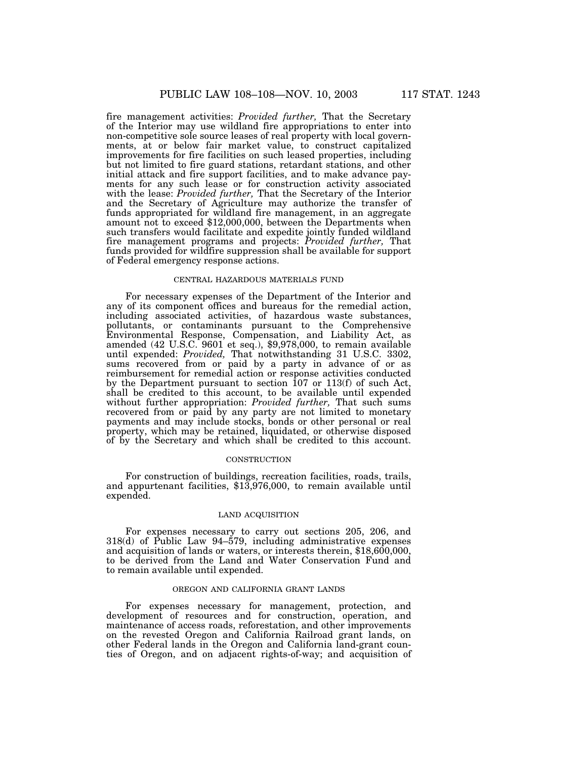fire management activities: *Provided further,* That the Secretary of the Interior may use wildland fire appropriations to enter into non-competitive sole source leases of real property with local governments, at or below fair market value, to construct capitalized improvements for fire facilities on such leased properties, including but not limited to fire guard stations, retardant stations, and other initial attack and fire support facilities, and to make advance payments for any such lease or for construction activity associated with the lease: *Provided further,* That the Secretary of the Interior and the Secretary of Agriculture may authorize the transfer of funds appropriated for wildland fire management, in an aggregate amount not to exceed $12,000,000, between the Departments when such transfers would facilitate and expedite jointly funded wildland fire management programs and projects: *Provided further,* That funds provided for wildfire suppression shall be available for support of Federal emergency response actions.

###### CENTRAL HAZARDOUS MATERIALS FUND

For necessary expenses of the Department of the Interior and any of its component offices and bureaus for the remedial action, including associated activities, of hazardous waste substances, pollutants, or contaminants pursuant to the Comprehensive Environmental Response, Compensation, and Liability Act, as amended (42 U.S.C. 9601 et seq.), $9,978,000, to remain available until expended: *Provided,* That notwithstanding 31 U.S.C. 3302, sums recovered from or paid by a party in advance of or as reimbursement for remedial action or response activities conducted by the Department pursuant to section 107 or 113(f) of such Act, shall be credited to this account, to be available until expended without further appropriation: *Provided further,* That such sums recovered from or paid by any party are not limited to monetary payments and may include stocks, bonds or other personal or real property, which may be retained, liquidated, or otherwise disposed of by the Secretary and which shall be credited to this account.

###### CONSTRUCTION

For construction of buildings, recreation facilities, roads, trails, and appurtenant facilities, $13,976,000, to remain available until expended.

###### LAND ACQUISITION

For expenses necessary to carry out sections 205, 206, and 318(d) of Public Law 94–579, including administrative expenses and acquisition of lands or waters, or interests therein, $18,600,000, to be derived from the Land and Water Conservation Fund and to remain available until expended.

###### OREGON AND CALIFORNIA GRANT LANDS

For expenses necessary for management, protection, and development of resources and for construction, operation, and maintenance of access roads, reforestation, and other improvements on the revested Oregon and California Railroad grant lands, on other Federal lands in the Oregon and California land-grant counties of Oregon, and on adjacent rights-of-way; and acquisition of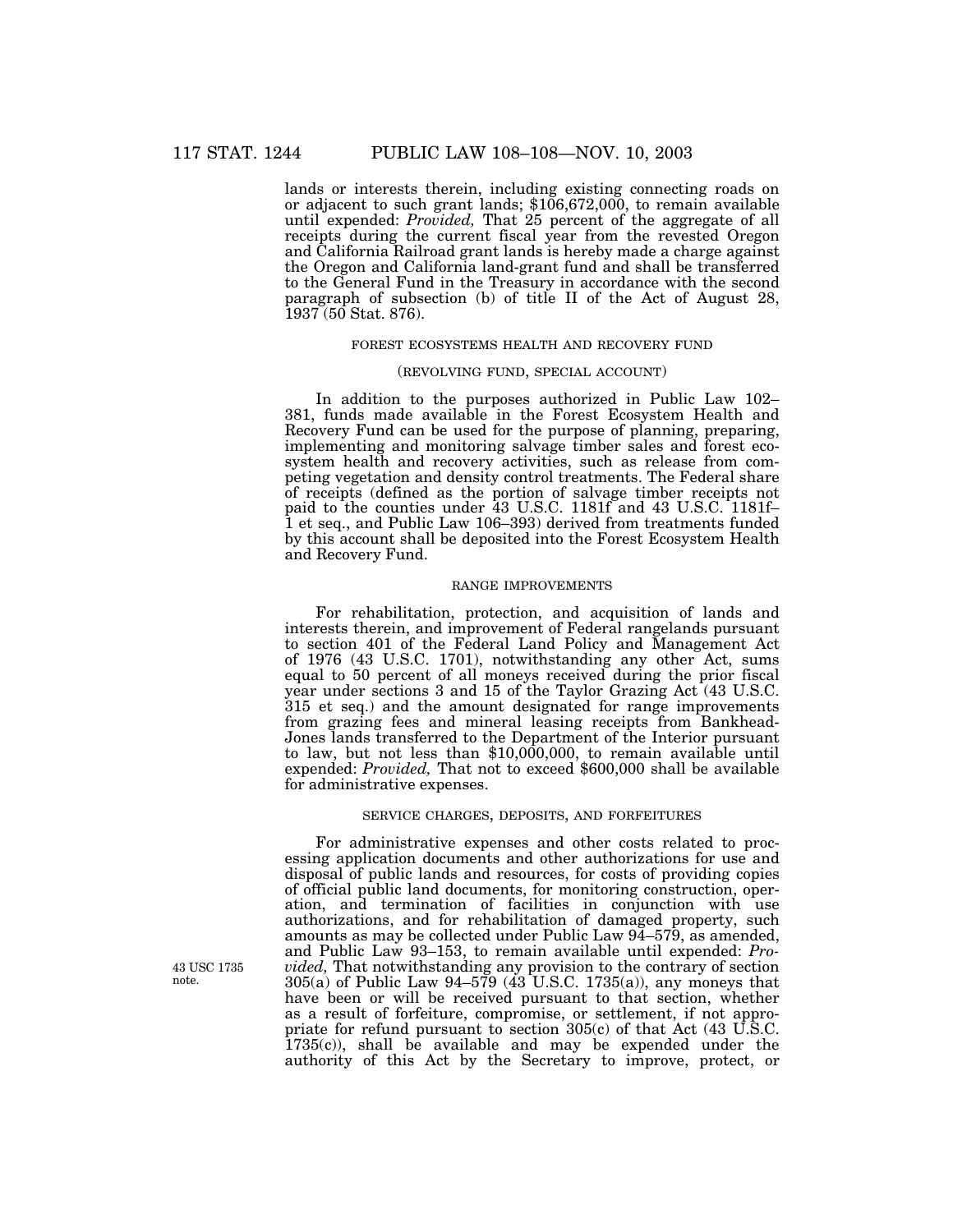lands or interests therein, including existing connecting roads on or adjacent to such grant lands; $106,672,000, to remain available until expended: *Provided,* That 25 percent of the aggregate of all receipts during the current fiscal year from the revested Oregon and California Railroad grant lands is hereby made a charge against the Oregon and California land-grant fund and shall be transferred to the General Fund in the Treasury in accordance with the second paragraph of subsection (b) of title II of the Act of August 28, 1937 (50 Stat. 876).

FOREST ECOSYSTEMS HEALTH AND RECOVERY FUND

(REVOLVING FUND, SPECIAL ACCOUNT)

In addition to the purposes authorized in Public Law 102–381, funds made available in the Forest Ecosystem Health and Recovery Fund can be used for the purpose of planning, preparing, implementing and monitoring salvage timber sales and forest ecosystem health and recovery activities, such as release from competing vegetation and density control treatments. The Federal share of receipts (defined as the portion of salvage timber receipts not paid to the counties under 43 U.S.C. 1181f and 43 U.S.C. 1181f–1 et seq., and Public Law 106–393) derived from treatments funded by this account shall be deposited into the Forest Ecosystem Health and Recovery Fund.

RANGE IMPROVEMENTS

For rehabilitation, protection, and acquisition of lands and interests therein, and improvement of Federal rangelands pursuant to section 401 of the Federal Land Policy and Management Act of 1976 (43 U.S.C. 1701), notwithstanding any other Act, sums equal to 50 percent of all moneys received during the prior fiscal year under sections 3 and 15 of the Taylor Grazing Act (43 U.S.C. 315 et seq.) and the amount designated for range improvements from grazing fees and mineral leasing receipts from Bankhead-Jones lands transferred to the Department of the Interior pursuant to law, but not less than $10,000,000, to remain available until expended: *Provided,* That not to exceed $600,000 shall be available for administrative expenses.

SERVICE CHARGES, DEPOSITS, AND FORFEITURES

For administrative expenses and other costs related to processing application documents and other authorizations for use and disposal of public lands and resources, for costs of providing copies of official public land documents, for monitoring construction, operation, and termination of facilities in conjunction with use authorizations, and for rehabilitation of damaged property, such amounts as may be collected under Public Law 94–579, as amended, and Public Law 93–153, to remain available until expended: *Provided,* That notwithstanding any provision to the contrary of section 305(a) of Public Law 94–579 (43 U.S.C. 1735(a)), any moneys that have been or will be received pursuant to that section, whether as a result of forfeiture, compromise, or settlement, if not appropriate for refund pursuant to section 305(c) of that Act (43 U.S.C. 1735(c)), shall be available and may be expended under the authority of this Act by the Secretary to improve, protect, or

43 USC 1735 note.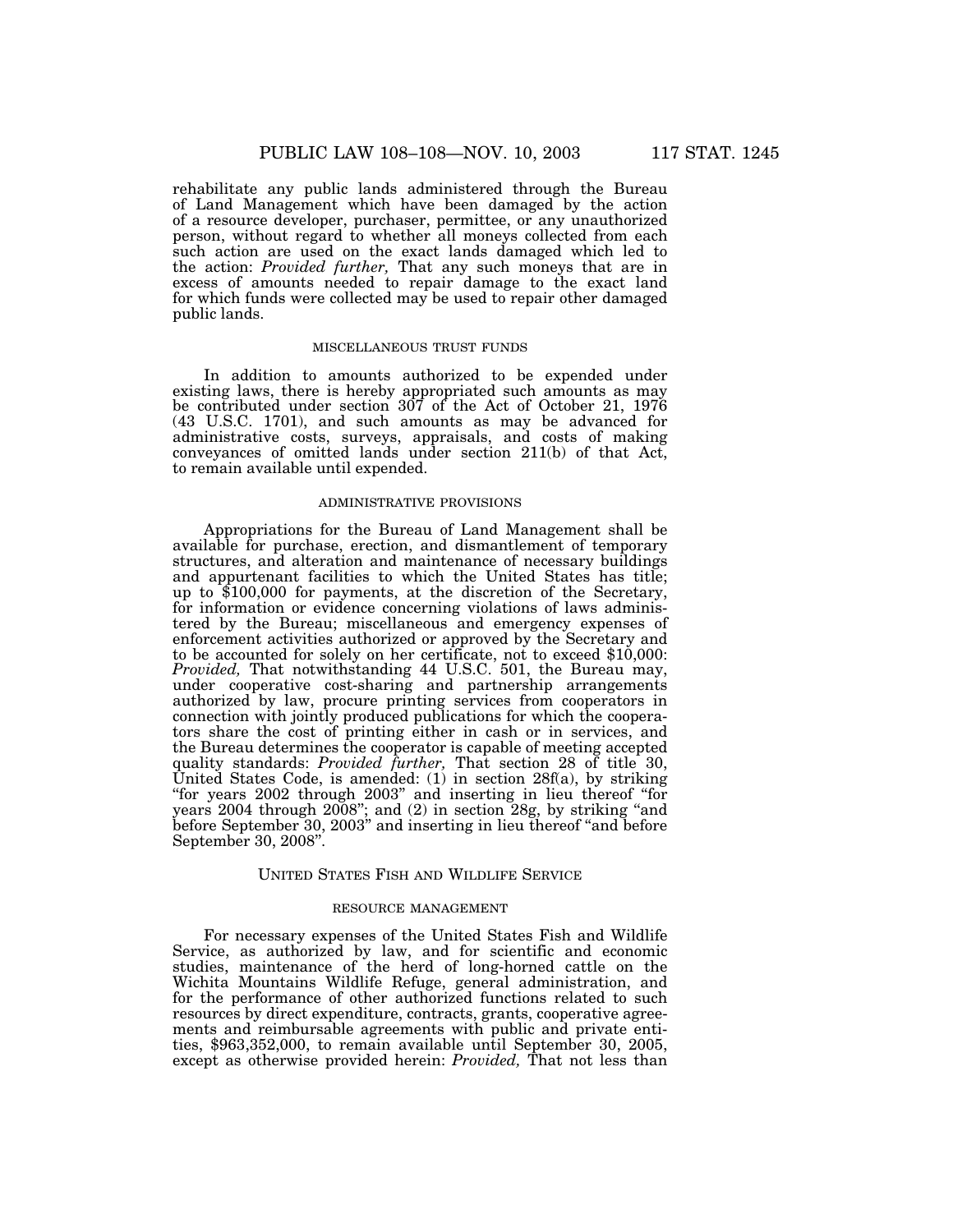rehabilitate any public lands administered through the Bureau of Land Management which have been damaged by the action of a resource developer, purchaser, permittee, or any unauthorized person, without regard to whether all moneys collected from each such action are used on the exact lands damaged which led to the action: *Provided further,* That any such moneys that are in excess of amounts needed to repair damage to the exact land for which funds were collected may be used to repair other damaged public lands.

### MISCELLANEOUS TRUST FUNDS

In addition to amounts authorized to be expended under existing laws, there is hereby appropriated such amounts as may be contributed under section 307 of the Act of October 21, 1976 (43 U.S.C. 1701), and such amounts as may be advanced for administrative costs, surveys, appraisals, and costs of making conveyances of omitted lands under section 211(b) of that Act, to remain available until expended.

### ADMINISTRATIVE PROVISIONS

Appropriations for the Bureau of Land Management shall be available for purchase, erection, and dismantlement of temporary structures, and alteration and maintenance of necessary buildings and appurtenant facilities to which the United States has title; up to $100,000 for payments, at the discretion of the Secretary, for information or evidence concerning violations of laws administered by the Bureau; miscellaneous and emergency expenses of enforcement activities authorized or approved by the Secretary and to be accounted for solely on her certificate, not to exceed $10,000: *Provided,* That notwithstanding 44 U.S.C. 501, the Bureau may, under cooperative cost-sharing and partnership arrangements authorized by law, procure printing services from cooperators in connection with jointly produced publications for which the cooperators share the cost of printing either in cash or in services, and the Bureau determines the cooperator is capable of meeting accepted quality standards: *Provided further,* That section 28 of title 30, United States Code, is amended: (1) in section 28f(a), by striking "for years 2002 through 2003" and inserting in lieu thereof "for years 2004 through 2008"; and (2) in section 28g, by striking "and before September 30, 2003" and inserting in lieu thereof "and before September 30, 2008".

## UNITED STATES FISH AND WILDLIFE SERVICE

### RESOURCE MANAGEMENT

For necessary expenses of the United States Fish and Wildlife Service, as authorized by law, and for scientific and economic studies, maintenance of the herd of long-horned cattle on the Wichita Mountains Wildlife Refuge, general administration, and for the performance of other authorized functions related to such resources by direct expenditure, contracts, grants, cooperative agreements and reimbursable agreements with public and private entities, $963,352,000, to remain available until September 30, 2005, except as otherwise provided herein: *Provided,* That not less than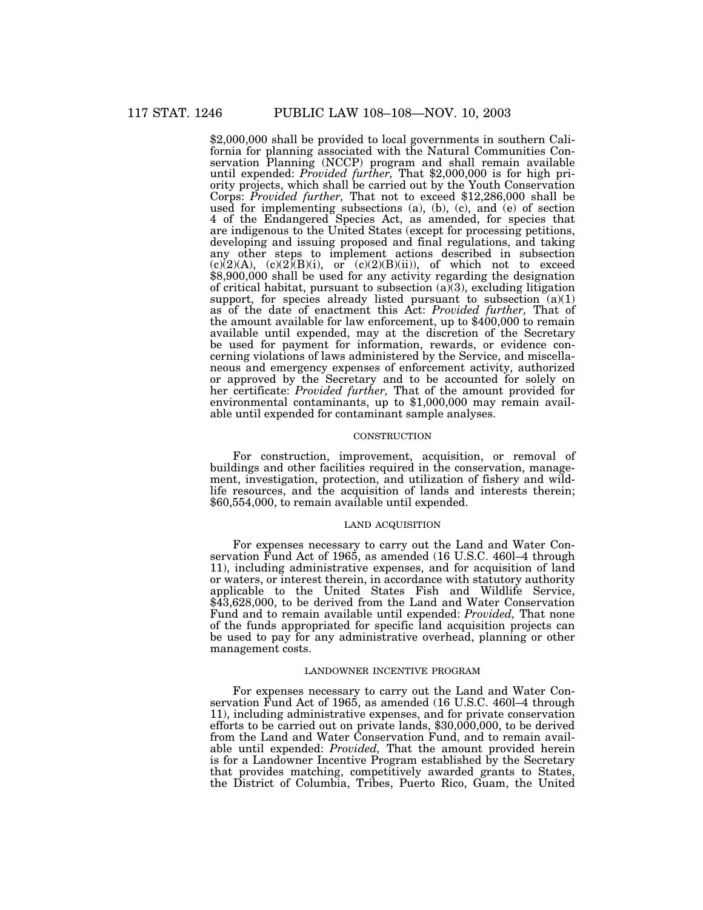$2,000,000 shall be provided to local governments in southern California for planning associated with the Natural Communities Conservation Planning (NCCP) program and shall remain available until expended: *Provided further,* That $2,000,000 is for high priority projects, which shall be carried out by the Youth Conservation Corps: *Provided further,* That not to exceed $12,286,000 shall be used for implementing subsections (a), (b), (c), and (e) of section 4 of the Endangered Species Act, as amended, for species that are indigenous to the United States (except for processing petitions, developing and issuing proposed and final regulations, and taking any other steps to implement actions described in subsection (c)(2)(A), (c)(2)(B)(i), or (c)(2)(B)(ii)), of which not to exceed $8,900,000 shall be used for any activity regarding the designation of critical habitat, pursuant to subsection (a)(3), excluding litigation support, for species already listed pursuant to subsection (a)(1) as of the date of enactment this Act: *Provided further,* That of the amount available for law enforcement, up to $400,000 to remain available until expended, may at the discretion of the Secretary be used for payment for information, rewards, or evidence concerning violations of laws administered by the Service, and miscellaneous and emergency expenses of enforcement activity, authorized or approved by the Secretary and to be accounted for solely on her certificate: *Provided further,* That of the amount provided for environmental contaminants, up to $1,000,000 may remain available until expended for contaminant sample analyses.

CONSTRUCTION

For construction, improvement, acquisition, or removal of buildings and other facilities required in the conservation, management, investigation, protection, and utilization of fishery and wildlife resources, and the acquisition of lands and interests therein; $60,554,000, to remain available until expended.

LAND ACQUISITION

For expenses necessary to carry out the Land and Water Conservation Fund Act of 1965, as amended (16 U.S.C. 460l–4 through 11), including administrative expenses, and for acquisition of land or waters, or interest therein, in accordance with statutory authority applicable to the United States Fish and Wildlife Service, $43,628,000, to be derived from the Land and Water Conservation Fund and to remain available until expended: *Provided,* That none of the funds appropriated for specific land acquisition projects can be used to pay for any administrative overhead, planning or other management costs.

LANDOWNER INCENTIVE PROGRAM

For expenses necessary to carry out the Land and Water Conservation Fund Act of 1965, as amended (16 U.S.C. 460l–4 through 11), including administrative expenses, and for private conservation efforts to be carried out on private lands, $30,000,000, to be derived from the Land and Water Conservation Fund, and to remain available until expended: *Provided,* That the amount provided herein is for a Landowner Incentive Program established by the Secretary that provides matching, competitively awarded grants to States, the District of Columbia, Tribes, Puerto Rico, Guam, the United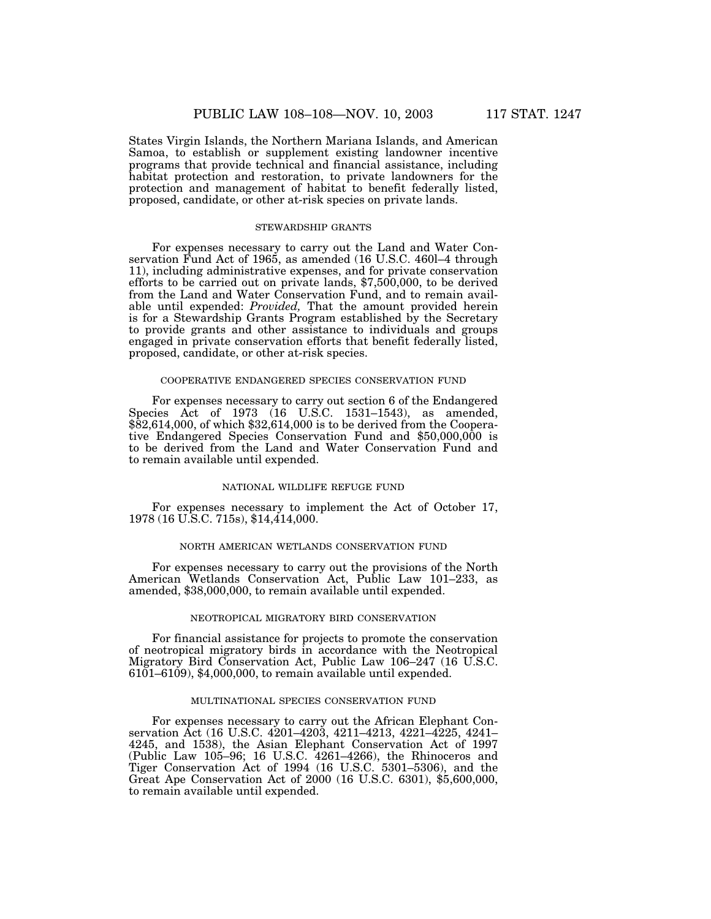States Virgin Islands, the Northern Mariana Islands, and American Samoa, to establish or supplement existing landowner incentive programs that provide technical and financial assistance, including habitat protection and restoration, to private landowners for the protection and management of habitat to benefit federally listed, proposed, candidate, or other at-risk species on private lands.

STEWARDSHIP GRANTS

For expenses necessary to carry out the Land and Water Conservation Fund Act of 1965, as amended (16 U.S.C. 460l–4 through 11), including administrative expenses, and for private conservation efforts to be carried out on private lands, $7,500,000, to be derived from the Land and Water Conservation Fund, and to remain available until expended: *Provided,* That the amount provided herein is for a Stewardship Grants Program established by the Secretary to provide grants and other assistance to individuals and groups engaged in private conservation efforts that benefit federally listed, proposed, candidate, or other at-risk species.

COOPERATIVE ENDANGERED SPECIES CONSERVATION FUND

For expenses necessary to carry out section 6 of the Endangered Species Act of 1973 (16 U.S.C. 1531–1543), as amended, $82,614,000, of which $32,614,000 is to be derived from the Cooperative Endangered Species Conservation Fund and $50,000,000 is to be derived from the Land and Water Conservation Fund and to remain available until expended.

NATIONAL WILDLIFE REFUGE FUND

For expenses necessary to implement the Act of October 17, 1978 (16 U.S.C. 715s), $14,414,000.

NORTH AMERICAN WETLANDS CONSERVATION FUND

For expenses necessary to carry out the provisions of the North American Wetlands Conservation Act, Public Law 101–233, as amended, $38,000,000, to remain available until expended.

NEOTROPICAL MIGRATORY BIRD CONSERVATION

For financial assistance for projects to promote the conservation of neotropical migratory birds in accordance with the Neotropical Migratory Bird Conservation Act, Public Law 106–247 (16 U.S.C. 6101–6109), $4,000,000, to remain available until expended.

MULTINATIONAL SPECIES CONSERVATION FUND

For expenses necessary to carry out the African Elephant Conservation Act (16 U.S.C. 4201–4203, 4211–4213, 4221–4225, 4241–4245, and 1538), the Asian Elephant Conservation Act of 1997 (Public Law 105–96; 16 U.S.C. 4261–4266), the Rhinoceros and Tiger Conservation Act of 1994 (16 U.S.C. 5301–5306), and the Great Ape Conservation Act of 2000 (16 U.S.C. 6301), $5,600,000, to remain available until expended.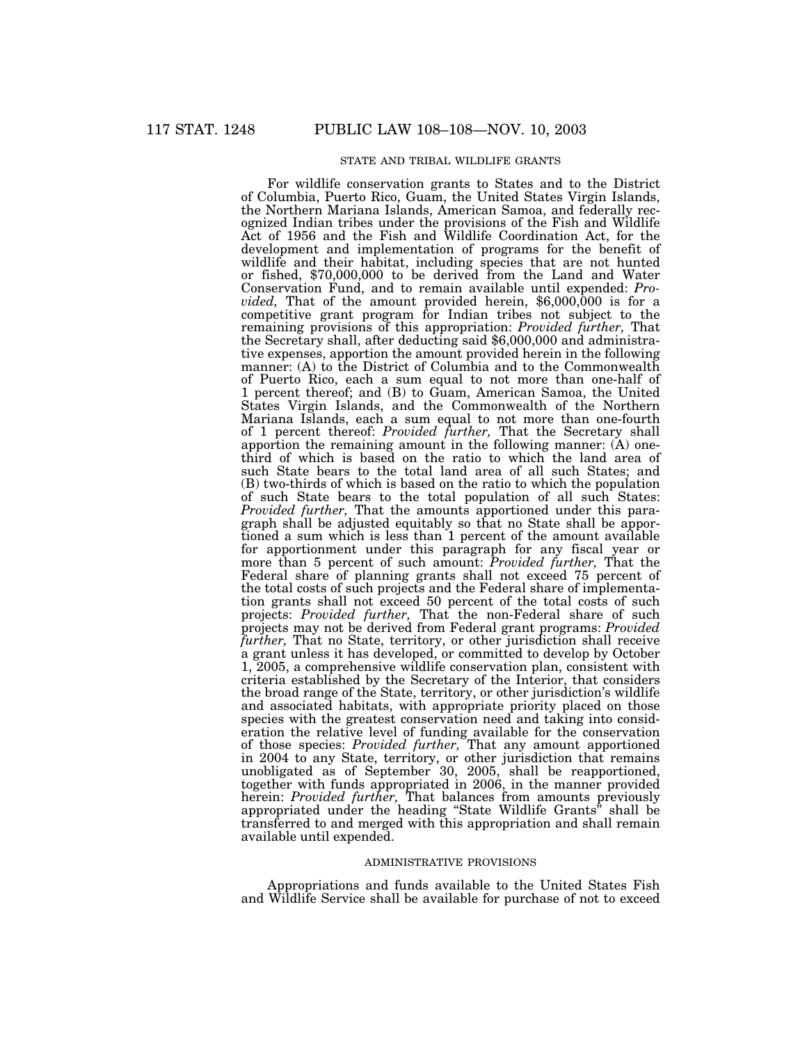### STATE AND TRIBAL WILDLIFE GRANTS

For wildlife conservation grants to States and to the District of Columbia, Puerto Rico, Guam, the United States Virgin Islands, the Northern Mariana Islands, American Samoa, and federally recognized Indian tribes under the provisions of the Fish and Wildlife Act of 1956 and the Fish and Wildlife Coordination Act, for the development and implementation of programs for the benefit of wildlife and their habitat, including species that are not hunted or fished, $70,000,000 to be derived from the Land and Water Conservation Fund, and to remain available until expended: *Provided,* That of the amount provided herein, $6,000,000 is for a competitive grant program for Indian tribes not subject to the remaining provisions of this appropriation: *Provided further,* That the Secretary shall, after deducting said $6,000,000 and administrative expenses, apportion the amount provided herein in the following manner: (A) to the District of Columbia and to the Commonwealth of Puerto Rico, each a sum equal to not more than one-half of 1 percent thereof; and (B) to Guam, American Samoa, the United States Virgin Islands, and the Commonwealth of the Northern Mariana Islands, each a sum equal to not more than one-fourth of 1 percent thereof: *Provided further,* That the Secretary shall apportion the remaining amount in the following manner: (A) one-third of which is based on the ratio to which the land area of such State bears to the total land area of all such States; and (B) two-thirds of which is based on the ratio to which the population of such State bears to the total population of all such States: *Provided further,* That the amounts apportioned under this paragraph shall be adjusted equitably so that no State shall be apportioned a sum which is less than 1 percent of the amount available for apportionment under this paragraph for any fiscal year or more than 5 percent of such amount: *Provided further,* That the Federal share of planning grants shall not exceed 75 percent of the total costs of such projects and the Federal share of implementation grants shall not exceed 50 percent of the total costs of such projects: *Provided further,* That the non-Federal share of such projects may not be derived from Federal grant programs: *Provided further,* That no State, territory, or other jurisdiction shall receive a grant unless it has developed, or committed to develop by October 1, 2005, a comprehensive wildlife conservation plan, consistent with criteria established by the Secretary of the Interior, that considers the broad range of the State, territory, or other jurisdiction's wildlife and associated habitats, with appropriate priority placed on those species with the greatest conservation need and taking into consideration the relative level of funding available for the conservation of those species: *Provided further,* That any amount apportioned in 2004 to any State, territory, or other jurisdiction that remains unobligated as of September 30, 2005, shall be reapportioned, together with funds appropriated in 2006, in the manner provided herein: *Provided further,* That balances from amounts previously appropriated under the heading "State Wildlife Grants" shall be transferred to and merged with this appropriation and shall remain available until expended.

### ADMINISTRATIVE PROVISIONS

Appropriations and funds available to the United States Fish and Wildlife Service shall be available for purchase of not to exceed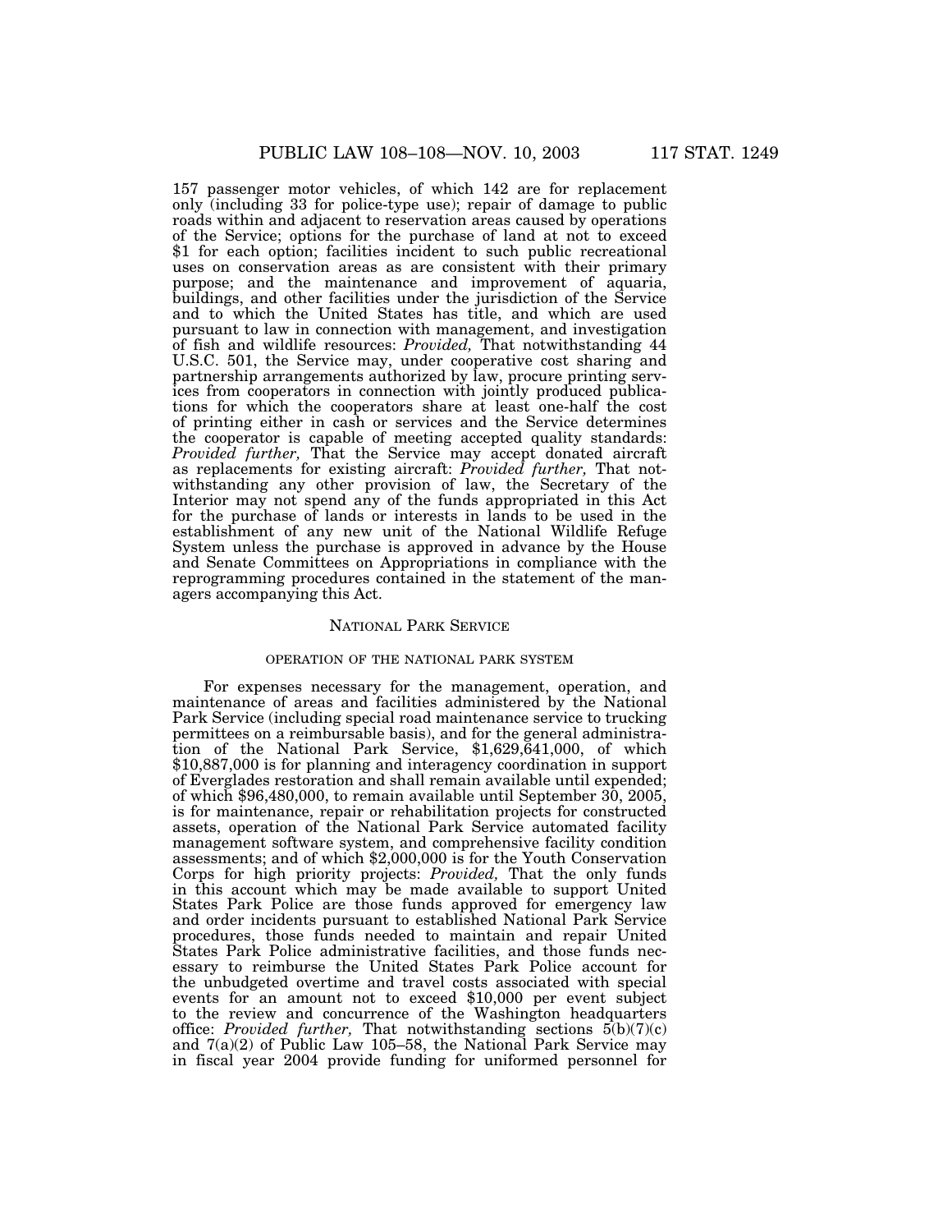157 passenger motor vehicles, of which 142 are for replacement only (including 33 for police-type use); repair of damage to public roads within and adjacent to reservation areas caused by operations of the Service; options for the purchase of land at not to exceed $1 for each option; facilities incident to such public recreational uses on conservation areas as are consistent with their primary purpose; and the maintenance and improvement of aquaria, buildings, and other facilities under the jurisdiction of the Service and to which the United States has title, and which are used pursuant to law in connection with management, and investigation of fish and wildlife resources: *Provided,* That notwithstanding 44 U.S.C. 501, the Service may, under cooperative cost sharing and partnership arrangements authorized by law, procure printing services from cooperators in connection with jointly produced publications for which the cooperators share at least one-half the cost of printing either in cash or services and the Service determines the cooperator is capable of meeting accepted quality standards: *Provided further,* That the Service may accept donated aircraft as replacements for existing aircraft: *Provided further,* That notwithstanding any other provision of law, the Secretary of the Interior may not spend any of the funds appropriated in this Act for the purchase of lands or interests in lands to be used in the establishment of any new unit of the National Wildlife Refuge System unless the purchase is approved in advance by the House and Senate Committees on Appropriations in compliance with the reprogramming procedures contained in the statement of the managers accompanying this Act.

## NATIONAL PARK SERVICE

### OPERATION OF THE NATIONAL PARK SYSTEM

For expenses necessary for the management, operation, and maintenance of areas and facilities administered by the National Park Service (including special road maintenance service to trucking permittees on a reimbursable basis), and for the general administration of the National Park Service, $1,629,641,000, of which $10,887,000 is for planning and interagency coordination in support of Everglades restoration and shall remain available until expended; of which $96,480,000, to remain available until September 30, 2005, is for maintenance, repair or rehabilitation projects for constructed assets, operation of the National Park Service automated facility management software system, and comprehensive facility condition assessments; and of which $2,000,000 is for the Youth Conservation Corps for high priority projects: *Provided,* That the only funds in this account which may be made available to support United States Park Police are those funds approved for emergency law and order incidents pursuant to established National Park Service procedures, those funds needed to maintain and repair United States Park Police administrative facilities, and those funds necessary to reimburse the United States Park Police account for the unbudgeted overtime and travel costs associated with special events for an amount not to exceed $10,000 per event subject to the review and concurrence of the Washington headquarters office: *Provided further,* That notwithstanding sections 5(b)(7)(c) and 7(a)(2) of Public Law 105–58, the National Park Service may in fiscal year 2004 provide funding for uniformed personnel for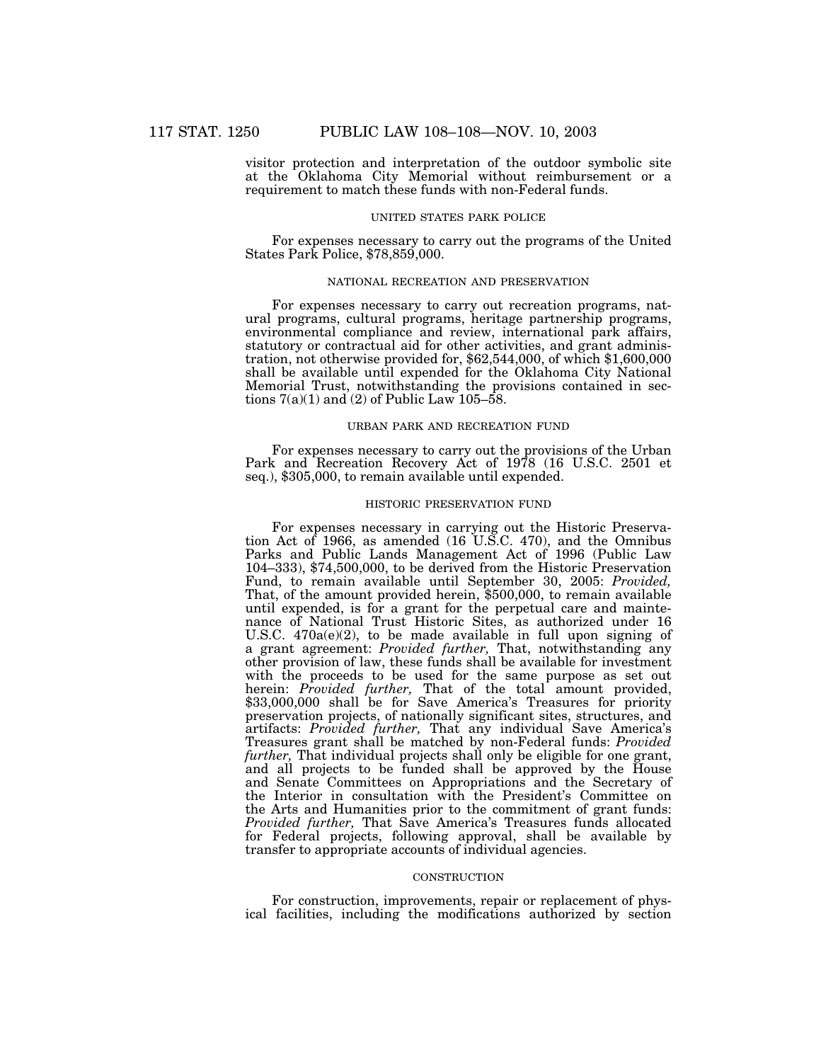visitor protection and interpretation of the outdoor symbolic site at the Oklahoma City Memorial without reimbursement or a requirement to match these funds with non-Federal funds.

UNITED STATES PARK POLICE

For expenses necessary to carry out the programs of the United States Park Police, $78,859,000.

NATIONAL RECREATION AND PRESERVATION

For expenses necessary to carry out recreation programs, natural programs, cultural programs, heritage partnership programs, environmental compliance and review, international park affairs, statutory or contractual aid for other activities, and grant administration, not otherwise provided for, $62,544,000, of which $1,600,000 shall be available until expended for the Oklahoma City National Memorial Trust, notwithstanding the provisions contained in sections 7(a)(1) and (2) of Public Law 105–58.

URBAN PARK AND RECREATION FUND

For expenses necessary to carry out the provisions of the Urban Park and Recreation Recovery Act of 1978 (16 U.S.C. 2501 et seq.), $305,000, to remain available until expended.

HISTORIC PRESERVATION FUND

For expenses necessary in carrying out the Historic Preservation Act of 1966, as amended (16 U.S.C. 470), and the Omnibus Parks and Public Lands Management Act of 1996 (Public Law 104–333), $74,500,000, to be derived from the Historic Preservation Fund, to remain available until September 30, 2005: *Provided,* That, of the amount provided herein, $500,000, to remain available until expended, is for a grant for the perpetual care and maintenance of National Trust Historic Sites, as authorized under 16 U.S.C. 470a(e)(2), to be made available in full upon signing of a grant agreement: *Provided further,* That, notwithstanding any other provision of law, these funds shall be available for investment with the proceeds to be used for the same purpose as set out herein: *Provided further,* That of the total amount provided, $33,000,000 shall be for Save America's Treasures for priority preservation projects, of nationally significant sites, structures, and artifacts: *Provided further,* That any individual Save America's Treasures grant shall be matched by non-Federal funds: *Provided further,* That individual projects shall only be eligible for one grant, and all projects to be funded shall be approved by the House and Senate Committees on Appropriations and the Secretary of the Interior in consultation with the President's Committee on the Arts and Humanities prior to the commitment of grant funds: *Provided further,* That Save America's Treasures funds allocated for Federal projects, following approval, shall be available by transfer to appropriate accounts of individual agencies.

CONSTRUCTION

For construction, improvements, repair or replacement of physical facilities, including the modifications authorized by section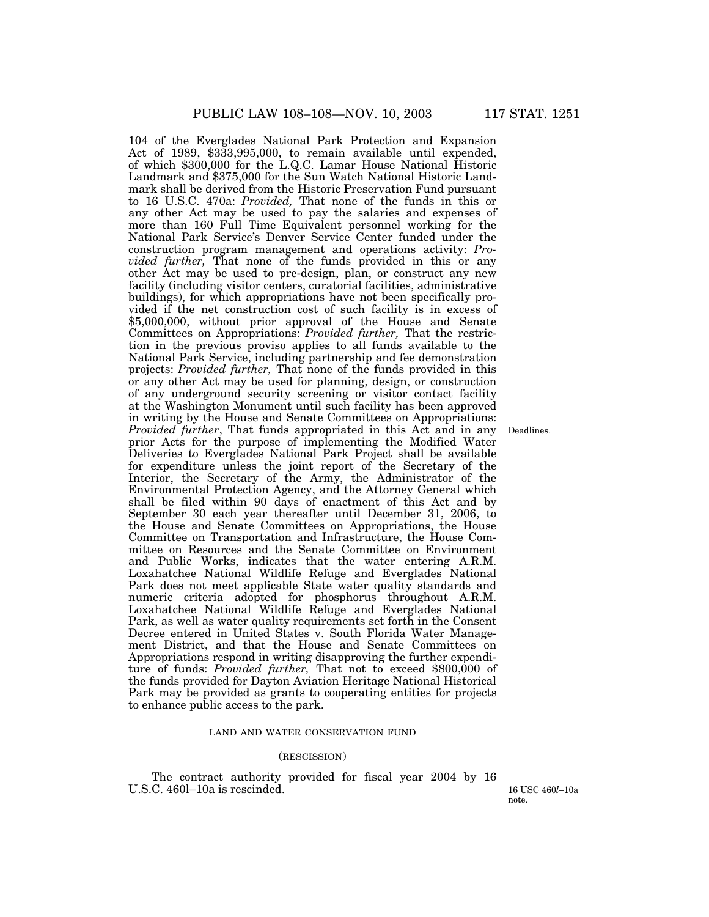104 of the Everglades National Park Protection and Expansion Act of 1989, $333,995,000, to remain available until expended, of which $300,000 for the L.Q.C. Lamar House National Historic Landmark and $375,000 for the Sun Watch National Historic Landmark shall be derived from the Historic Preservation Fund pursuant to 16 U.S.C. 470a: *Provided,* That none of the funds in this or any other Act may be used to pay the salaries and expenses of more than 160 Full Time Equivalent personnel working for the National Park Service's Denver Service Center funded under the construction program management and operations activity: *Provided further,* That none of the funds provided in this or any other Act may be used to pre-design, plan, or construct any new facility (including visitor centers, curatorial facilities, administrative buildings), for which appropriations have not been specifically provided if the net construction cost of such facility is in excess of $5,000,000, without prior approval of the House and Senate Committees on Appropriations: *Provided further,* That the restriction in the previous proviso applies to all funds available to the National Park Service, including partnership and fee demonstration projects: *Provided further,* That none of the funds provided in this or any other Act may be used for planning, design, or construction of any underground security screening or visitor contact facility at the Washington Monument until such facility has been approved in writing by the House and Senate Committees on Appropriations: *Provided further*, That funds appropriated in this Act and in any prior Acts for the purpose of implementing the Modified Water Deliveries to Everglades National Park Project shall be available for expenditure unless the joint report of the Secretary of the Interior, the Secretary of the Army, the Administrator of the Environmental Protection Agency, and the Attorney General which shall be filed within 90 days of enactment of this Act and by September 30 each year thereafter until December 31, 2006, to the House and Senate Committees on Appropriations, the House Committee on Transportation and Infrastructure, the House Committee on Resources and the Senate Committee on Environment and Public Works, indicates that the water entering A.R.M. Loxahatchee National Wildlife Refuge and Everglades National Park does not meet applicable State water quality standards and numeric criteria adopted for phosphorus throughout A.R.M. Loxahatchee National Wildlife Refuge and Everglades National Park, as well as water quality requirements set forth in the Consent Decree entered in United States v. South Florida Water Management District, and that the House and Senate Committees on Appropriations respond in writing disapproving the further expenditure of funds: *Provided further,* That not to exceed $800,000 of the funds provided for Dayton Aviation Heritage National Historical Park may be provided as grants to cooperating entities for projects to enhance public access to the park.

Deadlines.

LAND AND WATER CONSERVATION FUND

(RESCISSION)

The contract authority provided for fiscal year 2004 by 16 U.S.C. 460l–10a is rescinded.

16 USC 460*l*–10a note.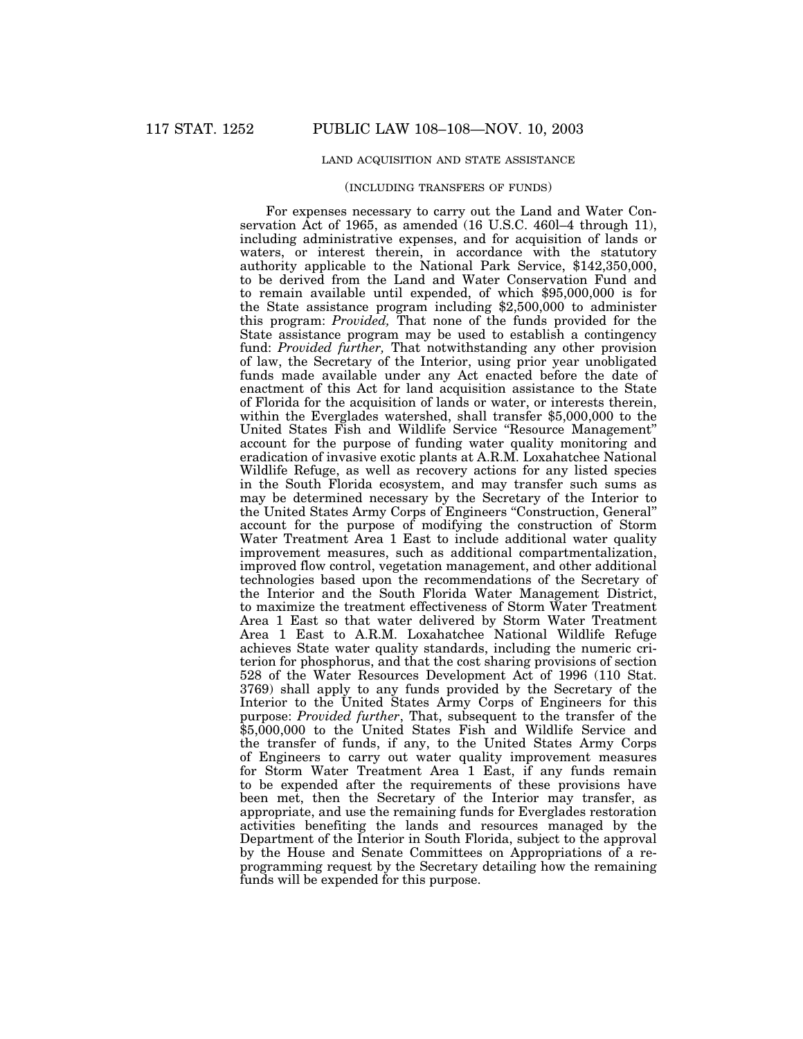LAND ACQUISITION AND STATE ASSISTANCE

(INCLUDING TRANSFERS OF FUNDS)

For expenses necessary to carry out the Land and Water Conservation Act of 1965, as amended (16 U.S.C. 460l–4 through 11), including administrative expenses, and for acquisition of lands or waters, or interest therein, in accordance with the statutory authority applicable to the National Park Service, $142,350,000, to be derived from the Land and Water Conservation Fund and to remain available until expended, of which $95,000,000 is for the State assistance program including $2,500,000 to administer this program: *Provided,* That none of the funds provided for the State assistance program may be used to establish a contingency fund: *Provided further,* That notwithstanding any other provision of law, the Secretary of the Interior, using prior year unobligated funds made available under any Act enacted before the date of enactment of this Act for land acquisition assistance to the State of Florida for the acquisition of lands or water, or interests therein, within the Everglades watershed, shall transfer $5,000,000 to the United States Fish and Wildlife Service "Resource Management" account for the purpose of funding water quality monitoring and eradication of invasive exotic plants at A.R.M. Loxahatchee National Wildlife Refuge, as well as recovery actions for any listed species in the South Florida ecosystem, and may transfer such sums as may be determined necessary by the Secretary of the Interior to the United States Army Corps of Engineers "Construction, General" account for the purpose of modifying the construction of Storm Water Treatment Area 1 East to include additional water quality improvement measures, such as additional compartmentalization, improved flow control, vegetation management, and other additional technologies based upon the recommendations of the Secretary of the Interior and the South Florida Water Management District, to maximize the treatment effectiveness of Storm Water Treatment Area 1 East so that water delivered by Storm Water Treatment Area 1 East to A.R.M. Loxahatchee National Wildlife Refuge achieves State water quality standards, including the numeric criterion for phosphorus, and that the cost sharing provisions of section 528 of the Water Resources Development Act of 1996 (110 Stat. 3769) shall apply to any funds provided by the Secretary of the Interior to the United States Army Corps of Engineers for this purpose: *Provided further*, That, subsequent to the transfer of the $5,000,000 to the United States Fish and Wildlife Service and the transfer of funds, if any, to the United States Army Corps of Engineers to carry out water quality improvement measures for Storm Water Treatment Area 1 East, if any funds remain to be expended after the requirements of these provisions have been met, then the Secretary of the Interior may transfer, as appropriate, and use the remaining funds for Everglades restoration activities benefiting the lands and resources managed by the Department of the Interior in South Florida, subject to the approval by the House and Senate Committees on Appropriations of a reprogramming request by the Secretary detailing how the remaining funds will be expended for this purpose.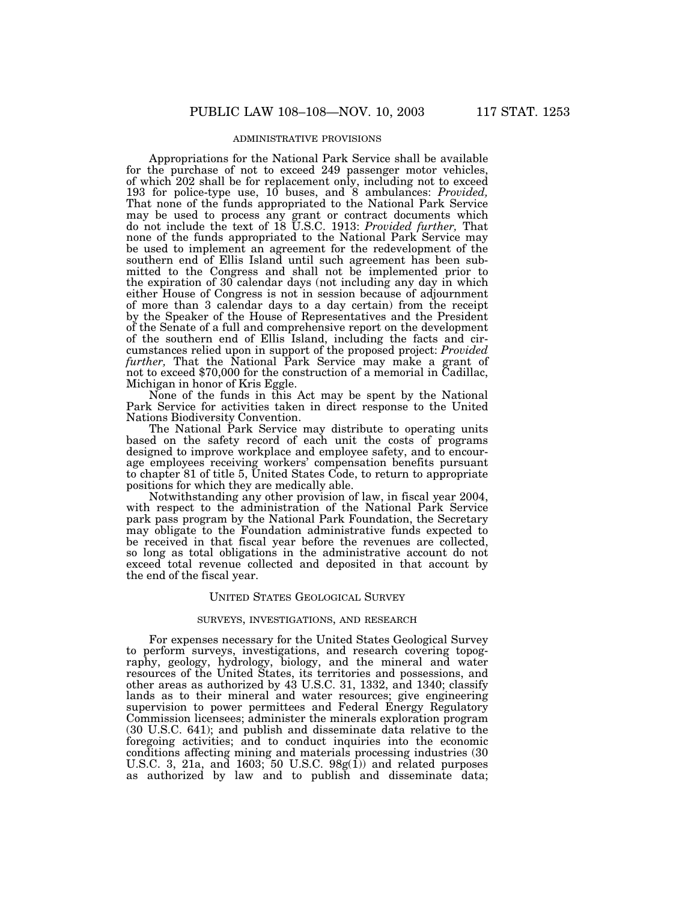ADMINISTRATIVE PROVISIONS

Appropriations for the National Park Service shall be available for the purchase of not to exceed 249 passenger motor vehicles, of which 202 shall be for replacement only, including not to exceed 193 for police-type use, 10 buses, and 8 ambulances: *Provided,* That none of the funds appropriated to the National Park Service may be used to process any grant or contract documents which do not include the text of 18 U.S.C. 1913: *Provided further,* That none of the funds appropriated to the National Park Service may be used to implement an agreement for the redevelopment of the southern end of Ellis Island until such agreement has been submitted to the Congress and shall not be implemented prior to the expiration of 30 calendar days (not including any day in which either House of Congress is not in session because of adjournment of more than 3 calendar days to a day certain) from the receipt by the Speaker of the House of Representatives and the President of the Senate of a full and comprehensive report on the development of the southern end of Ellis Island, including the facts and circumstances relied upon in support of the proposed project: *Provided further,* That the National Park Service may make a grant of not to exceed $70,000 for the construction of a memorial in Cadillac, Michigan in honor of Kris Eggle.

None of the funds in this Act may be spent by the National Park Service for activities taken in direct response to the United Nations Biodiversity Convention.

The National Park Service may distribute to operating units based on the safety record of each unit the costs of programs designed to improve workplace and employee safety, and to encourage employees receiving workers' compensation benefits pursuant to chapter 81 of title 5, United States Code, to return to appropriate positions for which they are medically able.

Notwithstanding any other provision of law, in fiscal year 2004, with respect to the administration of the National Park Service park pass program by the National Park Foundation, the Secretary may obligate to the Foundation administrative funds expected to be received in that fiscal year before the revenues are collected, so long as total obligations in the administrative account do not exceed total revenue collected and deposited in that account by the end of the fiscal year.

UNITED STATES GEOLOGICAL SURVEY

SURVEYS, INVESTIGATIONS, AND RESEARCH

For expenses necessary for the United States Geological Survey to perform surveys, investigations, and research covering topography, geology, hydrology, biology, and the mineral and water resources of the United States, its territories and possessions, and other areas as authorized by 43 U.S.C. 31, 1332, and 1340; classify lands as to their mineral and water resources; give engineering supervision to power permittees and Federal Energy Regulatory Commission licensees; administer the minerals exploration program (30 U.S.C. 641); and publish and disseminate data relative to the foregoing activities; and to conduct inquiries into the economic conditions affecting mining and materials processing industries (30 U.S.C. 3, 21a, and 1603; 50 U.S.C. 98g(1)) and related purposes as authorized by law and to publish and disseminate data;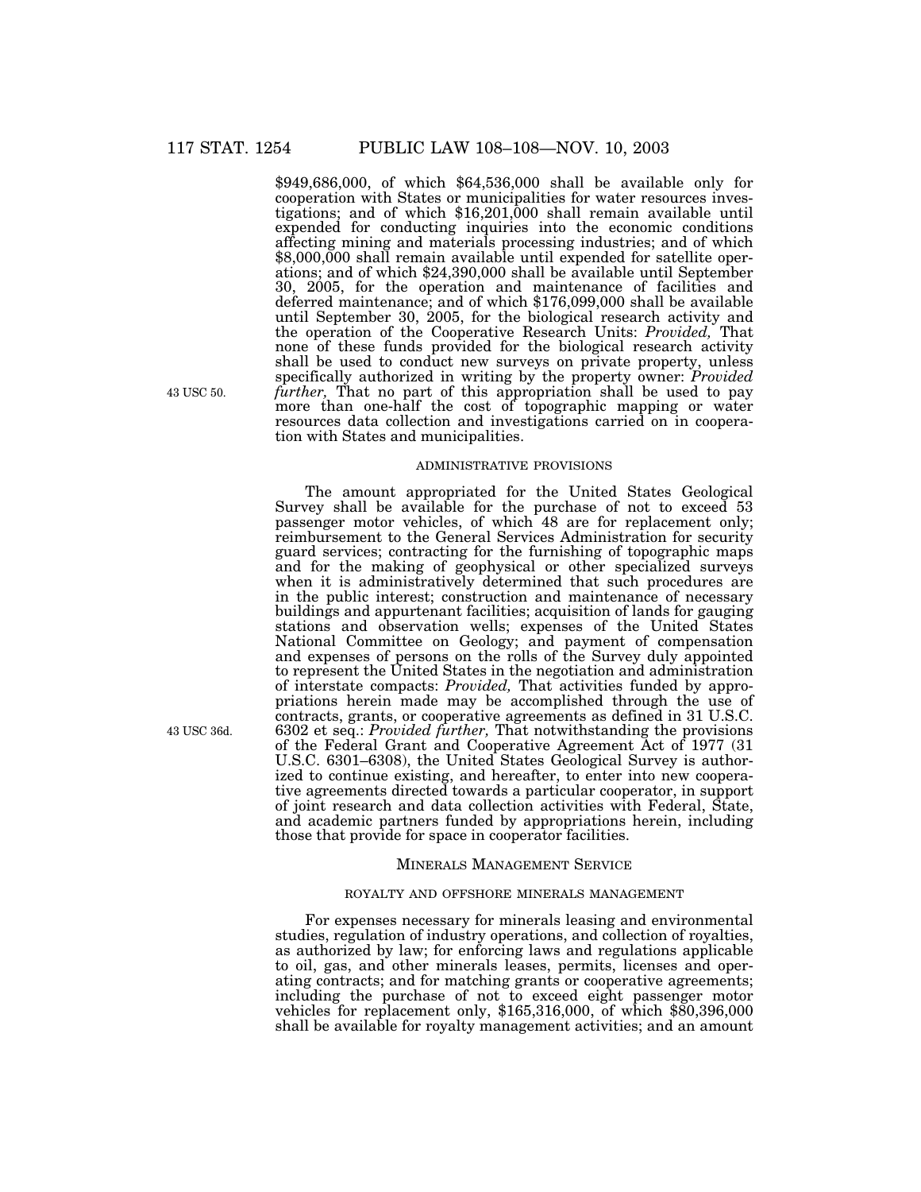$949,686,000, of which $64,536,000 shall be available only for cooperation with States or municipalities for water resources investigations; and of which $16,201,000 shall remain available until expended for conducting inquiries into the economic conditions affecting mining and materials processing industries; and of which $8,000,000 shall remain available until expended for satellite operations; and of which $24,390,000 shall be available until September 30, 2005, for the operation and maintenance of facilities and deferred maintenance; and of which $176,099,000 shall be available until September 30, 2005, for the biological research activity and the operation of the Cooperative Research Units: *Provided,* That none of these funds provided for the biological research activity shall be used to conduct new surveys on private property, unless specifically authorized in writing by the property owner: *Provided further,* That no part of this appropriation shall be used to pay more than one-half the cost of topographic mapping or water resources data collection and investigations carried on in cooperation with States and municipalities.

43 USC 50.

ADMINISTRATIVE PROVISIONS

The amount appropriated for the United States Geological Survey shall be available for the purchase of not to exceed 53 passenger motor vehicles, of which 48 are for replacement only; reimbursement to the General Services Administration for security guard services; contracting for the furnishing of topographic maps and for the making of geophysical or other specialized surveys when it is administratively determined that such procedures are in the public interest; construction and maintenance of necessary buildings and appurtenant facilities; acquisition of lands for gauging stations and observation wells; expenses of the United States National Committee on Geology; and payment of compensation and expenses of persons on the rolls of the Survey duly appointed to represent the United States in the negotiation and administration of interstate compacts: *Provided,* That activities funded by appropriations herein made may be accomplished through the use of contracts, grants, or cooperative agreements as defined in 31 U.S.C. 6302 et seq.: *Provided further,* That notwithstanding the provisions of the Federal Grant and Cooperative Agreement Act of 1977 (31 U.S.C. 6301–6308), the United States Geological Survey is authorized to continue existing, and hereafter, to enter into new cooperative agreements directed towards a particular cooperator, in support of joint research and data collection activities with Federal, State, and academic partners funded by appropriations herein, including those that provide for space in cooperator facilities.

43 USC 36d.

MINERALS MANAGEMENT SERVICE

ROYALTY AND OFFSHORE MINERALS MANAGEMENT

For expenses necessary for minerals leasing and environmental studies, regulation of industry operations, and collection of royalties, as authorized by law; for enforcing laws and regulations applicable to oil, gas, and other minerals leases, permits, licenses and operating contracts; and for matching grants or cooperative agreements; including the purchase of not to exceed eight passenger motor vehicles for replacement only, $165,316,000, of which $80,396,000 shall be available for royalty management activities; and an amount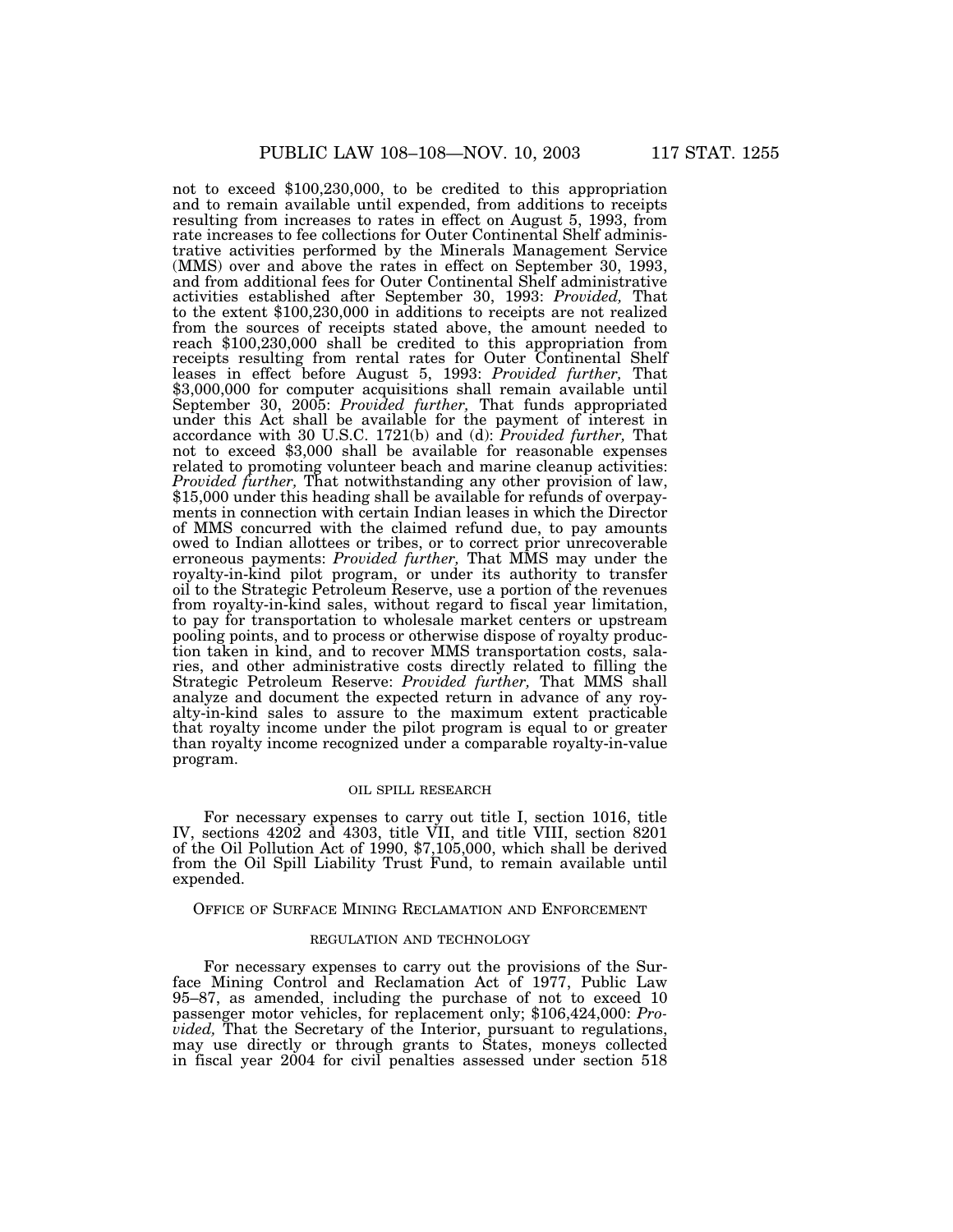not to exceed $100,230,000, to be credited to this appropriation and to remain available until expended, from additions to receipts resulting from increases to rates in effect on August 5, 1993, from rate increases to fee collections for Outer Continental Shelf administrative activities performed by the Minerals Management Service (MMS) over and above the rates in effect on September 30, 1993, and from additional fees for Outer Continental Shelf administrative activities established after September 30, 1993: *Provided,* That to the extent $100,230,000 in additions to receipts are not realized from the sources of receipts stated above, the amount needed to reach $100,230,000 shall be credited to this appropriation from receipts resulting from rental rates for Outer Continental Shelf leases in effect before August 5, 1993: *Provided further,* That $3,000,000 for computer acquisitions shall remain available until September 30, 2005: *Provided further,* That funds appropriated under this Act shall be available for the payment of interest in accordance with 30 U.S.C. 1721(b) and (d): *Provided further,* That not to exceed $3,000 shall be available for reasonable expenses related to promoting volunteer beach and marine cleanup activities: *Provided further,* That notwithstanding any other provision of law, $15,000 under this heading shall be available for refunds of overpayments in connection with certain Indian leases in which the Director of MMS concurred with the claimed refund due, to pay amounts owed to Indian allottees or tribes, or to correct prior unrecoverable erroneous payments: *Provided further,* That MMS may under the royalty-in-kind pilot program, or under its authority to transfer oil to the Strategic Petroleum Reserve, use a portion of the revenues from royalty-in-kind sales, without regard to fiscal year limitation, to pay for transportation to wholesale market centers or upstream pooling points, and to process or otherwise dispose of royalty production taken in kind, and to recover MMS transportation costs, salaries, and other administrative costs directly related to filling the Strategic Petroleum Reserve: *Provided further,* That MMS shall analyze and document the expected return in advance of any royalty-in-kind sales to assure to the maximum extent practicable that royalty income under the pilot program is equal to or greater than royalty income recognized under a comparable royalty-in-value program.

OIL SPILL RESEARCH

For necessary expenses to carry out title I, section 1016, title IV, sections 4202 and 4303, title VII, and title VIII, section 8201 of the Oil Pollution Act of 1990, $7,105,000, which shall be derived from the Oil Spill Liability Trust Fund, to remain available until expended.

## OFFICE OF SURFACE MINING RECLAMATION AND ENFORCEMENT

REGULATION AND TECHNOLOGY

For necessary expenses to carry out the provisions of the Surface Mining Control and Reclamation Act of 1977, Public Law 95–87, as amended, including the purchase of not to exceed 10 passenger motor vehicles, for replacement only; $106,424,000: *Provided,* That the Secretary of the Interior, pursuant to regulations, may use directly or through grants to States, moneys collected in fiscal year 2004 for civil penalties assessed under section 518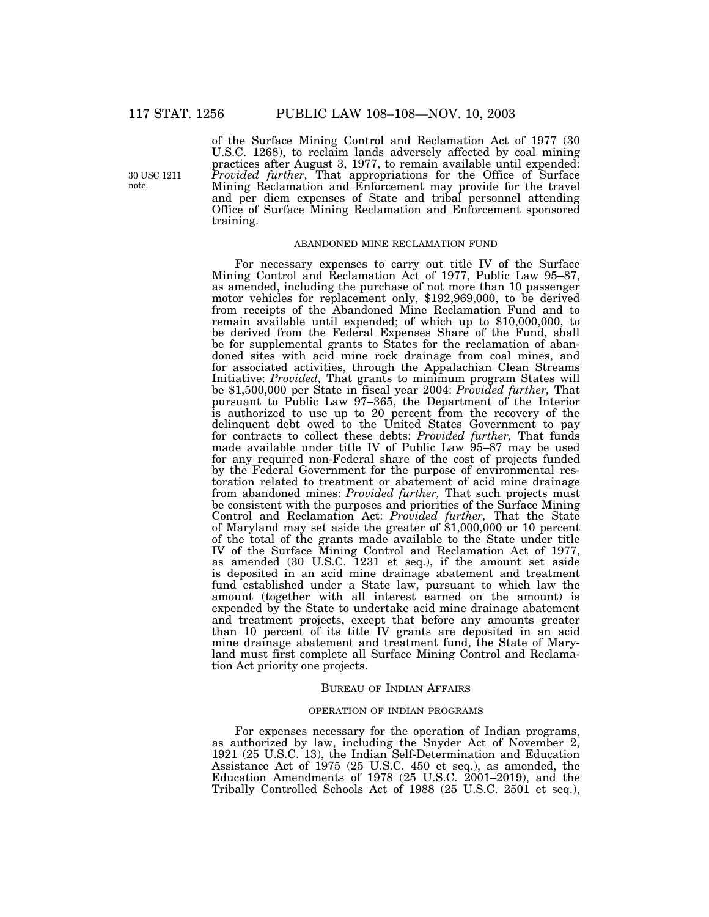of the Surface Mining Control and Reclamation Act of 1977 (30 U.S.C. 1268), to reclaim lands adversely affected by coal mining practices after August 3, 1977, to remain available until expended: *Provided further,* That appropriations for the Office of Surface Mining Reclamation and Enforcement may provide for the travel and per diem expenses of State and tribal personnel attending Office of Surface Mining Reclamation and Enforcement sponsored training.

30 USC 1211 note.

ABANDONED MINE RECLAMATION FUND

For necessary expenses to carry out title IV of the Surface Mining Control and Reclamation Act of 1977, Public Law 95–87, as amended, including the purchase of not more than 10 passenger motor vehicles for replacement only, $192,969,000, to be derived from receipts of the Abandoned Mine Reclamation Fund and to remain available until expended; of which up to $10,000,000, to be derived from the Federal Expenses Share of the Fund, shall be for supplemental grants to States for the reclamation of abandoned sites with acid mine rock drainage from coal mines, and for associated activities, through the Appalachian Clean Streams Initiative: *Provided,* That grants to minimum program States will be $1,500,000 per State in fiscal year 2004: *Provided further,* That pursuant to Public Law 97–365, the Department of the Interior is authorized to use up to 20 percent from the recovery of the delinquent debt owed to the United States Government to pay for contracts to collect these debts: *Provided further,* That funds made available under title IV of Public Law 95–87 may be used for any required non-Federal share of the cost of projects funded by the Federal Government for the purpose of environmental restoration related to treatment or abatement of acid mine drainage from abandoned mines: *Provided further,* That such projects must be consistent with the purposes and priorities of the Surface Mining Control and Reclamation Act: *Provided further,* That the State of Maryland may set aside the greater of $1,000,000 or 10 percent of the total of the grants made available to the State under title IV of the Surface Mining Control and Reclamation Act of 1977, as amended (30 U.S.C. 1231 et seq.), if the amount set aside is deposited in an acid mine drainage abatement and treatment fund established under a State law, pursuant to which law the amount (together with all interest earned on the amount) is expended by the State to undertake acid mine drainage abatement and treatment projects, except that before any amounts greater than 10 percent of its title IV grants are deposited in an acid mine drainage abatement and treatment fund, the State of Maryland must first complete all Surface Mining Control and Reclamation Act priority one projects.

BUREAU OF INDIAN AFFAIRS

OPERATION OF INDIAN PROGRAMS

For expenses necessary for the operation of Indian programs, as authorized by law, including the Snyder Act of November 2, 1921 (25 U.S.C. 13), the Indian Self-Determination and Education Assistance Act of 1975 (25 U.S.C. 450 et seq.), as amended, the Education Amendments of 1978 (25 U.S.C. 2001–2019), and the Tribally Controlled Schools Act of 1988 (25 U.S.C. 2501 et seq.),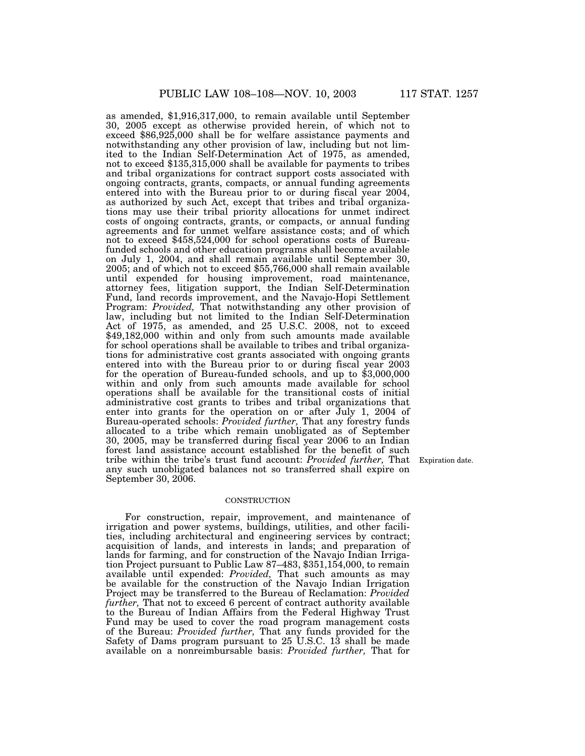as amended, $1,916,317,000, to remain available until September 30, 2005 except as otherwise provided herein, of which not to exceed $86,925,000 shall be for welfare assistance payments and notwithstanding any other provision of law, including but not limited to the Indian Self-Determination Act of 1975, as amended, not to exceed $135,315,000 shall be available for payments to tribes and tribal organizations for contract support costs associated with ongoing contracts, grants, compacts, or annual funding agreements entered into with the Bureau prior to or during fiscal year 2004, as authorized by such Act, except that tribes and tribal organizations may use their tribal priority allocations for unmet indirect costs of ongoing contracts, grants, or compacts, or annual funding agreements and for unmet welfare assistance costs; and of which not to exceed $458,524,000 for school operations costs of Bureau-funded schools and other education programs shall become available on July 1, 2004, and shall remain available until September 30, 2005; and of which not to exceed $55,766,000 shall remain available until expended for housing improvement, road maintenance, attorney fees, litigation support, the Indian Self-Determination Fund, land records improvement, and the Navajo-Hopi Settlement Program: *Provided,* That notwithstanding any other provision of law, including but not limited to the Indian Self-Determination Act of 1975, as amended, and 25 U.S.C. 2008, not to exceed $49,182,000 within and only from such amounts made available for school operations shall be available to tribes and tribal organizations for administrative cost grants associated with ongoing grants entered into with the Bureau prior to or during fiscal year 2003 for the operation of Bureau-funded schools, and up to $3,000,000 within and only from such amounts made available for school operations shall be available for the transitional costs of initial administrative cost grants to tribes and tribal organizations that enter into grants for the operation on or after July 1, 2004 of Bureau-operated schools: *Provided further,* That any forestry funds allocated to a tribe which remain unobligated as of September 30, 2005, may be transferred during fiscal year 2006 to an Indian forest land assistance account established for the benefit of such tribe within the tribe's trust fund account: *Provided further,* That any such unobligated balances not so transferred shall expire on September 30, 2006.

Expiration date.

CONSTRUCTION

For construction, repair, improvement, and maintenance of irrigation and power systems, buildings, utilities, and other facilities, including architectural and engineering services by contract; acquisition of lands, and interests in lands; and preparation of lands for farming, and for construction of the Navajo Indian Irrigation Project pursuant to Public Law 87–483, $351,154,000, to remain available until expended: *Provided,* That such amounts as may be available for the construction of the Navajo Indian Irrigation Project may be transferred to the Bureau of Reclamation: *Provided further,* That not to exceed 6 percent of contract authority available to the Bureau of Indian Affairs from the Federal Highway Trust Fund may be used to cover the road program management costs of the Bureau: *Provided further,* That any funds provided for the Safety of Dams program pursuant to 25 U.S.C. 13 shall be made available on a nonreimbursable basis: *Provided further,* That for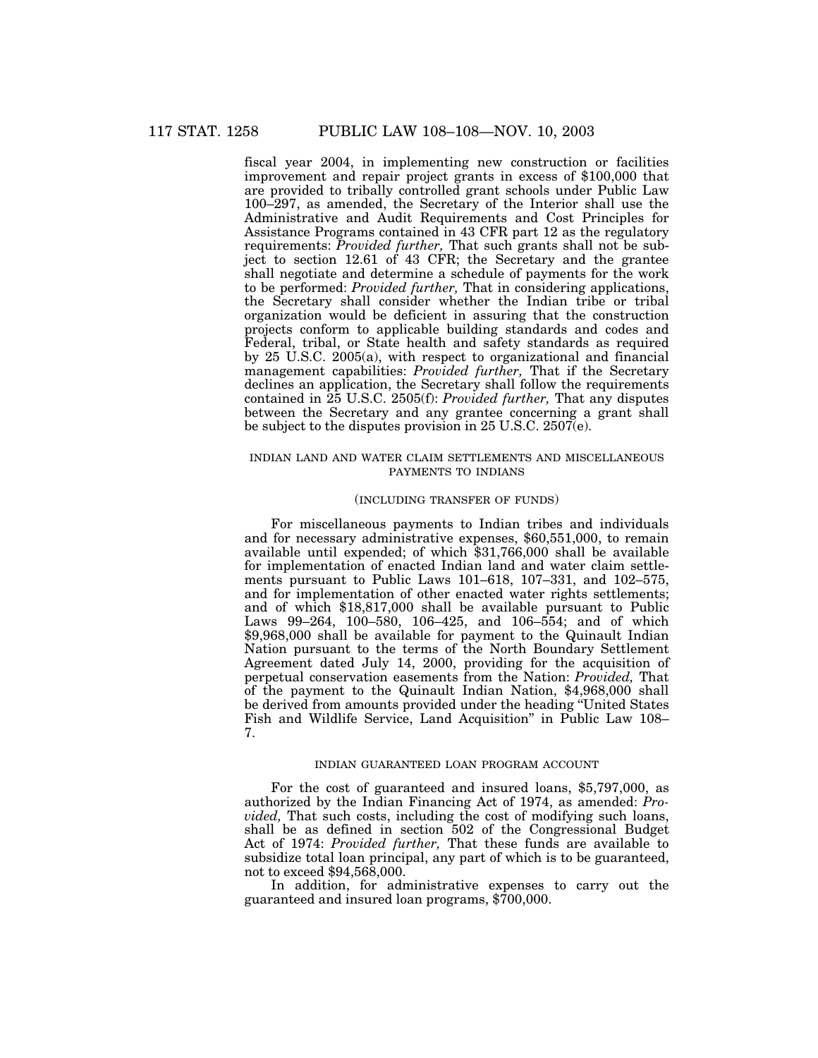fiscal year 2004, in implementing new construction or facilities improvement and repair project grants in excess of $100,000 that are provided to tribally controlled grant schools under Public Law 100–297, as amended, the Secretary of the Interior shall use the Administrative and Audit Requirements and Cost Principles for Assistance Programs contained in 43 CFR part 12 as the regulatory requirements: *Provided further,* That such grants shall not be subject to section 12.61 of 43 CFR; the Secretary and the grantee shall negotiate and determine a schedule of payments for the work to be performed: *Provided further,* That in considering applications, the Secretary shall consider whether the Indian tribe or tribal organization would be deficient in assuring that the construction projects conform to applicable building standards and codes and Federal, tribal, or State health and safety standards as required by 25 U.S.C. 2005(a), with respect to organizational and financial management capabilities: *Provided further,* That if the Secretary declines an application, the Secretary shall follow the requirements contained in 25 U.S.C. 2505(f): *Provided further,* That any disputes between the Secretary and any grantee concerning a grant shall be subject to the disputes provision in 25 U.S.C. 2507(e).

INDIAN LAND AND WATER CLAIM SETTLEMENTS AND MISCELLANEOUS PAYMENTS TO INDIANS

(INCLUDING TRANSFER OF FUNDS)

For miscellaneous payments to Indian tribes and individuals and for necessary administrative expenses, $60,551,000, to remain available until expended; of which $31,766,000 shall be available for implementation of enacted Indian land and water claim settlements pursuant to Public Laws 101–618, 107–331, and 102–575, and for implementation of other enacted water rights settlements; and of which $18,817,000 shall be available pursuant to Public Laws 99–264, 100–580, 106–425, and 106–554; and of which $9,968,000 shall be available for payment to the Quinault Indian Nation pursuant to the terms of the North Boundary Settlement Agreement dated July 14, 2000, providing for the acquisition of perpetual conservation easements from the Nation: *Provided,* That of the payment to the Quinault Indian Nation, $4,968,000 shall be derived from amounts provided under the heading "United States Fish and Wildlife Service, Land Acquisition" in Public Law 108–7.

INDIAN GUARANTEED LOAN PROGRAM ACCOUNT

For the cost of guaranteed and insured loans, $5,797,000, as authorized by the Indian Financing Act of 1974, as amended: *Provided,* That such costs, including the cost of modifying such loans, shall be as defined in section 502 of the Congressional Budget Act of 1974: *Provided further,* That these funds are available to subsidize total loan principal, any part of which is to be guaranteed, not to exceed $94,568,000.

In addition, for administrative expenses to carry out the guaranteed and insured loan programs, $700,000.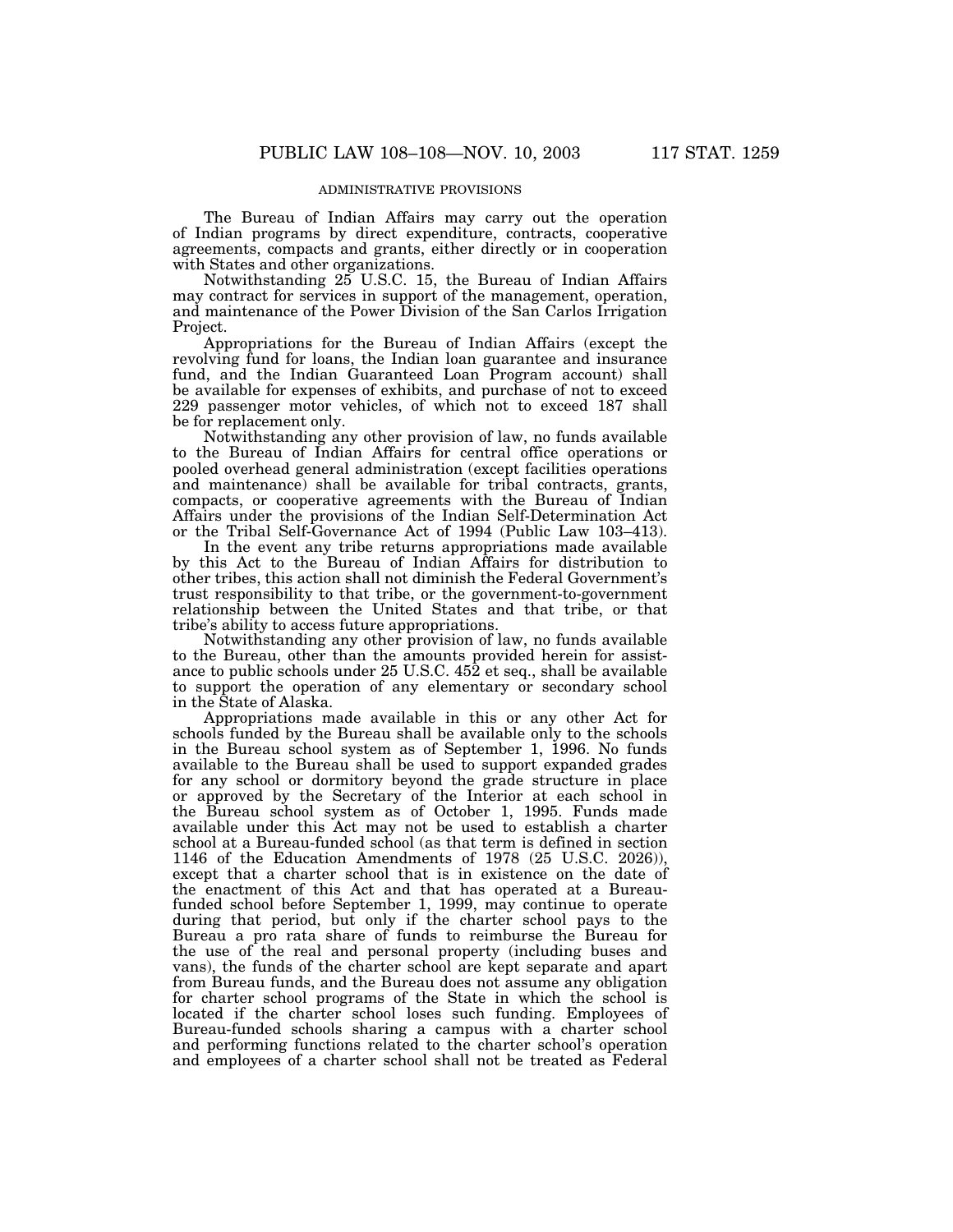ADMINISTRATIVE PROVISIONS

The Bureau of Indian Affairs may carry out the operation of Indian programs by direct expenditure, contracts, cooperative agreements, compacts and grants, either directly or in cooperation with States and other organizations.

Notwithstanding 25 U.S.C. 15, the Bureau of Indian Affairs may contract for services in support of the management, operation, and maintenance of the Power Division of the San Carlos Irrigation Project.

Appropriations for the Bureau of Indian Affairs (except the revolving fund for loans, the Indian loan guarantee and insurance fund, and the Indian Guaranteed Loan Program account) shall be available for expenses of exhibits, and purchase of not to exceed 229 passenger motor vehicles, of which not to exceed 187 shall be for replacement only.

Notwithstanding any other provision of law, no funds available to the Bureau of Indian Affairs for central office operations or pooled overhead general administration (except facilities operations and maintenance) shall be available for tribal contracts, grants, compacts, or cooperative agreements with the Bureau of Indian Affairs under the provisions of the Indian Self-Determination Act or the Tribal Self-Governance Act of 1994 (Public Law 103–413).

In the event any tribe returns appropriations made available by this Act to the Bureau of Indian Affairs for distribution to other tribes, this action shall not diminish the Federal Government's trust responsibility to that tribe, or the government-to-government relationship between the United States and that tribe, or that tribe's ability to access future appropriations.

Notwithstanding any other provision of law, no funds available to the Bureau, other than the amounts provided herein for assistance to public schools under 25 U.S.C. 452 et seq., shall be available to support the operation of any elementary or secondary school in the State of Alaska.

Appropriations made available in this or any other Act for schools funded by the Bureau shall be available only to the schools in the Bureau school system as of September 1, 1996. No funds available to the Bureau shall be used to support expanded grades for any school or dormitory beyond the grade structure in place or approved by the Secretary of the Interior at each school in the Bureau school system as of October 1, 1995. Funds made available under this Act may not be used to establish a charter school at a Bureau-funded school (as that term is defined in section 1146 of the Education Amendments of 1978 (25 U.S.C. 2026)), except that a charter school that is in existence on the date of the enactment of this Act and that has operated at a Bureau-funded school before September 1, 1999, may continue to operate during that period, but only if the charter school pays to the Bureau a pro rata share of funds to reimburse the Bureau for the use of the real and personal property (including buses and vans), the funds of the charter school are kept separate and apart from Bureau funds, and the Bureau does not assume any obligation for charter school programs of the State in which the school is located if the charter school loses such funding. Employees of Bureau-funded schools sharing a campus with a charter school and performing functions related to the charter school's operation and employees of a charter school shall not be treated as Federal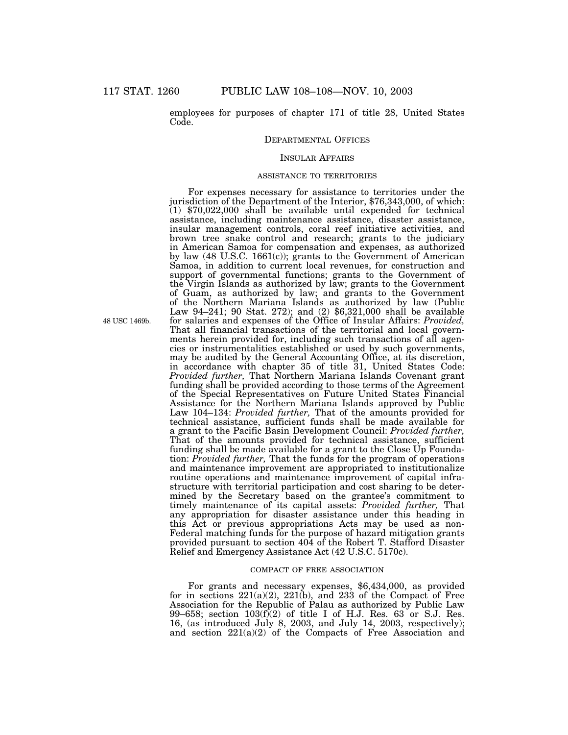employees for purposes of chapter 171 of title 28, United States Code.

DEPARTMENTAL OFFICES

INSULAR AFFAIRS

ASSISTANCE TO TERRITORIES

For expenses necessary for assistance to territories under the jurisdiction of the Department of the Interior, $76,343,000, of which: (1) $70,022,000 shall be available until expended for technical assistance, including maintenance assistance, disaster assistance, insular management controls, coral reef initiative activities, and brown tree snake control and research; grants to the judiciary in American Samoa for compensation and expenses, as authorized by law (48 U.S.C. 1661(c)); grants to the Government of American Samoa, in addition to current local revenues, for construction and support of governmental functions; grants to the Government of the Virgin Islands as authorized by law; grants to the Government of Guam, as authorized by law; and grants to the Government of the Northern Mariana Islands as authorized by law (Public Law 94–241; 90 Stat. 272); and (2) $6,321,000 shall be available for salaries and expenses of the Office of Insular Affairs: *Provided,* That all financial transactions of the territorial and local governments herein provided for, including such transactions of all agencies or instrumentalities established or used by such governments, may be audited by the General Accounting Office, at its discretion, in accordance with chapter 35 of title 31, United States Code: *Provided further,* That Northern Mariana Islands Covenant grant funding shall be provided according to those terms of the Agreement of the Special Representatives on Future United States Financial Assistance for the Northern Mariana Islands approved by Public Law 104–134: *Provided further,* That of the amounts provided for technical assistance, sufficient funds shall be made available for a grant to the Pacific Basin Development Council: *Provided further,* That of the amounts provided for technical assistance, sufficient funding shall be made available for a grant to the Close Up Foundation: *Provided further,* That the funds for the program of operations and maintenance improvement are appropriated to institutionalize routine operations and maintenance improvement of capital infrastructure with territorial participation and cost sharing to be determined by the Secretary based on the grantee's commitment to timely maintenance of its capital assets: *Provided further,* That any appropriation for disaster assistance under this heading in this Act or previous appropriations Acts may be used as non-Federal matching funds for the purpose of hazard mitigation grants provided pursuant to section 404 of the Robert T. Stafford Disaster Relief and Emergency Assistance Act (42 U.S.C. 5170c).

48 USC 1469b.

COMPACT OF FREE ASSOCIATION

For grants and necessary expenses, $6,434,000, as provided for in sections 221(a)(2), 221(b), and 233 of the Compact of Free Association for the Republic of Palau as authorized by Public Law 99–658; section 103(f)(2) of title I of H.J. Res. 63 or S.J. Res. 16, (as introduced July 8, 2003, and July 14, 2003, respectively); and section 221(a)(2) of the Compacts of Free Association and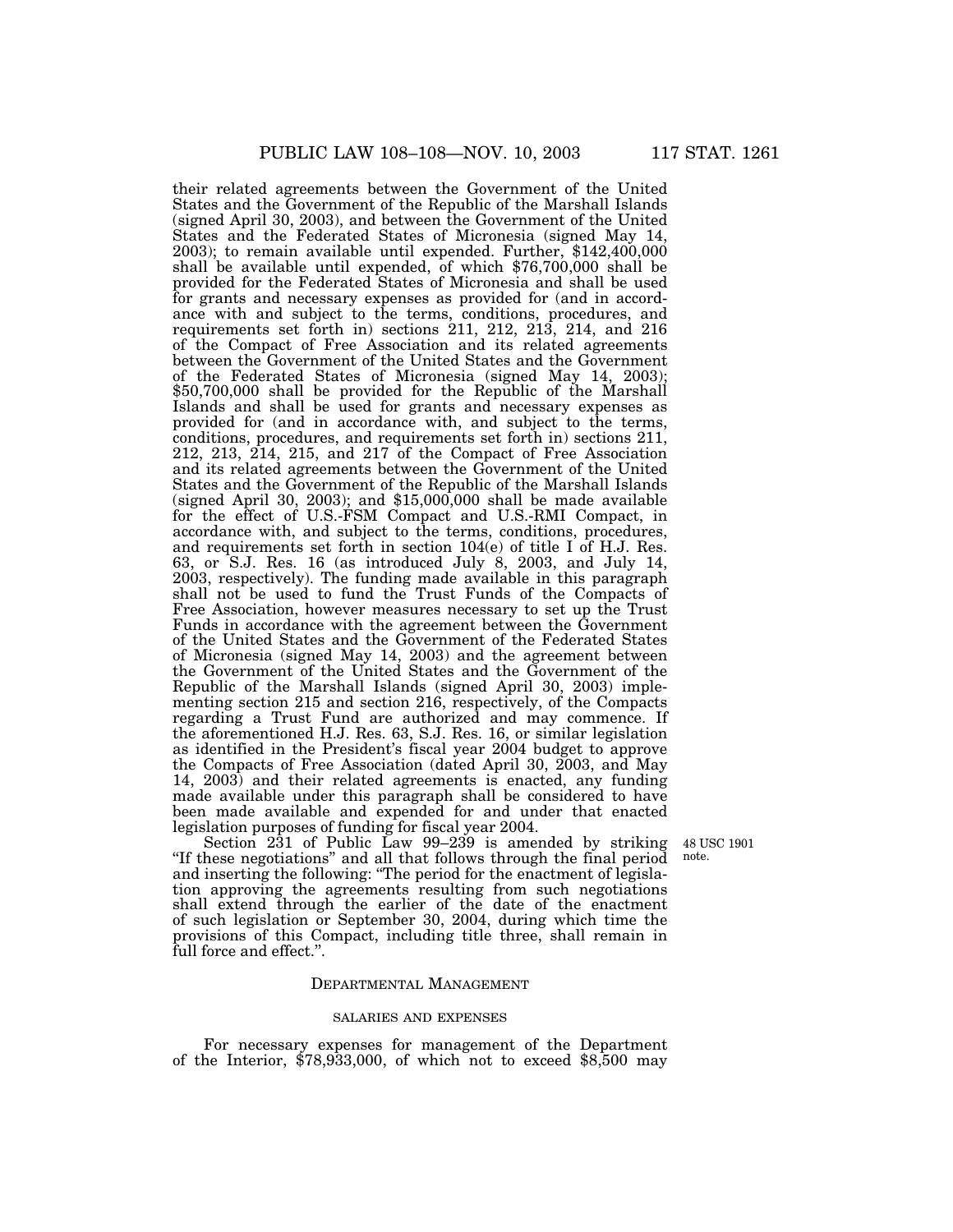their related agreements between the Government of the United States and the Government of the Republic of the Marshall Islands (signed April 30, 2003), and between the Government of the United States and the Federated States of Micronesia (signed May 14, 2003); to remain available until expended. Further, $142,400,000 shall be available until expended, of which $76,700,000 shall be provided for the Federated States of Micronesia and shall be used for grants and necessary expenses as provided for (and in accordance with and subject to the terms, conditions, procedures, and requirements set forth in) sections 211, 212, 213, 214, and 216 of the Compact of Free Association and its related agreements between the Government of the United States and the Government of the Federated States of Micronesia (signed May 14, 2003); $50,700,000 shall be provided for the Republic of the Marshall Islands and shall be used for grants and necessary expenses as provided for (and in accordance with, and subject to the terms, conditions, procedures, and requirements set forth in) sections 211, 212, 213, 214, 215, and 217 of the Compact of Free Association and its related agreements between the Government of the United States and the Government of the Republic of the Marshall Islands (signed April 30, 2003); and $15,000,000 shall be made available for the effect of U.S.-FSM Compact and U.S.-RMI Compact, in accordance with, and subject to the terms, conditions, procedures, and requirements set forth in section 104(e) of title I of H.J. Res. 63, or S.J. Res. 16 (as introduced July 8, 2003, and July 14, 2003, respectively). The funding made available in this paragraph shall not be used to fund the Trust Funds of the Compacts of Free Association, however measures necessary to set up the Trust Funds in accordance with the agreement between the Government of the United States and the Government of the Federated States of Micronesia (signed May 14, 2003) and the agreement between the Government of the United States and the Government of the Republic of the Marshall Islands (signed April 30, 2003) implementing section 215 and section 216, respectively, of the Compacts regarding a Trust Fund are authorized and may commence. If the aforementioned H.J. Res. 63, S.J. Res. 16, or similar legislation as identified in the President's fiscal year 2004 budget to approve the Compacts of Free Association (dated April 30, 2003, and May 14, 2003) and their related agreements is enacted, any funding made available under this paragraph shall be considered to have been made available and expended for and under that enacted legislation purposes of funding for fiscal year 2004.

Section 231 of Public Law 99–239 is amended by striking "If these negotiations" and all that follows through the final period and inserting the following: "The period for the enactment of legislation approving the agreements resulting from such negotiations shall extend through the earlier of the date of the enactment of such legislation or September 30, 2004, during which time the provisions of this Compact, including title three, shall remain in full force and effect.".

48 USC 1901 note.

## Departmental Management

### salaries and expenses

For necessary expenses for management of the Department of the Interior, $78,933,000, of which not to exceed $8,500 may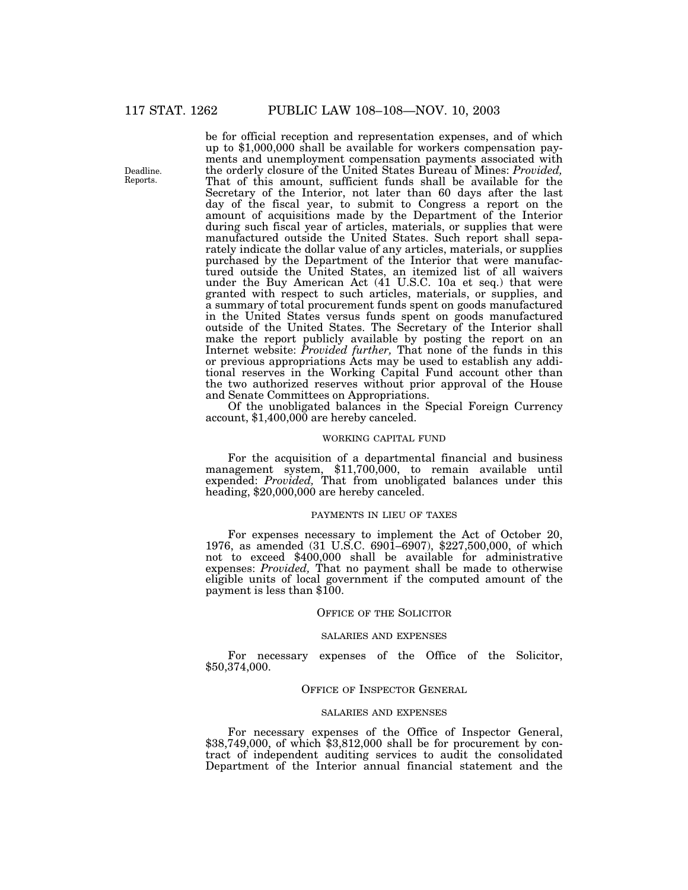be for official reception and representation expenses, and of which up to $1,000,000 shall be available for workers compensation payments and unemployment compensation payments associated with the orderly closure of the United States Bureau of Mines: *Provided,* That of this amount, sufficient funds shall be available for the Secretary of the Interior, not later than 60 days after the last day of the fiscal year, to submit to Congress a report on the amount of acquisitions made by the Department of the Interior during such fiscal year of articles, materials, or supplies that were manufactured outside the United States. Such report shall separately indicate the dollar value of any articles, materials, or supplies purchased by the Department of the Interior that were manufactured outside the United States, an itemized list of all waivers under the Buy American Act (41 U.S.C. 10a et seq.) that were granted with respect to such articles, materials, or supplies, and a summary of total procurement funds spent on goods manufactured in the United States versus funds spent on goods manufactured outside of the United States. The Secretary of the Interior shall make the report publicly available by posting the report on an Internet website: *Provided further,* That none of the funds in this or previous appropriations Acts may be used to establish any additional reserves in the Working Capital Fund account other than the two authorized reserves without prior approval of the House and Senate Committees on Appropriations.

Deadline.
Reports.

Of the unobligated balances in the Special Foreign Currency account, $1,400,000 are hereby canceled.

WORKING CAPITAL FUND

For the acquisition of a departmental financial and business management system, $11,700,000, to remain available until expended: *Provided,* That from unobligated balances under this heading, $20,000,000 are hereby canceled.

PAYMENTS IN LIEU OF TAXES

For expenses necessary to implement the Act of October 20, 1976, as amended (31 U.S.C. 6901–6907), $227,500,000, of which not to exceed $400,000 shall be available for administrative expenses: *Provided,* That no payment shall be made to otherwise eligible units of local government if the computed amount of the payment is less than $100.

## OFFICE OF THE SOLICITOR

SALARIES AND EXPENSES

For necessary expenses of the Office of the Solicitor, $50,374,000.

## OFFICE OF INSPECTOR GENERAL

SALARIES AND EXPENSES

For necessary expenses of the Office of Inspector General, $38,749,000, of which $3,812,000 shall be for procurement by contract of independent auditing services to audit the consolidated Department of the Interior annual financial statement and the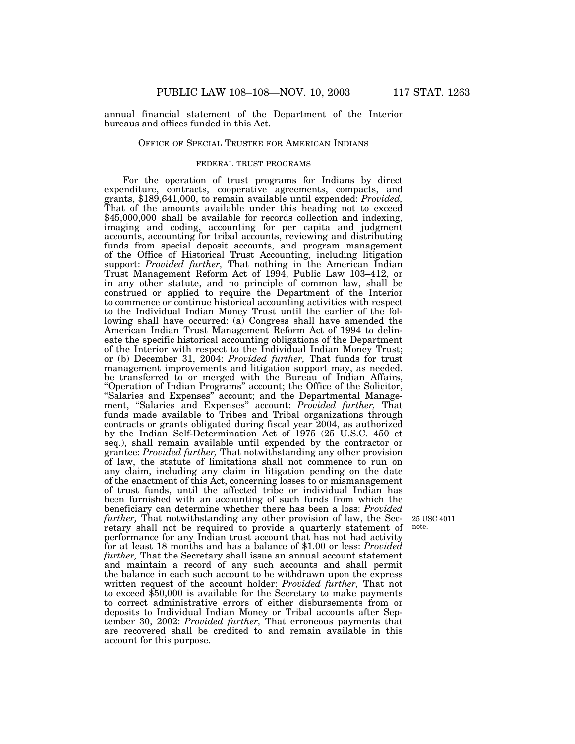annual financial statement of the Department of the Interior bureaus and offices funded in this Act.

### OFFICE OF SPECIAL TRUSTEE FOR AMERICAN INDIANS

#### FEDERAL TRUST PROGRAMS

For the operation of trust programs for Indians by direct expenditure, contracts, cooperative agreements, compacts, and grants, $189,641,000, to remain available until expended: *Provided,* That of the amounts available under this heading not to exceed $45,000,000 shall be available for records collection and indexing, imaging and coding, accounting for per capita and judgment accounts, accounting for tribal accounts, reviewing and distributing funds from special deposit accounts, and program management of the Office of Historical Trust Accounting, including litigation support: *Provided further,* That nothing in the American Indian Trust Management Reform Act of 1994, Public Law 103–412, or in any other statute, and no principle of common law, shall be construed or applied to require the Department of the Interior to commence or continue historical accounting activities with respect to the Individual Indian Money Trust until the earlier of the following shall have occurred: (a) Congress shall have amended the American Indian Trust Management Reform Act of 1994 to delineate the specific historical accounting obligations of the Department of the Interior with respect to the Individual Indian Money Trust; or (b) December 31, 2004: *Provided further,* That funds for trust management improvements and litigation support may, as needed, be transferred to or merged with the Bureau of Indian Affairs, "Operation of Indian Programs" account; the Office of the Solicitor, "Salaries and Expenses" account; and the Departmental Management, "Salaries and Expenses" account: *Provided further,* That funds made available to Tribes and Tribal organizations through contracts or grants obligated during fiscal year 2004, as authorized by the Indian Self-Determination Act of 1975 (25 U.S.C. 450 et seq.), shall remain available until expended by the contractor or grantee: *Provided further,* That notwithstanding any other provision of law, the statute of limitations shall not commence to run on any claim, including any claim in litigation pending on the date of the enactment of this Act, concerning losses to or mismanagement of trust funds, until the affected tribe or individual Indian has been furnished with an accounting of such funds from which the beneficiary can determine whether there has been a loss: *Provided further,* That notwithstanding any other provision of law, the Secretary shall not be required to provide a quarterly statement of performance for any Indian trust account that has not had activity for at least 18 months and has a balance of $1.00 or less: *Provided further,* That the Secretary shall issue an annual account statement and maintain a record of any such accounts and shall permit the balance in each such account to be withdrawn upon the express written request of the account holder: *Provided further,* That not to exceed $50,000 is available for the Secretary to make payments to correct administrative errors of either disbursements from or deposits to Individual Indian Money or Tribal accounts after September 30, 2002: *Provided further,* That erroneous payments that are recovered shall be credited to and remain available in this account for this purpose.

25 USC 4011 note.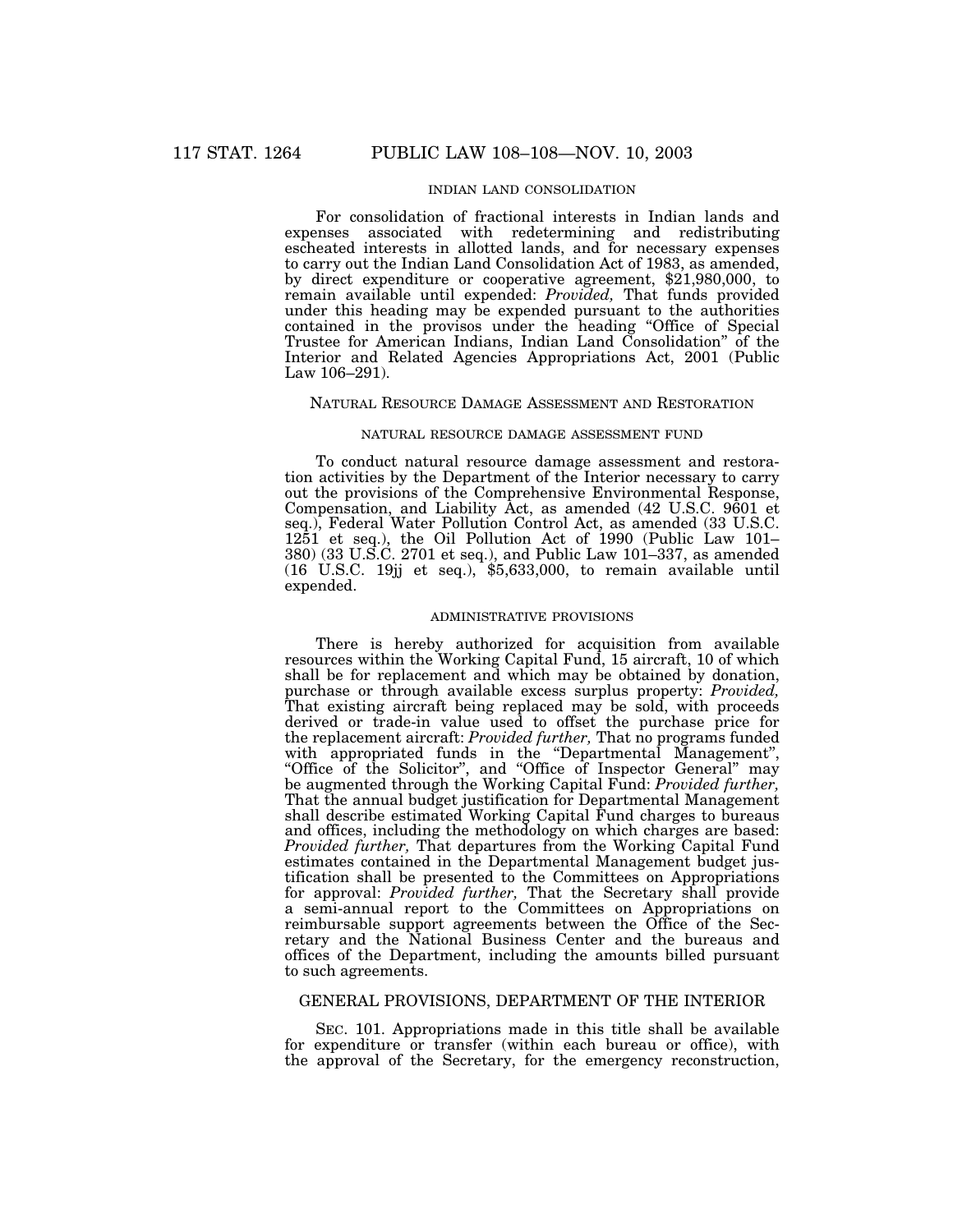INDIAN LAND CONSOLIDATION

For consolidation of fractional interests in Indian lands and expenses associated with redetermining and redistributing escheated interests in allotted lands, and for necessary expenses to carry out the Indian Land Consolidation Act of 1983, as amended, by direct expenditure or cooperative agreement, $21,980,000, to remain available until expended: *Provided,* That funds provided under this heading may be expended pursuant to the authorities contained in the provisos under the heading "Office of Special Trustee for American Indians, Indian Land Consolidation" of the Interior and Related Agencies Appropriations Act, 2001 (Public Law 106–291).

NATURAL RESOURCE DAMAGE ASSESSMENT AND RESTORATION

NATURAL RESOURCE DAMAGE ASSESSMENT FUND

To conduct natural resource damage assessment and restoration activities by the Department of the Interior necessary to carry out the provisions of the Comprehensive Environmental Response, Compensation, and Liability Act, as amended (42 U.S.C. 9601 et seq.), Federal Water Pollution Control Act, as amended (33 U.S.C. 1251 et seq.), the Oil Pollution Act of 1990 (Public Law 101–380) (33 U.S.C. 2701 et seq.), and Public Law 101–337, as amended (16 U.S.C. 19jj et seq.), $5,633,000, to remain available until expended.

ADMINISTRATIVE PROVISIONS

There is hereby authorized for acquisition from available resources within the Working Capital Fund, 15 aircraft, 10 of which shall be for replacement and which may be obtained by donation, purchase or through available excess surplus property: *Provided,* That existing aircraft being replaced may be sold, with proceeds derived or trade-in value used to offset the purchase price for the replacement aircraft: *Provided further,* That no programs funded with appropriated funds in the "Departmental Management", "Office of the Solicitor", and "Office of Inspector General" may be augmented through the Working Capital Fund: *Provided further,* That the annual budget justification for Departmental Management shall describe estimated Working Capital Fund charges to bureaus and offices, including the methodology on which charges are based: *Provided further,* That departures from the Working Capital Fund estimates contained in the Departmental Management budget justification shall be presented to the Committees on Appropriations for approval: *Provided further,* That the Secretary shall provide a semi-annual report to the Committees on Appropriations on reimbursable support agreements between the Office of the Secretary and the National Business Center and the bureaus and offices of the Department, including the amounts billed pursuant to such agreements.

GENERAL PROVISIONS, DEPARTMENT OF THE INTERIOR

SEC. 101. Appropriations made in this title shall be available for expenditure or transfer (within each bureau or office), with the approval of the Secretary, for the emergency reconstruction,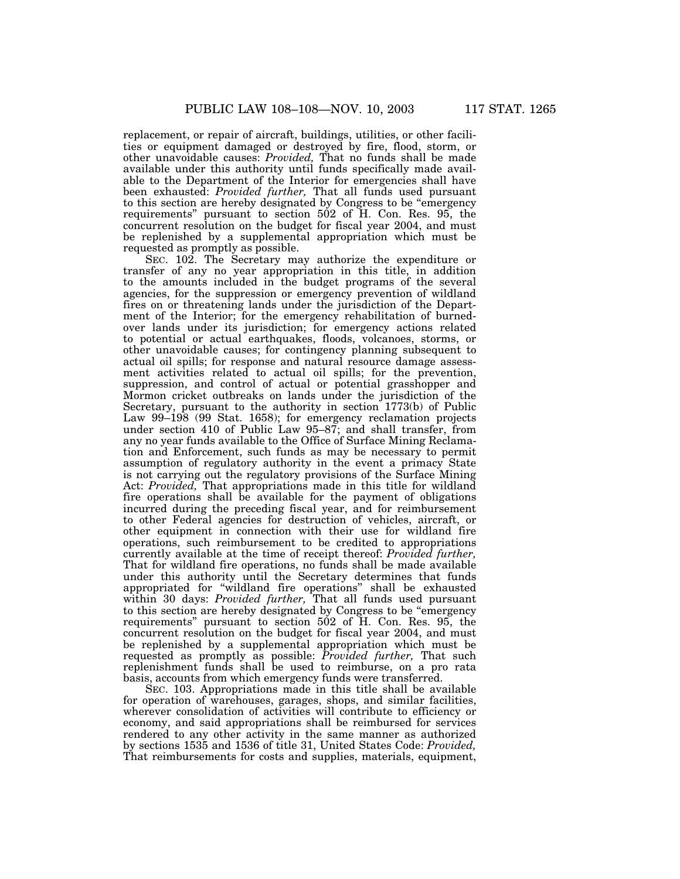replacement, or repair of aircraft, buildings, utilities, or other facilities or equipment damaged or destroyed by fire, flood, storm, or other unavoidable causes: *Provided,* That no funds shall be made available under this authority until funds specifically made available to the Department of the Interior for emergencies shall have been exhausted: *Provided further,* That all funds used pursuant to this section are hereby designated by Congress to be "emergency requirements" pursuant to section 502 of H. Con. Res. 95, the concurrent resolution on the budget for fiscal year 2004, and must be replenished by a supplemental appropriation which must be requested as promptly as possible.

SEC. 102. The Secretary may authorize the expenditure or transfer of any no year appropriation in this title, in addition to the amounts included in the budget programs of the several agencies, for the suppression or emergency prevention of wildland fires on or threatening lands under the jurisdiction of the Department of the Interior; for the emergency rehabilitation of burned-over lands under its jurisdiction; for emergency actions related to potential or actual earthquakes, floods, volcanoes, storms, or other unavoidable causes; for contingency planning subsequent to actual oil spills; for response and natural resource damage assessment activities related to actual oil spills; for the prevention, suppression, and control of actual or potential grasshopper and Mormon cricket outbreaks on lands under the jurisdiction of the Secretary, pursuant to the authority in section 1773(b) of Public Law 99–198 (99 Stat. 1658); for emergency reclamation projects under section 410 of Public Law 95–87; and shall transfer, from any no year funds available to the Office of Surface Mining Reclamation and Enforcement, such funds as may be necessary to permit assumption of regulatory authority in the event a primacy State is not carrying out the regulatory provisions of the Surface Mining Act: *Provided,* That appropriations made in this title for wildland fire operations shall be available for the payment of obligations incurred during the preceding fiscal year, and for reimbursement to other Federal agencies for destruction of vehicles, aircraft, or other equipment in connection with their use for wildland fire operations, such reimbursement to be credited to appropriations currently available at the time of receipt thereof: *Provided further,* That for wildland fire operations, no funds shall be made available under this authority until the Secretary determines that funds appropriated for "wildland fire operations" shall be exhausted within 30 days: *Provided further,* That all funds used pursuant to this section are hereby designated by Congress to be "emergency requirements" pursuant to section 502 of H. Con. Res. 95, the concurrent resolution on the budget for fiscal year 2004, and must be replenished by a supplemental appropriation which must be requested as promptly as possible: *Provided further,* That such replenishment funds shall be used to reimburse, on a pro rata basis, accounts from which emergency funds were transferred.

SEC. 103. Appropriations made in this title shall be available for operation of warehouses, garages, shops, and similar facilities, wherever consolidation of activities will contribute to efficiency or economy, and said appropriations shall be reimbursed for services rendered to any other activity in the same manner as authorized by sections 1535 and 1536 of title 31, United States Code: *Provided,* That reimbursements for costs and supplies, materials, equipment,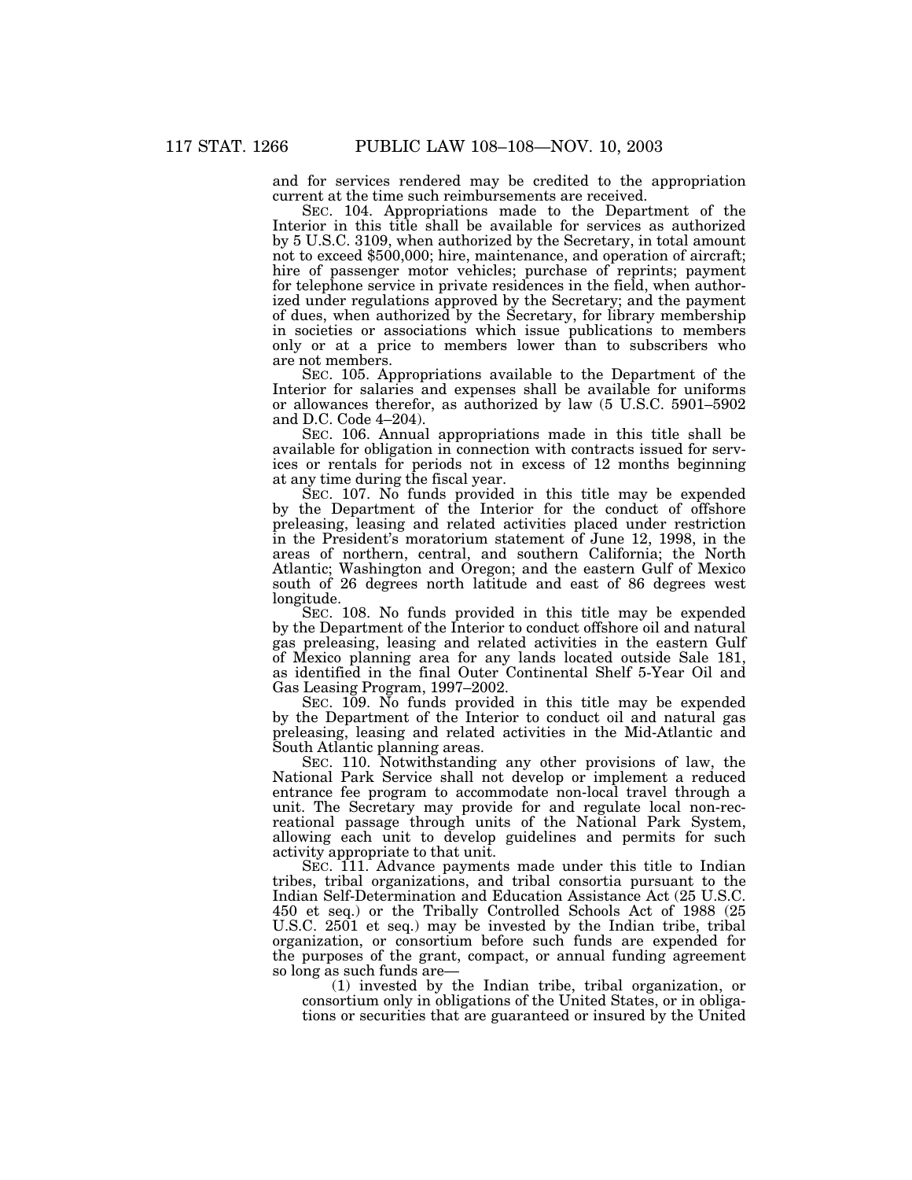and for services rendered may be credited to the appropriation current at the time such reimbursements are received.

SEC. 104. Appropriations made to the Department of the Interior in this title shall be available for services as authorized by 5 U.S.C. 3109, when authorized by the Secretary, in total amount not to exceed $500,000; hire, maintenance, and operation of aircraft; hire of passenger motor vehicles; purchase of reprints; payment for telephone service in private residences in the field, when authorized under regulations approved by the Secretary; and the payment of dues, when authorized by the Secretary, for library membership in societies or associations which issue publications to members only or at a price to members lower than to subscribers who are not members.

SEC. 105. Appropriations available to the Department of the Interior for salaries and expenses shall be available for uniforms or allowances therefor, as authorized by law (5 U.S.C. 5901–5902 and D.C. Code 4–204).

SEC. 106. Annual appropriations made in this title shall be available for obligation in connection with contracts issued for services or rentals for periods not in excess of 12 months beginning at any time during the fiscal year.

SEC. 107. No funds provided in this title may be expended by the Department of the Interior for the conduct of offshore preleasing, leasing and related activities placed under restriction in the President's moratorium statement of June 12, 1998, in the areas of northern, central, and southern California; the North Atlantic; Washington and Oregon; and the eastern Gulf of Mexico south of 26 degrees north latitude and east of 86 degrees west longitude.

SEC. 108. No funds provided in this title may be expended by the Department of the Interior to conduct offshore oil and natural gas preleasing, leasing and related activities in the eastern Gulf of Mexico planning area for any lands located outside Sale 181, as identified in the final Outer Continental Shelf 5-Year Oil and Gas Leasing Program, 1997–2002.

SEC. 109. No funds provided in this title may be expended by the Department of the Interior to conduct oil and natural gas preleasing, leasing and related activities in the Mid-Atlantic and South Atlantic planning areas.

SEC. 110. Notwithstanding any other provisions of law, the National Park Service shall not develop or implement a reduced entrance fee program to accommodate non-local travel through a unit. The Secretary may provide for and regulate local non-recreational passage through units of the National Park System, allowing each unit to develop guidelines and permits for such activity appropriate to that unit.

SEC. 111. Advance payments made under this title to Indian tribes, tribal organizations, and tribal consortia pursuant to the Indian Self-Determination and Education Assistance Act (25 U.S.C. 450 et seq.) or the Tribally Controlled Schools Act of 1988 (25 U.S.C. 2501 et seq.) may be invested by the Indian tribe, tribal organization, or consortium before such funds are expended for the purposes of the grant, compact, or annual funding agreement so long as such funds are—

(1) invested by the Indian tribe, tribal organization, or consortium only in obligations of the United States, or in obligations or securities that are guaranteed or insured by the United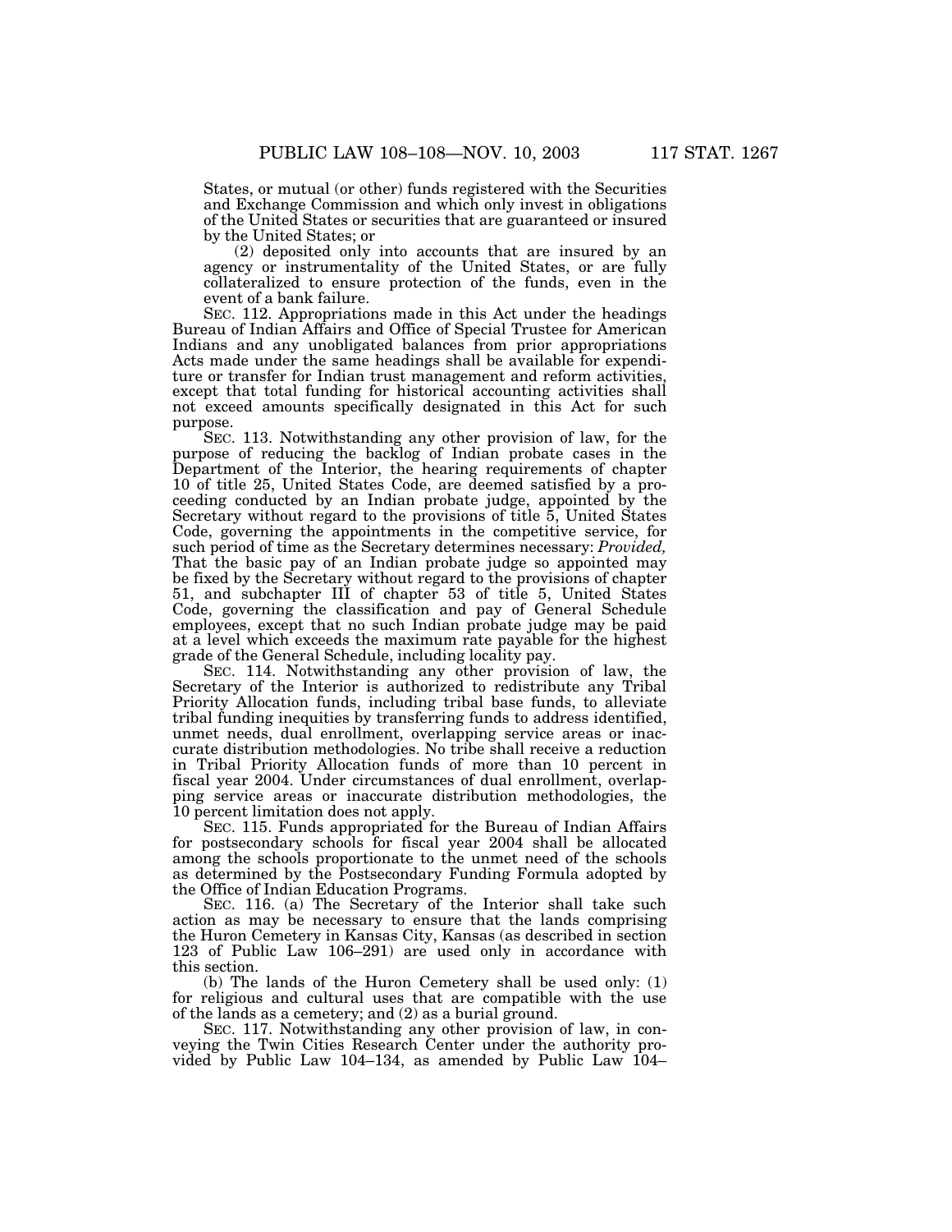States, or mutual (or other) funds registered with the Securities and Exchange Commission and which only invest in obligations of the United States or securities that are guaranteed or insured by the United States; or

(2) deposited only into accounts that are insured by an agency or instrumentality of the United States, or are fully collateralized to ensure protection of the funds, even in the event of a bank failure.

SEC. 112. Appropriations made in this Act under the headings Bureau of Indian Affairs and Office of Special Trustee for American Indians and any unobligated balances from prior appropriations Acts made under the same headings shall be available for expenditure or transfer for Indian trust management and reform activities, except that total funding for historical accounting activities shall not exceed amounts specifically designated in this Act for such purpose.

SEC. 113. Notwithstanding any other provision of law, for the purpose of reducing the backlog of Indian probate cases in the Department of the Interior, the hearing requirements of chapter 10 of title 25, United States Code, are deemed satisfied by a proceeding conducted by an Indian probate judge, appointed by the Secretary without regard to the provisions of title 5, United States Code, governing the appointments in the competitive service, for such period of time as the Secretary determines necessary: *Provided,* That the basic pay of an Indian probate judge so appointed may be fixed by the Secretary without regard to the provisions of chapter 51, and subchapter III of chapter 53 of title 5, United States Code, governing the classification and pay of General Schedule employees, except that no such Indian probate judge may be paid at a level which exceeds the maximum rate payable for the highest grade of the General Schedule, including locality pay.

SEC. 114. Notwithstanding any other provision of law, the Secretary of the Interior is authorized to redistribute any Tribal Priority Allocation funds, including tribal base funds, to alleviate tribal funding inequities by transferring funds to address identified, unmet needs, dual enrollment, overlapping service areas or inaccurate distribution methodologies. No tribe shall receive a reduction in Tribal Priority Allocation funds of more than 10 percent in fiscal year 2004. Under circumstances of dual enrollment, overlapping service areas or inaccurate distribution methodologies, the 10 percent limitation does not apply.

SEC. 115. Funds appropriated for the Bureau of Indian Affairs for postsecondary schools for fiscal year 2004 shall be allocated among the schools proportionate to the unmet need of the schools as determined by the Postsecondary Funding Formula adopted by the Office of Indian Education Programs.

SEC. 116. (a) The Secretary of the Interior shall take such action as may be necessary to ensure that the lands comprising the Huron Cemetery in Kansas City, Kansas (as described in section 123 of Public Law 106–291) are used only in accordance with this section.

(b) The lands of the Huron Cemetery shall be used only: (1) for religious and cultural uses that are compatible with the use of the lands as a cemetery; and (2) as a burial ground.

SEC. 117. Notwithstanding any other provision of law, in conveying the Twin Cities Research Center under the authority provided by Public Law 104–134, as amended by Public Law 104–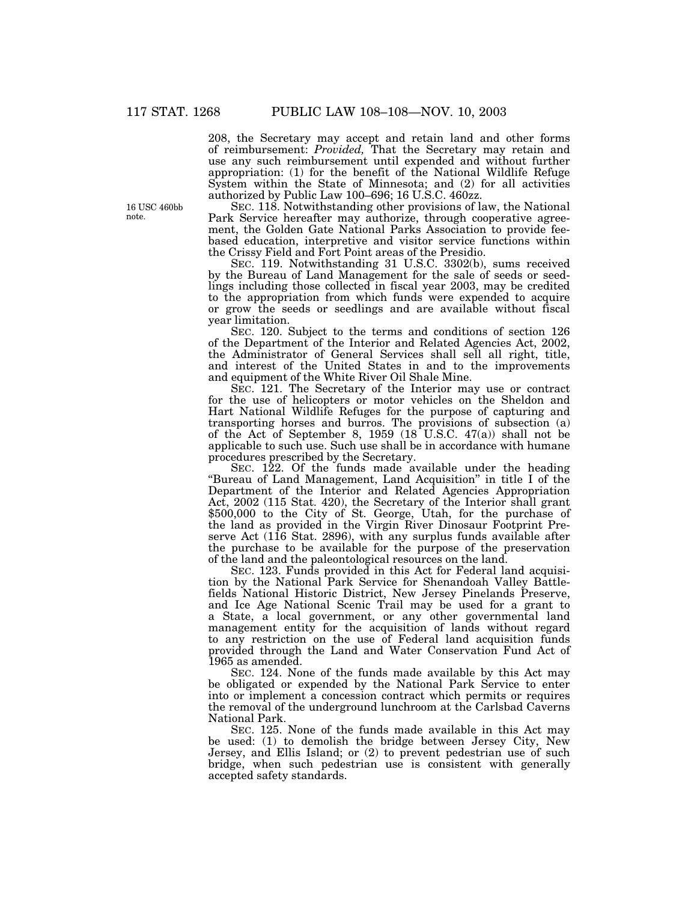208, the Secretary may accept and retain land and other forms of reimbursement: *Provided,* That the Secretary may retain and use any such reimbursement until expended and without further appropriation: (1) for the benefit of the National Wildlife Refuge System within the State of Minnesota; and (2) for all activities authorized by Public Law 100–696; 16 U.S.C. 460zz.

16 USC 460bb note.

SEC. 118. Notwithstanding other provisions of law, the National Park Service hereafter may authorize, through cooperative agreement, the Golden Gate National Parks Association to provide fee-based education, interpretive and visitor service functions within the Crissy Field and Fort Point areas of the Presidio.

SEC. 119. Notwithstanding 31 U.S.C. 3302(b), sums received by the Bureau of Land Management for the sale of seeds or seedlings including those collected in fiscal year 2003, may be credited to the appropriation from which funds were expended to acquire or grow the seeds or seedlings and are available without fiscal year limitation.

SEC. 120. Subject to the terms and conditions of section 126 of the Department of the Interior and Related Agencies Act, 2002, the Administrator of General Services shall sell all right, title, and interest of the United States in and to the improvements and equipment of the White River Oil Shale Mine.

SEC. 121. The Secretary of the Interior may use or contract for the use of helicopters or motor vehicles on the Sheldon and Hart National Wildlife Refuges for the purpose of capturing and transporting horses and burros. The provisions of subsection (a) of the Act of September 8, 1959 (18 U.S.C. 47(a)) shall not be applicable to such use. Such use shall be in accordance with humane procedures prescribed by the Secretary.

SEC. 122. Of the funds made available under the heading "Bureau of Land Management, Land Acquisition" in title I of the Department of the Interior and Related Agencies Appropriation Act, 2002 (115 Stat. 420), the Secretary of the Interior shall grant $500,000 to the City of St. George, Utah, for the purchase of the land as provided in the Virgin River Dinosaur Footprint Preserve Act (116 Stat. 2896), with any surplus funds available after the purchase to be available for the purpose of the preservation of the land and the paleontological resources on the land.

SEC. 123. Funds provided in this Act for Federal land acquisition by the National Park Service for Shenandoah Valley Battlefields National Historic District, New Jersey Pinelands Preserve, and Ice Age National Scenic Trail may be used for a grant to a State, a local government, or any other governmental land management entity for the acquisition of lands without regard to any restriction on the use of Federal land acquisition funds provided through the Land and Water Conservation Fund Act of 1965 as amended.

SEC. 124. None of the funds made available by this Act may be obligated or expended by the National Park Service to enter into or implement a concession contract which permits or requires the removal of the underground lunchroom at the Carlsbad Caverns National Park.

SEC. 125. None of the funds made available in this Act may be used: (1) to demolish the bridge between Jersey City, New Jersey, and Ellis Island; or (2) to prevent pedestrian use of such bridge, when such pedestrian use is consistent with generally accepted safety standards.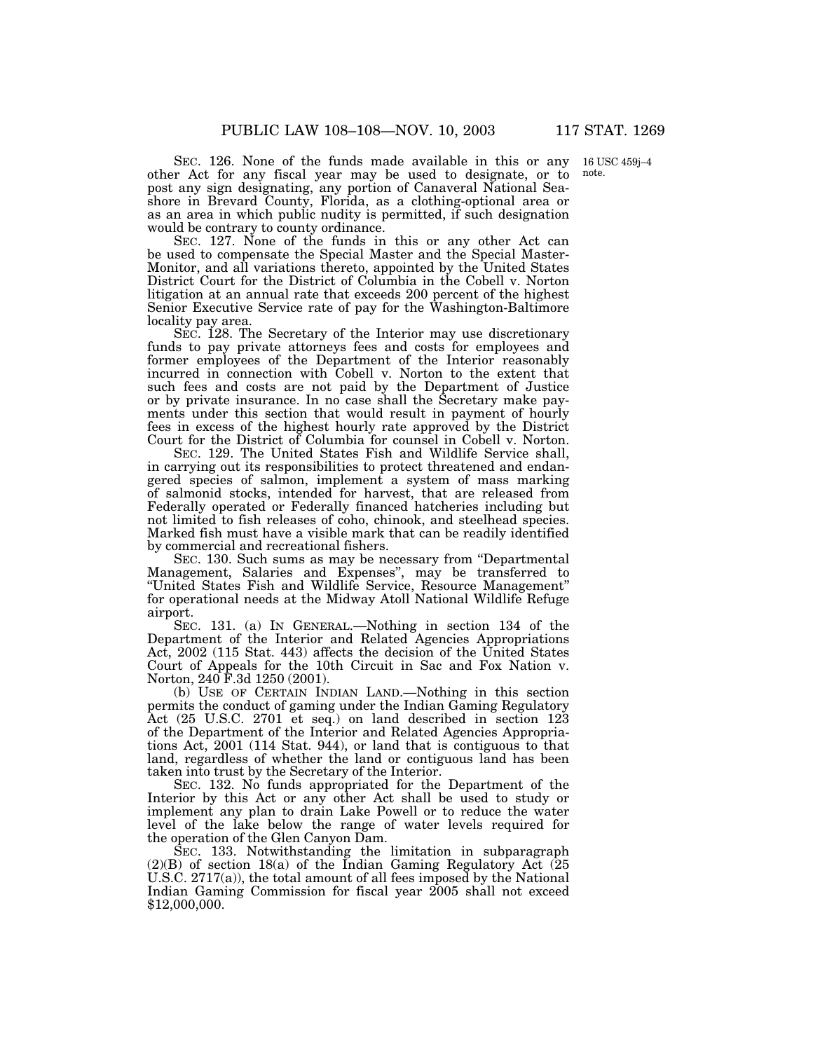SEC. 126. None of the funds made available in this or any other Act for any fiscal year may be used to designate, or to post any sign designating, any portion of Canaveral National Seashore in Brevard County, Florida, as a clothing-optional area or as an area in which public nudity is permitted, if such designation would be contrary to county ordinance.

16 USC 459j–4 note.

SEC. 127. None of the funds in this or any other Act can be used to compensate the Special Master and the Special Master-Monitor, and all variations thereto, appointed by the United States District Court for the District of Columbia in the Cobell v. Norton litigation at an annual rate that exceeds 200 percent of the highest Senior Executive Service rate of pay for the Washington-Baltimore locality pay area.

SEC. 128. The Secretary of the Interior may use discretionary funds to pay private attorneys fees and costs for employees and former employees of the Department of the Interior reasonably incurred in connection with Cobell v. Norton to the extent that such fees and costs are not paid by the Department of Justice or by private insurance. In no case shall the Secretary make payments under this section that would result in payment of hourly fees in excess of the highest hourly rate approved by the District Court for the District of Columbia for counsel in Cobell v. Norton.

SEC. 129. The United States Fish and Wildlife Service shall, in carrying out its responsibilities to protect threatened and endangered species of salmon, implement a system of mass marking of salmonid stocks, intended for harvest, that are released from Federally operated or Federally financed hatcheries including but not limited to fish releases of coho, chinook, and steelhead species. Marked fish must have a visible mark that can be readily identified by commercial and recreational fishers.

SEC. 130. Such sums as may be necessary from "Departmental Management, Salaries and Expenses", may be transferred to "United States Fish and Wildlife Service, Resource Management" for operational needs at the Midway Atoll National Wildlife Refuge airport.

SEC. 131. (a) IN GENERAL.—Nothing in section 134 of the Department of the Interior and Related Agencies Appropriations Act, 2002 (115 Stat. 443) affects the decision of the United States Court of Appeals for the 10th Circuit in Sac and Fox Nation v. Norton, 240 F.3d 1250 (2001).

(b) USE OF CERTAIN INDIAN LAND.—Nothing in this section permits the conduct of gaming under the Indian Gaming Regulatory Act (25 U.S.C. 2701 et seq.) on land described in section 123 of the Department of the Interior and Related Agencies Appropriations Act, 2001 (114 Stat. 944), or land that is contiguous to that land, regardless of whether the land or contiguous land has been taken into trust by the Secretary of the Interior.

SEC. 132. No funds appropriated for the Department of the Interior by this Act or any other Act shall be used to study or implement any plan to drain Lake Powell or to reduce the water level of the lake below the range of water levels required for the operation of the Glen Canyon Dam.

SEC. 133. Notwithstanding the limitation in subparagraph (2)(B) of section 18(a) of the Indian Gaming Regulatory Act (25 U.S.C. 2717(a)), the total amount of all fees imposed by the National Indian Gaming Commission for fiscal year 2005 shall not exceed $12,000,000.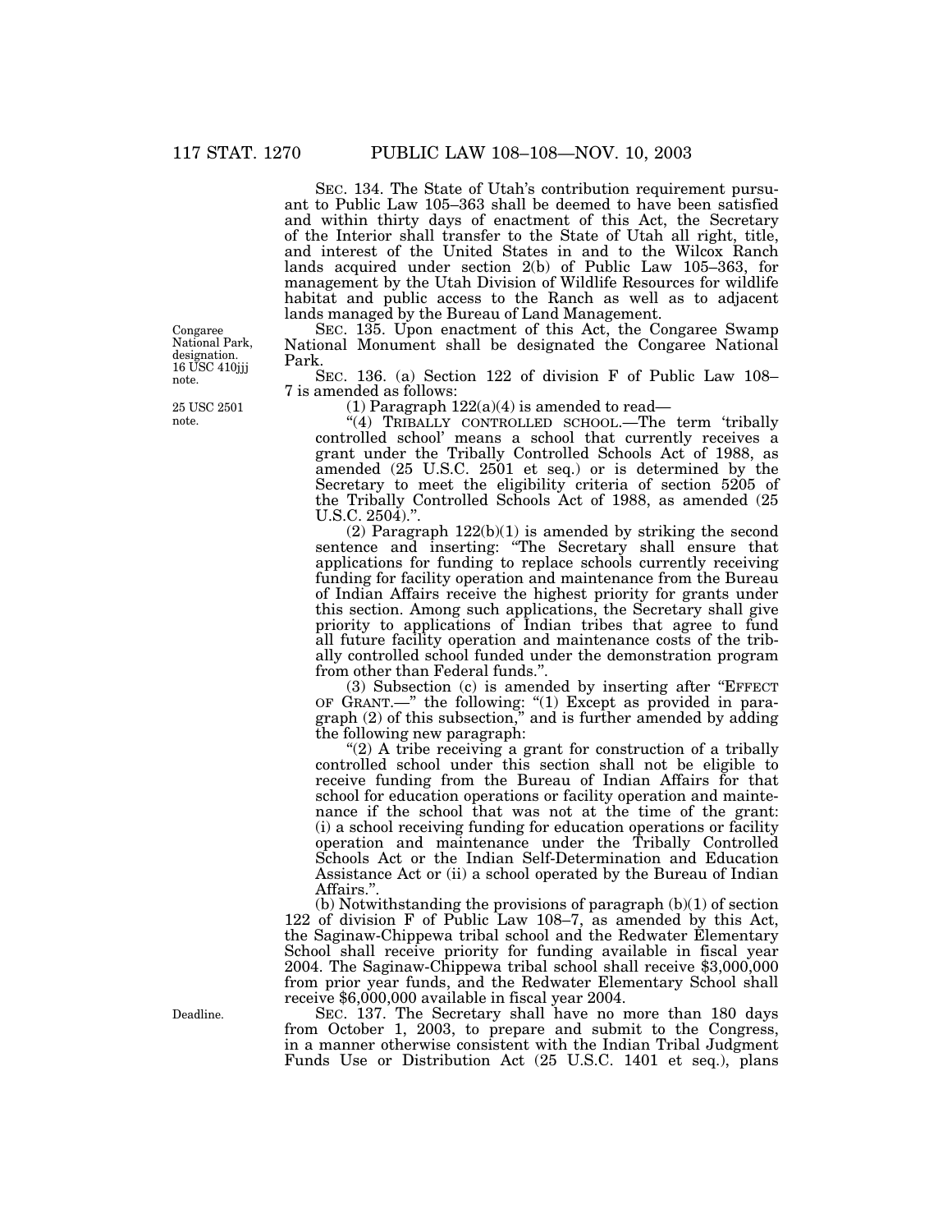SEC. 134. The State of Utah's contribution requirement pursuant to Public Law 105–363 shall be deemed to have been satisfied and within thirty days of enactment of this Act, the Secretary of the Interior shall transfer to the State of Utah all right, title, and interest of the United States in and to the Wilcox Ranch lands acquired under section 2(b) of Public Law 105–363, for management by the Utah Division of Wildlife Resources for wildlife habitat and public access to the Ranch as well as to adjacent lands managed by the Bureau of Land Management.

Congaree National Park, designation. 16 USC 410jjj note.

SEC. 135. Upon enactment of this Act, the Congaree Swamp National Monument shall be designated the Congaree National Park.

25 USC 2501 note.

SEC. 136. (a) Section 122 of division F of Public Law 108–7 is amended as follows:

(1) Paragraph 122(a)(4) is amended to read—

"(4) TRIBALLY CONTROLLED SCHOOL.—The term 'tribally controlled school' means a school that currently receives a grant under the Tribally Controlled Schools Act of 1988, as amended (25 U.S.C. 2501 et seq.) or is determined by the Secretary to meet the eligibility criteria of section 5205 of the Tribally Controlled Schools Act of 1988, as amended (25 U.S.C. 2504).".

(2) Paragraph 122(b)(1) is amended by striking the second sentence and inserting: "The Secretary shall ensure that applications for funding to replace schools currently receiving funding for facility operation and maintenance from the Bureau of Indian Affairs receive the highest priority for grants under this section. Among such applications, the Secretary shall give priority to applications of Indian tribes that agree to fund all future facility operation and maintenance costs of the tribally controlled school funded under the demonstration program from other than Federal funds.".

(3) Subsection (c) is amended by inserting after "EFFECT OF GRANT.—" the following: "(1) Except as provided in paragraph (2) of this subsection," and is further amended by adding the following new paragraph:

"(2) A tribe receiving a grant for construction of a tribally controlled school under this section shall not be eligible to receive funding from the Bureau of Indian Affairs for that school for education operations or facility operation and maintenance if the school that was not at the time of the grant: (i) a school receiving funding for education operations or facility operation and maintenance under the Tribally Controlled Schools Act or the Indian Self-Determination and Education Assistance Act or (ii) a school operated by the Bureau of Indian Affairs.".

(b) Notwithstanding the provisions of paragraph (b)(1) of section 122 of division F of Public Law 108–7, as amended by this Act, the Saginaw-Chippewa tribal school and the Redwater Elementary School shall receive priority for funding available in fiscal year 2004. The Saginaw-Chippewa tribal school shall receive $3,000,000 from prior year funds, and the Redwater Elementary School shall receive $6,000,000 available in fiscal year 2004.

Deadline.

SEC. 137. The Secretary shall have no more than 180 days from October 1, 2003, to prepare and submit to the Congress, in a manner otherwise consistent with the Indian Tribal Judgment Funds Use or Distribution Act (25 U.S.C. 1401 et seq.), plans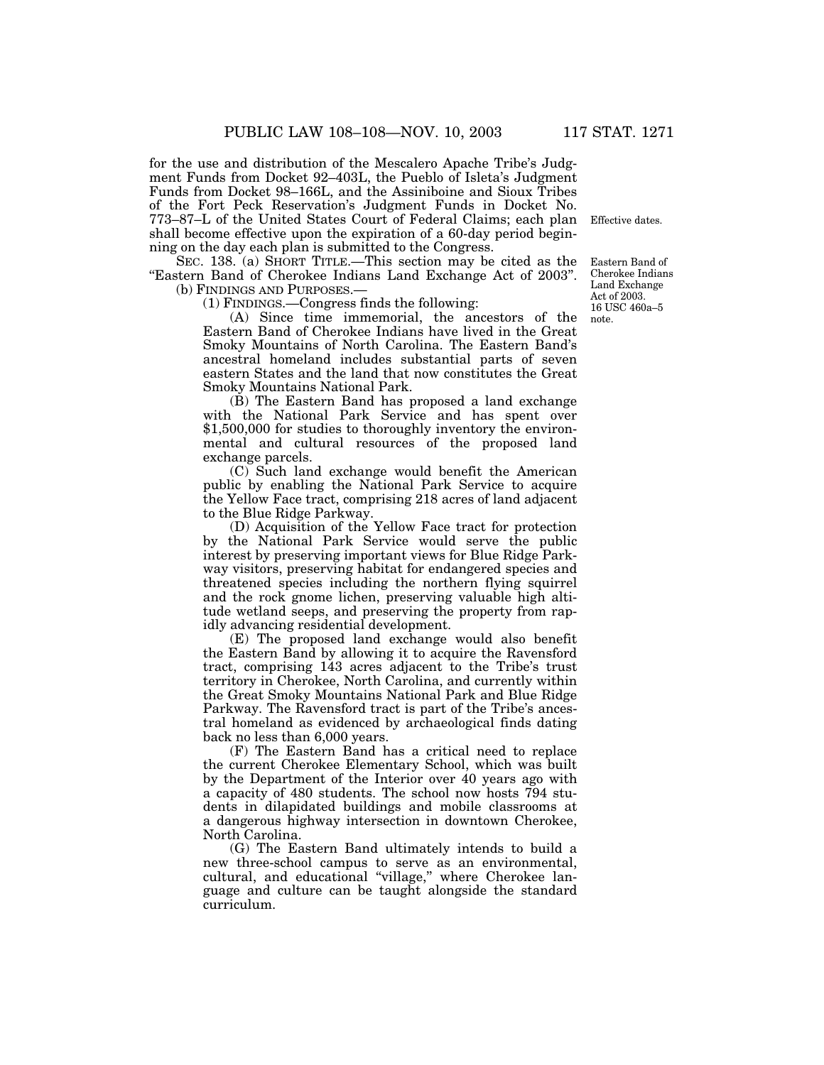for the use and distribution of the Mescalero Apache Tribe's Judgment Funds from Docket 92–403L, the Pueblo of Isleta's Judgment Funds from Docket 98–166L, and the Assiniboine and Sioux Tribes of the Fort Peck Reservation's Judgment Funds in Docket No. 773–87–L of the United States Court of Federal Claims; each plan shall become effective upon the expiration of a 60-day period beginning on the day each plan is submitted to the Congress.

Effective dates.

SEC. 138. (a) SHORT TITLE.—This section may be cited as the "Eastern Band of Cherokee Indians Land Exchange Act of 2003".

Eastern Band of Cherokee Indians Land Exchange Act of 2003. 16 USC 460a–5 note.

(b) FINDINGS AND PURPOSES.—

(1) FINDINGS.—Congress finds the following:

(A) Since time immemorial, the ancestors of the Eastern Band of Cherokee Indians have lived in the Great Smoky Mountains of North Carolina. The Eastern Band's ancestral homeland includes substantial parts of seven eastern States and the land that now constitutes the Great Smoky Mountains National Park.

(B) The Eastern Band has proposed a land exchange with the National Park Service and has spent over $1,500,000 for studies to thoroughly inventory the environmental and cultural resources of the proposed land exchange parcels.

(C) Such land exchange would benefit the American public by enabling the National Park Service to acquire the Yellow Face tract, comprising 218 acres of land adjacent to the Blue Ridge Parkway.

(D) Acquisition of the Yellow Face tract for protection by the National Park Service would serve the public interest by preserving important views for Blue Ridge Parkway visitors, preserving habitat for endangered species and threatened species including the northern flying squirrel and the rock gnome lichen, preserving valuable high altitude wetland seeps, and preserving the property from rapidly advancing residential development.

(E) The proposed land exchange would also benefit the Eastern Band by allowing it to acquire the Ravensford tract, comprising 143 acres adjacent to the Tribe's trust territory in Cherokee, North Carolina, and currently within the Great Smoky Mountains National Park and Blue Ridge Parkway. The Ravensford tract is part of the Tribe's ancestral homeland as evidenced by archaeological finds dating back no less than 6,000 years.

(F) The Eastern Band has a critical need to replace the current Cherokee Elementary School, which was built by the Department of the Interior over 40 years ago with a capacity of 480 students. The school now hosts 794 students in dilapidated buildings and mobile classrooms at a dangerous highway intersection in downtown Cherokee, North Carolina.

(G) The Eastern Band ultimately intends to build a new three-school campus to serve as an environmental, cultural, and educational "village," where Cherokee language and culture can be taught alongside the standard curriculum.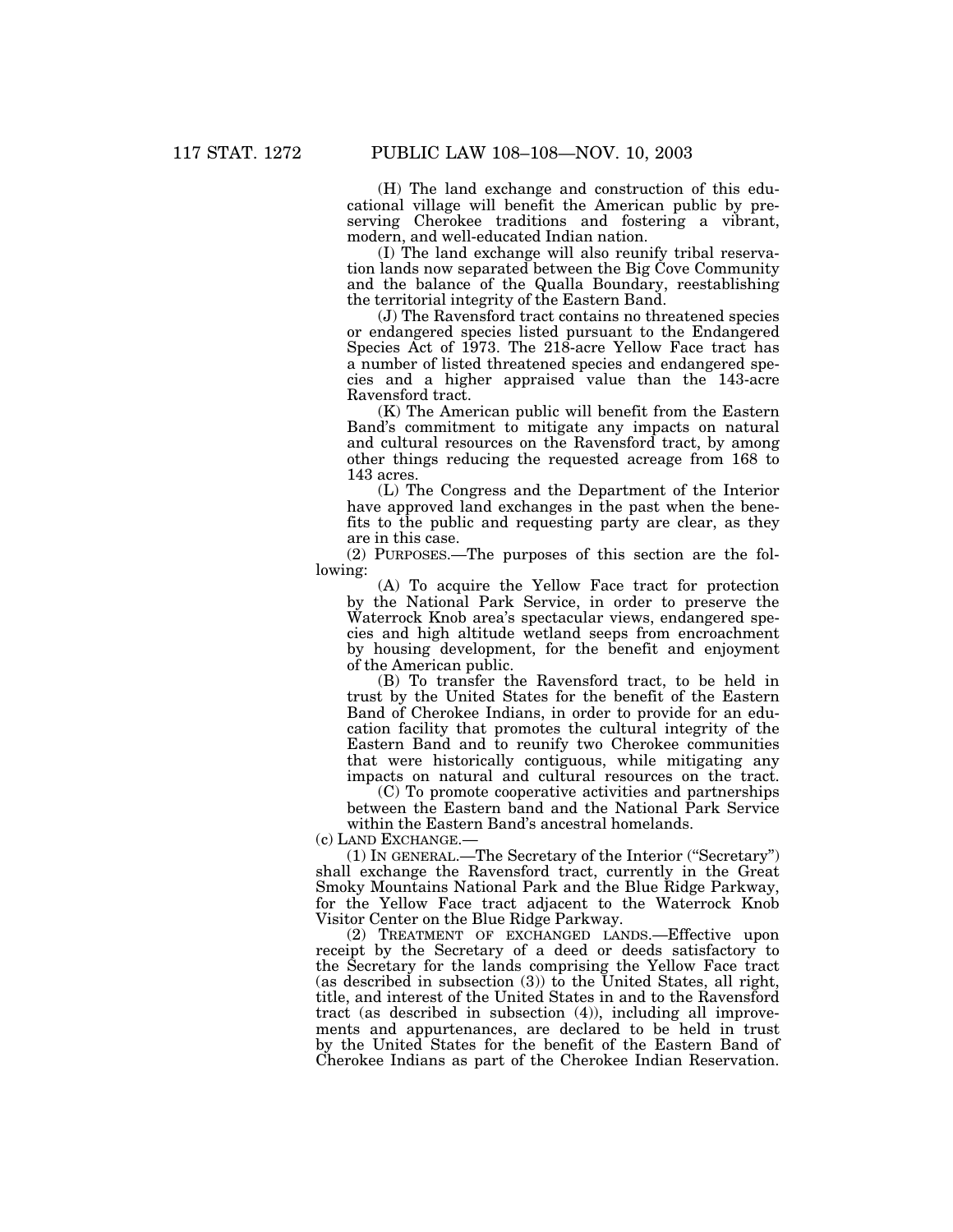(H) The land exchange and construction of this educational village will benefit the American public by preserving Cherokee traditions and fostering a vibrant, modern, and well-educated Indian nation.

(I) The land exchange will also reunify tribal reservation lands now separated between the Big Cove Community and the balance of the Qualla Boundary, reestablishing the territorial integrity of the Eastern Band.

(J) The Ravensford tract contains no threatened species or endangered species listed pursuant to the Endangered Species Act of 1973. The 218-acre Yellow Face tract has a number of listed threatened species and endangered species and a higher appraised value than the 143-acre Ravensford tract.

(K) The American public will benefit from the Eastern Band's commitment to mitigate any impacts on natural and cultural resources on the Ravensford tract, by among other things reducing the requested acreage from 168 to 143 acres.

(L) The Congress and the Department of the Interior have approved land exchanges in the past when the benefits to the public and requesting party are clear, as they are in this case.

(2) PURPOSES.—The purposes of this section are the following:

(A) To acquire the Yellow Face tract for protection by the National Park Service, in order to preserve the Waterrock Knob area's spectacular views, endangered species and high altitude wetland seeps from encroachment by housing development, for the benefit and enjoyment of the American public.

(B) To transfer the Ravensford tract, to be held in trust by the United States for the benefit of the Eastern Band of Cherokee Indians, in order to provide for an education facility that promotes the cultural integrity of the Eastern Band and to reunify two Cherokee communities that were historically contiguous, while mitigating any impacts on natural and cultural resources on the tract.

(C) To promote cooperative activities and partnerships between the Eastern band and the National Park Service within the Eastern Band's ancestral homelands.

(c) LAND EXCHANGE.—

(1) IN GENERAL.—The Secretary of the Interior ("Secretary") shall exchange the Ravensford tract, currently in the Great Smoky Mountains National Park and the Blue Ridge Parkway, for the Yellow Face tract adjacent to the Waterrock Knob Visitor Center on the Blue Ridge Parkway.

(2) TREATMENT OF EXCHANGED LANDS.—Effective upon receipt by the Secretary of a deed or deeds satisfactory to the Secretary for the lands comprising the Yellow Face tract (as described in subsection (3)) to the United States, all right, title, and interest of the United States in and to the Ravensford tract (as described in subsection (4)), including all improvements and appurtenances, are declared to be held in trust by the United States for the benefit of the Eastern Band of Cherokee Indians as part of the Cherokee Indian Reservation.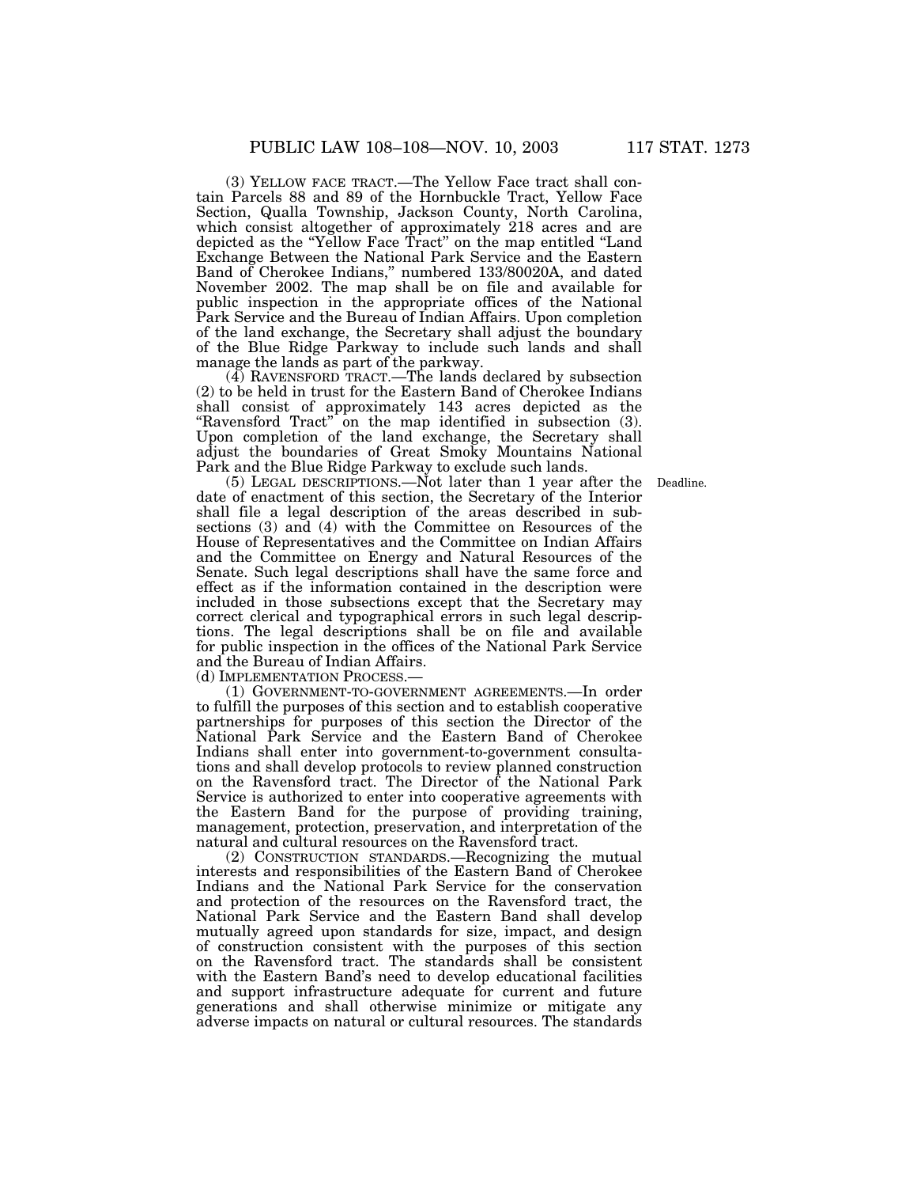(3) YELLOW FACE TRACT.—The Yellow Face tract shall contain Parcels 88 and 89 of the Hornbuckle Tract, Yellow Face Section, Qualla Township, Jackson County, North Carolina, which consist altogether of approximately 218 acres and are depicted as the "Yellow Face Tract" on the map entitled "Land Exchange Between the National Park Service and the Eastern Band of Cherokee Indians," numbered 133/80020A, and dated November 2002. The map shall be on file and available for public inspection in the appropriate offices of the National Park Service and the Bureau of Indian Affairs. Upon completion of the land exchange, the Secretary shall adjust the boundary of the Blue Ridge Parkway to include such lands and shall manage the lands as part of the parkway.

(4) RAVENSFORD TRACT.—The lands declared by subsection (2) to be held in trust for the Eastern Band of Cherokee Indians shall consist of approximately 143 acres depicted as the "Ravensford Tract" on the map identified in subsection (3). Upon completion of the land exchange, the Secretary shall adjust the boundaries of Great Smoky Mountains National Park and the Blue Ridge Parkway to exclude such lands.

(5) LEGAL DESCRIPTIONS.—Not later than 1 year after the date of enactment of this section, the Secretary of the Interior shall file a legal description of the areas described in subsections (3) and (4) with the Committee on Resources of the House of Representatives and the Committee on Indian Affairs and the Committee on Energy and Natural Resources of the Senate. Such legal descriptions shall have the same force and effect as if the information contained in the description were included in those subsections except that the Secretary may correct clerical and typographical errors in such legal descriptions. The legal descriptions shall be on file and available for public inspection in the offices of the National Park Service and the Bureau of Indian Affairs.

Deadline.

(d) IMPLEMENTATION PROCESS.—

(1) GOVERNMENT-TO-GOVERNMENT AGREEMENTS.—In order to fulfill the purposes of this section and to establish cooperative partnerships for purposes of this section the Director of the National Park Service and the Eastern Band of Cherokee Indians shall enter into government-to-government consultations and shall develop protocols to review planned construction on the Ravensford tract. The Director of the National Park Service is authorized to enter into cooperative agreements with the Eastern Band for the purpose of providing training, management, protection, preservation, and interpretation of the natural and cultural resources on the Ravensford tract.

(2) CONSTRUCTION STANDARDS.—Recognizing the mutual interests and responsibilities of the Eastern Band of Cherokee Indians and the National Park Service for the conservation and protection of the resources on the Ravensford tract, the National Park Service and the Eastern Band shall develop mutually agreed upon standards for size, impact, and design of construction consistent with the purposes of this section on the Ravensford tract. The standards shall be consistent with the Eastern Band's need to develop educational facilities and support infrastructure adequate for current and future generations and shall otherwise minimize or mitigate any adverse impacts on natural or cultural resources. The standards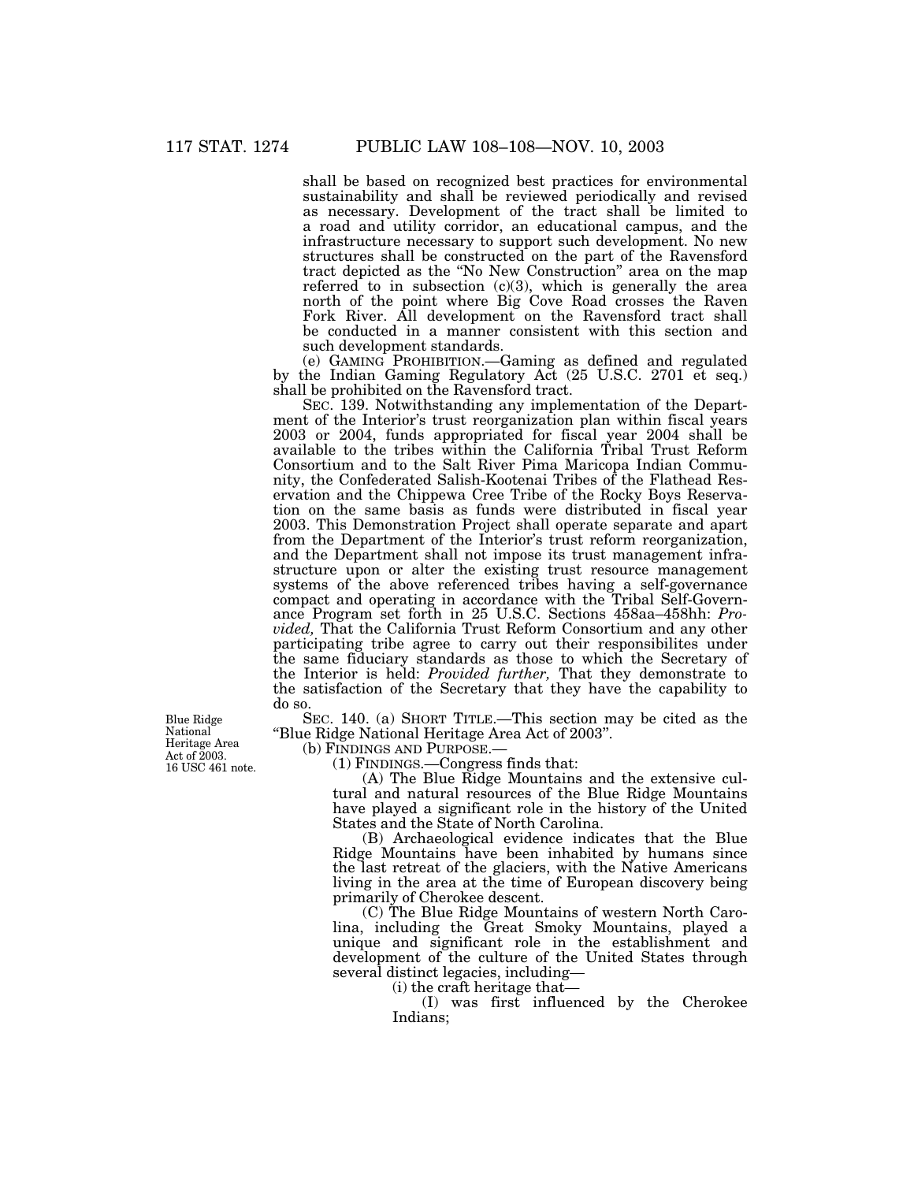shall be based on recognized best practices for environmental sustainability and shall be reviewed periodically and revised as necessary. Development of the tract shall be limited to a road and utility corridor, an educational campus, and the infrastructure necessary to support such development. No new structures shall be constructed on the part of the Ravensford tract depicted as the "No New Construction" area on the map referred to in subsection (c)(3), which is generally the area north of the point where Big Cove Road crosses the Raven Fork River. All development on the Ravensford tract shall be conducted in a manner consistent with this section and such development standards.

(e) GAMING PROHIBITION.—Gaming as defined and regulated by the Indian Gaming Regulatory Act (25 U.S.C. 2701 et seq.) shall be prohibited on the Ravensford tract.

SEC. 139. Notwithstanding any implementation of the Department of the Interior's trust reorganization plan within fiscal years 2003 or 2004, funds appropriated for fiscal year 2004 shall be available to the tribes within the California Tribal Trust Reform Consortium and to the Salt River Pima Maricopa Indian Community, the Confederated Salish-Kootenai Tribes of the Flathead Reservation and the Chippewa Cree Tribe of the Rocky Boys Reservation on the same basis as funds were distributed in fiscal year 2003. This Demonstration Project shall operate separate and apart from the Department of the Interior's trust reform reorganization, and the Department shall not impose its trust management infrastructure upon or alter the existing trust resource management systems of the above referenced tribes having a self-governance compact and operating in accordance with the Tribal Self-Governance Program set forth in 25 U.S.C. Sections 458aa–458hh: *Provided,* That the California Trust Reform Consortium and any other participating tribe agree to carry out their responsibilites under the same fiduciary standards as those to which the Secretary of the Interior is held: *Provided further,* That they demonstrate to the satisfaction of the Secretary that they have the capability to do so.

Blue Ridge National Heritage Area Act of 2003. 16 USC 461 note.

SEC. 140. (a) SHORT TITLE.—This section may be cited as the "Blue Ridge National Heritage Area Act of 2003".

(b) FINDINGS AND PURPOSE.—

(1) FINDINGS.—Congress finds that:

(A) The Blue Ridge Mountains and the extensive cultural and natural resources of the Blue Ridge Mountains have played a significant role in the history of the United States and the State of North Carolina.

(B) Archaeological evidence indicates that the Blue Ridge Mountains have been inhabited by humans since the last retreat of the glaciers, with the Native Americans living in the area at the time of European discovery being primarily of Cherokee descent.

(C) The Blue Ridge Mountains of western North Carolina, including the Great Smoky Mountains, played a unique and significant role in the establishment and development of the culture of the United States through several distinct legacies, including—

(i) the craft heritage that—

(I) was first influenced by the Cherokee Indians;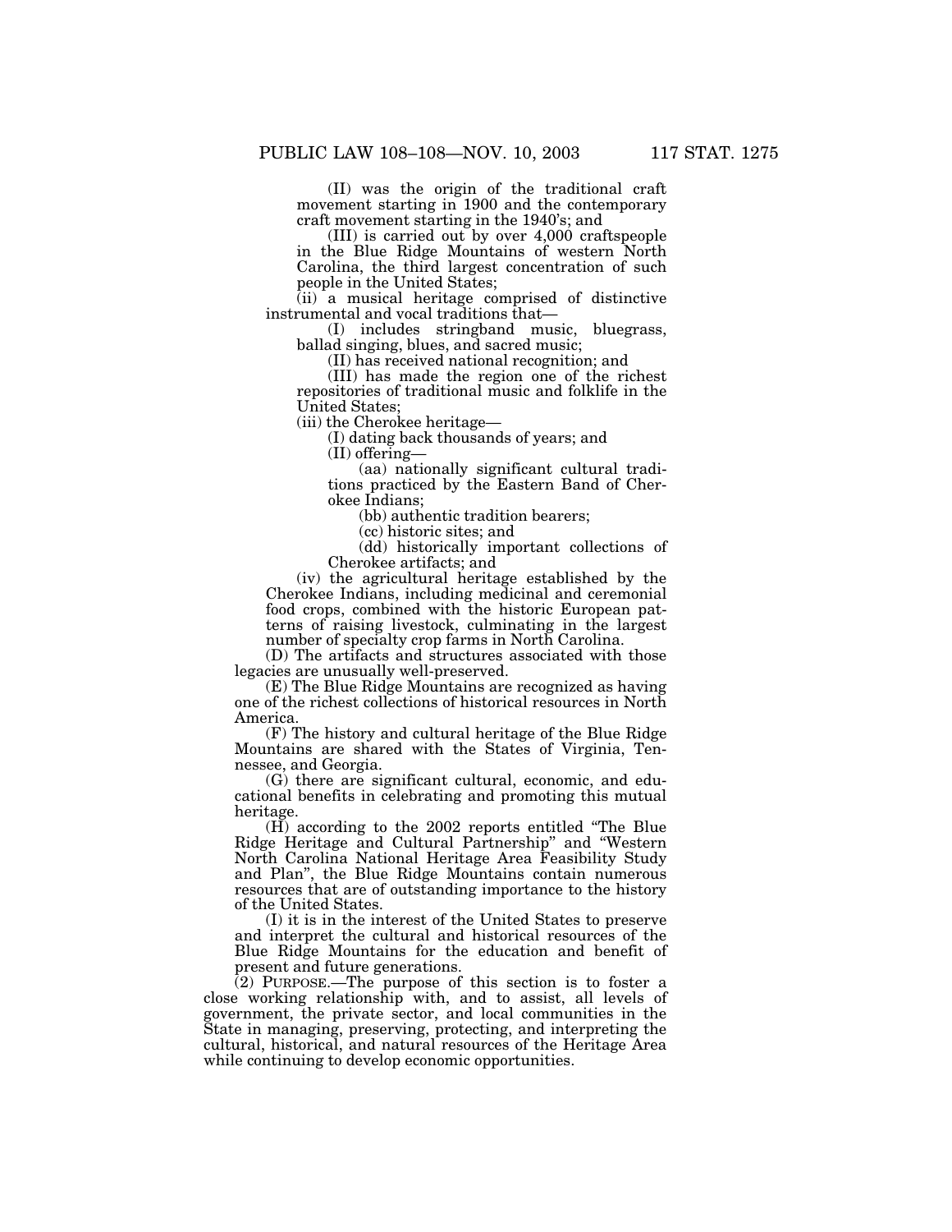(II) was the origin of the traditional craft movement starting in 1900 and the contemporary craft movement starting in the 1940's; and

(III) is carried out by over 4,000 craftspeople in the Blue Ridge Mountains of western North Carolina, the third largest concentration of such people in the United States;

(ii) a musical heritage comprised of distinctive instrumental and vocal traditions that—

(I) includes stringband music, bluegrass, ballad singing, blues, and sacred music;

(II) has received national recognition; and

(III) has made the region one of the richest repositories of traditional music and folklife in the United States;

(iii) the Cherokee heritage—

(I) dating back thousands of years; and

(II) offering—

(aa) nationally significant cultural traditions practiced by the Eastern Band of Cherokee Indians;

(bb) authentic tradition bearers;

(cc) historic sites; and

(dd) historically important collections of Cherokee artifacts; and

(iv) the agricultural heritage established by the Cherokee Indians, including medicinal and ceremonial food crops, combined with the historic European patterns of raising livestock, culminating in the largest number of specialty crop farms in North Carolina.

(D) The artifacts and structures associated with those legacies are unusually well-preserved.

(E) The Blue Ridge Mountains are recognized as having one of the richest collections of historical resources in North America.

(F) The history and cultural heritage of the Blue Ridge Mountains are shared with the States of Virginia, Tennessee, and Georgia.

(G) there are significant cultural, economic, and educational benefits in celebrating and promoting this mutual heritage.

(H) according to the 2002 reports entitled "The Blue Ridge Heritage and Cultural Partnership" and "Western North Carolina National Heritage Area Feasibility Study and Plan", the Blue Ridge Mountains contain numerous resources that are of outstanding importance to the history of the United States.

(I) it is in the interest of the United States to preserve and interpret the cultural and historical resources of the Blue Ridge Mountains for the education and benefit of present and future generations.

(2) PURPOSE.—The purpose of this section is to foster a close working relationship with, and to assist, all levels of government, the private sector, and local communities in the State in managing, preserving, protecting, and interpreting the cultural, historical, and natural resources of the Heritage Area while continuing to develop economic opportunities.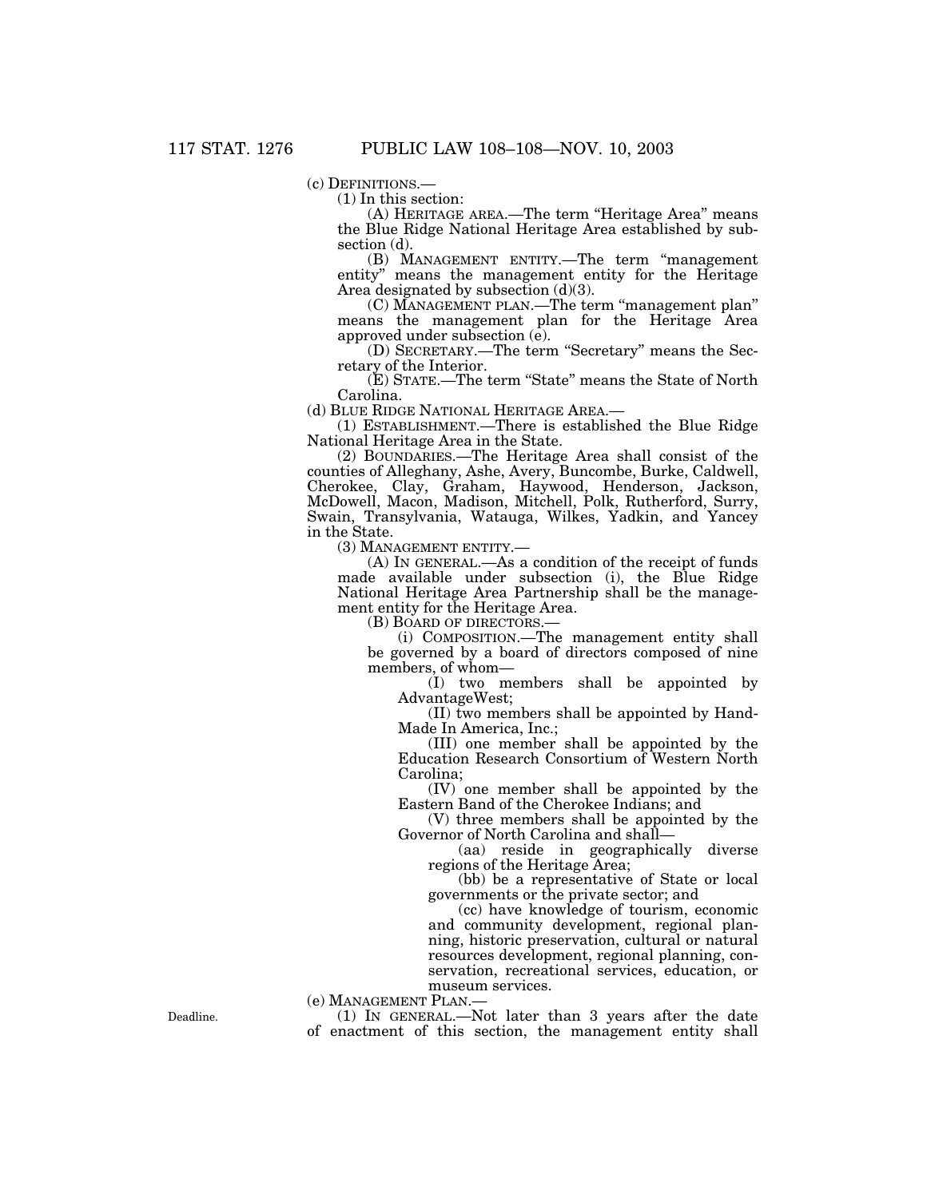(c) DEFINITIONS.—

(1) In this section:

(A) HERITAGE AREA.—The term "Heritage Area" means the Blue Ridge National Heritage Area established by subsection (d).

(B) MANAGEMENT ENTITY.—The term "management entity" means the management entity for the Heritage Area designated by subsection (d)(3).

(C) MANAGEMENT PLAN.—The term "management plan" means the management plan for the Heritage Area approved under subsection (e).

(D) SECRETARY.—The term "Secretary" means the Secretary of the Interior.

(E) STATE.—The term "State" means the State of North Carolina.

(d) BLUE RIDGE NATIONAL HERITAGE AREA.—

(1) ESTABLISHMENT.—There is established the Blue Ridge National Heritage Area in the State.

(2) BOUNDARIES.—The Heritage Area shall consist of the counties of Alleghany, Ashe, Avery, Buncombe, Burke, Caldwell, Cherokee, Clay, Graham, Haywood, Henderson, Jackson, McDowell, Macon, Madison, Mitchell, Polk, Rutherford, Surry, Swain, Transylvania, Watauga, Wilkes, Yadkin, and Yancey in the State.

(3) MANAGEMENT ENTITY.—

(A) IN GENERAL.—As a condition of the receipt of funds made available under subsection (i), the Blue Ridge National Heritage Area Partnership shall be the management entity for the Heritage Area.

(B) BOARD OF DIRECTORS.—

(i) COMPOSITION.—The management entity shall be governed by a board of directors composed of nine members, of whom—

(I) two members shall be appointed by AdvantageWest;

(II) two members shall be appointed by Hand-Made In America, Inc.;

(III) one member shall be appointed by the Education Research Consortium of Western North Carolina;

(IV) one member shall be appointed by the Eastern Band of the Cherokee Indians; and

(V) three members shall be appointed by the Governor of North Carolina and shall—

(aa) reside in geographically diverse regions of the Heritage Area;

(bb) be a representative of State or local governments or the private sector; and

(cc) have knowledge of tourism, economic and community development, regional planning, historic preservation, cultural or natural resources development, regional planning, conservation, recreational services, education, or museum services.

(e) MANAGEMENT PLAN.—

Deadline.

(1) IN GENERAL.—Not later than 3 years after the date of enactment of this section, the management entity shall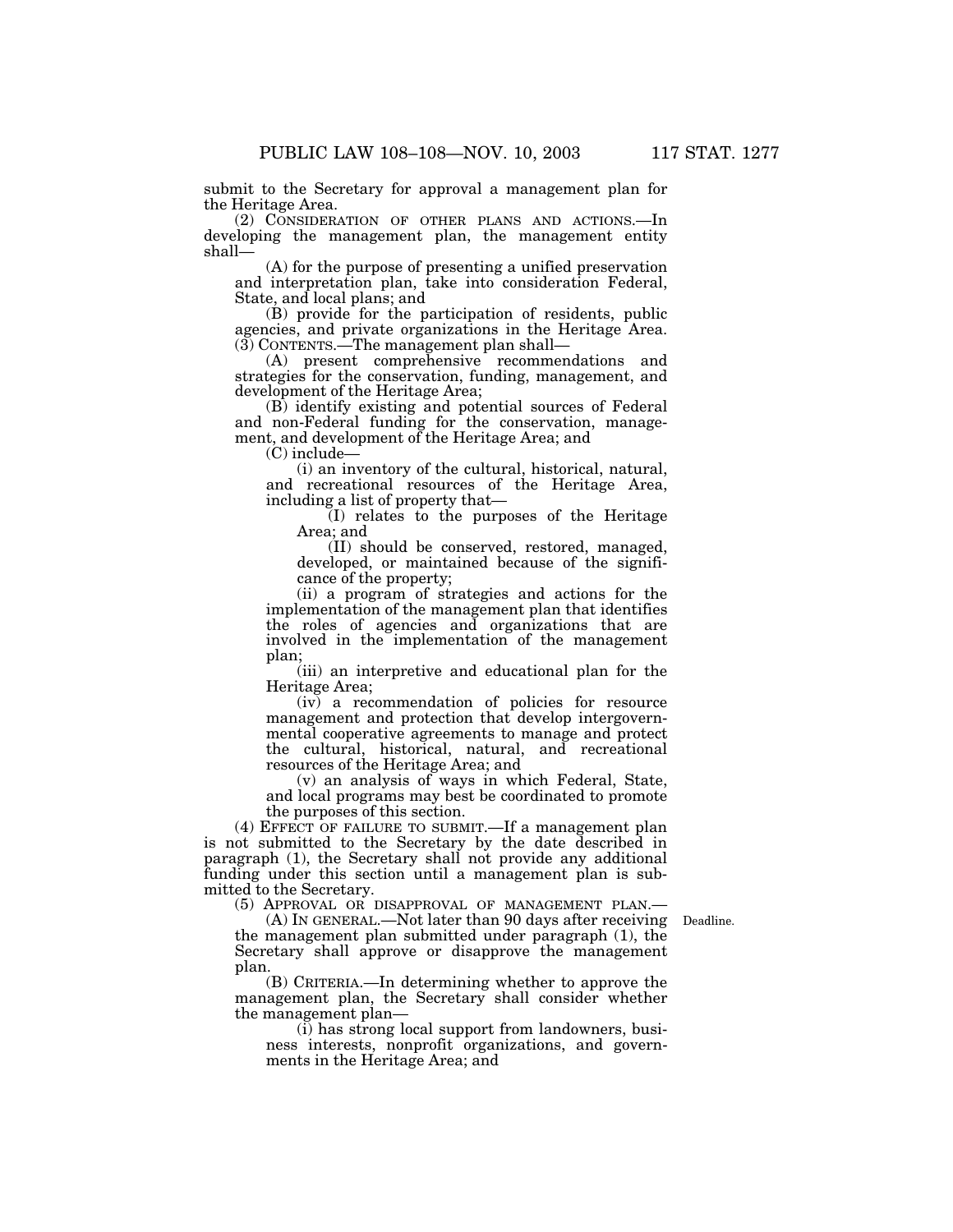submit to the Secretary for approval a management plan for the Heritage Area.

(2) CONSIDERATION OF OTHER PLANS AND ACTIONS.—In developing the management plan, the management entity shall—

(A) for the purpose of presenting a unified preservation and interpretation plan, take into consideration Federal, State, and local plans; and

(B) provide for the participation of residents, public agencies, and private organizations in the Heritage Area.

(3) CONTENTS.—The management plan shall—

(A) present comprehensive recommendations and strategies for the conservation, funding, management, and development of the Heritage Area;

(B) identify existing and potential sources of Federal and non-Federal funding for the conservation, management, and development of the Heritage Area; and

(C) include—

(i) an inventory of the cultural, historical, natural, and recreational resources of the Heritage Area, including a list of property that—

(I) relates to the purposes of the Heritage Area; and

(II) should be conserved, restored, managed, developed, or maintained because of the significance of the property;

(ii) a program of strategies and actions for the implementation of the management plan that identifies the roles of agencies and organizations that are involved in the implementation of the management plan;

(iii) an interpretive and educational plan for the Heritage Area;

(iv) a recommendation of policies for resource management and protection that develop intergovernmental cooperative agreements to manage and protect the cultural, historical, natural, and recreational resources of the Heritage Area; and

(v) an analysis of ways in which Federal, State, and local programs may best be coordinated to promote the purposes of this section.

(4) EFFECT OF FAILURE TO SUBMIT.—If a management plan is not submitted to the Secretary by the date described in paragraph (1), the Secretary shall not provide any additional funding under this section until a management plan is submitted to the Secretary.

(5) APPROVAL OR DISAPPROVAL OF MANAGEMENT PLAN.—

(A) IN GENERAL.—Not later than 90 days after receiving the management plan submitted under paragraph (1), the Secretary shall approve or disapprove the management plan.

Deadline.

(B) CRITERIA.—In determining whether to approve the management plan, the Secretary shall consider whether the management plan—

(i) has strong local support from landowners, business interests, nonprofit organizations, and governments in the Heritage Area; and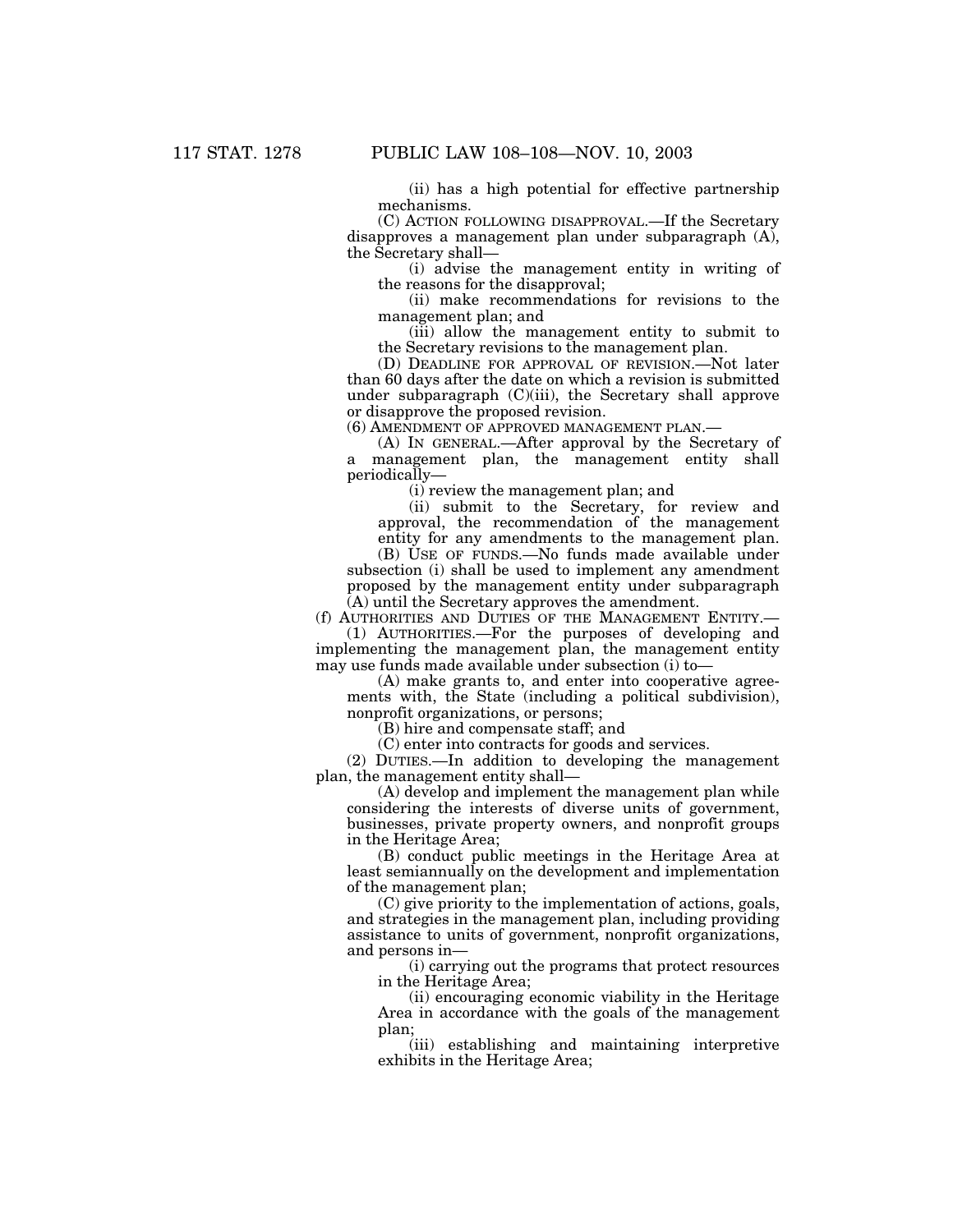(ii) has a high potential for effective partnership mechanisms.

(C) ACTION FOLLOWING DISAPPROVAL.—If the Secretary disapproves a management plan under subparagraph (A), the Secretary shall—

(i) advise the management entity in writing of the reasons for the disapproval;

(ii) make recommendations for revisions to the management plan; and

(iii) allow the management entity to submit to the Secretary revisions to the management plan.

(D) DEADLINE FOR APPROVAL OF REVISION.—Not later than 60 days after the date on which a revision is submitted under subparagraph (C)(iii), the Secretary shall approve or disapprove the proposed revision.

(6) AMENDMENT OF APPROVED MANAGEMENT PLAN.—

(A) IN GENERAL.—After approval by the Secretary of a management plan, the management entity shall periodically—

(i) review the management plan; and

(ii) submit to the Secretary, for review and approval, the recommendation of the management entity for any amendments to the management plan.

(B) USE OF FUNDS.—No funds made available under subsection (i) shall be used to implement any amendment proposed by the management entity under subparagraph (A) until the Secretary approves the amendment.

(f) AUTHORITIES AND DUTIES OF THE MANAGEMENT ENTITY.—

(1) AUTHORITIES.—For the purposes of developing and implementing the management plan, the management entity may use funds made available under subsection (i) to—

(A) make grants to, and enter into cooperative agreements with, the State (including a political subdivision), nonprofit organizations, or persons;

(B) hire and compensate staff; and

(C) enter into contracts for goods and services.

(2) DUTIES.—In addition to developing the management plan, the management entity shall—

(A) develop and implement the management plan while considering the interests of diverse units of government, businesses, private property owners, and nonprofit groups in the Heritage Area;

(B) conduct public meetings in the Heritage Area at least semiannually on the development and implementation of the management plan;

(C) give priority to the implementation of actions, goals, and strategies in the management plan, including providing assistance to units of government, nonprofit organizations, and persons in—

(i) carrying out the programs that protect resources in the Heritage Area;

(ii) encouraging economic viability in the Heritage Area in accordance with the goals of the management plan;

(iii) establishing and maintaining interpretive exhibits in the Heritage Area;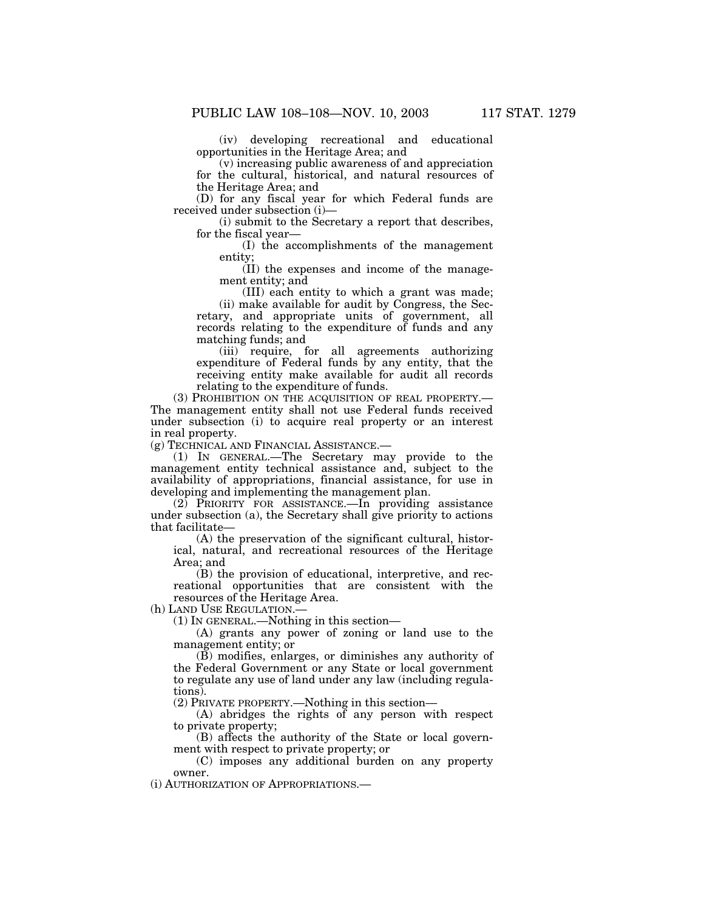(iv) developing recreational and educational opportunities in the Heritage Area; and

(v) increasing public awareness of and appreciation for the cultural, historical, and natural resources of the Heritage Area; and

(D) for any fiscal year for which Federal funds are received under subsection (i)—

(i) submit to the Secretary a report that describes, for the fiscal year—

(I) the accomplishments of the management entity;

(II) the expenses and income of the management entity; and

(III) each entity to which a grant was made;

(ii) make available for audit by Congress, the Secretary, and appropriate units of government, all records relating to the expenditure of funds and any matching funds; and

(iii) require, for all agreements authorizing expenditure of Federal funds by any entity, that the receiving entity make available for audit all records relating to the expenditure of funds.

(3) PROHIBITION ON THE ACQUISITION OF REAL PROPERTY.—The management entity shall not use Federal funds received under subsection (i) to acquire real property or an interest in real property.

(g) TECHNICAL AND FINANCIAL ASSISTANCE.—

(1) IN GENERAL.—The Secretary may provide to the management entity technical assistance and, subject to the availability of appropriations, financial assistance, for use in developing and implementing the management plan.

(2) PRIORITY FOR ASSISTANCE.—In providing assistance under subsection (a), the Secretary shall give priority to actions that facilitate—

(A) the preservation of the significant cultural, historical, natural, and recreational resources of the Heritage Area; and

(B) the provision of educational, interpretive, and recreational opportunities that are consistent with the resources of the Heritage Area.

(h) LAND USE REGULATION.—

(1) IN GENERAL.—Nothing in this section—

(A) grants any power of zoning or land use to the management entity; or

(B) modifies, enlarges, or diminishes any authority of the Federal Government or any State or local government to regulate any use of land under any law (including regulations).

(2) PRIVATE PROPERTY.—Nothing in this section—

(A) abridges the rights of any person with respect to private property;

(B) affects the authority of the State or local government with respect to private property; or

(C) imposes any additional burden on any property owner.

(i) AUTHORIZATION OF APPROPRIATIONS.—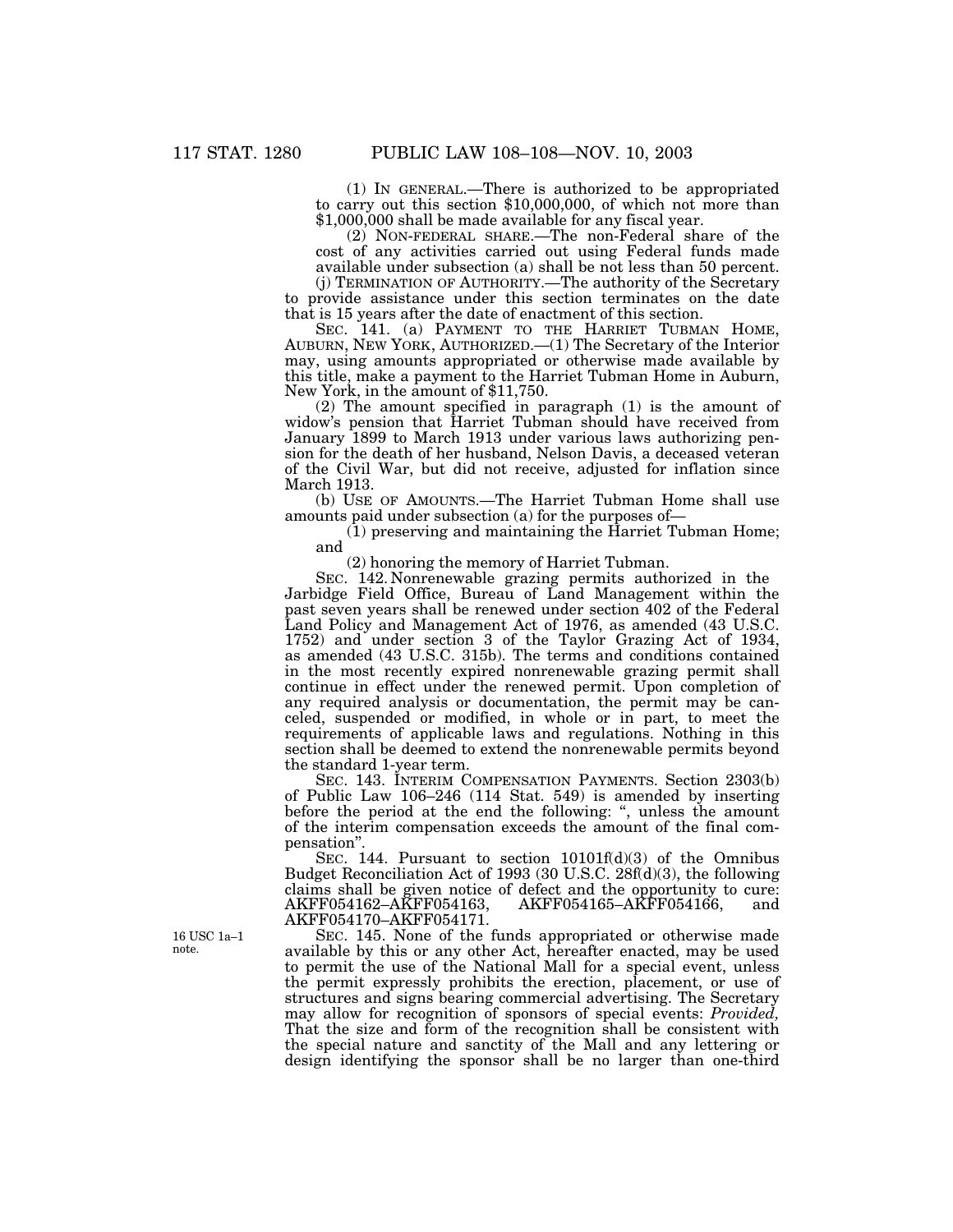(1) IN GENERAL.—There is authorized to be appropriated to carry out this section $10,000,000, of which not more than $1,000,000 shall be made available for any fiscal year.

(2) NON-FEDERAL SHARE.—The non-Federal share of the cost of any activities carried out using Federal funds made available under subsection (a) shall be not less than 50 percent.

(j) TERMINATION OF AUTHORITY.—The authority of the Secretary to provide assistance under this section terminates on the date that is 15 years after the date of enactment of this section.

SEC. 141. (a) PAYMENT TO THE HARRIET TUBMAN HOME, AUBURN, NEW YORK, AUTHORIZED.—(1) The Secretary of the Interior may, using amounts appropriated or otherwise made available by this title, make a payment to the Harriet Tubman Home in Auburn, New York, in the amount of $11,750.

(2) The amount specified in paragraph (1) is the amount of widow's pension that Harriet Tubman should have received from January 1899 to March 1913 under various laws authorizing pension for the death of her husband, Nelson Davis, a deceased veteran of the Civil War, but did not receive, adjusted for inflation since March 1913.

(b) USE OF AMOUNTS.—The Harriet Tubman Home shall use amounts paid under subsection (a) for the purposes of—

(1) preserving and maintaining the Harriet Tubman Home; and

(2) honoring the memory of Harriet Tubman.

SEC. 142. Nonrenewable grazing permits authorized in the Jarbidge Field Office, Bureau of Land Management within the past seven years shall be renewed under section 402 of the Federal Land Policy and Management Act of 1976, as amended (43 U.S.C. 1752) and under section 3 of the Taylor Grazing Act of 1934, as amended (43 U.S.C. 315b). The terms and conditions contained in the most recently expired nonrenewable grazing permit shall continue in effect under the renewed permit. Upon completion of any required analysis or documentation, the permit may be canceled, suspended or modified, in whole or in part, to meet the requirements of applicable laws and regulations. Nothing in this section shall be deemed to extend the nonrenewable permits beyond the standard 1-year term.

SEC. 143. INTERIM COMPENSATION PAYMENTS. Section 2303(b) of Public Law 106–246 (114 Stat. 549) is amended by inserting before the period at the end the following: ", unless the amount of the interim compensation exceeds the amount of the final compensation".

SEC. 144. Pursuant to section 10101f(d)(3) of the Omnibus Budget Reconciliation Act of 1993 (30 U.S.C. 28f(d)(3), the following claims shall be given notice of defect and the opportunity to cure: AKFF054162–AKFF054163, AKFF054165–AKFF054166, and AKFF054170–AKFF054171.

16 USC 1a–1 note.

SEC. 145. None of the funds appropriated or otherwise made available by this or any other Act, hereafter enacted, may be used to permit the use of the National Mall for a special event, unless the permit expressly prohibits the erection, placement, or use of structures and signs bearing commercial advertising. The Secretary may allow for recognition of sponsors of special events: *Provided,* That the size and form of the recognition shall be consistent with the special nature and sanctity of the Mall and any lettering or design identifying the sponsor shall be no larger than one-third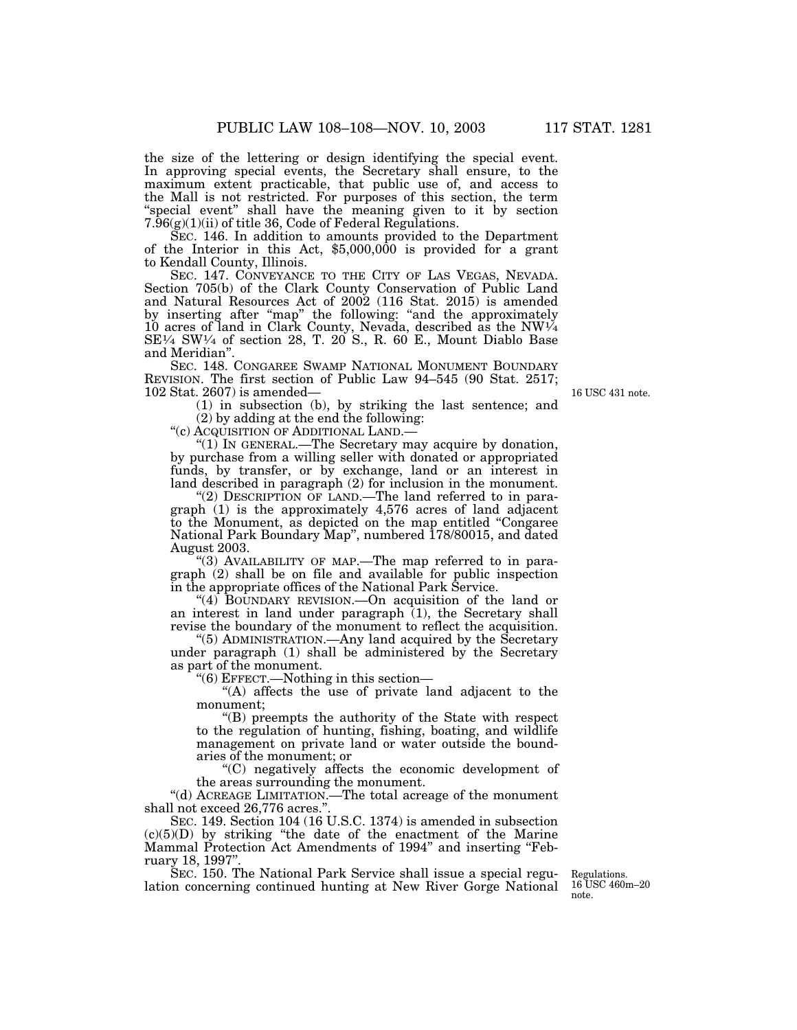the size of the lettering or design identifying the special event. In approving special events, the Secretary shall ensure, to the maximum extent practicable, that public use of, and access to the Mall is not restricted. For purposes of this section, the term "special event" shall have the meaning given to it by section 7.96(g)(1)(ii) of title 36, Code of Federal Regulations.

SEC. 146. In addition to amounts provided to the Department of the Interior in this Act, $5,000,000 is provided for a grant to Kendall County, Illinois.

SEC. 147. CONVEYANCE TO THE CITY OF LAS VEGAS, NEVADA. Section 705(b) of the Clark County Conservation of Public Land and Natural Resources Act of 2002 (116 Stat. 2015) is amended by inserting after "map" the following: "and the approximately 10 acres of land in Clark County, Nevada, described as the NW¼ SE¼ SW¼ of section 28, T. 20 S., R. 60 E., Mount Diablo Base and Meridian".

SEC. 148. CONGAREE SWAMP NATIONAL MONUMENT BOUNDARY REVISION. The first section of Public Law 94–545 (90 Stat. 2517; 102 Stat. 2607) is amended—

16 USC 431 note.

(1) in subsection (b), by striking the last sentence; and

(2) by adding at the end the following:

"(c) ACQUISITION OF ADDITIONAL LAND.—

"(1) IN GENERAL.—The Secretary may acquire by donation, by purchase from a willing seller with donated or appropriated funds, by transfer, or by exchange, land or an interest in land described in paragraph (2) for inclusion in the monument.

"(2) DESCRIPTION OF LAND.—The land referred to in paragraph (1) is the approximately 4,576 acres of land adjacent to the Monument, as depicted on the map entitled "Congaree National Park Boundary Map", numbered 178/80015, and dated August 2003.

"(3) AVAILABILITY OF MAP.—The map referred to in paragraph (2) shall be on file and available for public inspection in the appropriate offices of the National Park Service.

"(4) BOUNDARY REVISION.—On acquisition of the land or an interest in land under paragraph (1), the Secretary shall revise the boundary of the monument to reflect the acquisition.

"(5) ADMINISTRATION.—Any land acquired by the Secretary under paragraph (1) shall be administered by the Secretary as part of the monument.

"(6) EFFECT.—Nothing in this section—

"(A) affects the use of private land adjacent to the monument;

"(B) preempts the authority of the State with respect to the regulation of hunting, fishing, boating, and wildlife management on private land or water outside the boundaries of the monument; or

"(C) negatively affects the economic development of the areas surrounding the monument.

"(d) ACREAGE LIMITATION.—The total acreage of the monument shall not exceed 26,776 acres.".

SEC. 149. Section 104 (16 U.S.C. 1374) is amended in subsection (c)(5)(D) by striking "the date of the enactment of the Marine Mammal Protection Act Amendments of 1994" and inserting "February 18, 1997".

Regulations. 16 USC 460m–20 note.

SEC. 150. The National Park Service shall issue a special regulation concerning continued hunting at New River Gorge National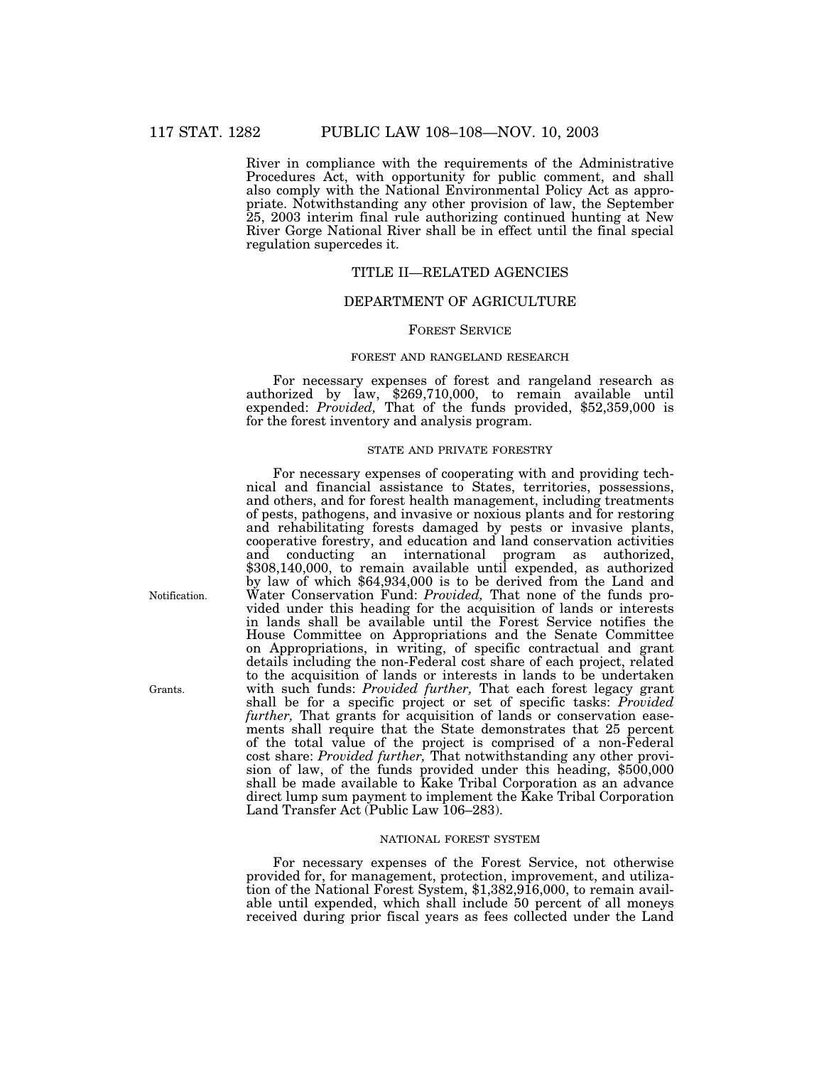River in compliance with the requirements of the Administrative Procedures Act, with opportunity for public comment, and shall also comply with the National Environmental Policy Act as appropriate. Notwithstanding any other provision of law, the September 25, 2003 interim final rule authorizing continued hunting at New River Gorge National River shall be in effect until the final special regulation supercedes it.

## TITLE II—RELATED AGENCIES

## DEPARTMENT OF AGRICULTURE

### FOREST SERVICE

#### FOREST AND RANGELAND RESEARCH

For necessary expenses of forest and rangeland research as authorized by law, $269,710,000, to remain available until expended: *Provided,* That of the funds provided, $52,359,000 is for the forest inventory and analysis program.

#### STATE AND PRIVATE FORESTRY

For necessary expenses of cooperating with and providing technical and financial assistance to States, territories, possessions, and others, and for forest health management, including treatments of pests, pathogens, and invasive or noxious plants and for restoring and rehabilitating forests damaged by pests or invasive plants, cooperative forestry, and education and land conservation activities and conducting an international program as authorized, $308,140,000, to remain available until expended, as authorized by law of which $64,934,000 is to be derived from the Land and Water Conservation Fund: *Provided,* That none of the funds provided under this heading for the acquisition of lands or interests in lands shall be available until the Forest Service notifies the House Committee on Appropriations and the Senate Committee on Appropriations, in writing, of specific contractual and grant details including the non-Federal cost share of each project, related to the acquisition of lands or interests in lands to be undertaken with such funds: *Provided further,* That each forest legacy grant shall be for a specific project or set of specific tasks: *Provided further,* That grants for acquisition of lands or conservation easements shall require that the State demonstrates that 25 percent of the total value of the project is comprised of a non-Federal cost share: *Provided further,* That notwithstanding any other provision of law, of the funds provided under this heading, $500,000 shall be made available to Kake Tribal Corporation as an advance direct lump sum payment to implement the Kake Tribal Corporation Land Transfer Act (Public Law 106–283).

Notification.

Grants.

#### NATIONAL FOREST SYSTEM

For necessary expenses of the Forest Service, not otherwise provided for, for management, protection, improvement, and utilization of the National Forest System, $1,382,916,000, to remain available until expended, which shall include 50 percent of all moneys received during prior fiscal years as fees collected under the Land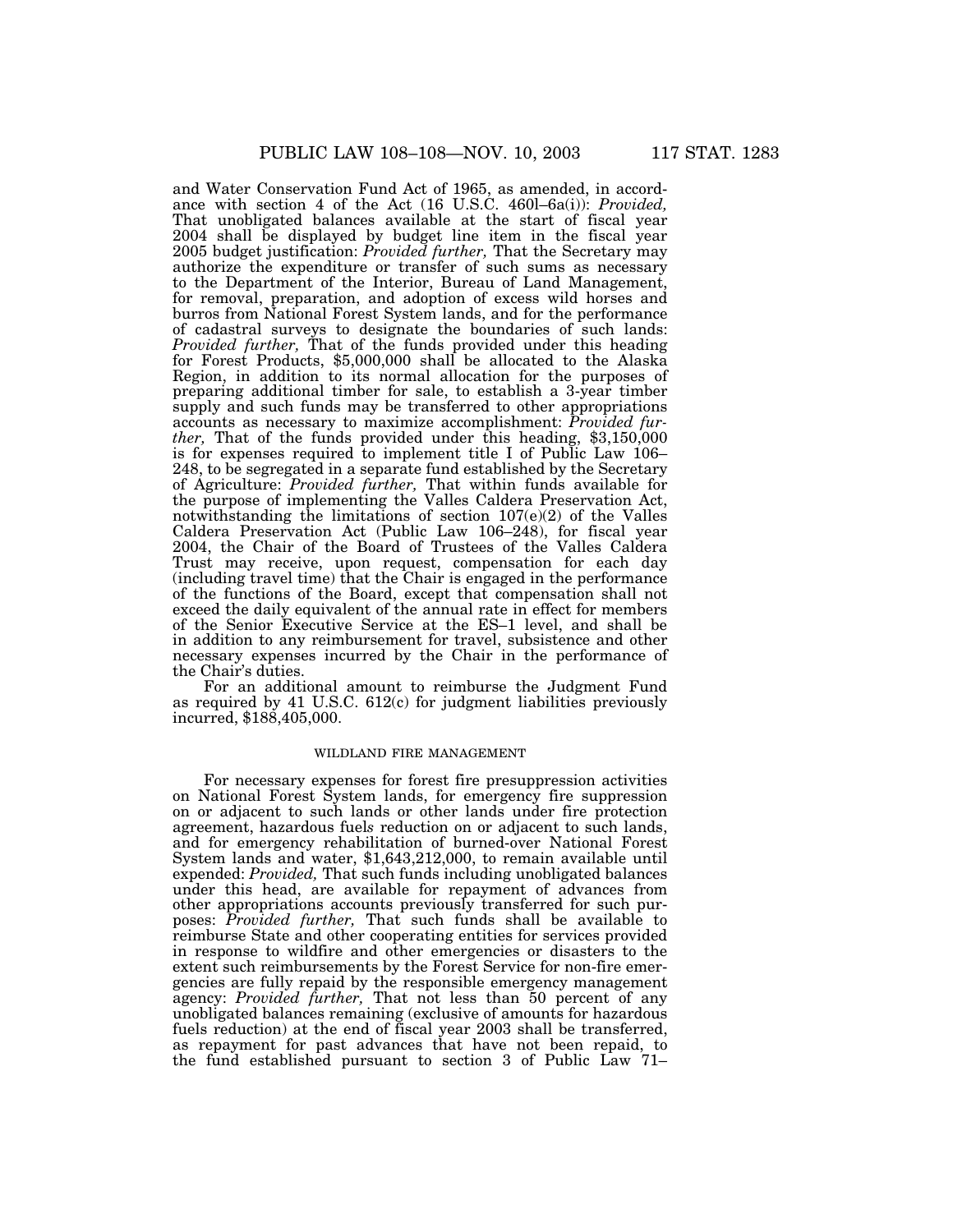and Water Conservation Fund Act of 1965, as amended, in accordance with section 4 of the Act (16 U.S.C. 460l–6a(i)): *Provided,* That unobligated balances available at the start of fiscal year 2004 shall be displayed by budget line item in the fiscal year 2005 budget justification: *Provided further,* That the Secretary may authorize the expenditure or transfer of such sums as necessary to the Department of the Interior, Bureau of Land Management, for removal, preparation, and adoption of excess wild horses and burros from National Forest System lands, and for the performance of cadastral surveys to designate the boundaries of such lands: *Provided further,* That of the funds provided under this heading for Forest Products, $5,000,000 shall be allocated to the Alaska Region, in addition to its normal allocation for the purposes of preparing additional timber for sale, to establish a 3-year timber supply and such funds may be transferred to other appropriations accounts as necessary to maximize accomplishment: *Provided further,* That of the funds provided under this heading, $3,150,000 is for expenses required to implement title I of Public Law 106–248, to be segregated in a separate fund established by the Secretary of Agriculture: *Provided further,* That within funds available for the purpose of implementing the Valles Caldera Preservation Act, notwithstanding the limitations of section 107(e)(2) of the Valles Caldera Preservation Act (Public Law 106–248), for fiscal year 2004, the Chair of the Board of Trustees of the Valles Caldera Trust may receive, upon request, compensation for each day (including travel time) that the Chair is engaged in the performance of the functions of the Board, except that compensation shall not exceed the daily equivalent of the annual rate in effect for members of the Senior Executive Service at the ES–1 level, and shall be in addition to any reimbursement for travel, subsistence and other necessary expenses incurred by the Chair in the performance of the Chair's duties.

For an additional amount to reimburse the Judgment Fund as required by 41 U.S.C. 612(c) for judgment liabilities previously incurred, $188,405,000.

WILDLAND FIRE MANAGEMENT

For necessary expenses for forest fire presuppression activities on National Forest System lands, for emergency fire suppression on or adjacent to such lands or other lands under fire protection agreement, hazardous fuels reduction on or adjacent to such lands, and for emergency rehabilitation of burned-over National Forest System lands and water, $1,643,212,000, to remain available until expended: *Provided,* That such funds including unobligated balances under this head, are available for repayment of advances from other appropriations accounts previously transferred for such purposes: *Provided further,* That such funds shall be available to reimburse State and other cooperating entities for services provided in response to wildfire and other emergencies or disasters to the extent such reimbursements by the Forest Service for non-fire emergencies are fully repaid by the responsible emergency management agency: *Provided further,* That not less than 50 percent of any unobligated balances remaining (exclusive of amounts for hazardous fuels reduction) at the end of fiscal year 2003 shall be transferred, as repayment for past advances that have not been repaid, to the fund established pursuant to section 3 of Public Law 71–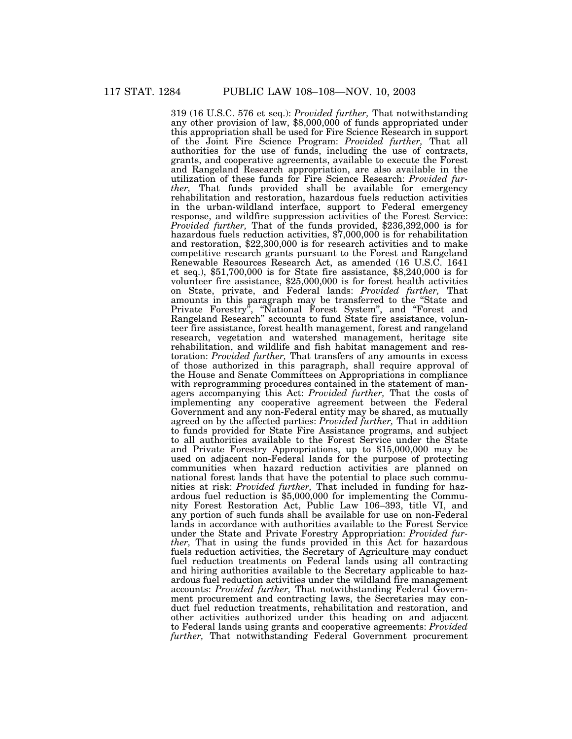319 (16 U.S.C. 576 et seq.): *Provided further,* That notwithstanding any other provision of law, $8,000,000 of funds appropriated under this appropriation shall be used for Fire Science Research in support of the Joint Fire Science Program: *Provided further,* That all authorities for the use of funds, including the use of contracts, grants, and cooperative agreements, available to execute the Forest and Rangeland Research appropriation, are also available in the utilization of these funds for Fire Science Research: *Provided further,* That funds provided shall be available for emergency rehabilitation and restoration, hazardous fuels reduction activities in the urban-wildland interface, support to Federal emergency response, and wildfire suppression activities of the Forest Service: *Provided further,* That of the funds provided, $236,392,000 is for hazardous fuels reduction activities, $7,000,000 is for rehabilitation and restoration, $22,300,000 is for research activities and to make competitive research grants pursuant to the Forest and Rangeland Renewable Resources Research Act, as amended (16 U.S.C. 1641 et seq.), $51,700,000 is for State fire assistance, $8,240,000 is for volunteer fire assistance, $25,000,000 is for forest health activities on State, private, and Federal lands: *Provided further,* That amounts in this paragraph may be transferred to the "State and Private Forestry", "National Forest System", and "Forest and Rangeland Research" accounts to fund State fire assistance, volunteer fire assistance, forest health management, forest and rangeland research, vegetation and watershed management, heritage site rehabilitation, and wildlife and fish habitat management and restoration: *Provided further,* That transfers of any amounts in excess of those authorized in this paragraph, shall require approval of the House and Senate Committees on Appropriations in compliance with reprogramming procedures contained in the statement of managers accompanying this Act: *Provided further,* That the costs of implementing any cooperative agreement between the Federal Government and any non-Federal entity may be shared, as mutually agreed on by the affected parties: *Provided further,* That in addition to funds provided for State Fire Assistance programs, and subject to all authorities available to the Forest Service under the State and Private Forestry Appropriations, up to $15,000,000 may be used on adjacent non-Federal lands for the purpose of protecting communities when hazard reduction activities are planned on national forest lands that have the potential to place such communities at risk: *Provided further,* That included in funding for hazardous fuel reduction is $5,000,000 for implementing the Community Forest Restoration Act, Public Law 106–393, title VI, and any portion of such funds shall be available for use on non-Federal lands in accordance with authorities available to the Forest Service under the State and Private Forestry Appropriation: *Provided further,* That in using the funds provided in this Act for hazardous fuels reduction activities, the Secretary of Agriculture may conduct fuel reduction treatments on Federal lands using all contracting and hiring authorities available to the Secretary applicable to hazardous fuel reduction activities under the wildland fire management accounts: *Provided further,* That notwithstanding Federal Government procurement and contracting laws, the Secretaries may conduct fuel reduction treatments, rehabilitation and restoration, and other activities authorized under this heading on and adjacent to Federal lands using grants and cooperative agreements: *Provided further,* That notwithstanding Federal Government procurement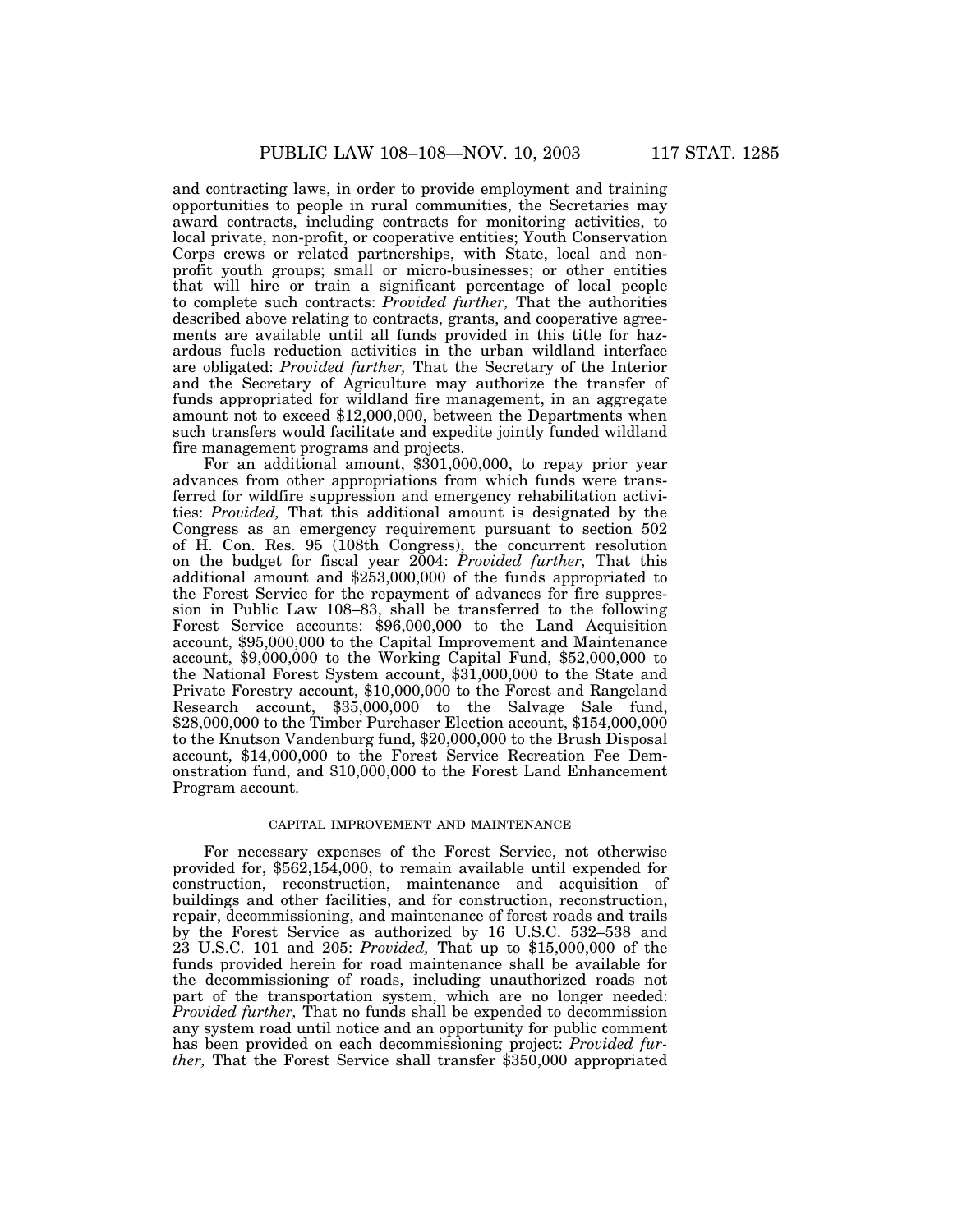and contracting laws, in order to provide employment and training opportunities to people in rural communities, the Secretaries may award contracts, including contracts for monitoring activities, to local private, non-profit, or cooperative entities; Youth Conservation Corps crews or related partnerships, with State, local and non-profit youth groups; small or micro-businesses; or other entities that will hire or train a significant percentage of local people to complete such contracts: *Provided further,* That the authorities described above relating to contracts, grants, and cooperative agreements are available until all funds provided in this title for hazardous fuels reduction activities in the urban wildland interface are obligated: *Provided further,* That the Secretary of the Interior and the Secretary of Agriculture may authorize the transfer of funds appropriated for wildland fire management, in an aggregate amount not to exceed $12,000,000, between the Departments when such transfers would facilitate and expedite jointly funded wildland fire management programs and projects.

For an additional amount, $301,000,000, to repay prior year advances from other appropriations from which funds were transferred for wildfire suppression and emergency rehabilitation activities: *Provided,* That this additional amount is designated by the Congress as an emergency requirement pursuant to section 502 of H. Con. Res. 95 (108th Congress), the concurrent resolution on the budget for fiscal year 2004: *Provided further,* That this additional amount and $253,000,000 of the funds appropriated to the Forest Service for the repayment of advances for fire suppression in Public Law 108–83, shall be transferred to the following Forest Service accounts: $96,000,000 to the Land Acquisition account, $95,000,000 to the Capital Improvement and Maintenance account, $9,000,000 to the Working Capital Fund, $52,000,000 to the National Forest System account, $31,000,000 to the State and Private Forestry account, $10,000,000 to the Forest and Rangeland Research account, $35,000,000 to the Salvage Sale fund, $28,000,000 to the Timber Purchaser Election account, $154,000,000 to the Knutson Vandenburg fund, $20,000,000 to the Brush Disposal account, $14,000,000 to the Forest Service Recreation Fee Demonstration fund, and $10,000,000 to the Forest Land Enhancement Program account.

CAPITAL IMPROVEMENT AND MAINTENANCE

For necessary expenses of the Forest Service, not otherwise provided for, $562,154,000, to remain available until expended for construction, reconstruction, maintenance and acquisition of buildings and other facilities, and for construction, reconstruction, repair, decommissioning, and maintenance of forest roads and trails by the Forest Service as authorized by 16 U.S.C. 532–538 and 23 U.S.C. 101 and 205: *Provided,* That up to $15,000,000 of the funds provided herein for road maintenance shall be available for the decommissioning of roads, including unauthorized roads not part of the transportation system, which are no longer needed: *Provided further,* That no funds shall be expended to decommission any system road until notice and an opportunity for public comment has been provided on each decommissioning project: *Provided further,* That the Forest Service shall transfer $350,000 appropriated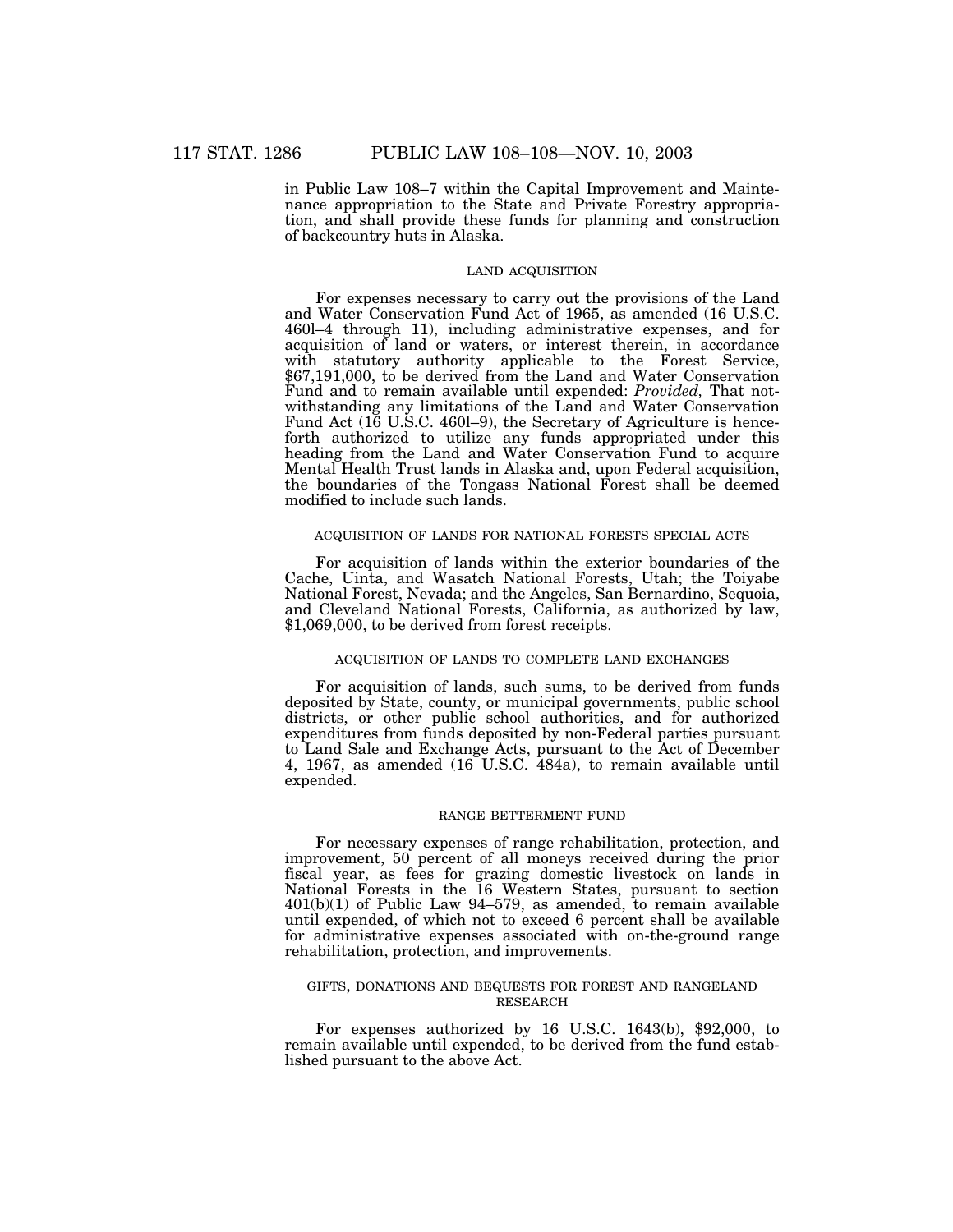in Public Law 108–7 within the Capital Improvement and Maintenance appropriation to the State and Private Forestry appropriation, and shall provide these funds for planning and construction of backcountry huts in Alaska.

### LAND ACQUISITION

For expenses necessary to carry out the provisions of the Land and Water Conservation Fund Act of 1965, as amended (16 U.S.C. 460l–4 through 11), including administrative expenses, and for acquisition of land or waters, or interest therein, in accordance with statutory authority applicable to the Forest Service, $67,191,000, to be derived from the Land and Water Conservation Fund and to remain available until expended: *Provided,* That notwithstanding any limitations of the Land and Water Conservation Fund Act (16 U.S.C. 460l–9), the Secretary of Agriculture is henceforth authorized to utilize any funds appropriated under this heading from the Land and Water Conservation Fund to acquire Mental Health Trust lands in Alaska and, upon Federal acquisition, the boundaries of the Tongass National Forest shall be deemed modified to include such lands.

### ACQUISITION OF LANDS FOR NATIONAL FORESTS SPECIAL ACTS

For acquisition of lands within the exterior boundaries of the Cache, Uinta, and Wasatch National Forests, Utah; the Toiyabe National Forest, Nevada; and the Angeles, San Bernardino, Sequoia, and Cleveland National Forests, California, as authorized by law, $1,069,000, to be derived from forest receipts.

### ACQUISITION OF LANDS TO COMPLETE LAND EXCHANGES

For acquisition of lands, such sums, to be derived from funds deposited by State, county, or municipal governments, public school districts, or other public school authorities, and for authorized expenditures from funds deposited by non-Federal parties pursuant to Land Sale and Exchange Acts, pursuant to the Act of December 4, 1967, as amended (16 U.S.C. 484a), to remain available until expended.

### RANGE BETTERMENT FUND

For necessary expenses of range rehabilitation, protection, and improvement, 50 percent of all moneys received during the prior fiscal year, as fees for grazing domestic livestock on lands in National Forests in the 16 Western States, pursuant to section 401(b)(1) of Public Law 94–579, as amended, to remain available until expended, of which not to exceed 6 percent shall be available for administrative expenses associated with on-the-ground range rehabilitation, protection, and improvements.

### GIFTS, DONATIONS AND BEQUESTS FOR FOREST AND RANGELAND RESEARCH

For expenses authorized by 16 U.S.C. 1643(b), $92,000, to remain available until expended, to be derived from the fund established pursuant to the above Act.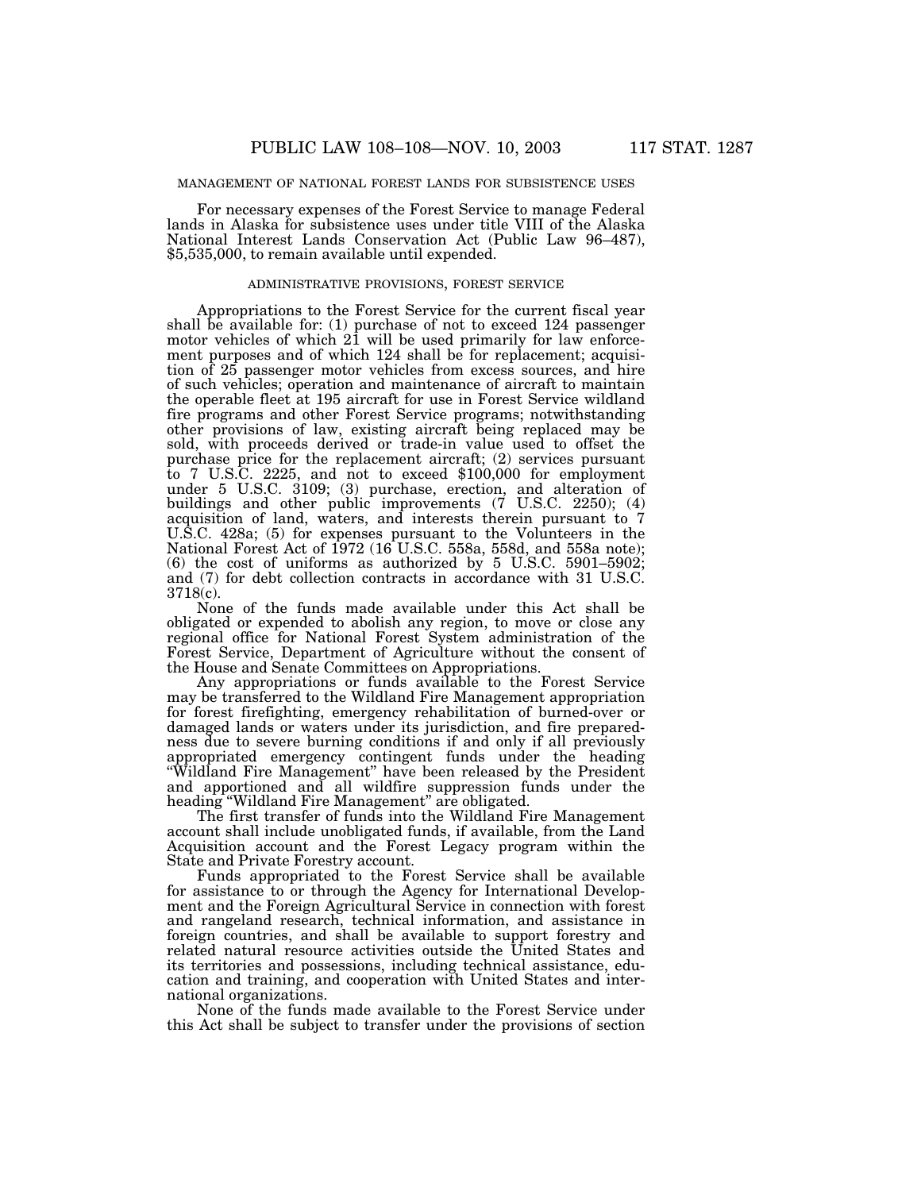MANAGEMENT OF NATIONAL FOREST LANDS FOR SUBSISTENCE USES

For necessary expenses of the Forest Service to manage Federal lands in Alaska for subsistence uses under title VIII of the Alaska National Interest Lands Conservation Act (Public Law 96–487), $5,535,000, to remain available until expended.

ADMINISTRATIVE PROVISIONS, FOREST SERVICE

Appropriations to the Forest Service for the current fiscal year shall be available for: (1) purchase of not to exceed 124 passenger motor vehicles of which 21 will be used primarily for law enforcement purposes and of which 124 shall be for replacement; acquisition of 25 passenger motor vehicles from excess sources, and hire of such vehicles; operation and maintenance of aircraft to maintain the operable fleet at 195 aircraft for use in Forest Service wildland fire programs and other Forest Service programs; notwithstanding other provisions of law, existing aircraft being replaced may be sold, with proceeds derived or trade-in value used to offset the purchase price for the replacement aircraft; (2) services pursuant to 7 U.S.C. 2225, and not to exceed $100,000 for employment under 5 U.S.C. 3109; (3) purchase, erection, and alteration of buildings and other public improvements (7 U.S.C. 2250); (4) acquisition of land, waters, and interests therein pursuant to 7 U.S.C. 428a; (5) for expenses pursuant to the Volunteers in the National Forest Act of 1972 (16 U.S.C. 558a, 558d, and 558a note); (6) the cost of uniforms as authorized by 5 U.S.C. 5901–5902; and (7) for debt collection contracts in accordance with 31 U.S.C. 3718(c).

None of the funds made available under this Act shall be obligated or expended to abolish any region, to move or close any regional office for National Forest System administration of the Forest Service, Department of Agriculture without the consent of the House and Senate Committees on Appropriations.

Any appropriations or funds available to the Forest Service may be transferred to the Wildland Fire Management appropriation for forest firefighting, emergency rehabilitation of burned-over or damaged lands or waters under its jurisdiction, and fire preparedness due to severe burning conditions if and only if all previously appropriated emergency contingent funds under the heading "Wildland Fire Management" have been released by the President and apportioned and all wildfire suppression funds under the heading "Wildland Fire Management" are obligated.

The first transfer of funds into the Wildland Fire Management account shall include unobligated funds, if available, from the Land Acquisition account and the Forest Legacy program within the State and Private Forestry account.

Funds appropriated to the Forest Service shall be available for assistance to or through the Agency for International Development and the Foreign Agricultural Service in connection with forest and rangeland research, technical information, and assistance in foreign countries, and shall be available to support forestry and related natural resource activities outside the United States and its territories and possessions, including technical assistance, education and training, and cooperation with United States and international organizations.

None of the funds made available to the Forest Service under this Act shall be subject to transfer under the provisions of section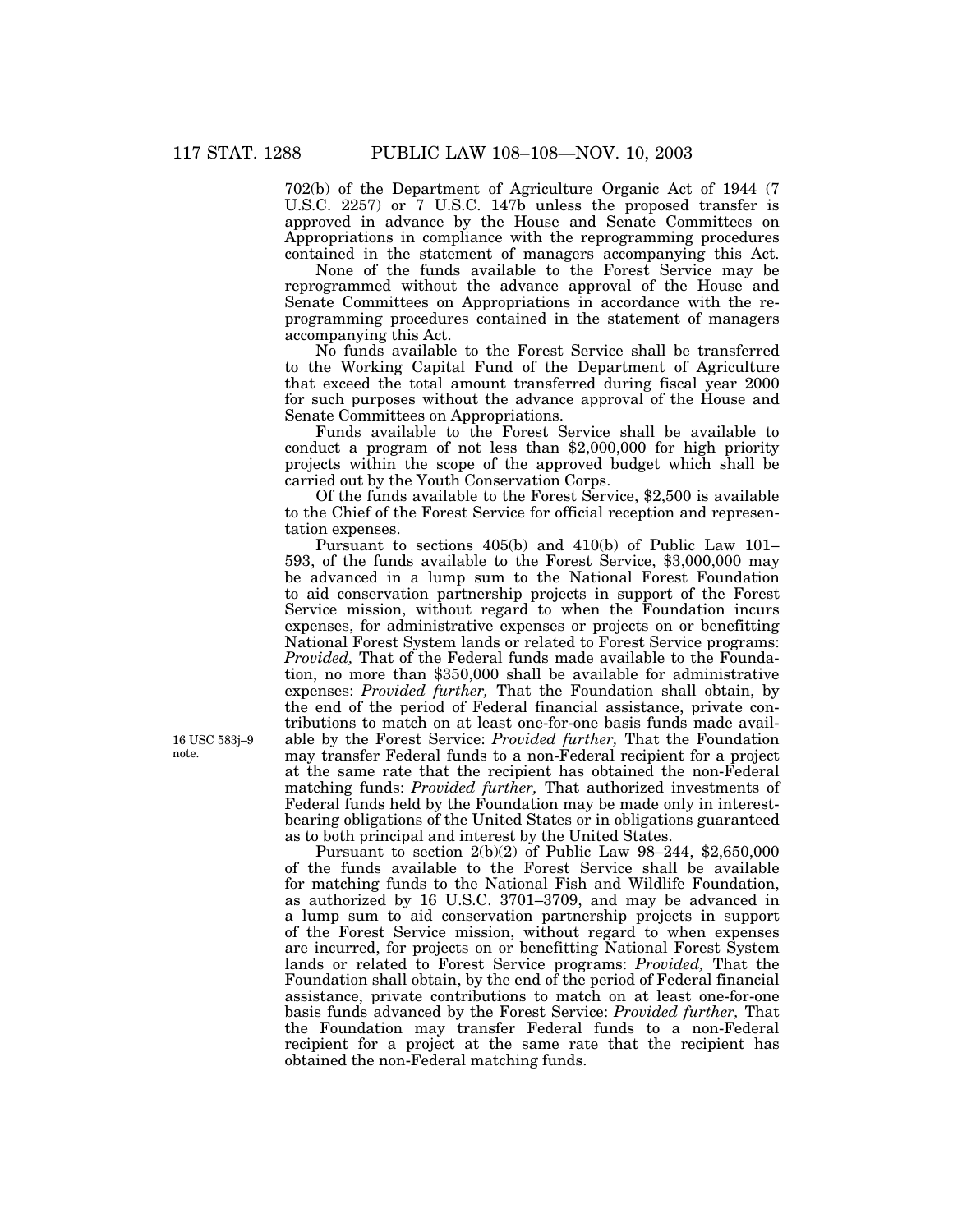702(b) of the Department of Agriculture Organic Act of 1944 (7 U.S.C. 2257) or 7 U.S.C. 147b unless the proposed transfer is approved in advance by the House and Senate Committees on Appropriations in compliance with the reprogramming procedures contained in the statement of managers accompanying this Act.

None of the funds available to the Forest Service may be reprogrammed without the advance approval of the House and Senate Committees on Appropriations in accordance with the reprogramming procedures contained in the statement of managers accompanying this Act.

No funds available to the Forest Service shall be transferred to the Working Capital Fund of the Department of Agriculture that exceed the total amount transferred during fiscal year 2000 for such purposes without the advance approval of the House and Senate Committees on Appropriations.

Funds available to the Forest Service shall be available to conduct a program of not less than $2,000,000 for high priority projects within the scope of the approved budget which shall be carried out by the Youth Conservation Corps.

Of the funds available to the Forest Service, $2,500 is available to the Chief of the Forest Service for official reception and representation expenses.

16 USC 583j–9 note.

Pursuant to sections 405(b) and 410(b) of Public Law 101–593, of the funds available to the Forest Service, $3,000,000 may be advanced in a lump sum to the National Forest Foundation to aid conservation partnership projects in support of the Forest Service mission, without regard to when the Foundation incurs expenses, for administrative expenses or projects on or benefitting National Forest System lands or related to Forest Service programs: *Provided,* That of the Federal funds made available to the Foundation, no more than $350,000 shall be available for administrative expenses: *Provided further,* That the Foundation shall obtain, by the end of the period of Federal financial assistance, private contributions to match on at least one-for-one basis funds made available by the Forest Service: *Provided further,* That the Foundation may transfer Federal funds to a non-Federal recipient for a project at the same rate that the recipient has obtained the non-Federal matching funds: *Provided further,* That authorized investments of Federal funds held by the Foundation may be made only in interest-bearing obligations of the United States or in obligations guaranteed as to both principal and interest by the United States.

Pursuant to section 2(b)(2) of Public Law 98–244, $2,650,000 of the funds available to the Forest Service shall be available for matching funds to the National Fish and Wildlife Foundation, as authorized by 16 U.S.C. 3701–3709, and may be advanced in a lump sum to aid conservation partnership projects in support of the Forest Service mission, without regard to when expenses are incurred, for projects on or benefitting National Forest System lands or related to Forest Service programs: *Provided,* That the Foundation shall obtain, by the end of the period of Federal financial assistance, private contributions to match on at least one-for-one basis funds advanced by the Forest Service: *Provided further,* That the Foundation may transfer Federal funds to a non-Federal recipient for a project at the same rate that the recipient has obtained the non-Federal matching funds.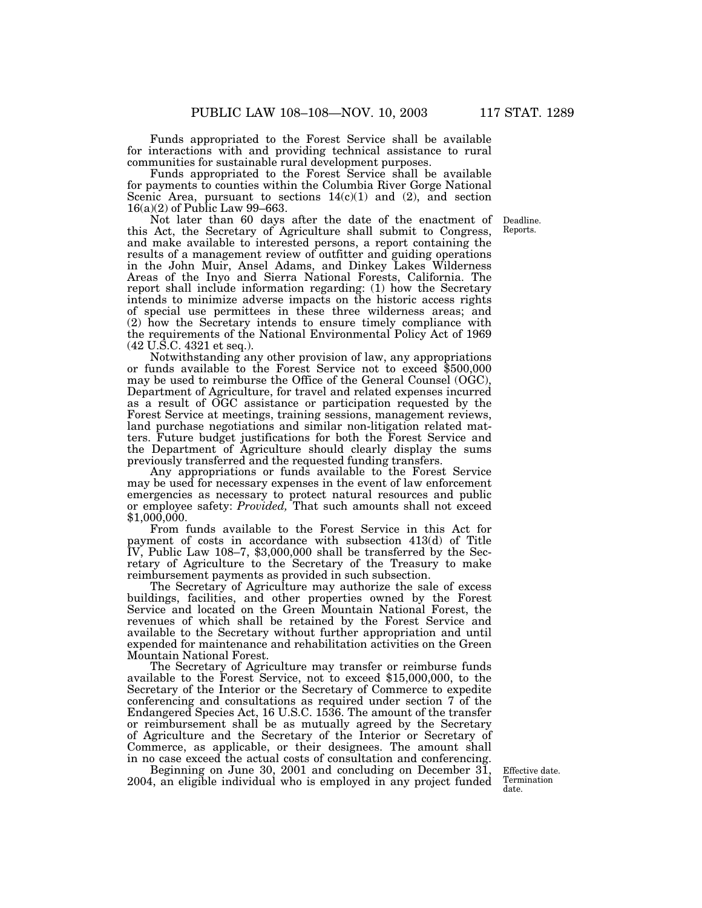Funds appropriated to the Forest Service shall be available for interactions with and providing technical assistance to rural communities for sustainable rural development purposes.

Funds appropriated to the Forest Service shall be available for payments to counties within the Columbia River Gorge National Scenic Area, pursuant to sections 14(c)(1) and (2), and section 16(a)(2) of Public Law 99–663.

Deadline. Reports.

Not later than 60 days after the date of the enactment of this Act, the Secretary of Agriculture shall submit to Congress, and make available to interested persons, a report containing the results of a management review of outfitter and guiding operations in the John Muir, Ansel Adams, and Dinkey Lakes Wilderness Areas of the Inyo and Sierra National Forests, California. The report shall include information regarding: (1) how the Secretary intends to minimize adverse impacts on the historic access rights of special use permittees in these three wilderness areas; and (2) how the Secretary intends to ensure timely compliance with the requirements of the National Environmental Policy Act of 1969 (42 U.S.C. 4321 et seq.).

Notwithstanding any other provision of law, any appropriations or funds available to the Forest Service not to exceed $500,000 may be used to reimburse the Office of the General Counsel (OGC), Department of Agriculture, for travel and related expenses incurred as a result of OGC assistance or participation requested by the Forest Service at meetings, training sessions, management reviews, land purchase negotiations and similar non-litigation related matters. Future budget justifications for both the Forest Service and the Department of Agriculture should clearly display the sums previously transferred and the requested funding transfers.

Any appropriations or funds available to the Forest Service may be used for necessary expenses in the event of law enforcement emergencies as necessary to protect natural resources and public or employee safety: *Provided,* That such amounts shall not exceed $1,000,000.

From funds available to the Forest Service in this Act for payment of costs in accordance with subsection 413(d) of Title IV, Public Law 108–7, $3,000,000 shall be transferred by the Secretary of Agriculture to the Secretary of the Treasury to make reimbursement payments as provided in such subsection.

The Secretary of Agriculture may authorize the sale of excess buildings, facilities, and other properties owned by the Forest Service and located on the Green Mountain National Forest, the revenues of which shall be retained by the Forest Service and available to the Secretary without further appropriation and until expended for maintenance and rehabilitation activities on the Green Mountain National Forest.

The Secretary of Agriculture may transfer or reimburse funds available to the Forest Service, not to exceed $15,000,000, to the Secretary of the Interior or the Secretary of Commerce to expedite conferencing and consultations as required under section 7 of the Endangered Species Act, 16 U.S.C. 1536. The amount of the transfer or reimbursement shall be as mutually agreed by the Secretary of Agriculture and the Secretary of the Interior or Secretary of Commerce, as applicable, or their designees. The amount shall in no case exceed the actual costs of consultation and conferencing.

Effective date. Termination date.

Beginning on June 30, 2001 and concluding on December 31, 2004, an eligible individual who is employed in any project funded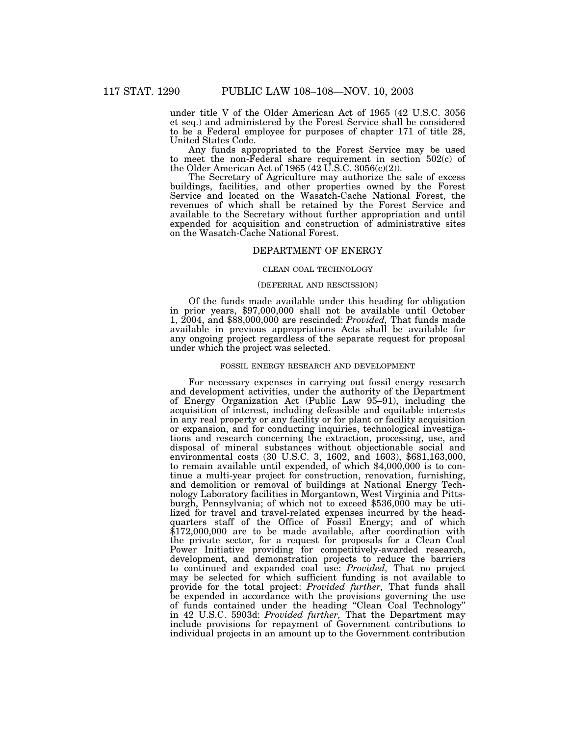under title V of the Older American Act of 1965 (42 U.S.C. 3056 et seq.) and administered by the Forest Service shall be considered to be a Federal employee for purposes of chapter 171 of title 28, United States Code.

Any funds appropriated to the Forest Service may be used to meet the non-Federal share requirement in section 502(c) of the Older American Act of 1965 (42 U.S.C. 3056(c)(2)).

The Secretary of Agriculture may authorize the sale of excess buildings, facilities, and other properties owned by the Forest Service and located on the Wasatch-Cache National Forest, the revenues of which shall be retained by the Forest Service and available to the Secretary without further appropriation and until expended for acquisition and construction of administrative sites on the Wasatch-Cache National Forest.

## DEPARTMENT OF ENERGY

### CLEAN COAL TECHNOLOGY

### (DEFERRAL AND RESCISSION)

Of the funds made available under this heading for obligation in prior years, $97,000,000 shall not be available until October 1, 2004, and $88,000,000 are rescinded: *Provided,* That funds made available in previous appropriations Acts shall be available for any ongoing project regardless of the separate request for proposal under which the project was selected.

### FOSSIL ENERGY RESEARCH AND DEVELOPMENT

For necessary expenses in carrying out fossil energy research and development activities, under the authority of the Department of Energy Organization Act (Public Law 95–91), including the acquisition of interest, including defeasible and equitable interests in any real property or any facility or for plant or facility acquisition or expansion, and for conducting inquiries, technological investigations and research concerning the extraction, processing, use, and disposal of mineral substances without objectionable social and environmental costs (30 U.S.C. 3, 1602, and 1603), $681,163,000, to remain available until expended, of which $4,000,000 is to continue a multi-year project for construction, renovation, furnishing, and demolition or removal of buildings at National Energy Technology Laboratory facilities in Morgantown, West Virginia and Pittsburgh, Pennsylvania; of which not to exceed $536,000 may be utilized for travel and travel-related expenses incurred by the headquarters staff of the Office of Fossil Energy; and of which $172,000,000 are to be made available, after coordination with the private sector, for a request for proposals for a Clean Coal Power Initiative providing for competitively-awarded research, development, and demonstration projects to reduce the barriers to continued and expanded coal use: *Provided,* That no project may be selected for which sufficient funding is not available to provide for the total project: *Provided further,* That funds shall be expended in accordance with the provisions governing the use of funds contained under the heading "Clean Coal Technology" in 42 U.S.C. 5903d: *Provided further,* That the Department may include provisions for repayment of Government contributions to individual projects in an amount up to the Government contribution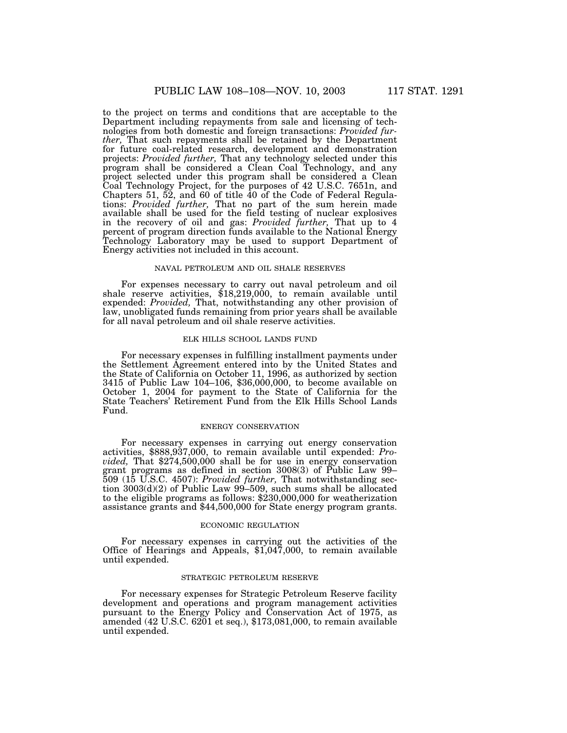to the project on terms and conditions that are acceptable to the Department including repayments from sale and licensing of technologies from both domestic and foreign transactions: *Provided further,* That such repayments shall be retained by the Department for future coal-related research, development and demonstration projects: *Provided further,* That any technology selected under this program shall be considered a Clean Coal Technology, and any project selected under this program shall be considered a Clean Coal Technology Project, for the purposes of 42 U.S.C. 7651n, and Chapters 51, 52, and 60 of title 40 of the Code of Federal Regulations: *Provided further,* That no part of the sum herein made available shall be used for the field testing of nuclear explosives in the recovery of oil and gas: *Provided further,* That up to 4 percent of program direction funds available to the National Energy Technology Laboratory may be used to support Department of Energy activities not included in this account.

NAVAL PETROLEUM AND OIL SHALE RESERVES

For expenses necessary to carry out naval petroleum and oil shale reserve activities, $18,219,000, to remain available until expended: *Provided,* That, notwithstanding any other provision of law, unobligated funds remaining from prior years shall be available for all naval petroleum and oil shale reserve activities.

ELK HILLS SCHOOL LANDS FUND

For necessary expenses in fulfilling installment payments under the Settlement Agreement entered into by the United States and the State of California on October 11, 1996, as authorized by section 3415 of Public Law 104–106, $36,000,000, to become available on October 1, 2004 for payment to the State of California for the State Teachers' Retirement Fund from the Elk Hills School Lands Fund.

ENERGY CONSERVATION

For necessary expenses in carrying out energy conservation activities, $888,937,000, to remain available until expended: *Provided,* That $274,500,000 shall be for use in energy conservation grant programs as defined in section 3008(3) of Public Law 99–509 (15 U.S.C. 4507): *Provided further,* That notwithstanding section 3003(d)(2) of Public Law 99–509, such sums shall be allocated to the eligible programs as follows: $230,000,000 for weatherization assistance grants and $44,500,000 for State energy program grants.

ECONOMIC REGULATION

For necessary expenses in carrying out the activities of the Office of Hearings and Appeals, $1,047,000, to remain available until expended.

STRATEGIC PETROLEUM RESERVE

For necessary expenses for Strategic Petroleum Reserve facility development and operations and program management activities pursuant to the Energy Policy and Conservation Act of 1975, as amended (42 U.S.C. 6201 et seq.), $173,081,000, to remain available until expended.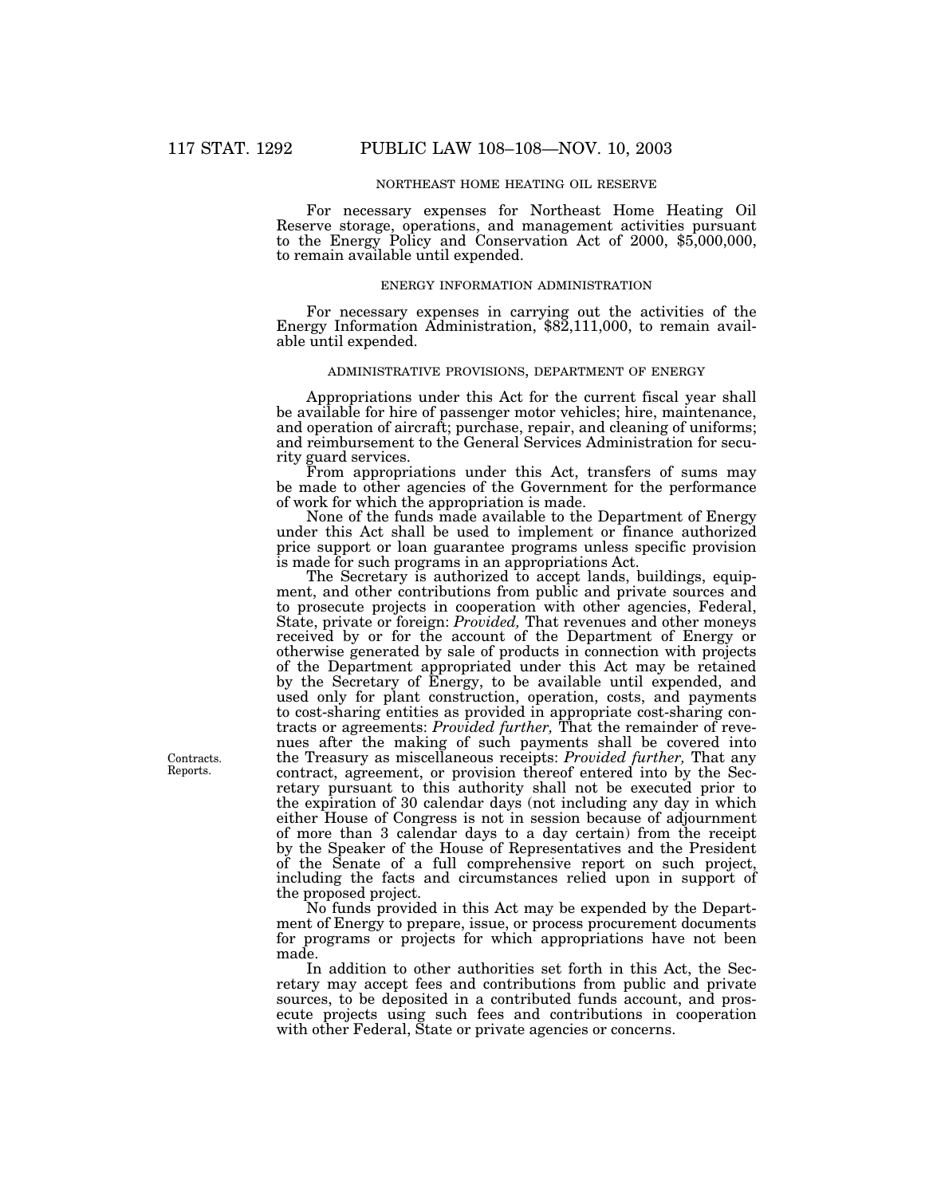NORTHEAST HOME HEATING OIL RESERVE

For necessary expenses for Northeast Home Heating Oil Reserve storage, operations, and management activities pursuant to the Energy Policy and Conservation Act of 2000, $5,000,000, to remain available until expended.

ENERGY INFORMATION ADMINISTRATION

For necessary expenses in carrying out the activities of the Energy Information Administration, $82,111,000, to remain available until expended.

ADMINISTRATIVE PROVISIONS, DEPARTMENT OF ENERGY

Appropriations under this Act for the current fiscal year shall be available for hire of passenger motor vehicles; hire, maintenance, and operation of aircraft; purchase, repair, and cleaning of uniforms; and reimbursement to the General Services Administration for security guard services.

From appropriations under this Act, transfers of sums may be made to other agencies of the Government for the performance of work for which the appropriation is made.

None of the funds made available to the Department of Energy under this Act shall be used to implement or finance authorized price support or loan guarantee programs unless specific provision is made for such programs in an appropriations Act.

The Secretary is authorized to accept lands, buildings, equipment, and other contributions from public and private sources and to prosecute projects in cooperation with other agencies, Federal, State, private or foreign: *Provided,* That revenues and other moneys received by or for the account of the Department of Energy or otherwise generated by sale of products in connection with projects of the Department appropriated under this Act may be retained by the Secretary of Energy, to be available until expended, and used only for plant construction, operation, costs, and payments to cost-sharing entities as provided in appropriate cost-sharing contracts or agreements: *Provided further,* That the remainder of revenues after the making of such payments shall be covered into the Treasury as miscellaneous receipts: *Provided further,* That any contract, agreement, or provision thereof entered into by the Secretary pursuant to this authority shall not be executed prior to the expiration of 30 calendar days (not including any day in which either House of Congress is not in session because of adjournment of more than 3 calendar days to a day certain) from the receipt by the Speaker of the House of Representatives and the President of the Senate of a full comprehensive report on such project, including the facts and circumstances relied upon in support of the proposed project.

Contracts.
Reports.

No funds provided in this Act may be expended by the Department of Energy to prepare, issue, or process procurement documents for programs or projects for which appropriations have not been made.

In addition to other authorities set forth in this Act, the Secretary may accept fees and contributions from public and private sources, to be deposited in a contributed funds account, and prosecute projects using such fees and contributions in cooperation with other Federal, State or private agencies or concerns.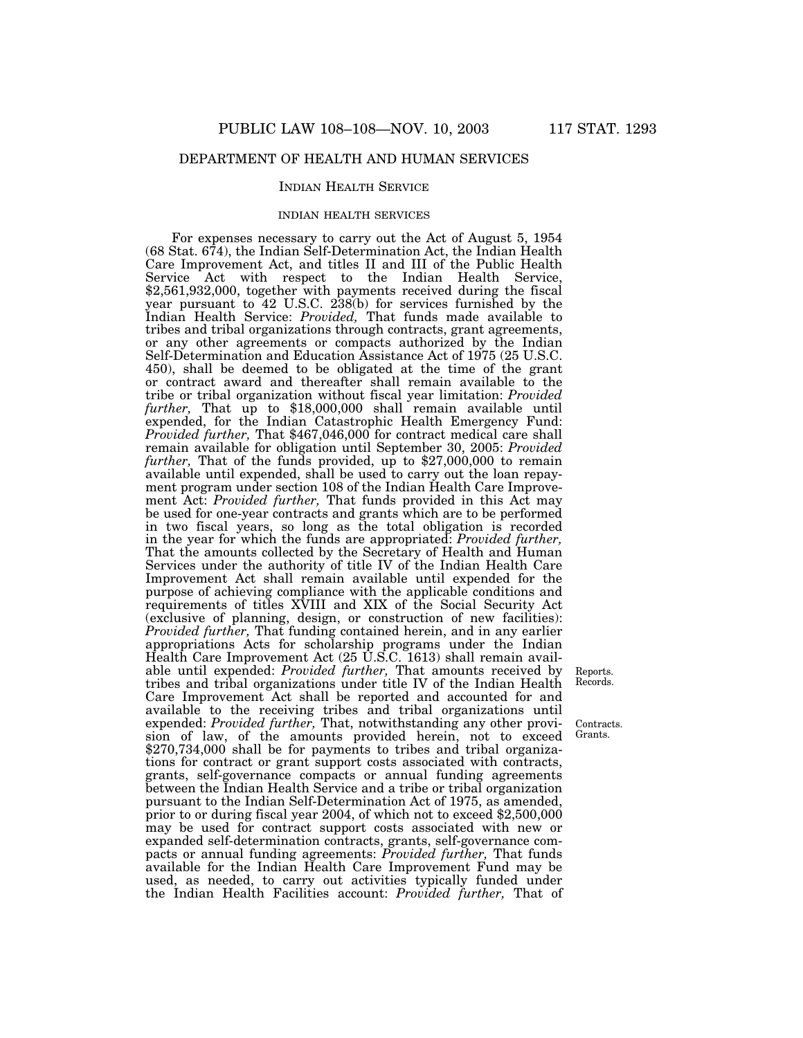## DEPARTMENT OF HEALTH AND HUMAN SERVICES

### INDIAN HEALTH SERVICE

#### INDIAN HEALTH SERVICES

For expenses necessary to carry out the Act of August 5, 1954 (68 Stat. 674), the Indian Self-Determination Act, the Indian Health Care Improvement Act, and titles II and III of the Public Health Service Act with respect to the Indian Health Service, $2,561,932,000, together with payments received during the fiscal year pursuant to 42 U.S.C. 238(b) for services furnished by the Indian Health Service: *Provided,* That funds made available to tribes and tribal organizations through contracts, grant agreements, or any other agreements or compacts authorized by the Indian Self-Determination and Education Assistance Act of 1975 (25 U.S.C. 450), shall be deemed to be obligated at the time of the grant or contract award and thereafter shall remain available to the tribe or tribal organization without fiscal year limitation: *Provided further,* That up to $18,000,000 shall remain available until expended, for the Indian Catastrophic Health Emergency Fund: *Provided further,* That $467,046,000 for contract medical care shall remain available for obligation until September 30, 2005: *Provided further,* That of the funds provided, up to $27,000,000 to remain available until expended, shall be used to carry out the loan repayment program under section 108 of the Indian Health Care Improvement Act: *Provided further,* That funds provided in this Act may be used for one-year contracts and grants which are to be performed in two fiscal years, so long as the total obligation is recorded in the year for which the funds are appropriated: *Provided further,* That the amounts collected by the Secretary of Health and Human Services under the authority of title IV of the Indian Health Care Improvement Act shall remain available until expended for the purpose of achieving compliance with the applicable conditions and requirements of titles XVIII and XIX of the Social Security Act (exclusive of planning, design, or construction of new facilities): *Provided further,* That funding contained herein, and in any earlier appropriations Acts for scholarship programs under the Indian Health Care Improvement Act (25 U.S.C. 1613) shall remain available until expended: *Provided further,* That amounts received by tribes and tribal organizations under title IV of the Indian Health Care Improvement Act shall be reported and accounted for and available to the receiving tribes and tribal organizations until expended: *Provided further,* That, notwithstanding any other provision of law, of the amounts provided herein, not to exceed $270,734,000 shall be for payments to tribes and tribal organizations for contract or grant support costs associated with contracts, grants, self-governance compacts or annual funding agreements between the Indian Health Service and a tribe or tribal organization pursuant to the Indian Self-Determination Act of 1975, as amended, prior to or during fiscal year 2004, of which not to exceed $2,500,000 may be used for contract support costs associated with new or expanded self-determination contracts, grants, self-governance compacts or annual funding agreements: *Provided further,* That funds available for the Indian Health Care Improvement Fund may be used, as needed, to carry out activities typically funded under the Indian Health Facilities account: *Provided further,* That of

Reports.
Records.

Contracts.
Grants.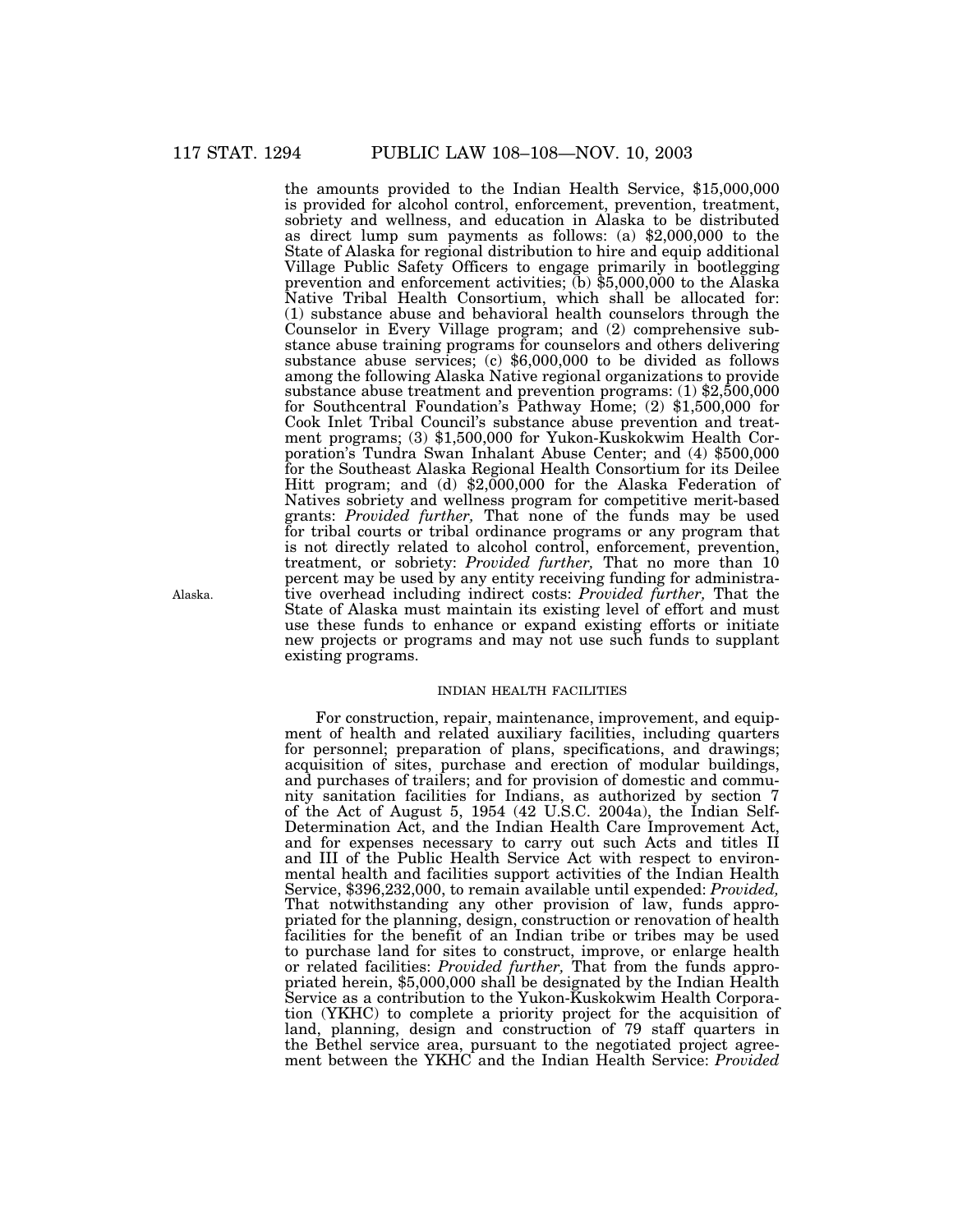the amounts provided to the Indian Health Service, $15,000,000 is provided for alcohol control, enforcement, prevention, treatment, sobriety and wellness, and education in Alaska to be distributed as direct lump sum payments as follows: (a) $2,000,000 to the State of Alaska for regional distribution to hire and equip additional Village Public Safety Officers to engage primarily in bootlegging prevention and enforcement activities; (b) $5,000,000 to the Alaska Native Tribal Health Consortium, which shall be allocated for: (1) substance abuse and behavioral health counselors through the Counselor in Every Village program; and (2) comprehensive substance abuse training programs for counselors and others delivering substance abuse services; (c) $6,000,000 to be divided as follows among the following Alaska Native regional organizations to provide substance abuse treatment and prevention programs: (1) $2,500,000 for Southcentral Foundation's Pathway Home; (2) $1,500,000 for Cook Inlet Tribal Council's substance abuse prevention and treatment programs; (3) $1,500,000 for Yukon-Kuskokwim Health Corporation's Tundra Swan Inhalant Abuse Center; and (4) $500,000 for the Southeast Alaska Regional Health Consortium for its Deilee Hitt program; and (d) $2,000,000 for the Alaska Federation of Natives sobriety and wellness program for competitive merit-based grants: *Provided further,* That none of the funds may be used for tribal courts or tribal ordinance programs or any program that is not directly related to alcohol control, enforcement, prevention, treatment, or sobriety: *Provided further,* That no more than 10 percent may be used by any entity receiving funding for administrative overhead including indirect costs: *Provided further,* That the State of Alaska must maintain its existing level of effort and must use these funds to enhance or expand existing efforts or initiate new projects or programs and may not use such funds to supplant existing programs.

Alaska.

INDIAN HEALTH FACILITIES

For construction, repair, maintenance, improvement, and equipment of health and related auxiliary facilities, including quarters for personnel; preparation of plans, specifications, and drawings; acquisition of sites, purchase and erection of modular buildings, and purchases of trailers; and for provision of domestic and community sanitation facilities for Indians, as authorized by section 7 of the Act of August 5, 1954 (42 U.S.C. 2004a), the Indian Self-Determination Act, and the Indian Health Care Improvement Act, and for expenses necessary to carry out such Acts and titles II and III of the Public Health Service Act with respect to environmental health and facilities support activities of the Indian Health Service, $396,232,000, to remain available until expended: *Provided,* That notwithstanding any other provision of law, funds appropriated for the planning, design, construction or renovation of health facilities for the benefit of an Indian tribe or tribes may be used to purchase land for sites to construct, improve, or enlarge health or related facilities: *Provided further,* That from the funds appropriated herein, $5,000,000 shall be designated by the Indian Health Service as a contribution to the Yukon-Kuskokwim Health Corporation (YKHC) to complete a priority project for the acquisition of land, planning, design and construction of 79 staff quarters in the Bethel service area, pursuant to the negotiated project agreement between the YKHC and the Indian Health Service: *Provided*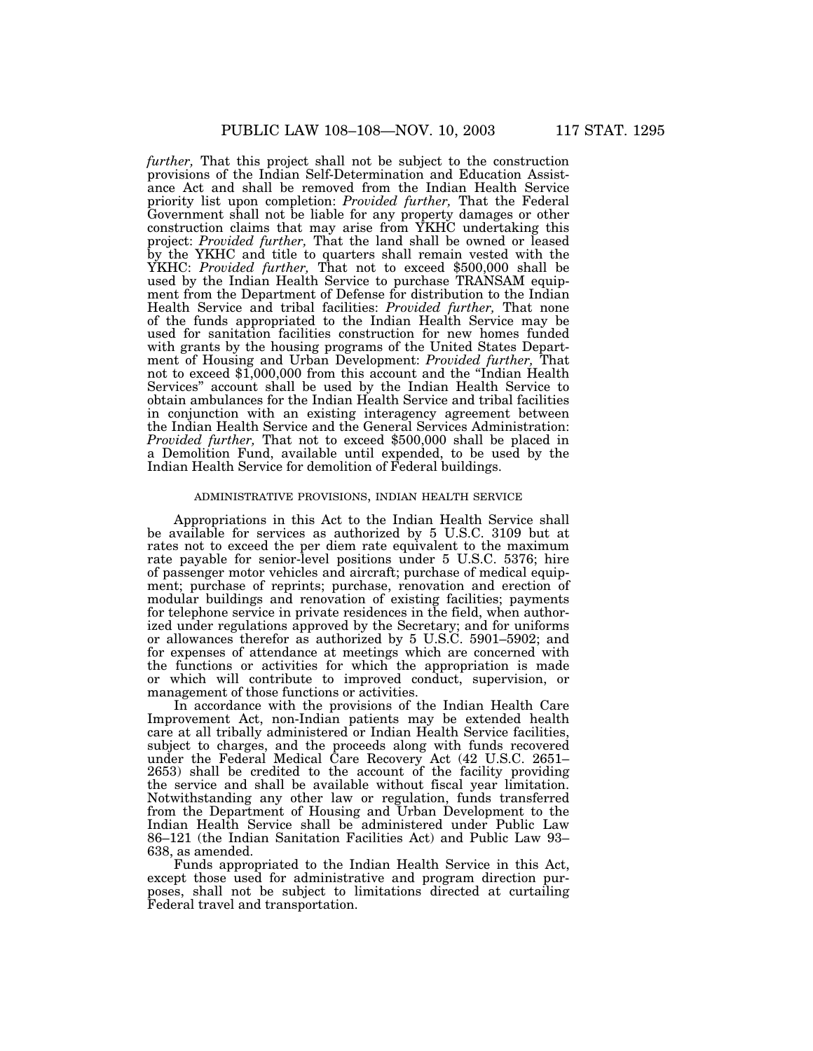*further,* That this project shall not be subject to the construction provisions of the Indian Self-Determination and Education Assistance Act and shall be removed from the Indian Health Service priority list upon completion: *Provided further,* That the Federal Government shall not be liable for any property damages or other construction claims that may arise from YKHC undertaking this project: *Provided further,* That the land shall be owned or leased by the YKHC and title to quarters shall remain vested with the YKHC: *Provided further,* That not to exceed $500,000 shall be used by the Indian Health Service to purchase TRANSAM equipment from the Department of Defense for distribution to the Indian Health Service and tribal facilities: *Provided further,* That none of the funds appropriated to the Indian Health Service may be used for sanitation facilities construction for new homes funded with grants by the housing programs of the United States Department of Housing and Urban Development: *Provided further,* That not to exceed $1,000,000 from this account and the "Indian Health Services" account shall be used by the Indian Health Service to obtain ambulances for the Indian Health Service and tribal facilities in conjunction with an existing interagency agreement between the Indian Health Service and the General Services Administration: *Provided further,* That not to exceed $500,000 shall be placed in a Demolition Fund, available until expended, to be used by the Indian Health Service for demolition of Federal buildings.

ADMINISTRATIVE PROVISIONS, INDIAN HEALTH SERVICE

Appropriations in this Act to the Indian Health Service shall be available for services as authorized by 5 U.S.C. 3109 but at rates not to exceed the per diem rate equivalent to the maximum rate payable for senior-level positions under 5 U.S.C. 5376; hire of passenger motor vehicles and aircraft; purchase of medical equipment; purchase of reprints; purchase, renovation and erection of modular buildings and renovation of existing facilities; payments for telephone service in private residences in the field, when authorized under regulations approved by the Secretary; and for uniforms or allowances therefor as authorized by 5 U.S.C. 5901–5902; and for expenses of attendance at meetings which are concerned with the functions or activities for which the appropriation is made or which will contribute to improved conduct, supervision, or management of those functions or activities.

In accordance with the provisions of the Indian Health Care Improvement Act, non-Indian patients may be extended health care at all tribally administered or Indian Health Service facilities, subject to charges, and the proceeds along with funds recovered under the Federal Medical Care Recovery Act (42 U.S.C. 2651–2653) shall be credited to the account of the facility providing the service and shall be available without fiscal year limitation. Notwithstanding any other law or regulation, funds transferred from the Department of Housing and Urban Development to the Indian Health Service shall be administered under Public Law 86–121 (the Indian Sanitation Facilities Act) and Public Law 93–638, as amended.

Funds appropriated to the Indian Health Service in this Act, except those used for administrative and program direction purposes, shall not be subject to limitations directed at curtailing Federal travel and transportation.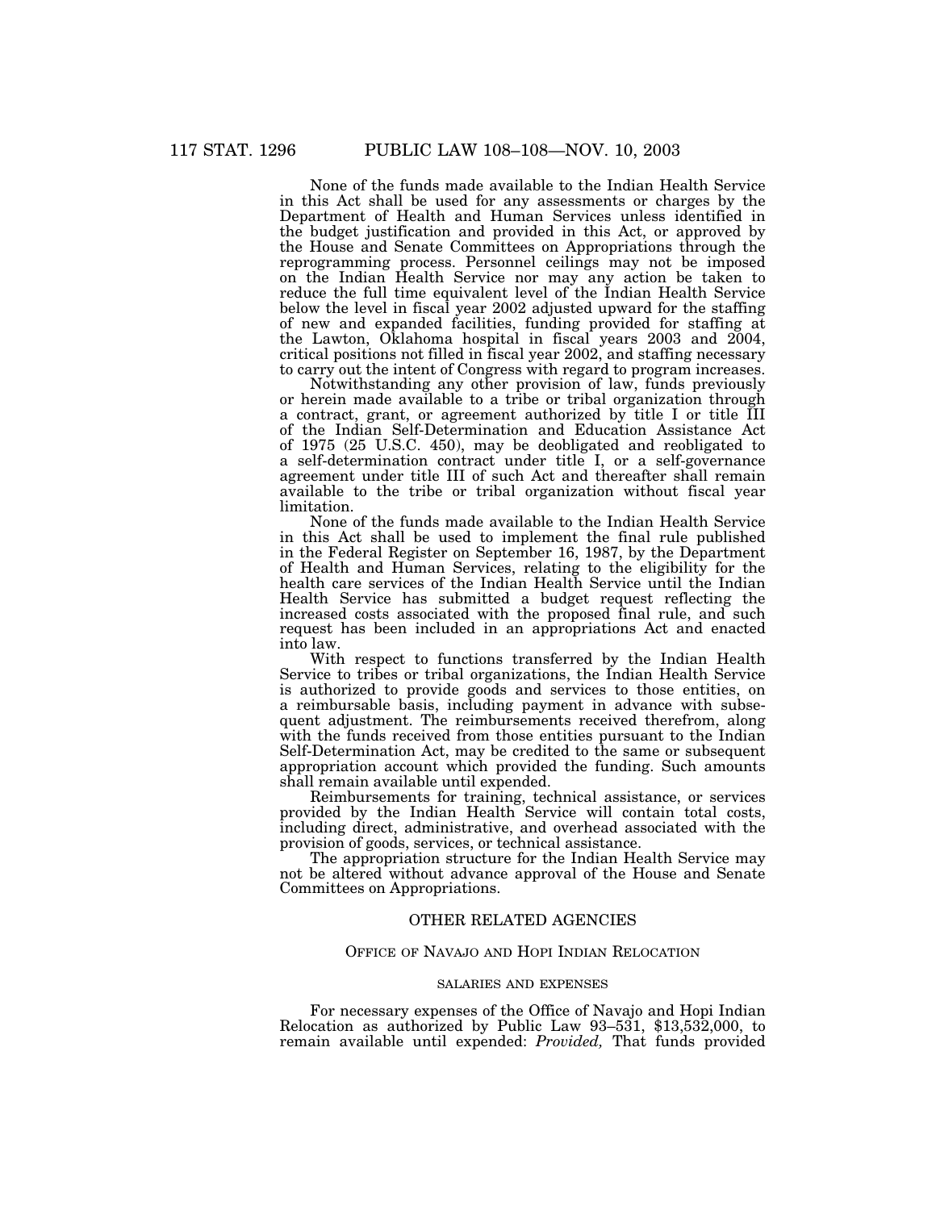None of the funds made available to the Indian Health Service in this Act shall be used for any assessments or charges by the Department of Health and Human Services unless identified in the budget justification and provided in this Act, or approved by the House and Senate Committees on Appropriations through the reprogramming process. Personnel ceilings may not be imposed on the Indian Health Service nor may any action be taken to reduce the full time equivalent level of the Indian Health Service below the level in fiscal year 2002 adjusted upward for the staffing of new and expanded facilities, funding provided for staffing at the Lawton, Oklahoma hospital in fiscal years 2003 and 2004, critical positions not filled in fiscal year 2002, and staffing necessary to carry out the intent of Congress with regard to program increases.

Notwithstanding any other provision of law, funds previously or herein made available to a tribe or tribal organization through a contract, grant, or agreement authorized by title I or title III of the Indian Self-Determination and Education Assistance Act of 1975 (25 U.S.C. 450), may be deobligated and reobligated to a self-determination contract under title I, or a self-governance agreement under title III of such Act and thereafter shall remain available to the tribe or tribal organization without fiscal year limitation.

None of the funds made available to the Indian Health Service in this Act shall be used to implement the final rule published in the Federal Register on September 16, 1987, by the Department of Health and Human Services, relating to the eligibility for the health care services of the Indian Health Service until the Indian Health Service has submitted a budget request reflecting the increased costs associated with the proposed final rule, and such request has been included in an appropriations Act and enacted into law.

With respect to functions transferred by the Indian Health Service to tribes or tribal organizations, the Indian Health Service is authorized to provide goods and services to those entities, on a reimbursable basis, including payment in advance with subsequent adjustment. The reimbursements received therefrom, along with the funds received from those entities pursuant to the Indian Self-Determination Act, may be credited to the same or subsequent appropriation account which provided the funding. Such amounts shall remain available until expended.

Reimbursements for training, technical assistance, or services provided by the Indian Health Service will contain total costs, including direct, administrative, and overhead associated with the provision of goods, services, or technical assistance.

The appropriation structure for the Indian Health Service may not be altered without advance approval of the House and Senate Committees on Appropriations.

## OTHER RELATED AGENCIES

### Office of Navajo and Hopi Indian Relocation

#### salaries and expenses

For necessary expenses of the Office of Navajo and Hopi Indian Relocation as authorized by Public Law 93–531, $13,532,000, to remain available until expended: *Provided,* That funds provided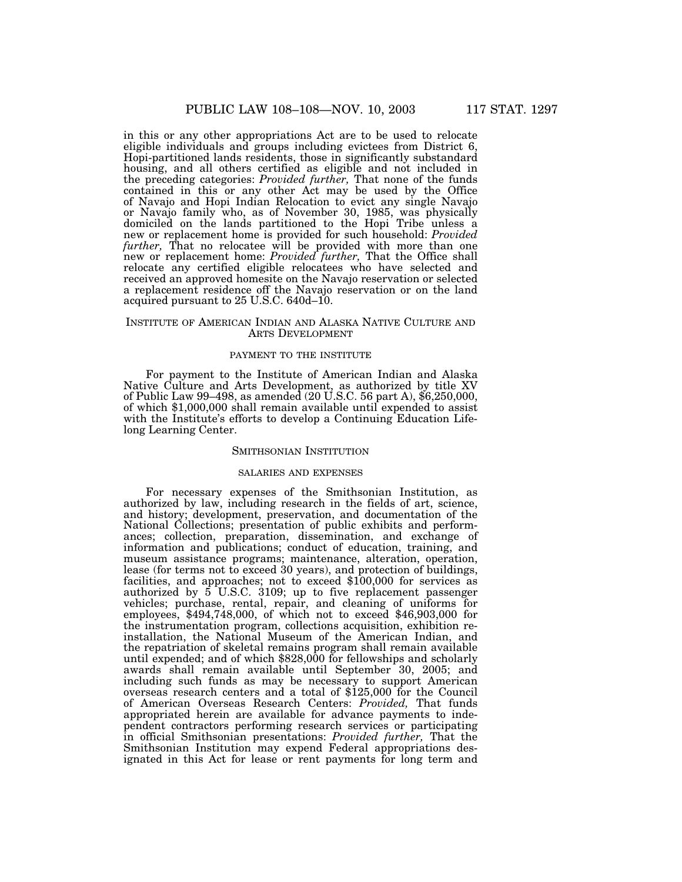in this or any other appropriations Act are to be used to relocate eligible individuals and groups including evictees from District 6, Hopi-partitioned lands residents, those in significantly substandard housing, and all others certified as eligible and not included in the preceding categories: *Provided further,* That none of the funds contained in this or any other Act may be used by the Office of Navajo and Hopi Indian Relocation to evict any single Navajo or Navajo family who, as of November 30, 1985, was physically domiciled on the lands partitioned to the Hopi Tribe unless a new or replacement home is provided for such household: *Provided further,* That no relocatee will be provided with more than one new or replacement home: *Provided further,* That the Office shall relocate any certified eligible relocatees who have selected and received an approved homesite on the Navajo reservation or selected a replacement residence off the Navajo reservation or on the land acquired pursuant to 25 U.S.C. 640d–10.

## INSTITUTE OF AMERICAN INDIAN AND ALASKA NATIVE CULTURE AND ARTS DEVELOPMENT

### PAYMENT TO THE INSTITUTE

For payment to the Institute of American Indian and Alaska Native Culture and Arts Development, as authorized by title XV of Public Law 99–498, as amended (20 U.S.C. 56 part A), $6,250,000, of which $1,000,000 shall remain available until expended to assist with the Institute's efforts to develop a Continuing Education Lifelong Learning Center.

## SMITHSONIAN INSTITUTION

### SALARIES AND EXPENSES

For necessary expenses of the Smithsonian Institution, as authorized by law, including research in the fields of art, science, and history; development, preservation, and documentation of the National Collections; presentation of public exhibits and performances; collection, preparation, dissemination, and exchange of information and publications; conduct of education, training, and museum assistance programs; maintenance, alteration, operation, lease (for terms not to exceed 30 years), and protection of buildings, facilities, and approaches; not to exceed $100,000 for services as authorized by 5 U.S.C. 3109; up to five replacement passenger vehicles; purchase, rental, repair, and cleaning of uniforms for employees, $494,748,000, of which not to exceed $46,903,000 for the instrumentation program, collections acquisition, exhibition reinstallation, the National Museum of the American Indian, and the repatriation of skeletal remains program shall remain available until expended; and of which $828,000 for fellowships and scholarly awards shall remain available until September 30, 2005; and including such funds as may be necessary to support American overseas research centers and a total of $125,000 for the Council of American Overseas Research Centers: *Provided,* That funds appropriated herein are available for advance payments to independent contractors performing research services or participating in official Smithsonian presentations: *Provided further,* That the Smithsonian Institution may expend Federal appropriations designated in this Act for lease or rent payments for long term and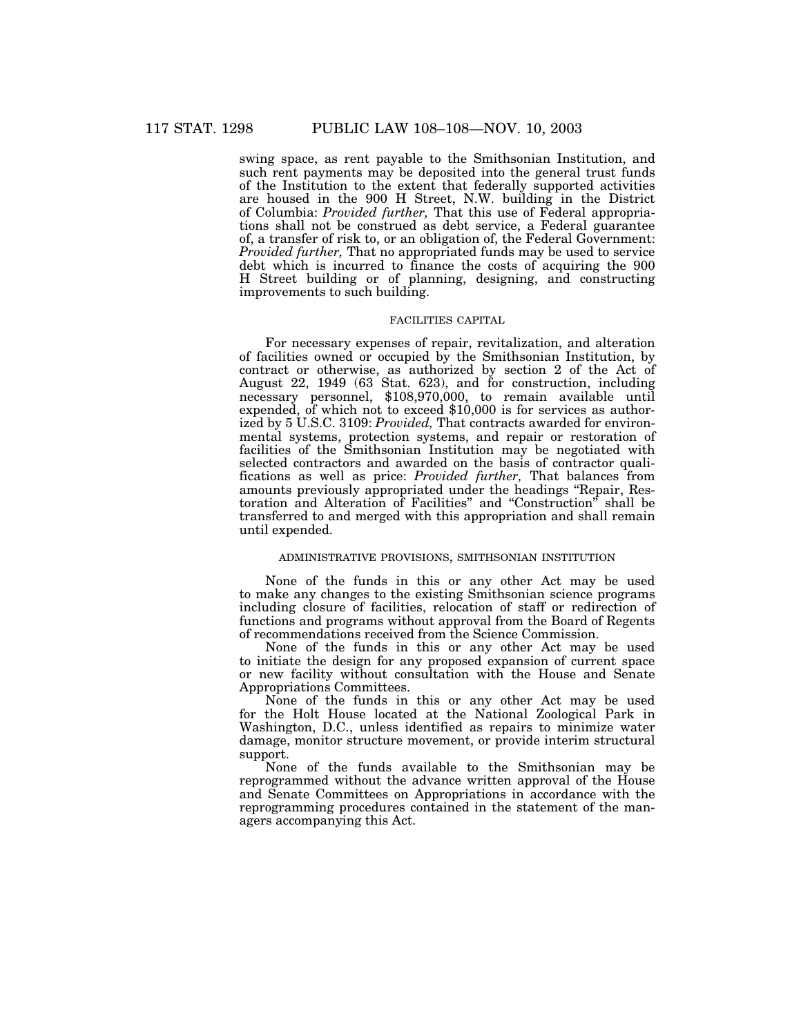swing space, as rent payable to the Smithsonian Institution, and such rent payments may be deposited into the general trust funds of the Institution to the extent that federally supported activities are housed in the 900 H Street, N.W. building in the District of Columbia: *Provided further,* That this use of Federal appropriations shall not be construed as debt service, a Federal guarantee of, a transfer of risk to, or an obligation of, the Federal Government: *Provided further,* That no appropriated funds may be used to service debt which is incurred to finance the costs of acquiring the 900 H Street building or of planning, designing, and constructing improvements to such building.

FACILITIES CAPITAL

For necessary expenses of repair, revitalization, and alteration of facilities owned or occupied by the Smithsonian Institution, by contract or otherwise, as authorized by section 2 of the Act of August 22, 1949 (63 Stat. 623), and for construction, including necessary personnel, $108,970,000, to remain available until expended, of which not to exceed $10,000 is for services as authorized by 5 U.S.C. 3109: *Provided,* That contracts awarded for environmental systems, protection systems, and repair or restoration of facilities of the Smithsonian Institution may be negotiated with selected contractors and awarded on the basis of contractor qualifications as well as price: *Provided further,* That balances from amounts previously appropriated under the headings "Repair, Restoration and Alteration of Facilities" and "Construction" shall be transferred to and merged with this appropriation and shall remain until expended.

ADMINISTRATIVE PROVISIONS, SMITHSONIAN INSTITUTION

None of the funds in this or any other Act may be used to make any changes to the existing Smithsonian science programs including closure of facilities, relocation of staff or redirection of functions and programs without approval from the Board of Regents of recommendations received from the Science Commission.

None of the funds in this or any other Act may be used to initiate the design for any proposed expansion of current space or new facility without consultation with the House and Senate Appropriations Committees.

None of the funds in this or any other Act may be used for the Holt House located at the National Zoological Park in Washington, D.C., unless identified as repairs to minimize water damage, monitor structure movement, or provide interim structural support.

None of the funds available to the Smithsonian may be reprogrammed without the advance written approval of the House and Senate Committees on Appropriations in accordance with the reprogramming procedures contained in the statement of the managers accompanying this Act.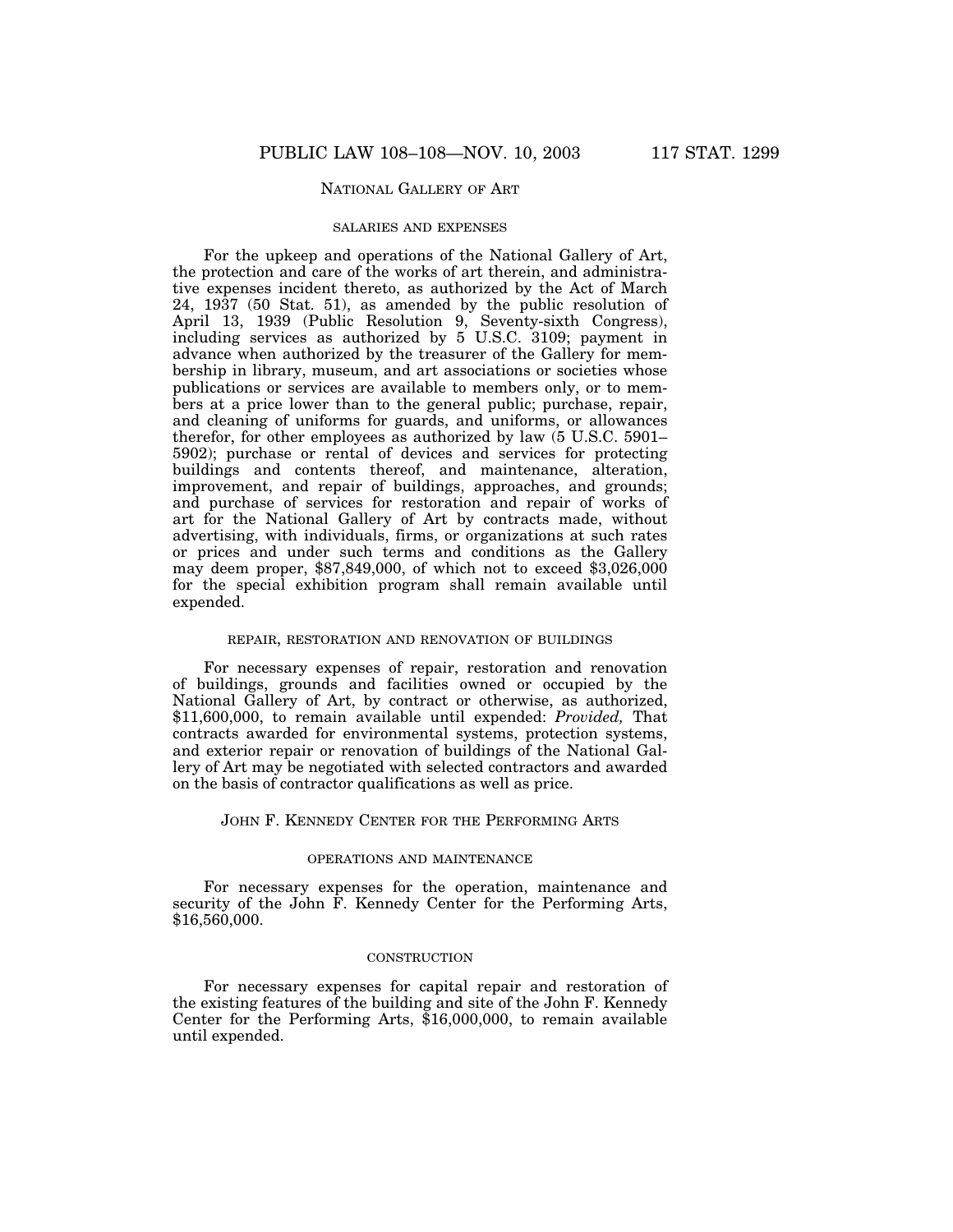## NATIONAL GALLERY OF ART

### SALARIES AND EXPENSES

For the upkeep and operations of the National Gallery of Art, the protection and care of the works of art therein, and administrative expenses incident thereto, as authorized by the Act of March 24, 1937 (50 Stat. 51), as amended by the public resolution of April 13, 1939 (Public Resolution 9, Seventy-sixth Congress), including services as authorized by 5 U.S.C. 3109; payment in advance when authorized by the treasurer of the Gallery for membership in library, museum, and art associations or societies whose publications or services are available to members only, or to members at a price lower than to the general public; purchase, repair, and cleaning of uniforms for guards, and uniforms, or allowances therefor, for other employees as authorized by law (5 U.S.C. 5901–5902); purchase or rental of devices and services for protecting buildings and contents thereof, and maintenance, alteration, improvement, and repair of buildings, approaches, and grounds; and purchase of services for restoration and repair of works of art for the National Gallery of Art by contracts made, without advertising, with individuals, firms, or organizations at such rates or prices and under such terms and conditions as the Gallery may deem proper, $87,849,000, of which not to exceed $3,026,000 for the special exhibition program shall remain available until expended.

### REPAIR, RESTORATION AND RENOVATION OF BUILDINGS

For necessary expenses of repair, restoration and renovation of buildings, grounds and facilities owned or occupied by the National Gallery of Art, by contract or otherwise, as authorized, $11,600,000, to remain available until expended: *Provided,* That contracts awarded for environmental systems, protection systems, and exterior repair or renovation of buildings of the National Gallery of Art may be negotiated with selected contractors and awarded on the basis of contractor qualifications as well as price.

## JOHN F. KENNEDY CENTER FOR THE PERFORMING ARTS

### OPERATIONS AND MAINTENANCE

For necessary expenses for the operation, maintenance and security of the John F. Kennedy Center for the Performing Arts, $16,560,000.

### CONSTRUCTION

For necessary expenses for capital repair and restoration of the existing features of the building and site of the John F. Kennedy Center for the Performing Arts, $16,000,000, to remain available until expended.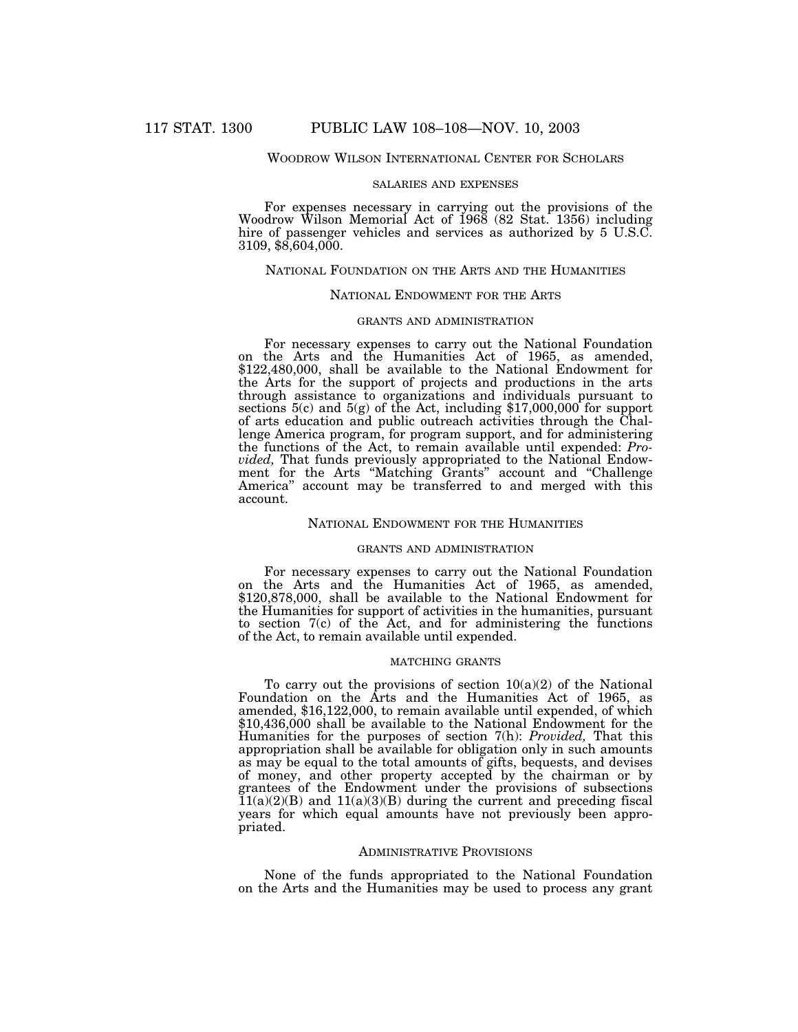## WOODROW WILSON INTERNATIONAL CENTER FOR SCHOLARS

### SALARIES AND EXPENSES

For expenses necessary in carrying out the provisions of the Woodrow Wilson Memorial Act of 1968 (82 Stat. 1356) including hire of passenger vehicles and services as authorized by 5 U.S.C. 3109, $8,604,000.

## NATIONAL FOUNDATION ON THE ARTS AND THE HUMANITIES

## NATIONAL ENDOWMENT FOR THE ARTS

### GRANTS AND ADMINISTRATION

For necessary expenses to carry out the National Foundation on the Arts and the Humanities Act of 1965, as amended, $122,480,000, shall be available to the National Endowment for the Arts for the support of projects and productions in the arts through assistance to organizations and individuals pursuant to sections 5(c) and 5(g) of the Act, including $17,000,000 for support of arts education and public outreach activities through the Challenge America program, for program support, and for administering the functions of the Act, to remain available until expended: *Provided,* That funds previously appropriated to the National Endowment for the Arts "Matching Grants" account and "Challenge America" account may be transferred to and merged with this account.

## NATIONAL ENDOWMENT FOR THE HUMANITIES

### GRANTS AND ADMINISTRATION

For necessary expenses to carry out the National Foundation on the Arts and the Humanities Act of 1965, as amended, $120,878,000, shall be available to the National Endowment for the Humanities for support of activities in the humanities, pursuant to section 7(c) of the Act, and for administering the functions of the Act, to remain available until expended.

### MATCHING GRANTS

To carry out the provisions of section 10(a)(2) of the National Foundation on the Arts and the Humanities Act of 1965, as amended, $16,122,000, to remain available until expended, of which $10,436,000 shall be available to the National Endowment for the Humanities for the purposes of section 7(h): *Provided,* That this appropriation shall be available for obligation only in such amounts as may be equal to the total amounts of gifts, bequests, and devises of money, and other property accepted by the chairman or by grantees of the Endowment under the provisions of subsections 11(a)(2)(B) and 11(a)(3)(B) during the current and preceding fiscal years for which equal amounts have not previously been appropriated.

## ADMINISTRATIVE PROVISIONS

None of the funds appropriated to the National Foundation on the Arts and the Humanities may be used to process any grant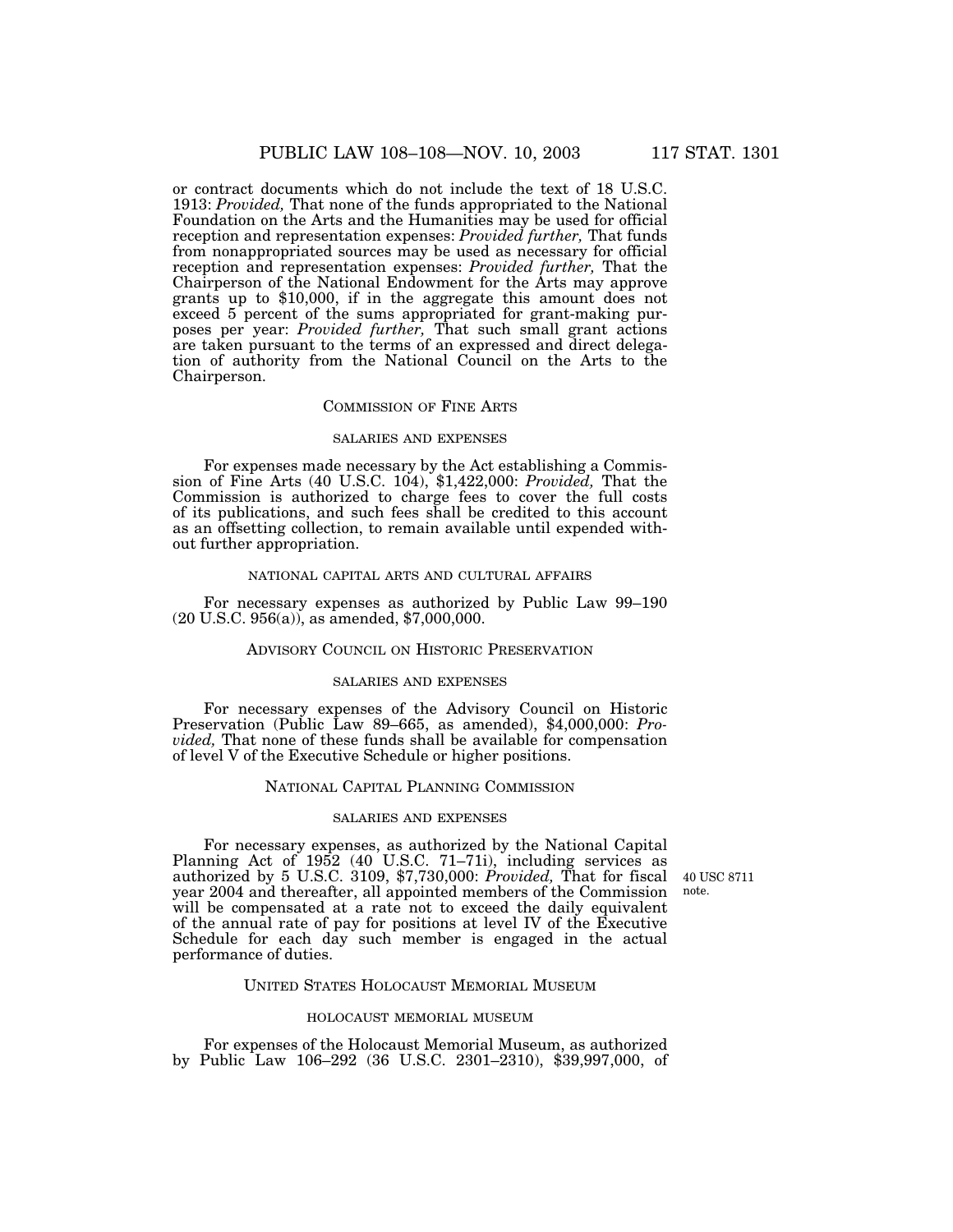or contract documents which do not include the text of 18 U.S.C. 1913: *Provided,* That none of the funds appropriated to the National Foundation on the Arts and the Humanities may be used for official reception and representation expenses: *Provided further,* That funds from nonappropriated sources may be used as necessary for official reception and representation expenses: *Provided further,* That the Chairperson of the National Endowment for the Arts may approve grants up to $10,000, if in the aggregate this amount does not exceed 5 percent of the sums appropriated for grant-making purposes per year: *Provided further,* That such small grant actions are taken pursuant to the terms of an expressed and direct delegation of authority from the National Council on the Arts to the Chairperson.

## Commission of Fine Arts

### salaries and expenses

For expenses made necessary by the Act establishing a Commission of Fine Arts (40 U.S.C. 104), $1,422,000: *Provided,* That the Commission is authorized to charge fees to cover the full costs of its publications, and such fees shall be credited to this account as an offsetting collection, to remain available until expended without further appropriation.

### national capital arts and cultural affairs

For necessary expenses as authorized by Public Law 99–190 (20 U.S.C. 956(a)), as amended, $7,000,000.

## Advisory Council on Historic Preservation

### salaries and expenses

For necessary expenses of the Advisory Council on Historic Preservation (Public Law 89–665, as amended), $4,000,000: *Provided,* That none of these funds shall be available for compensation of level V of the Executive Schedule or higher positions.

## National Capital Planning Commission

### salaries and expenses

For necessary expenses, as authorized by the National Capital Planning Act of 1952 (40 U.S.C. 71–71i), including services as authorized by 5 U.S.C. 3109, $7,730,000: *Provided,* That for fiscal year 2004 and thereafter, all appointed members of the Commission will be compensated at a rate not to exceed the daily equivalent of the annual rate of pay for positions at level IV of the Executive Schedule for each day such member is engaged in the actual performance of duties.

40 USC 8711 note.

## United States Holocaust Memorial Museum

### holocaust memorial museum

For expenses of the Holocaust Memorial Museum, as authorized by Public Law 106–292 (36 U.S.C. 2301–2310), $39,997,000, of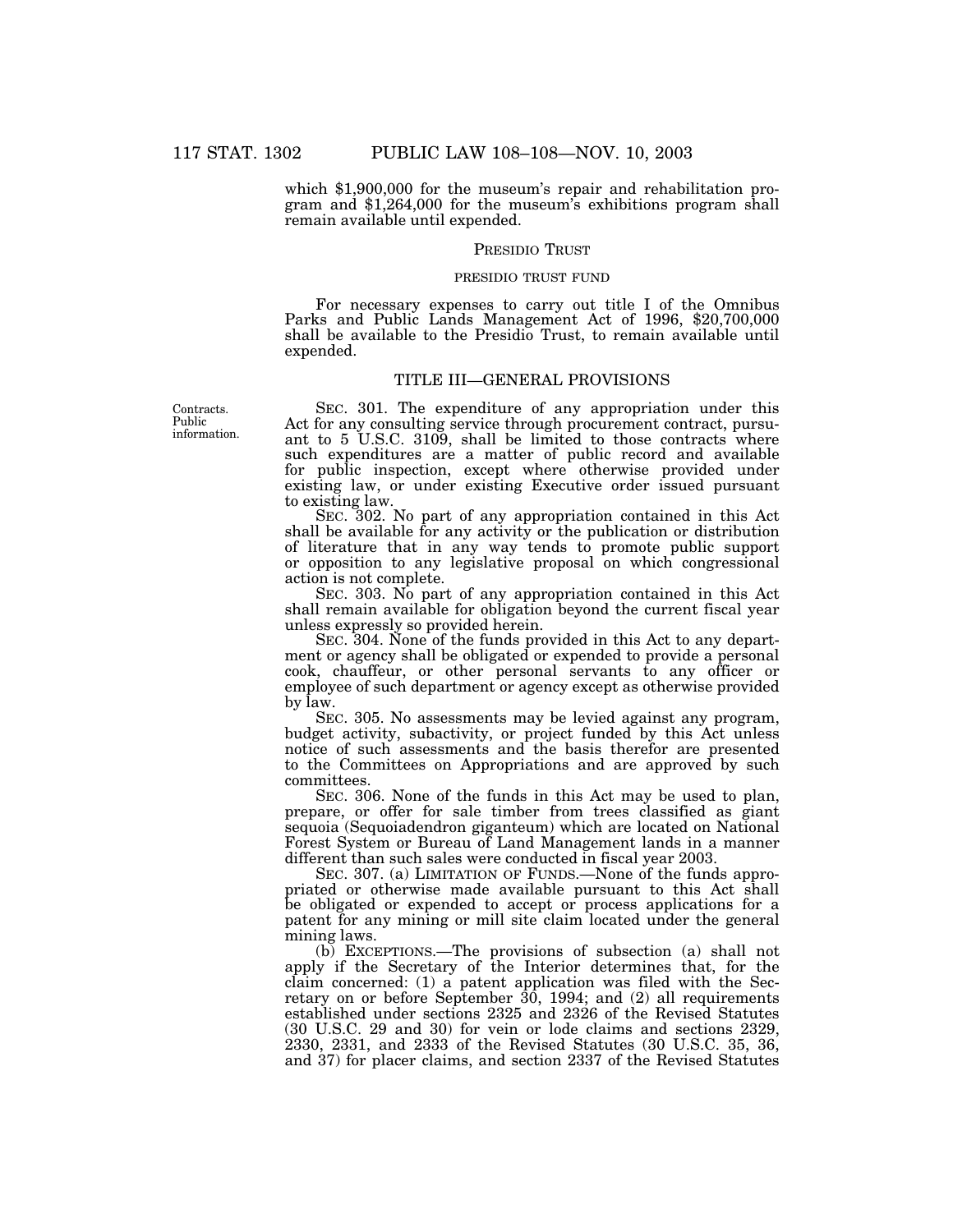which $1,900,000 for the museum's repair and rehabilitation program and $1,264,000 for the museum's exhibitions program shall remain available until expended.

PRESIDIO TRUST

PRESIDIO TRUST FUND

For necessary expenses to carry out title I of the Omnibus Parks and Public Lands Management Act of 1996, $20,700,000 shall be available to the Presidio Trust, to remain available until expended.

## TITLE III—GENERAL PROVISIONS

Contracts. Public information.

SEC. 301. The expenditure of any appropriation under this Act for any consulting service through procurement contract, pursuant to 5 U.S.C. 3109, shall be limited to those contracts where such expenditures are a matter of public record and available for public inspection, except where otherwise provided under existing law, or under existing Executive order issued pursuant to existing law.

SEC. 302. No part of any appropriation contained in this Act shall be available for any activity or the publication or distribution of literature that in any way tends to promote public support or opposition to any legislative proposal on which congressional action is not complete.

SEC. 303. No part of any appropriation contained in this Act shall remain available for obligation beyond the current fiscal year unless expressly so provided herein.

SEC. 304. None of the funds provided in this Act to any department or agency shall be obligated or expended to provide a personal cook, chauffeur, or other personal servants to any officer or employee of such department or agency except as otherwise provided by law.

SEC. 305. No assessments may be levied against any program, budget activity, subactivity, or project funded by this Act unless notice of such assessments and the basis therefor are presented to the Committees on Appropriations and are approved by such committees.

SEC. 306. None of the funds in this Act may be used to plan, prepare, or offer for sale timber from trees classified as giant sequoia (Sequoiadendron giganteum) which are located on National Forest System or Bureau of Land Management lands in a manner different than such sales were conducted in fiscal year 2003.

SEC. 307. (a) LIMITATION OF FUNDS.—None of the funds appropriated or otherwise made available pursuant to this Act shall be obligated or expended to accept or process applications for a patent for any mining or mill site claim located under the general mining laws.

(b) EXCEPTIONS.—The provisions of subsection (a) shall not apply if the Secretary of the Interior determines that, for the claim concerned: (1) a patent application was filed with the Secretary on or before September 30, 1994; and (2) all requirements established under sections 2325 and 2326 of the Revised Statutes (30 U.S.C. 29 and 30) for vein or lode claims and sections 2329, 2330, 2331, and 2333 of the Revised Statutes (30 U.S.C. 35, 36, and 37) for placer claims, and section 2337 of the Revised Statutes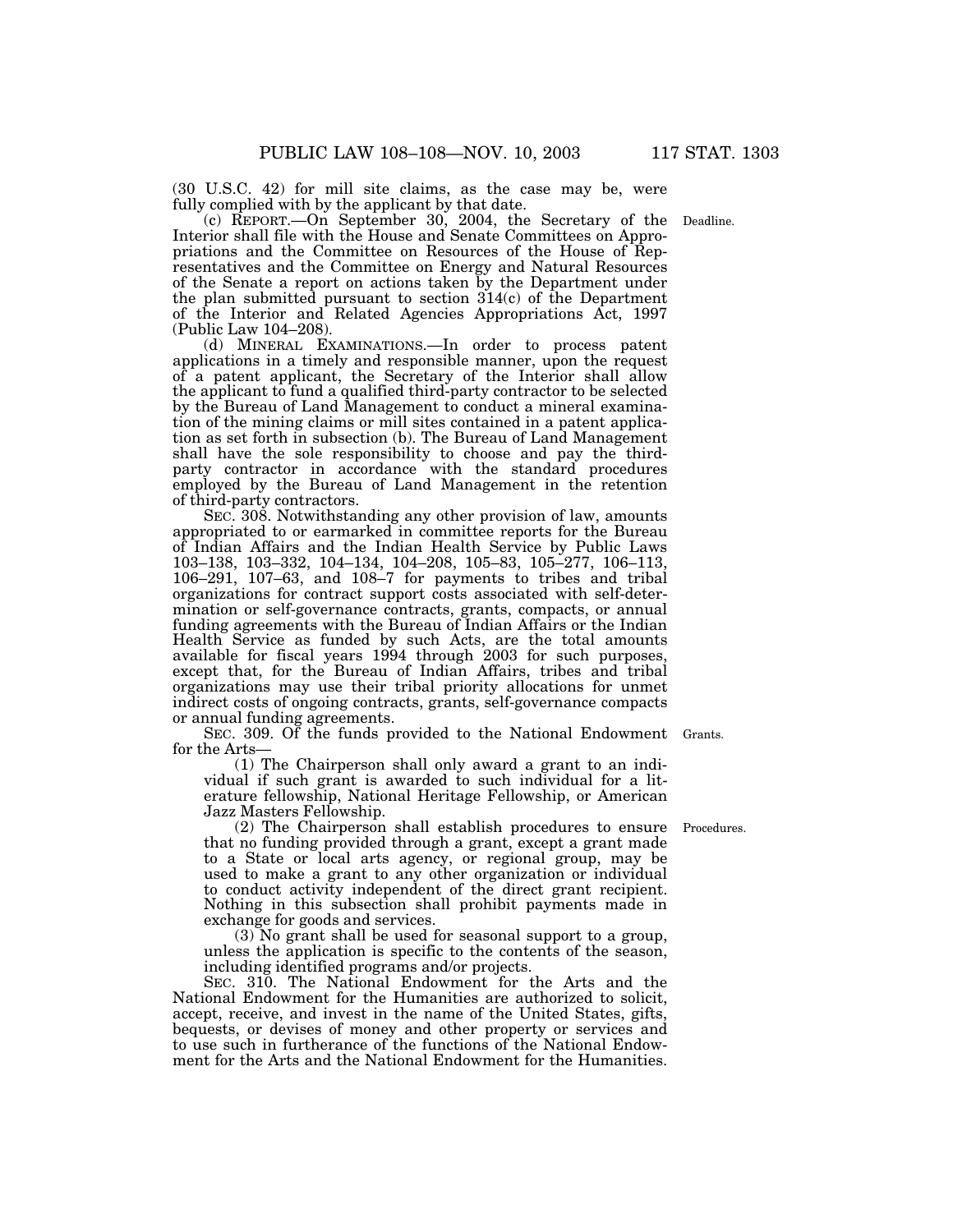(30 U.S.C. 42) for mill site claims, as the case may be, were fully complied with by the applicant by that date.

(c) REPORT.—On September 30, 2004, the Secretary of the Interior shall file with the House and Senate Committees on Appropriations and the Committee on Resources of the House of Representatives and the Committee on Energy and Natural Resources of the Senate a report on actions taken by the Department under the plan submitted pursuant to section 314(c) of the Department of the Interior and Related Agencies Appropriations Act, 1997 (Public Law 104–208).

Deadline.

(d) MINERAL EXAMINATIONS.—In order to process patent applications in a timely and responsible manner, upon the request of a patent applicant, the Secretary of the Interior shall allow the applicant to fund a qualified third-party contractor to be selected by the Bureau of Land Management to conduct a mineral examination of the mining claims or mill sites contained in a patent application as set forth in subsection (b). The Bureau of Land Management shall have the sole responsibility to choose and pay the third-party contractor in accordance with the standard procedures employed by the Bureau of Land Management in the retention of third-party contractors.

SEC. 308. Notwithstanding any other provision of law, amounts appropriated to or earmarked in committee reports for the Bureau of Indian Affairs and the Indian Health Service by Public Laws 103–138, 103–332, 104–134, 104–208, 105–83, 105–277, 106–113, 106–291, 107–63, and 108–7 for payments to tribes and tribal organizations for contract support costs associated with self-determination or self-governance contracts, grants, compacts, or annual funding agreements with the Bureau of Indian Affairs or the Indian Health Service as funded by such Acts, are the total amounts available for fiscal years 1994 through 2003 for such purposes, except that, for the Bureau of Indian Affairs, tribes and tribal organizations may use their tribal priority allocations for unmet indirect costs of ongoing contracts, grants, self-governance compacts or annual funding agreements.

SEC. 309. Of the funds provided to the National Endowment for the Arts—

Grants.

(1) The Chairperson shall only award a grant to an individual if such grant is awarded to such individual for a literature fellowship, National Heritage Fellowship, or American Jazz Masters Fellowship.

(2) The Chairperson shall establish procedures to ensure that no funding provided through a grant, except a grant made to a State or local arts agency, or regional group, may be used to make a grant to any other organization or individual to conduct activity independent of the direct grant recipient. Nothing in this subsection shall prohibit payments made in exchange for goods and services.

Procedures.

(3) No grant shall be used for seasonal support to a group, unless the application is specific to the contents of the season, including identified programs and/or projects.

SEC. 310. The National Endowment for the Arts and the National Endowment for the Humanities are authorized to solicit, accept, receive, and invest in the name of the United States, gifts, bequests, or devises of money and other property or services and to use such in furtherance of the functions of the National Endowment for the Arts and the National Endowment for the Humanities.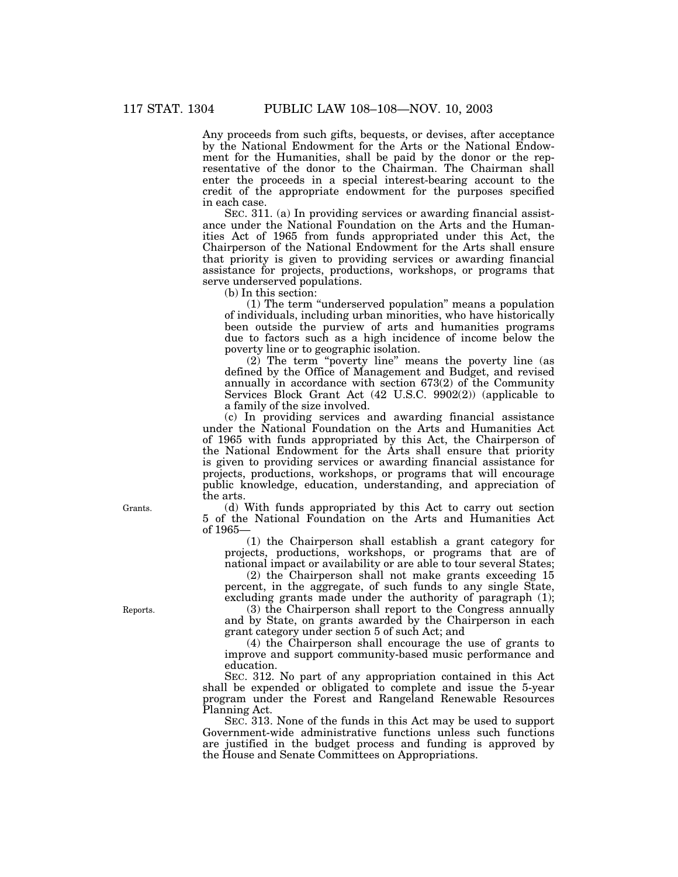Any proceeds from such gifts, bequests, or devises, after acceptance by the National Endowment for the Arts or the National Endowment for the Humanities, shall be paid by the donor or the representative of the donor to the Chairman. The Chairman shall enter the proceeds in a special interest-bearing account to the credit of the appropriate endowment for the purposes specified in each case.

SEC. 311. (a) In providing services or awarding financial assistance under the National Foundation on the Arts and the Humanities Act of 1965 from funds appropriated under this Act, the Chairperson of the National Endowment for the Arts shall ensure that priority is given to providing services or awarding financial assistance for projects, productions, workshops, or programs that serve underserved populations.

(b) In this section:

(1) The term "underserved population" means a population of individuals, including urban minorities, who have historically been outside the purview of arts and humanities programs due to factors such as a high incidence of income below the poverty line or to geographic isolation.

(2) The term "poverty line" means the poverty line (as defined by the Office of Management and Budget, and revised annually in accordance with section 673(2) of the Community Services Block Grant Act (42 U.S.C. 9902(2)) (applicable to a family of the size involved.

(c) In providing services and awarding financial assistance under the National Foundation on the Arts and Humanities Act of 1965 with funds appropriated by this Act, the Chairperson of the National Endowment for the Arts shall ensure that priority is given to providing services or awarding financial assistance for projects, productions, workshops, or programs that will encourage public knowledge, education, understanding, and appreciation of the arts.

Grants.

(d) With funds appropriated by this Act to carry out section 5 of the National Foundation on the Arts and Humanities Act of 1965—

(1) the Chairperson shall establish a grant category for projects, productions, workshops, or programs that are of national impact or availability or are able to tour several States;

(2) the Chairperson shall not make grants exceeding 15 percent, in the aggregate, of such funds to any single State, excluding grants made under the authority of paragraph (1);

Reports.

(3) the Chairperson shall report to the Congress annually and by State, on grants awarded by the Chairperson in each grant category under section 5 of such Act; and

(4) the Chairperson shall encourage the use of grants to improve and support community-based music performance and education.

SEC. 312. No part of any appropriation contained in this Act shall be expended or obligated to complete and issue the 5-year program under the Forest and Rangeland Renewable Resources Planning Act.

SEC. 313. None of the funds in this Act may be used to support Government-wide administrative functions unless such functions are justified in the budget process and funding is approved by the House and Senate Committees on Appropriations.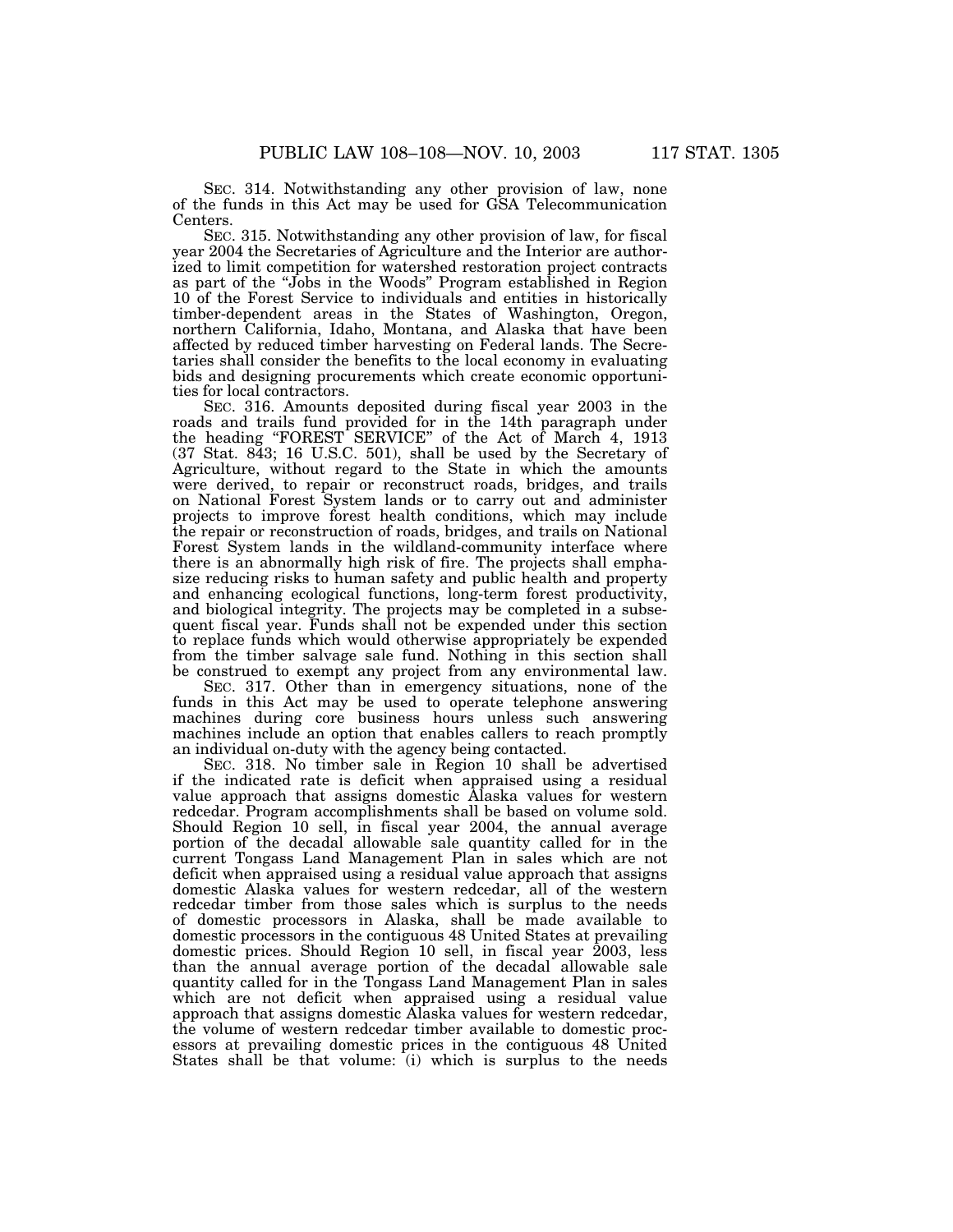SEC. 314. Notwithstanding any other provision of law, none of the funds in this Act may be used for GSA Telecommunication Centers.

SEC. 315. Notwithstanding any other provision of law, for fiscal year 2004 the Secretaries of Agriculture and the Interior are authorized to limit competition for watershed restoration project contracts as part of the "Jobs in the Woods" Program established in Region 10 of the Forest Service to individuals and entities in historically timber-dependent areas in the States of Washington, Oregon, northern California, Idaho, Montana, and Alaska that have been affected by reduced timber harvesting on Federal lands. The Secretaries shall consider the benefits to the local economy in evaluating bids and designing procurements which create economic opportunities for local contractors.

SEC. 316. Amounts deposited during fiscal year 2003 in the roads and trails fund provided for in the 14th paragraph under the heading "FOREST SERVICE" of the Act of March 4, 1913 (37 Stat. 843; 16 U.S.C. 501), shall be used by the Secretary of Agriculture, without regard to the State in which the amounts were derived, to repair or reconstruct roads, bridges, and trails on National Forest System lands or to carry out and administer projects to improve forest health conditions, which may include the repair or reconstruction of roads, bridges, and trails on National Forest System lands in the wildland-community interface where there is an abnormally high risk of fire. The projects shall emphasize reducing risks to human safety and public health and property and enhancing ecological functions, long-term forest productivity, and biological integrity. The projects may be completed in a subsequent fiscal year. Funds shall not be expended under this section to replace funds which would otherwise appropriately be expended from the timber salvage sale fund. Nothing in this section shall be construed to exempt any project from any environmental law.

SEC. 317. Other than in emergency situations, none of the funds in this Act may be used to operate telephone answering machines during core business hours unless such answering machines include an option that enables callers to reach promptly an individual on-duty with the agency being contacted.

SEC. 318. No timber sale in Region 10 shall be advertised if the indicated rate is deficit when appraised using a residual value approach that assigns domestic Alaska values for western redcedar. Program accomplishments shall be based on volume sold. Should Region 10 sell, in fiscal year 2004, the annual average portion of the decadal allowable sale quantity called for in the current Tongass Land Management Plan in sales which are not deficit when appraised using a residual value approach that assigns domestic Alaska values for western redcedar, all of the western redcedar timber from those sales which is surplus to the needs of domestic processors in Alaska, shall be made available to domestic processors in the contiguous 48 United States at prevailing domestic prices. Should Region 10 sell, in fiscal year 2003, less than the annual average portion of the decadal allowable sale quantity called for in the Tongass Land Management Plan in sales which are not deficit when appraised using a residual value approach that assigns domestic Alaska values for western redcedar, the volume of western redcedar timber available to domestic processors at prevailing domestic prices in the contiguous 48 United States shall be that volume: (i) which is surplus to the needs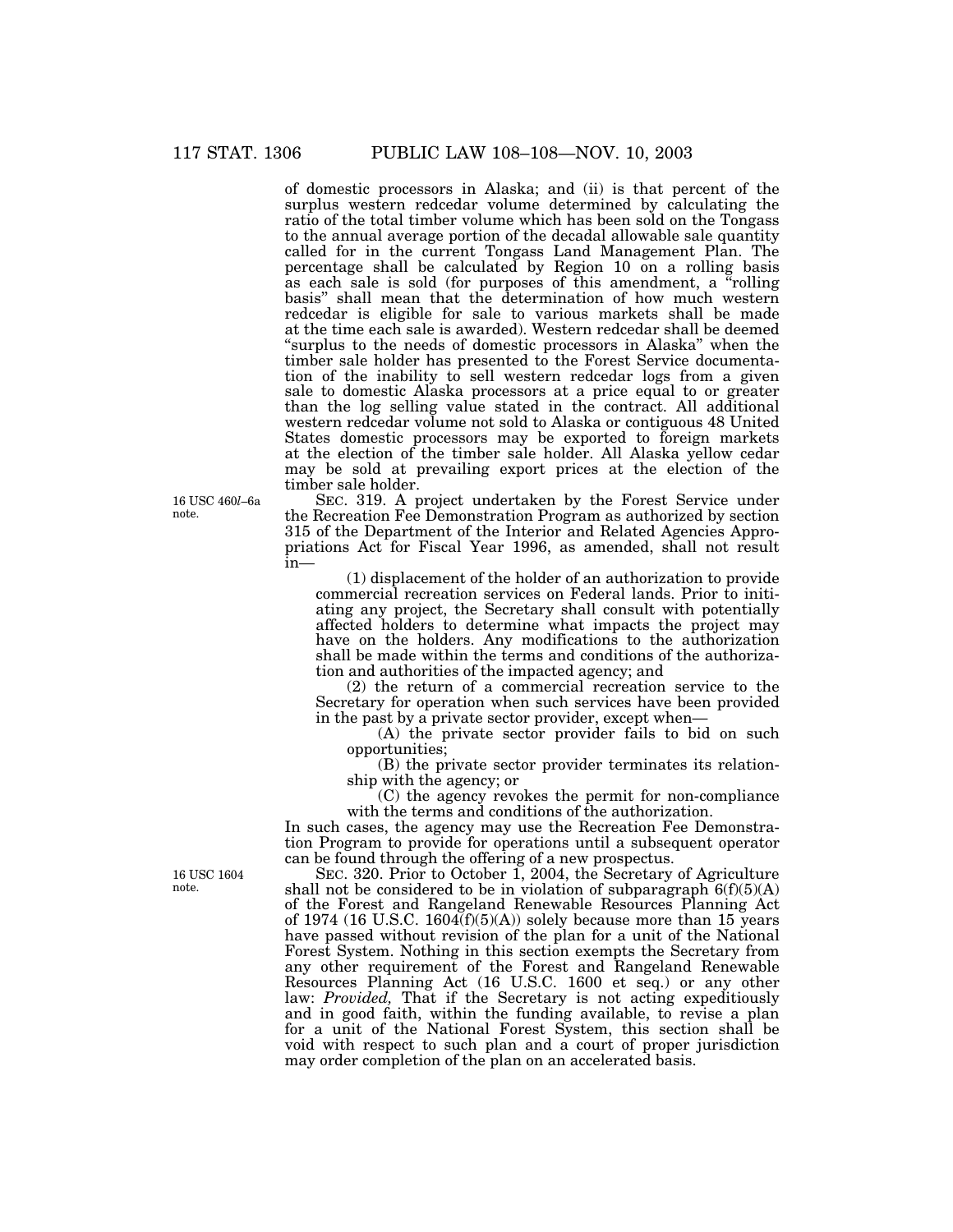of domestic processors in Alaska; and (ii) is that percent of the surplus western redcedar volume determined by calculating the ratio of the total timber volume which has been sold on the Tongass to the annual average portion of the decadal allowable sale quantity called for in the current Tongass Land Management Plan. The percentage shall be calculated by Region 10 on a rolling basis as each sale is sold (for purposes of this amendment, a "rolling basis" shall mean that the determination of how much western redcedar is eligible for sale to various markets shall be made at the time each sale is awarded). Western redcedar shall be deemed "surplus to the needs of domestic processors in Alaska" when the timber sale holder has presented to the Forest Service documentation of the inability to sell western redcedar logs from a given sale to domestic Alaska processors at a price equal to or greater than the log selling value stated in the contract. All additional western redcedar volume not sold to Alaska or contiguous 48 United States domestic processors may be exported to foreign markets at the election of the timber sale holder. All Alaska yellow cedar may be sold at prevailing export prices at the election of the timber sale holder.

16 USC 460*l*–6a note.

SEC. 319. A project undertaken by the Forest Service under the Recreation Fee Demonstration Program as authorized by section 315 of the Department of the Interior and Related Agencies Appropriations Act for Fiscal Year 1996, as amended, shall not result in—

(1) displacement of the holder of an authorization to provide commercial recreation services on Federal lands. Prior to initiating any project, the Secretary shall consult with potentially affected holders to determine what impacts the project may have on the holders. Any modifications to the authorization shall be made within the terms and conditions of the authorization and authorities of the impacted agency; and

(2) the return of a commercial recreation service to the Secretary for operation when such services have been provided in the past by a private sector provider, except when—

(A) the private sector provider fails to bid on such opportunities;

(B) the private sector provider terminates its relationship with the agency; or

(C) the agency revokes the permit for non-compliance with the terms and conditions of the authorization.

In such cases, the agency may use the Recreation Fee Demonstration Program to provide for operations until a subsequent operator can be found through the offering of a new prospectus.

16 USC 1604 note.

SEC. 320. Prior to October 1, 2004, the Secretary of Agriculture shall not be considered to be in violation of subparagraph 6(f)(5)(A) of the Forest and Rangeland Renewable Resources Planning Act of 1974 (16 U.S.C. 1604(f)(5)(A)) solely because more than 15 years have passed without revision of the plan for a unit of the National Forest System. Nothing in this section exempts the Secretary from any other requirement of the Forest and Rangeland Renewable Resources Planning Act (16 U.S.C. 1600 et seq.) or any other law: *Provided,* That if the Secretary is not acting expeditiously and in good faith, within the funding available, to revise a plan for a unit of the National Forest System, this section shall be void with respect to such plan and a court of proper jurisdiction may order completion of the plan on an accelerated basis.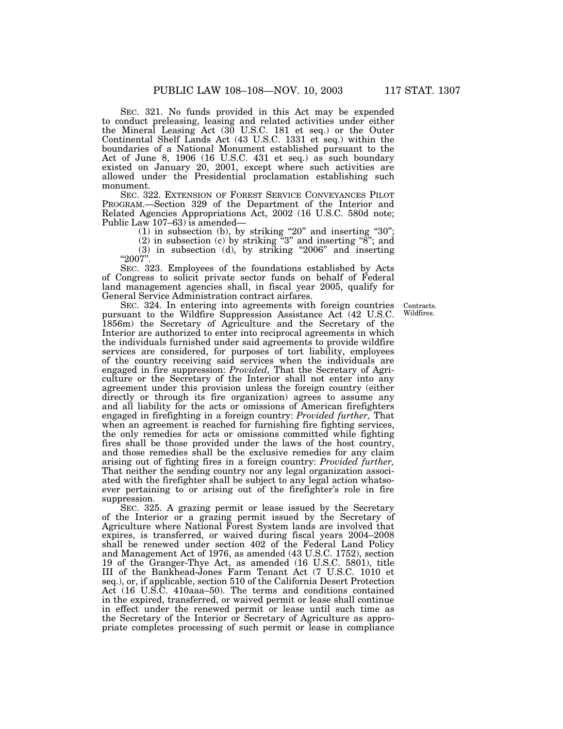SEC. 321. No funds provided in this Act may be expended to conduct preleasing, leasing and related activities under either the Mineral Leasing Act (30 U.S.C. 181 et seq.) or the Outer Continental Shelf Lands Act (43 U.S.C. 1331 et seq.) within the boundaries of a National Monument established pursuant to the Act of June 8, 1906 (16 U.S.C. 431 et seq.) as such boundary existed on January 20, 2001, except where such activities are allowed under the Presidential proclamation establishing such monument.

SEC. 322. EXTENSION OF FOREST SERVICE CONVEYANCES PILOT PROGRAM.—Section 329 of the Department of the Interior and Related Agencies Appropriations Act, 2002 (16 U.S.C. 580d note; Public Law 107–63) is amended—

(1) in subsection (b), by striking "20" and inserting "30";

(2) in subsection (c) by striking "3" and inserting "8"; and

(3) in subsection (d), by striking "2006" and inserting "2007".

SEC. 323. Employees of the foundations established by Acts of Congress to solicit private sector funds on behalf of Federal land management agencies shall, in fiscal year 2005, qualify for General Service Administration contract airfares.

Contracts. Wildfires.

SEC. 324. In entering into agreements with foreign countries pursuant to the Wildfire Suppression Assistance Act (42 U.S.C. 1856m) the Secretary of Agriculture and the Secretary of the Interior are authorized to enter into reciprocal agreements in which the individuals furnished under said agreements to provide wildfire services are considered, for purposes of tort liability, employees of the country receiving said services when the individuals are engaged in fire suppression: *Provided,* That the Secretary of Agriculture or the Secretary of the Interior shall not enter into any agreement under this provision unless the foreign country (either directly or through its fire organization) agrees to assume any and all liability for the acts or omissions of American firefighters engaged in firefighting in a foreign country: *Provided further,* That when an agreement is reached for furnishing fire fighting services, the only remedies for acts or omissions committed while fighting fires shall be those provided under the laws of the host country, and those remedies shall be the exclusive remedies for any claim arising out of fighting fires in a foreign country: *Provided further,* That neither the sending country nor any legal organization associated with the firefighter shall be subject to any legal action whatsoever pertaining to or arising out of the firefighter's role in fire suppression.

SEC. 325. A grazing permit or lease issued by the Secretary of the Interior or a grazing permit issued by the Secretary of Agriculture where National Forest System lands are involved that expires, is transferred, or waived during fiscal years 2004–2008 shall be renewed under section 402 of the Federal Land Policy and Management Act of 1976, as amended (43 U.S.C. 1752), section 19 of the Granger-Thye Act, as amended (16 U.S.C. 5801), title III of the Bankhead-Jones Farm Tenant Act (7 U.S.C. 1010 et seq.), or, if applicable, section 510 of the California Desert Protection Act (16 U.S.C. 410aaa–50). The terms and conditions contained in the expired, transferred, or waived permit or lease shall continue in effect under the renewed permit or lease until such time as the Secretary of the Interior or Secretary of Agriculture as appropriate completes processing of such permit or lease in compliance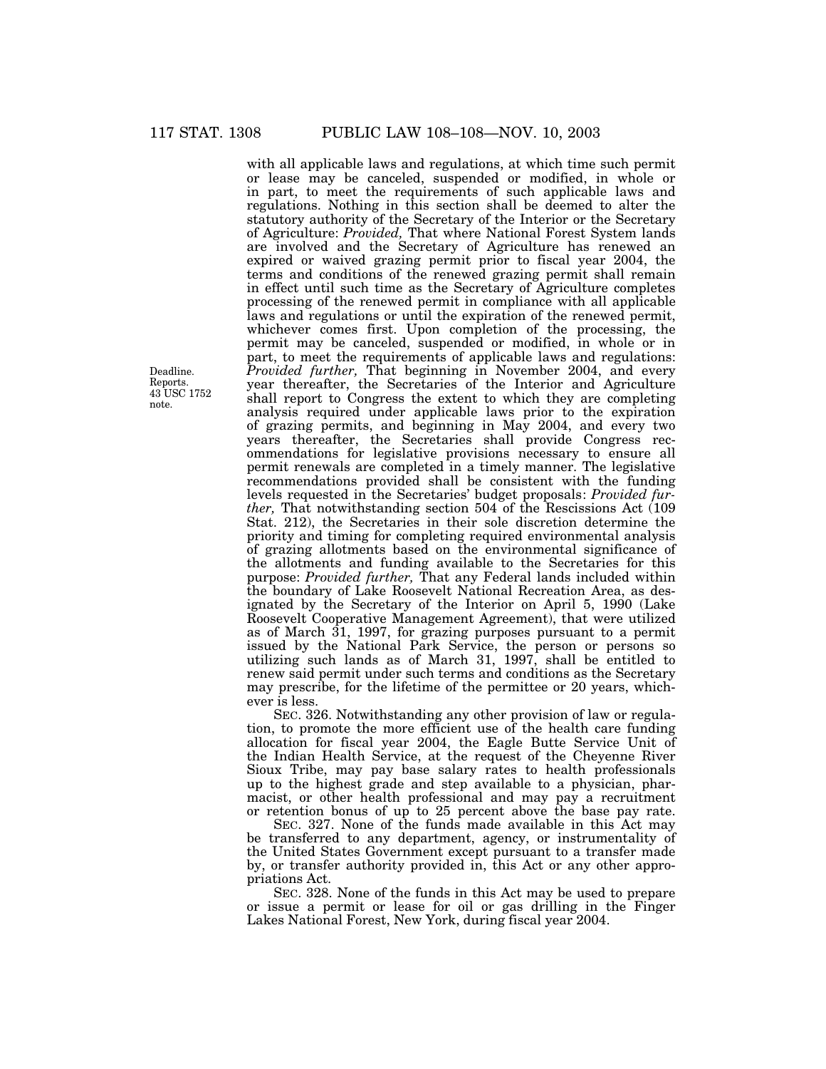with all applicable laws and regulations, at which time such permit or lease may be canceled, suspended or modified, in whole or in part, to meet the requirements of such applicable laws and regulations. Nothing in this section shall be deemed to alter the statutory authority of the Secretary of the Interior or the Secretary of Agriculture: *Provided,* That where National Forest System lands are involved and the Secretary of Agriculture has renewed an expired or waived grazing permit prior to fiscal year 2004, the terms and conditions of the renewed grazing permit shall remain in effect until such time as the Secretary of Agriculture completes processing of the renewed permit in compliance with all applicable laws and regulations or until the expiration of the renewed permit, whichever comes first. Upon completion of the processing, the permit may be canceled, suspended or modified, in whole or in part, to meet the requirements of applicable laws and regulations: *Provided further,* That beginning in November 2004, and every year thereafter, the Secretaries of the Interior and Agriculture shall report to Congress the extent to which they are completing analysis required under applicable laws prior to the expiration of grazing permits, and beginning in May 2004, and every two years thereafter, the Secretaries shall provide Congress recommendations for legislative provisions necessary to ensure all permit renewals are completed in a timely manner. The legislative recommendations provided shall be consistent with the funding levels requested in the Secretaries' budget proposals: *Provided further,* That notwithstanding section 504 of the Rescissions Act (109 Stat. 212), the Secretaries in their sole discretion determine the priority and timing for completing required environmental analysis of grazing allotments based on the environmental significance of the allotments and funding available to the Secretaries for this purpose: *Provided further,* That any Federal lands included within the boundary of Lake Roosevelt National Recreation Area, as designated by the Secretary of the Interior on April 5, 1990 (Lake Roosevelt Cooperative Management Agreement), that were utilized as of March 31, 1997, for grazing purposes pursuant to a permit issued by the National Park Service, the person or persons so utilizing such lands as of March 31, 1997, shall be entitled to renew said permit under such terms and conditions as the Secretary may prescribe, for the lifetime of the permittee or 20 years, whichever is less.

Deadline. Reports. 43 USC 1752 note.

SEC. 326. Notwithstanding any other provision of law or regulation, to promote the more efficient use of the health care funding allocation for fiscal year 2004, the Eagle Butte Service Unit of the Indian Health Service, at the request of the Cheyenne River Sioux Tribe, may pay base salary rates to health professionals up to the highest grade and step available to a physician, pharmacist, or other health professional and may pay a recruitment or retention bonus of up to 25 percent above the base pay rate.

SEC. 327. None of the funds made available in this Act may be transferred to any department, agency, or instrumentality of the United States Government except pursuant to a transfer made by, or transfer authority provided in, this Act or any other appropriations Act.

SEC. 328. None of the funds in this Act may be used to prepare or issue a permit or lease for oil or gas drilling in the Finger Lakes National Forest, New York, during fiscal year 2004.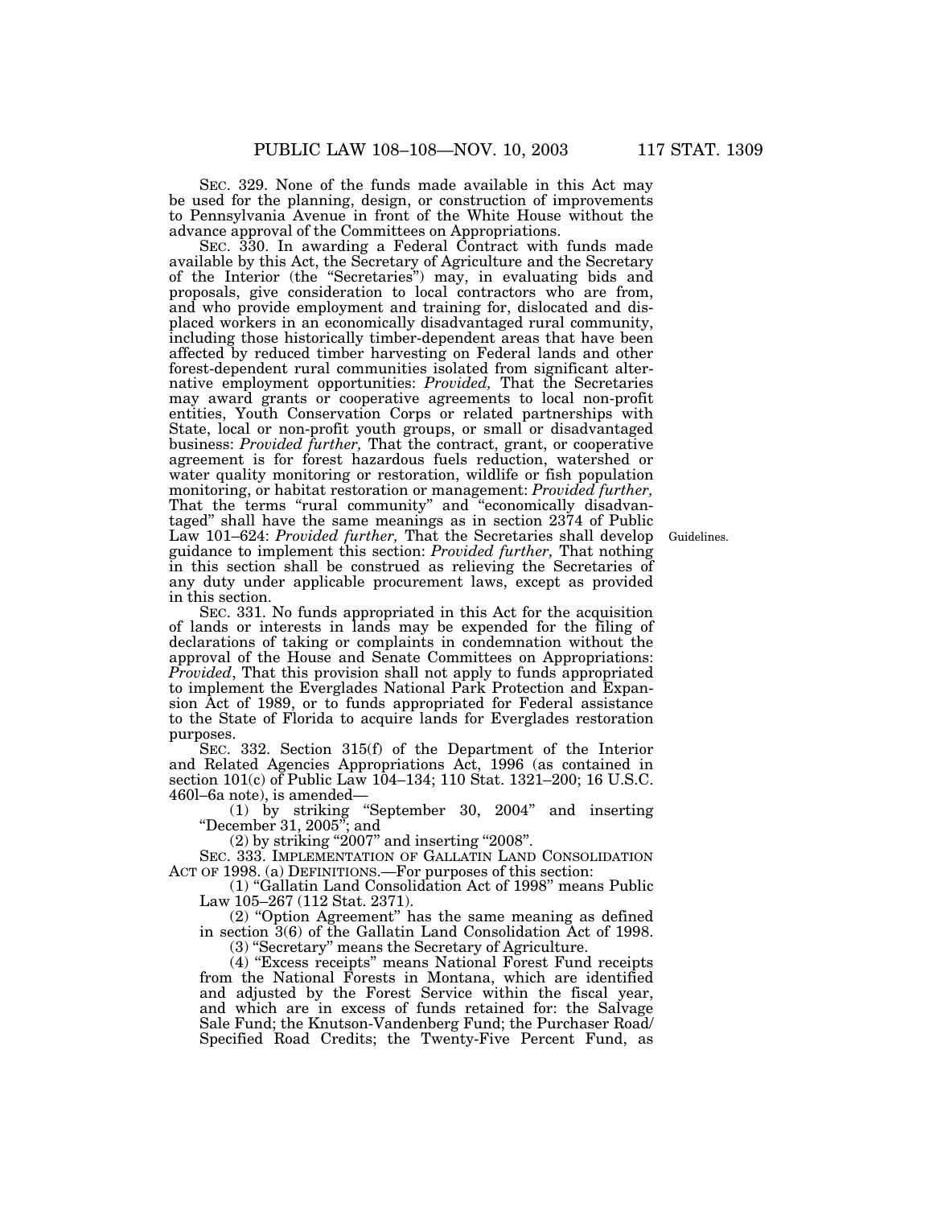SEC. 329. None of the funds made available in this Act may be used for the planning, design, or construction of improvements to Pennsylvania Avenue in front of the White House without the advance approval of the Committees on Appropriations.

SEC. 330. In awarding a Federal Contract with funds made available by this Act, the Secretary of Agriculture and the Secretary of the Interior (the "Secretaries") may, in evaluating bids and proposals, give consideration to local contractors who are from, and who provide employment and training for, dislocated and displaced workers in an economically disadvantaged rural community, including those historically timber-dependent areas that have been affected by reduced timber harvesting on Federal lands and other forest-dependent rural communities isolated from significant alternative employment opportunities: *Provided,* That the Secretaries may award grants or cooperative agreements to local non-profit entities, Youth Conservation Corps or related partnerships with State, local or non-profit youth groups, or small or disadvantaged business: *Provided further,* That the contract, grant, or cooperative agreement is for forest hazardous fuels reduction, watershed or water quality monitoring or restoration, wildlife or fish population monitoring, or habitat restoration or management: *Provided further,* That the terms "rural community" and "economically disadvantaged" shall have the same meanings as in section 2374 of Public Law 101–624: *Provided further,* That the Secretaries shall develop guidance to implement this section: *Provided further,* That nothing in this section shall be construed as relieving the Secretaries of any duty under applicable procurement laws, except as provided in this section.

Guidelines.

SEC. 331. No funds appropriated in this Act for the acquisition of lands or interests in lands may be expended for the filing of declarations of taking or complaints in condemnation without the approval of the House and Senate Committees on Appropriations: *Provided*, That this provision shall not apply to funds appropriated to implement the Everglades National Park Protection and Expansion Act of 1989, or to funds appropriated for Federal assistance to the State of Florida to acquire lands for Everglades restoration purposes.

SEC. 332. Section 315(f) of the Department of the Interior and Related Agencies Appropriations Act, 1996 (as contained in section 101(c) of Public Law 104–134; 110 Stat. 1321–200; 16 U.S.C. 460l–6a note), is amended—

(1) by striking "September 30, 2004" and inserting "December 31, 2005"; and

(2) by striking "2007" and inserting "2008".

SEC. 333. IMPLEMENTATION OF GALLATIN LAND CONSOLIDATION ACT OF 1998. (a) DEFINITIONS.—For purposes of this section:

(1) "Gallatin Land Consolidation Act of 1998" means Public Law 105–267 (112 Stat. 2371).

(2) "Option Agreement" has the same meaning as defined in section 3(6) of the Gallatin Land Consolidation Act of 1998.

(3) "Secretary" means the Secretary of Agriculture.

(4) "Excess receipts" means National Forest Fund receipts from the National Forests in Montana, which are identified and adjusted by the Forest Service within the fiscal year, and which are in excess of funds retained for: the Salvage Sale Fund; the Knutson-Vandenberg Fund; the Purchaser Road/Specified Road Credits; the Twenty-Five Percent Fund, as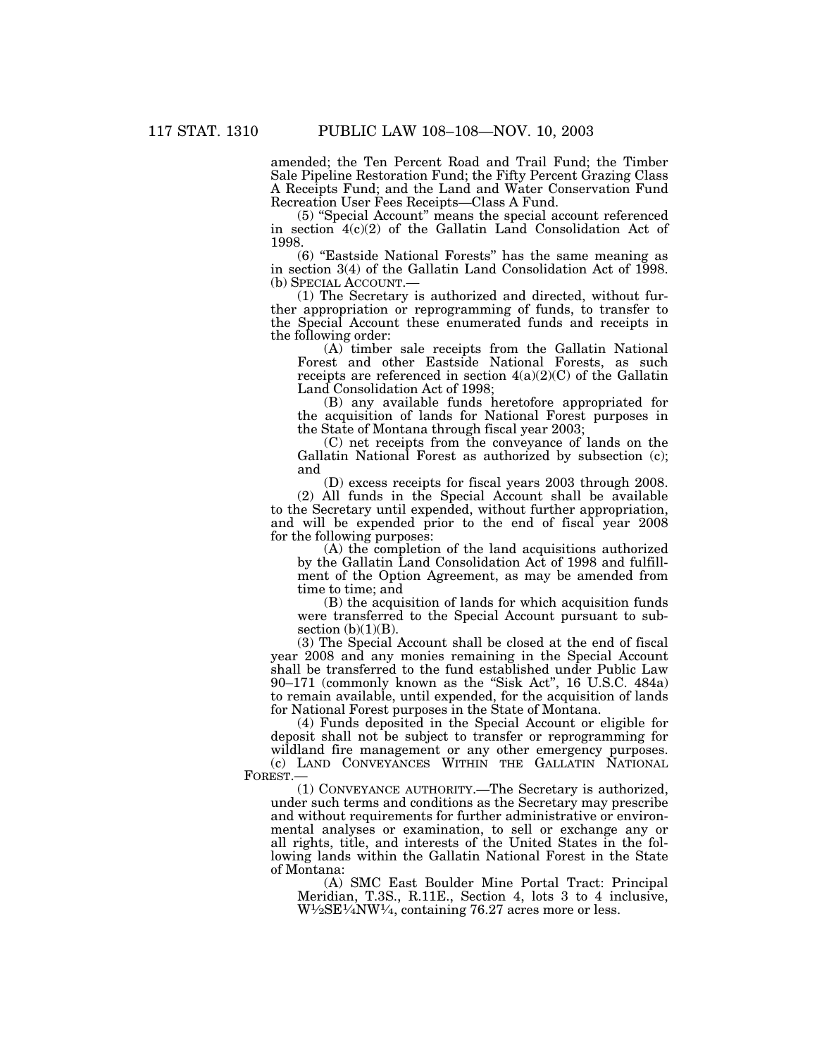amended; the Ten Percent Road and Trail Fund; the Timber Sale Pipeline Restoration Fund; the Fifty Percent Grazing Class A Receipts Fund; and the Land and Water Conservation Fund Recreation User Fees Receipts—Class A Fund.

(5) "Special Account" means the special account referenced in section 4(c)(2) of the Gallatin Land Consolidation Act of 1998.

(6) "Eastside National Forests" has the same meaning as in section 3(4) of the Gallatin Land Consolidation Act of 1998.

(b) SPECIAL ACCOUNT.—

(1) The Secretary is authorized and directed, without further appropriation or reprogramming of funds, to transfer to the Special Account these enumerated funds and receipts in the following order:

(A) timber sale receipts from the Gallatin National Forest and other Eastside National Forests, as such receipts are referenced in section 4(a)(2)(C) of the Gallatin Land Consolidation Act of 1998;

(B) any available funds heretofore appropriated for the acquisition of lands for National Forest purposes in the State of Montana through fiscal year 2003;

(C) net receipts from the conveyance of lands on the Gallatin National Forest as authorized by subsection (c); and

(D) excess receipts for fiscal years 2003 through 2008.

(2) All funds in the Special Account shall be available to the Secretary until expended, without further appropriation, and will be expended prior to the end of fiscal year 2008 for the following purposes:

(A) the completion of the land acquisitions authorized by the Gallatin Land Consolidation Act of 1998 and fulfillment of the Option Agreement, as may be amended from time to time; and

(B) the acquisition of lands for which acquisition funds were transferred to the Special Account pursuant to subsection (b)(1)(B).

(3) The Special Account shall be closed at the end of fiscal year 2008 and any monies remaining in the Special Account shall be transferred to the fund established under Public Law 90–171 (commonly known as the "Sisk Act", 16 U.S.C. 484a) to remain available, until expended, for the acquisition of lands for National Forest purposes in the State of Montana.

(4) Funds deposited in the Special Account or eligible for deposit shall not be subject to transfer or reprogramming for wildland fire management or any other emergency purposes.

(c) LAND CONVEYANCES WITHIN THE GALLATIN NATIONAL FOREST.—

(1) CONVEYANCE AUTHORITY.—The Secretary is authorized, under such terms and conditions as the Secretary may prescribe and without requirements for further administrative or environmental analyses or examination, to sell or exchange any or all rights, title, and interests of the United States in the following lands within the Gallatin National Forest in the State of Montana:

(A) SMC East Boulder Mine Portal Tract: Principal Meridian, T.3S., R.11E., Section 4, lots 3 to 4 inclusive, W½SE¼NW¼, containing 76.27 acres more or less.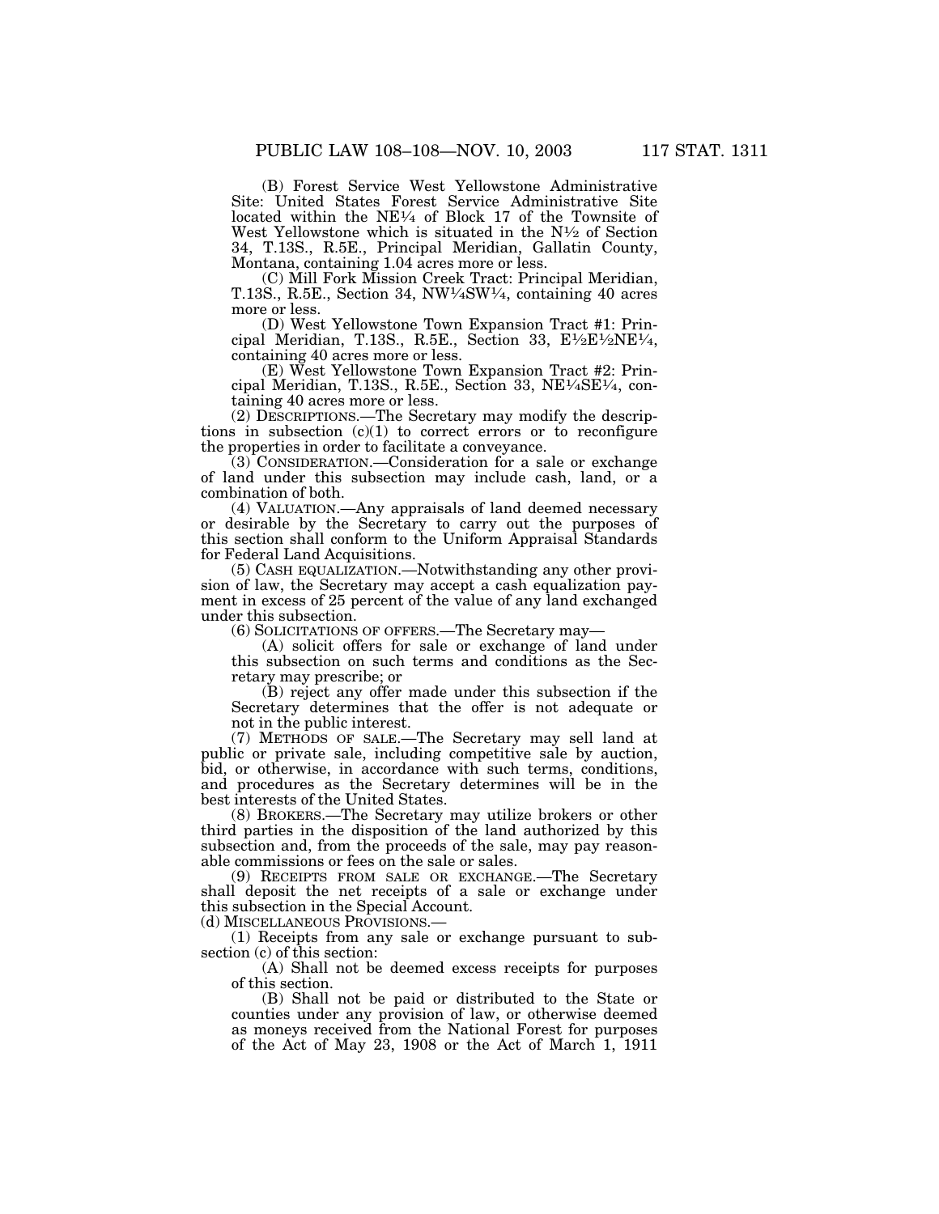(B) Forest Service West Yellowstone Administrative Site: United States Forest Service Administrative Site located within the NE¼ of Block 17 of the Townsite of West Yellowstone which is situated in the N½ of Section 34, T.13S., R.5E., Principal Meridian, Gallatin County, Montana, containing 1.04 acres more or less.

(C) Mill Fork Mission Creek Tract: Principal Meridian, T.13S., R.5E., Section 34, NW¼SW¼, containing 40 acres more or less.

(D) West Yellowstone Town Expansion Tract #1: Principal Meridian, T.13S., R.5E., Section 33, E½E½NE¼, containing 40 acres more or less.

(E) West Yellowstone Town Expansion Tract #2: Principal Meridian, T.13S., R.5E., Section 33, NE¼SE¼, containing 40 acres more or less.

(2) DESCRIPTIONS.—The Secretary may modify the descriptions in subsection (c)(1) to correct errors or to reconfigure the properties in order to facilitate a conveyance.

(3) CONSIDERATION.—Consideration for a sale or exchange of land under this subsection may include cash, land, or a combination of both.

(4) VALUATION.—Any appraisals of land deemed necessary or desirable by the Secretary to carry out the purposes of this section shall conform to the Uniform Appraisal Standards for Federal Land Acquisitions.

(5) CASH EQUALIZATION.—Notwithstanding any other provision of law, the Secretary may accept a cash equalization payment in excess of 25 percent of the value of any land exchanged under this subsection.

(6) SOLICITATIONS OF OFFERS.—The Secretary may—

(A) solicit offers for sale or exchange of land under this subsection on such terms and conditions as the Secretary may prescribe; or

(B) reject any offer made under this subsection if the Secretary determines that the offer is not adequate or not in the public interest.

(7) METHODS OF SALE.—The Secretary may sell land at public or private sale, including competitive sale by auction, bid, or otherwise, in accordance with such terms, conditions, and procedures as the Secretary determines will be in the best interests of the United States.

(8) BROKERS.—The Secretary may utilize brokers or other third parties in the disposition of the land authorized by this subsection and, from the proceeds of the sale, may pay reasonable commissions or fees on the sale or sales.

(9) RECEIPTS FROM SALE OR EXCHANGE.—The Secretary shall deposit the net receipts of a sale or exchange under this subsection in the Special Account.

(d) MISCELLANEOUS PROVISIONS.—

(1) Receipts from any sale or exchange pursuant to subsection (c) of this section:

(A) Shall not be deemed excess receipts for purposes of this section.

(B) Shall not be paid or distributed to the State or counties under any provision of law, or otherwise deemed as moneys received from the National Forest for purposes of the Act of May 23, 1908 or the Act of March 1, 1911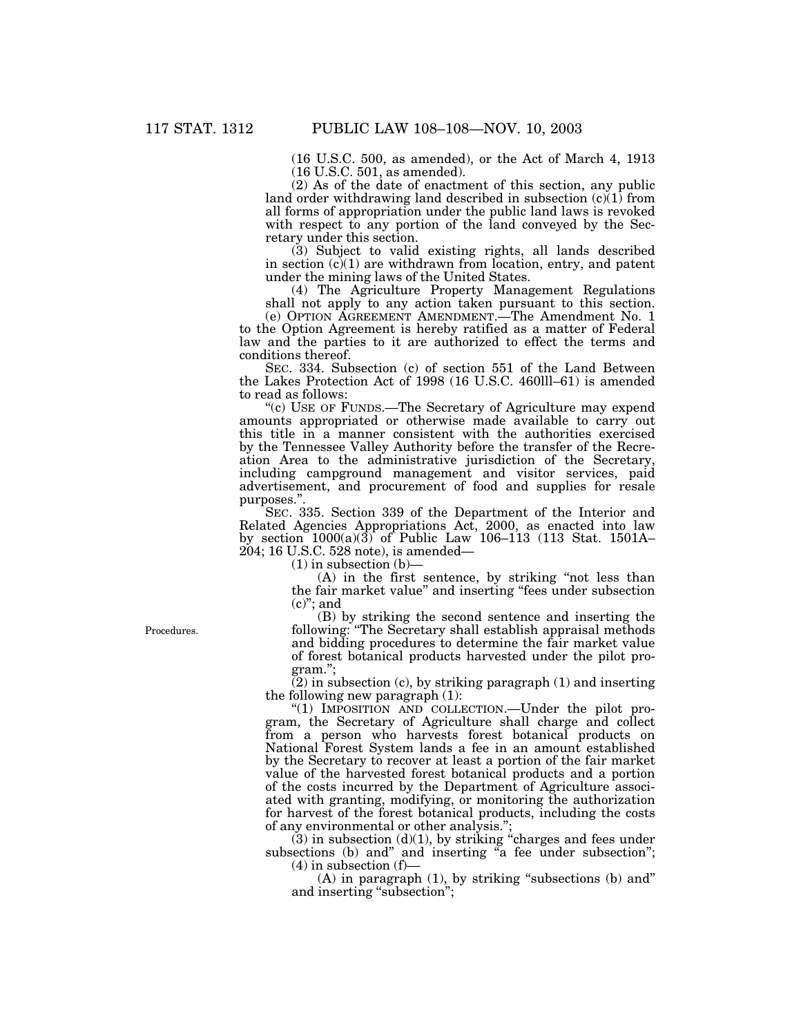(16 U.S.C. 500, as amended), or the Act of March 4, 1913 (16 U.S.C. 501, as amended).

(2) As of the date of enactment of this section, any public land order withdrawing land described in subsection (c)(1) from all forms of appropriation under the public land laws is revoked with respect to any portion of the land conveyed by the Secretary under this section.

(3) Subject to valid existing rights, all lands described in section (c)(1) are withdrawn from location, entry, and patent under the mining laws of the United States.

(4) The Agriculture Property Management Regulations shall not apply to any action taken pursuant to this section.

(e) OPTION AGREEMENT AMENDMENT.—The Amendment No. 1 to the Option Agreement is hereby ratified as a matter of Federal law and the parties to it are authorized to effect the terms and conditions thereof.

SEC. 334. Subsection (c) of section 551 of the Land Between the Lakes Protection Act of 1998 (16 U.S.C. 460lll–61) is amended to read as follows:

"(c) USE OF FUNDS.—The Secretary of Agriculture may expend amounts appropriated or otherwise made available to carry out this title in a manner consistent with the authorities exercised by the Tennessee Valley Authority before the transfer of the Recreation Area to the administrative jurisdiction of the Secretary, including campground management and visitor services, paid advertisement, and procurement of food and supplies for resale purposes.".

SEC. 335. Section 339 of the Department of the Interior and Related Agencies Appropriations Act, 2000, as enacted into law by section 1000(a)(3) of Public Law 106–113 (113 Stat. 1501A–204; 16 U.S.C. 528 note), is amended—

(1) in subsection (b)—

(A) in the first sentence, by striking "not less than the fair market value" and inserting "fees under subsection (c)"; and

(B) by striking the second sentence and inserting the following: "The Secretary shall establish appraisal methods and bidding procedures to determine the fair market value of forest botanical products harvested under the pilot program.";

Procedures.

(2) in subsection (c), by striking paragraph (1) and inserting the following new paragraph (1):

"(1) IMPOSITION AND COLLECTION.—Under the pilot program, the Secretary of Agriculture shall charge and collect from a person who harvests forest botanical products on National Forest System lands a fee in an amount established by the Secretary to recover at least a portion of the fair market value of the harvested forest botanical products and a portion of the costs incurred by the Department of Agriculture associated with granting, modifying, or monitoring the authorization for harvest of the forest botanical products, including the costs of any environmental or other analysis.";

(3) in subsection (d)(1), by striking "charges and fees under subsections (b) and" and inserting "a fee under subsection";

(4) in subsection (f)—

(A) in paragraph (1), by striking "subsections (b) and" and inserting "subsection";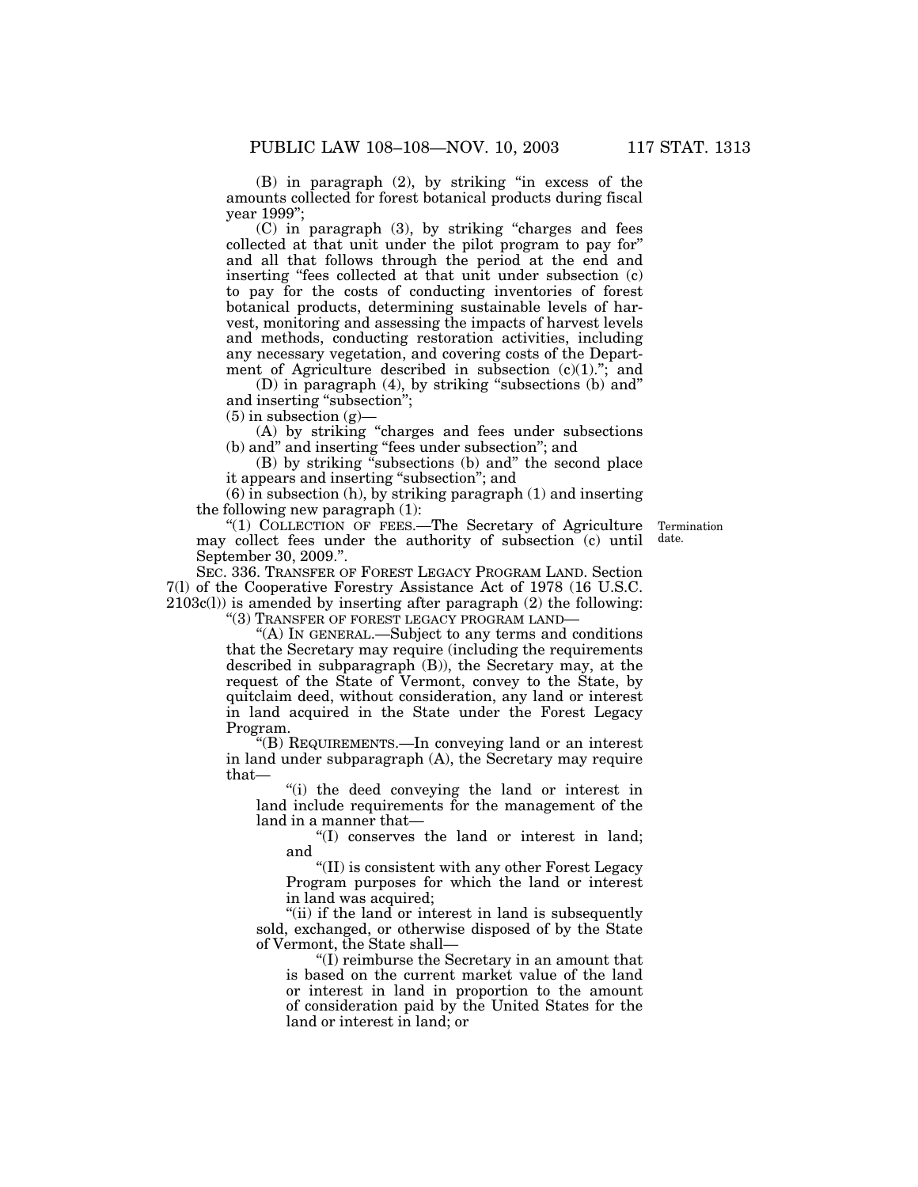(B) in paragraph (2), by striking "in excess of the amounts collected for forest botanical products during fiscal year 1999";

(C) in paragraph (3), by striking "charges and fees collected at that unit under the pilot program to pay for" and all that follows through the period at the end and inserting "fees collected at that unit under subsection (c) to pay for the costs of conducting inventories of forest botanical products, determining sustainable levels of harvest, monitoring and assessing the impacts of harvest levels and methods, conducting restoration activities, including any necessary vegetation, and covering costs of the Department of Agriculture described in subsection (c)(1)."; and

(D) in paragraph (4), by striking "subsections (b) and" and inserting "subsection";

(5) in subsection (g)—

(A) by striking "charges and fees under subsections (b) and" and inserting "fees under subsection"; and

(B) by striking "subsections (b) and" the second place it appears and inserting "subsection"; and

(6) in subsection (h), by striking paragraph (1) and inserting the following new paragraph (1):

"(1) COLLECTION OF FEES.—The Secretary of Agriculture may collect fees under the authority of subsection (c) until September 30, 2009.".

Termination date.

SEC. 336. TRANSFER OF FOREST LEGACY PROGRAM LAND. Section 7(l) of the Cooperative Forestry Assistance Act of 1978 (16 U.S.C. 2103c(l)) is amended by inserting after paragraph (2) the following:

"(3) TRANSFER OF FOREST LEGACY PROGRAM LAND—

"(A) IN GENERAL.—Subject to any terms and conditions that the Secretary may require (including the requirements described in subparagraph (B)), the Secretary may, at the request of the State of Vermont, convey to the State, by quitclaim deed, without consideration, any land or interest in land acquired in the State under the Forest Legacy Program.

"(B) REQUIREMENTS.—In conveying land or an interest in land under subparagraph (A), the Secretary may require that—

"(i) the deed conveying the land or interest in land include requirements for the management of the land in a manner that—

"(I) conserves the land or interest in land; and

"(II) is consistent with any other Forest Legacy Program purposes for which the land or interest in land was acquired;

"(ii) if the land or interest in land is subsequently sold, exchanged, or otherwise disposed of by the State of Vermont, the State shall—

"(I) reimburse the Secretary in an amount that is based on the current market value of the land or interest in land in proportion to the amount of consideration paid by the United States for the land or interest in land; or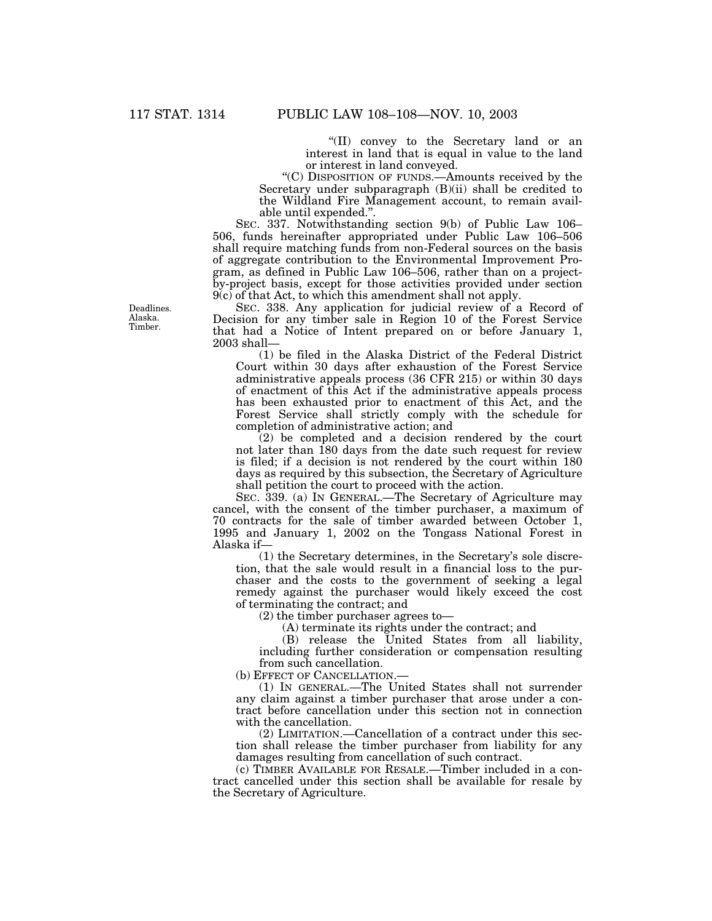"(II) convey to the Secretary land or an interest in land that is equal in value to the land or interest in land conveyed.

"(C) DISPOSITION OF FUNDS.—Amounts received by the Secretary under subparagraph (B)(ii) shall be credited to the Wildland Fire Management account, to remain available until expended.".

SEC. 337. Notwithstanding section 9(b) of Public Law 106–506, funds hereinafter appropriated under Public Law 106–506 shall require matching funds from non-Federal sources on the basis of aggregate contribution to the Environmental Improvement Program, as defined in Public Law 106–506, rather than on a project-by-project basis, except for those activities provided under section 9(c) of that Act, to which this amendment shall not apply.

Deadlines. Alaska. Timber.

SEC. 338. Any application for judicial review of a Record of Decision for any timber sale in Region 10 of the Forest Service that had a Notice of Intent prepared on or before January 1, 2003 shall—

(1) be filed in the Alaska District of the Federal District Court within 30 days after exhaustion of the Forest Service administrative appeals process (36 CFR 215) or within 30 days of enactment of this Act if the administrative appeals process has been exhausted prior to enactment of this Act, and the Forest Service shall strictly comply with the schedule for completion of administrative action; and

(2) be completed and a decision rendered by the court not later than 180 days from the date such request for review is filed; if a decision is not rendered by the court within 180 days as required by this subsection, the Secretary of Agriculture shall petition the court to proceed with the action.

SEC. 339. (a) IN GENERAL.—The Secretary of Agriculture may cancel, with the consent of the timber purchaser, a maximum of 70 contracts for the sale of timber awarded between October 1, 1995 and January 1, 2002 on the Tongass National Forest in Alaska if—

(1) the Secretary determines, in the Secretary's sole discretion, that the sale would result in a financial loss to the purchaser and the costs to the government of seeking a legal remedy against the purchaser would likely exceed the cost of terminating the contract; and

(2) the timber purchaser agrees to—

(A) terminate its rights under the contract; and

(B) release the United States from all liability, including further consideration or compensation resulting from such cancellation.

(b) EFFECT OF CANCELLATION.—

(1) IN GENERAL.—The United States shall not surrender any claim against a timber purchaser that arose under a contract before cancellation under this section not in connection with the cancellation.

(2) LIMITATION.—Cancellation of a contract under this section shall release the timber purchaser from liability for any damages resulting from cancellation of such contract.

(c) TIMBER AVAILABLE FOR RESALE.—Timber included in a contract cancelled under this section shall be available for resale by the Secretary of Agriculture.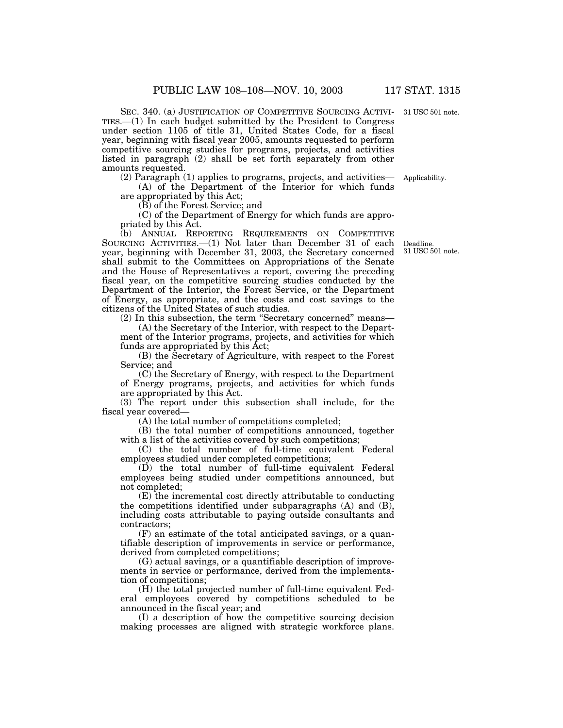SEC. 340. (a) JUSTIFICATION OF COMPETITIVE SOURCING ACTIVITIES.—(1) In each budget submitted by the President to Congress under section 1105 of title 31, United States Code, for a fiscal year, beginning with fiscal year 2005, amounts requested to perform competitive sourcing studies for programs, projects, and activities listed in paragraph (2) shall be set forth separately from other amounts requested.

31 USC 501 note.

(2) Paragraph (1) applies to programs, projects, and activities—

Applicability.

(A) of the Department of the Interior for which funds are appropriated by this Act;

(B) of the Forest Service; and

(C) of the Department of Energy for which funds are appropriated by this Act.

(b) ANNUAL REPORTING REQUIREMENTS ON COMPETITIVE SOURCING ACTIVITIES.—(1) Not later than December 31 of each year, beginning with December 31, 2003, the Secretary concerned shall submit to the Committees on Appropriations of the Senate and the House of Representatives a report, covering the preceding fiscal year, on the competitive sourcing studies conducted by the Department of the Interior, the Forest Service, or the Department of Energy, as appropriate, and the costs and cost savings to the citizens of the United States of such studies.

Deadline.
31 USC 501 note.

(2) In this subsection, the term "Secretary concerned" means—

(A) the Secretary of the Interior, with respect to the Department of the Interior programs, projects, and activities for which funds are appropriated by this Act;

(B) the Secretary of Agriculture, with respect to the Forest Service; and

(C) the Secretary of Energy, with respect to the Department of Energy programs, projects, and activities for which funds are appropriated by this Act.

(3) The report under this subsection shall include, for the fiscal year covered—

(A) the total number of competitions completed;

(B) the total number of competitions announced, together with a list of the activities covered by such competitions;

(C) the total number of full-time equivalent Federal employees studied under completed competitions;

(D) the total number of full-time equivalent Federal employees being studied under competitions announced, but not completed;

(E) the incremental cost directly attributable to conducting the competitions identified under subparagraphs (A) and (B), including costs attributable to paying outside consultants and contractors;

(F) an estimate of the total anticipated savings, or a quantifiable description of improvements in service or performance, derived from completed competitions;

(G) actual savings, or a quantifiable description of improvements in service or performance, derived from the implementation of competitions;

(H) the total projected number of full-time equivalent Federal employees covered by competitions scheduled to be announced in the fiscal year; and

(I) a description of how the competitive sourcing decision making processes are aligned with strategic workforce plans.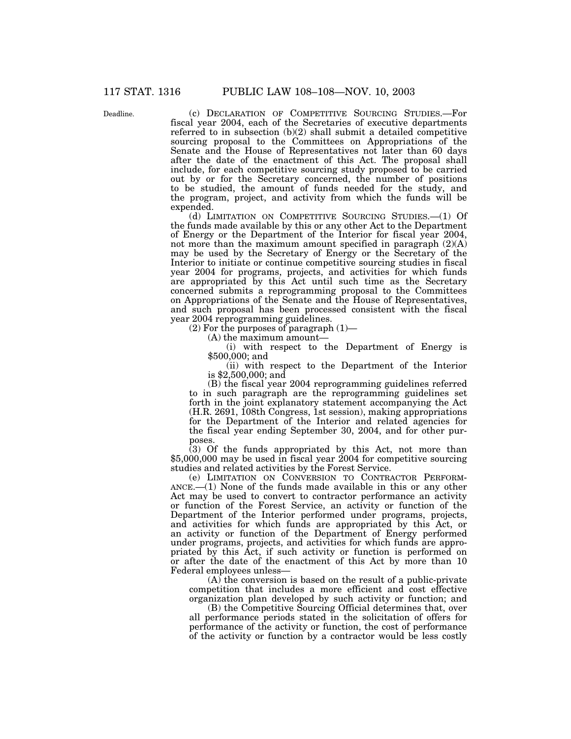Deadline.

(c) DECLARATION OF COMPETITIVE SOURCING STUDIES.—For fiscal year 2004, each of the Secretaries of executive departments referred to in subsection (b)(2) shall submit a detailed competitive sourcing proposal to the Committees on Appropriations of the Senate and the House of Representatives not later than 60 days after the date of the enactment of this Act. The proposal shall include, for each competitive sourcing study proposed to be carried out by or for the Secretary concerned, the number of positions to be studied, the amount of funds needed for the study, and the program, project, and activity from which the funds will be expended.

(d) LIMITATION ON COMPETITIVE SOURCING STUDIES.—(1) Of the funds made available by this or any other Act to the Department of Energy or the Department of the Interior for fiscal year 2004, not more than the maximum amount specified in paragraph (2)(A) may be used by the Secretary of Energy or the Secretary of the Interior to initiate or continue competitive sourcing studies in fiscal year 2004 for programs, projects, and activities for which funds are appropriated by this Act until such time as the Secretary concerned submits a reprogramming proposal to the Committees on Appropriations of the Senate and the House of Representatives, and such proposal has been processed consistent with the fiscal year 2004 reprogramming guidelines.

(2) For the purposes of paragraph (1)—

(A) the maximum amount—

(i) with respect to the Department of Energy is $500,000; and

(ii) with respect to the Department of the Interior is $2,500,000; and

(B) the fiscal year 2004 reprogramming guidelines referred to in such paragraph are the reprogramming guidelines set forth in the joint explanatory statement accompanying the Act (H.R. 2691, 108th Congress, 1st session), making appropriations for the Department of the Interior and related agencies for the fiscal year ending September 30, 2004, and for other purposes.

(3) Of the funds appropriated by this Act, not more than $5,000,000 may be used in fiscal year 2004 for competitive sourcing studies and related activities by the Forest Service.

(e) LIMITATION ON CONVERSION TO CONTRACTOR PERFORMANCE.—(1) None of the funds made available in this or any other Act may be used to convert to contractor performance an activity or function of the Forest Service, an activity or function of the Department of the Interior performed under programs, projects, and activities for which funds are appropriated by this Act, or an activity or function of the Department of Energy performed under programs, projects, and activities for which funds are appropriated by this Act, if such activity or function is performed on or after the date of the enactment of this Act by more than 10 Federal employees unless—

(A) the conversion is based on the result of a public-private competition that includes a more efficient and cost effective organization plan developed by such activity or function; and

(B) the Competitive Sourcing Official determines that, over all performance periods stated in the solicitation of offers for performance of the activity or function, the cost of performance of the activity or function by a contractor would be less costly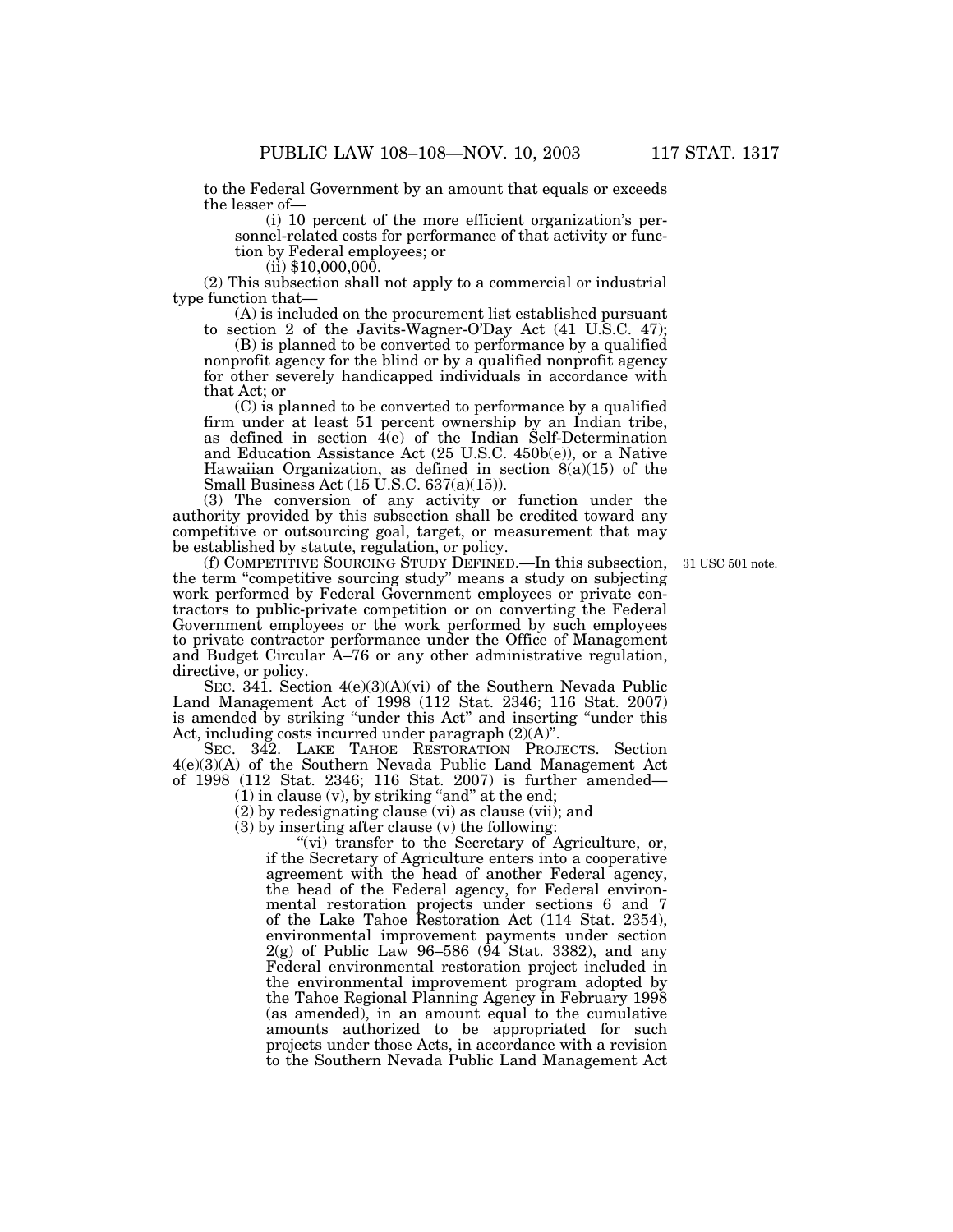to the Federal Government by an amount that equals or exceeds the lesser of—

(i) 10 percent of the more efficient organization's personnel-related costs for performance of that activity or function by Federal employees; or

(ii) $10,000,000.

(2) This subsection shall not apply to a commercial or industrial type function that—

(A) is included on the procurement list established pursuant to section 2 of the Javits-Wagner-O'Day Act (41 U.S.C. 47);

(B) is planned to be converted to performance by a qualified nonprofit agency for the blind or by a qualified nonprofit agency for other severely handicapped individuals in accordance with that Act; or

(C) is planned to be converted to performance by a qualified firm under at least 51 percent ownership by an Indian tribe, as defined in section 4(e) of the Indian Self-Determination and Education Assistance Act (25 U.S.C. 450b(e)), or a Native Hawaiian Organization, as defined in section 8(a)(15) of the Small Business Act (15 U.S.C. 637(a)(15)).

(3) The conversion of any activity or function under the authority provided by this subsection shall be credited toward any competitive or outsourcing goal, target, or measurement that may be established by statute, regulation, or policy.

31 USC 501 note.

(f) COMPETITIVE SOURCING STUDY DEFINED.—In this subsection, the term "competitive sourcing study" means a study on subjecting work performed by Federal Government employees or private contractors to public-private competition or on converting the Federal Government employees or the work performed by such employees to private contractor performance under the Office of Management and Budget Circular A–76 or any other administrative regulation, directive, or policy.

SEC. 341. Section 4(e)(3)(A)(vi) of the Southern Nevada Public Land Management Act of 1998 (112 Stat. 2346; 116 Stat. 2007) is amended by striking "under this Act" and inserting "under this Act, including costs incurred under paragraph (2)(A)".

SEC. 342. LAKE TAHOE RESTORATION PROJECTS. Section 4(e)(3)(A) of the Southern Nevada Public Land Management Act of 1998 (112 Stat. 2346; 116 Stat. 2007) is further amended—

(1) in clause (v), by striking "and" at the end;

(2) by redesignating clause (vi) as clause (vii); and

(3) by inserting after clause (v) the following:

"(vi) transfer to the Secretary of Agriculture, or, if the Secretary of Agriculture enters into a cooperative agreement with the head of another Federal agency, the head of the Federal agency, for Federal environmental restoration projects under sections 6 and 7 of the Lake Tahoe Restoration Act (114 Stat. 2354), environmental improvement payments under section 2(g) of Public Law 96–586 (94 Stat. 3382), and any Federal environmental restoration project included in the environmental improvement program adopted by the Tahoe Regional Planning Agency in February 1998 (as amended), in an amount equal to the cumulative amounts authorized to be appropriated for such projects under those Acts, in accordance with a revision to the Southern Nevada Public Land Management Act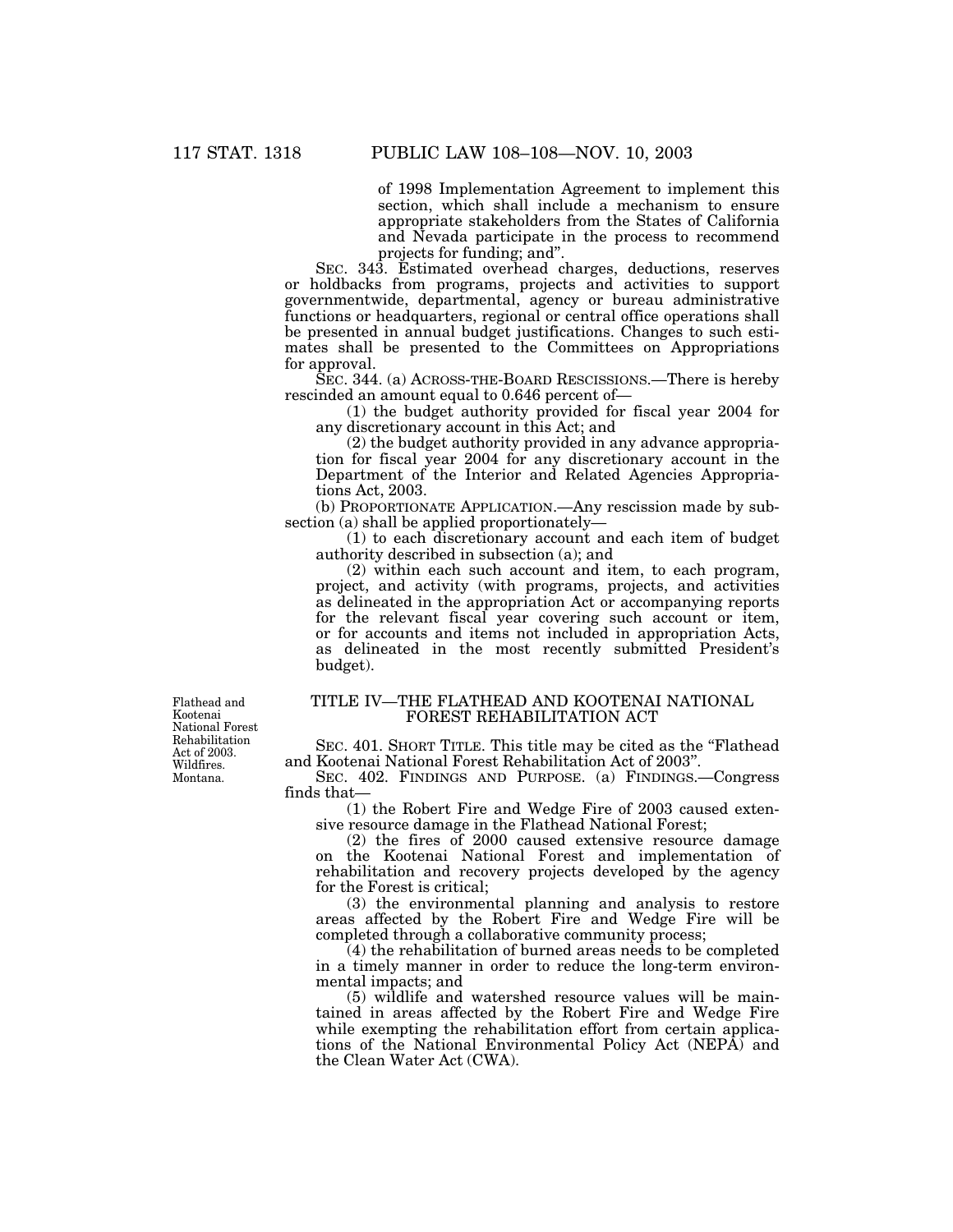of 1998 Implementation Agreement to implement this section, which shall include a mechanism to ensure appropriate stakeholders from the States of California and Nevada participate in the process to recommend projects for funding; and".

SEC. 343. Estimated overhead charges, deductions, reserves or holdbacks from programs, projects and activities to support governmentwide, departmental, agency or bureau administrative functions or headquarters, regional or central office operations shall be presented in annual budget justifications. Changes to such estimates shall be presented to the Committees on Appropriations for approval.

SEC. 344. (a) ACROSS-THE-BOARD RESCISSIONS.—There is hereby rescinded an amount equal to 0.646 percent of—

(1) the budget authority provided for fiscal year 2004 for any discretionary account in this Act; and

(2) the budget authority provided in any advance appropriation for fiscal year 2004 for any discretionary account in the Department of the Interior and Related Agencies Appropriations Act, 2003.

(b) PROPORTIONATE APPLICATION.—Any rescission made by subsection (a) shall be applied proportionately—

(1) to each discretionary account and each item of budget authority described in subsection (a); and

(2) within each such account and item, to each program, project, and activity (with programs, projects, and activities as delineated in the appropriation Act or accompanying reports for the relevant fiscal year covering such account or item, or for accounts and items not included in appropriation Acts, as delineated in the most recently submitted President's budget).

Flathead and Kootenai National Forest Rehabilitation Act of 2003. Wildfires. Montana.

## TITLE IV—THE FLATHEAD AND KOOTENAI NATIONAL FOREST REHABILITATION ACT

SEC. 401. SHORT TITLE. This title may be cited as the "Flathead and Kootenai National Forest Rehabilitation Act of 2003".

SEC. 402. FINDINGS AND PURPOSE. (a) FINDINGS.—Congress finds that—

(1) the Robert Fire and Wedge Fire of 2003 caused extensive resource damage in the Flathead National Forest;

(2) the fires of 2000 caused extensive resource damage on the Kootenai National Forest and implementation of rehabilitation and recovery projects developed by the agency for the Forest is critical;

(3) the environmental planning and analysis to restore areas affected by the Robert Fire and Wedge Fire will be completed through a collaborative community process;

(4) the rehabilitation of burned areas needs to be completed in a timely manner in order to reduce the long-term environmental impacts; and

(5) wildlife and watershed resource values will be maintained in areas affected by the Robert Fire and Wedge Fire while exempting the rehabilitation effort from certain applications of the National Environmental Policy Act (NEPA) and the Clean Water Act (CWA).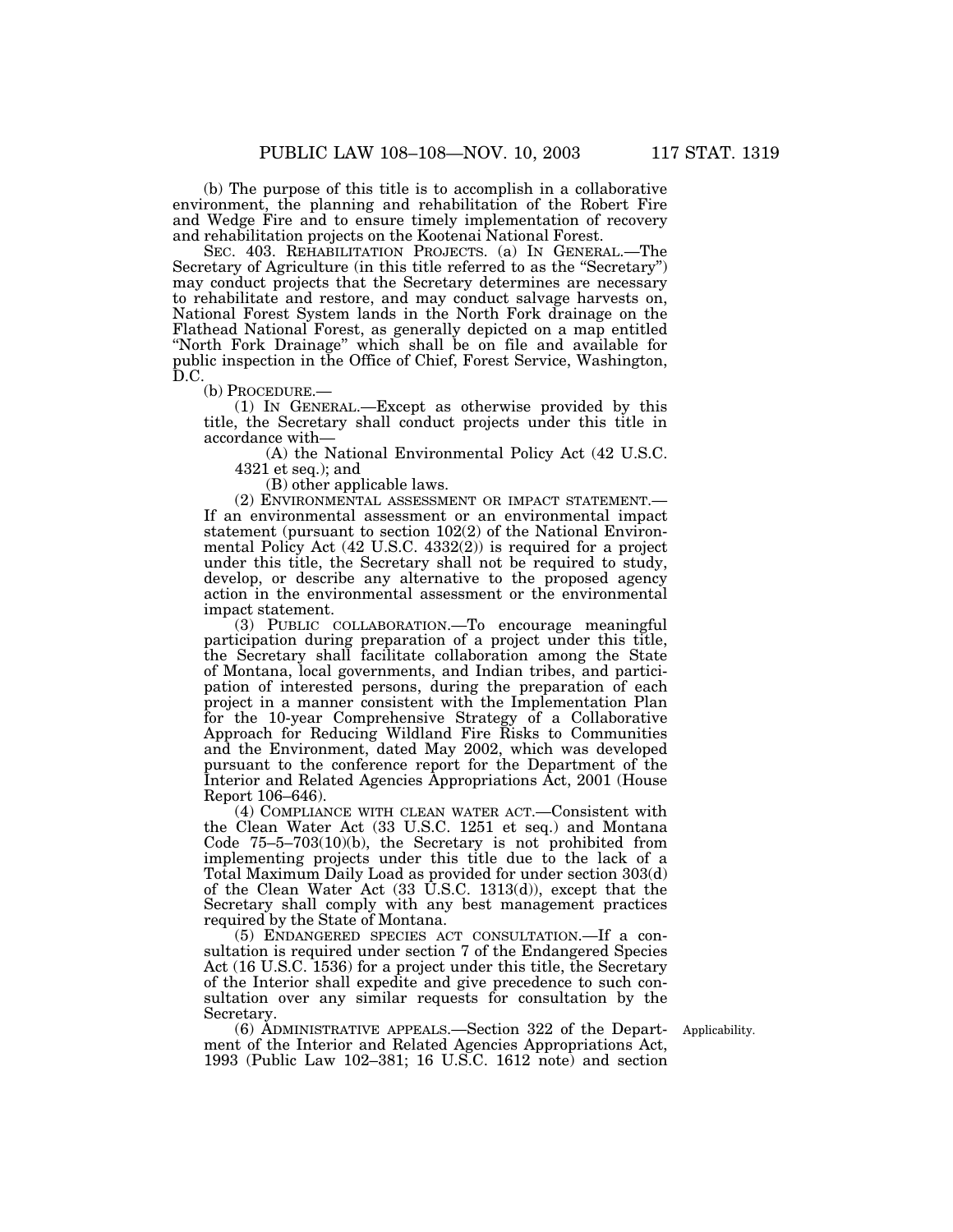(b) The purpose of this title is to accomplish in a collaborative environment, the planning and rehabilitation of the Robert Fire and Wedge Fire and to ensure timely implementation of recovery and rehabilitation projects on the Kootenai National Forest.

SEC. 403. REHABILITATION PROJECTS. (a) IN GENERAL.—The Secretary of Agriculture (in this title referred to as the "Secretary") may conduct projects that the Secretary determines are necessary to rehabilitate and restore, and may conduct salvage harvests on, National Forest System lands in the North Fork drainage on the Flathead National Forest, as generally depicted on a map entitled "North Fork Drainage" which shall be on file and available for public inspection in the Office of Chief, Forest Service, Washington, D.C.

(b) PROCEDURE.—

(1) IN GENERAL.—Except as otherwise provided by this title, the Secretary shall conduct projects under this title in accordance with—

(A) the National Environmental Policy Act (42 U.S.C. 4321 et seq.); and

(B) other applicable laws.

(2) ENVIRONMENTAL ASSESSMENT OR IMPACT STATEMENT.—If an environmental assessment or an environmental impact statement (pursuant to section 102(2) of the National Environmental Policy Act (42 U.S.C. 4332(2)) is required for a project under this title, the Secretary shall not be required to study, develop, or describe any alternative to the proposed agency action in the environmental assessment or the environmental impact statement.

(3) PUBLIC COLLABORATION.—To encourage meaningful participation during preparation of a project under this title, the Secretary shall facilitate collaboration among the State of Montana, local governments, and Indian tribes, and participation of interested persons, during the preparation of each project in a manner consistent with the Implementation Plan for the 10-year Comprehensive Strategy of a Collaborative Approach for Reducing Wildland Fire Risks to Communities and the Environment, dated May 2002, which was developed pursuant to the conference report for the Department of the Interior and Related Agencies Appropriations Act, 2001 (House Report 106–646).

(4) COMPLIANCE WITH CLEAN WATER ACT.—Consistent with the Clean Water Act (33 U.S.C. 1251 et seq.) and Montana Code 75–5–703(10)(b), the Secretary is not prohibited from implementing projects under this title due to the lack of a Total Maximum Daily Load as provided for under section 303(d) of the Clean Water Act (33 U.S.C. 1313(d)), except that the Secretary shall comply with any best management practices required by the State of Montana.

(5) ENDANGERED SPECIES ACT CONSULTATION.—If a consultation is required under section 7 of the Endangered Species Act (16 U.S.C. 1536) for a project under this title, the Secretary of the Interior shall expedite and give precedence to such consultation over any similar requests for consultation by the Secretary.

Applicability.

(6) ADMINISTRATIVE APPEALS.—Section 322 of the Department of the Interior and Related Agencies Appropriations Act, 1993 (Public Law 102–381; 16 U.S.C. 1612 note) and section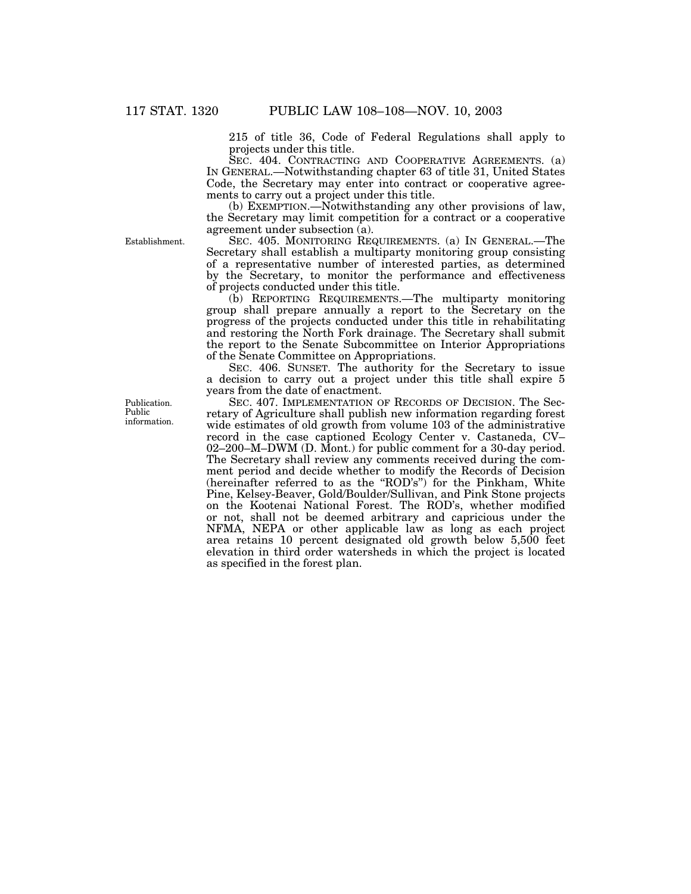215 of title 36, Code of Federal Regulations shall apply to projects under this title.

SEC. 404. CONTRACTING AND COOPERATIVE AGREEMENTS. (a) IN GENERAL.—Notwithstanding chapter 63 of title 31, United States Code, the Secretary may enter into contract or cooperative agreements to carry out a project under this title.

(b) EXEMPTION.—Notwithstanding any other provisions of law, the Secretary may limit competition for a contract or a cooperative agreement under subsection (a).

Establishment.

SEC. 405. MONITORING REQUIREMENTS. (a) IN GENERAL.—The Secretary shall establish a multiparty monitoring group consisting of a representative number of interested parties, as determined by the Secretary, to monitor the performance and effectiveness of projects conducted under this title.

(b) REPORTING REQUIREMENTS.—The multiparty monitoring group shall prepare annually a report to the Secretary on the progress of the projects conducted under this title in rehabilitating and restoring the North Fork drainage. The Secretary shall submit the report to the Senate Subcommittee on Interior Appropriations of the Senate Committee on Appropriations.

SEC. 406. SUNSET. The authority for the Secretary to issue a decision to carry out a project under this title shall expire 5 years from the date of enactment.

Publication. Public information.

SEC. 407. IMPLEMENTATION OF RECORDS OF DECISION. The Secretary of Agriculture shall publish new information regarding forest wide estimates of old growth from volume 103 of the administrative record in the case captioned Ecology Center v. Castaneda, CV–02–200–M–DWM (D. Mont.) for public comment for a 30-day period. The Secretary shall review any comments received during the comment period and decide whether to modify the Records of Decision (hereinafter referred to as the "ROD's") for the Pinkham, White Pine, Kelsey-Beaver, Gold/Boulder/Sullivan, and Pink Stone projects on the Kootenai National Forest. The ROD's, whether modified or not, shall not be deemed arbitrary and capricious under the NFMA, NEPA or other applicable law as long as each project area retains 10 percent designated old growth below 5,500 feet elevation in third order watersheds in which the project is located as specified in the forest plan.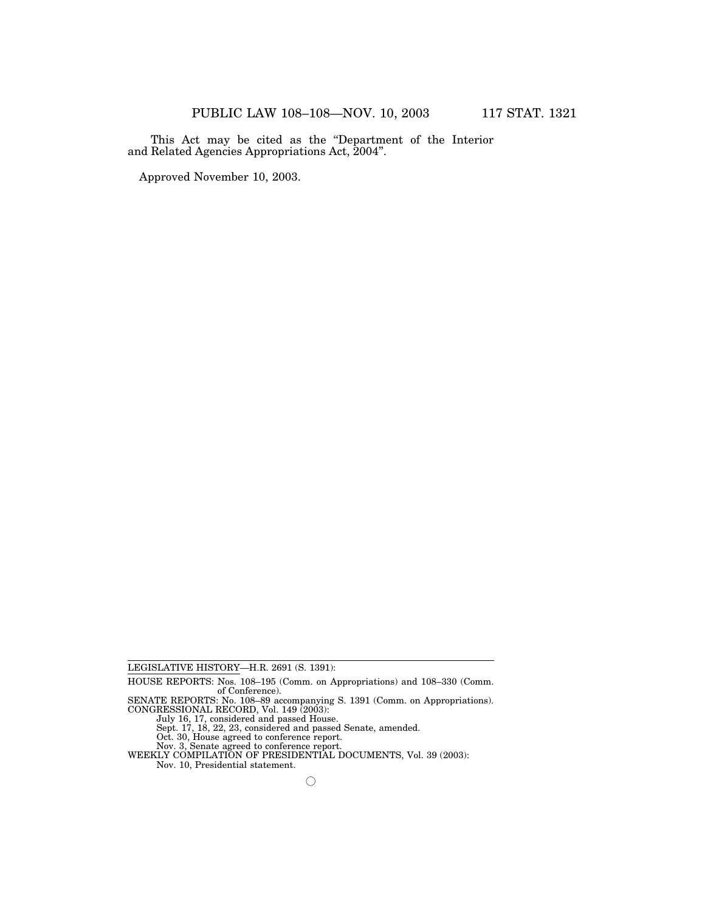This Act may be cited as the “Department of the Interior and Related Agencies Appropriations Act, 2004”.

Approved November 10, 2003.

LEGISLATIVE HISTORY—H.R. 2691 (S. 1391):

HOUSE REPORTS: Nos. 108–195 (Comm. on Appropriations) and 108–330 (Comm. of Conference).

SENATE REPORTS: No. 108–89 accompanying S. 1391 (Comm. on Appropriations).

CONGRESSIONAL RECORD, Vol. 149 (2003):

- July 16, 17, considered and passed House.
- Sept. 17, 18, 22, 23, considered and passed Senate, amended.
- Oct. 30, House agreed to conference report.
- Nov. 3, Senate agreed to conference report.

WEEKLY COMPILATION OF PRESIDENTIAL DOCUMENTS, Vol. 39 (2003):

- Nov. 10, Presidential statement.